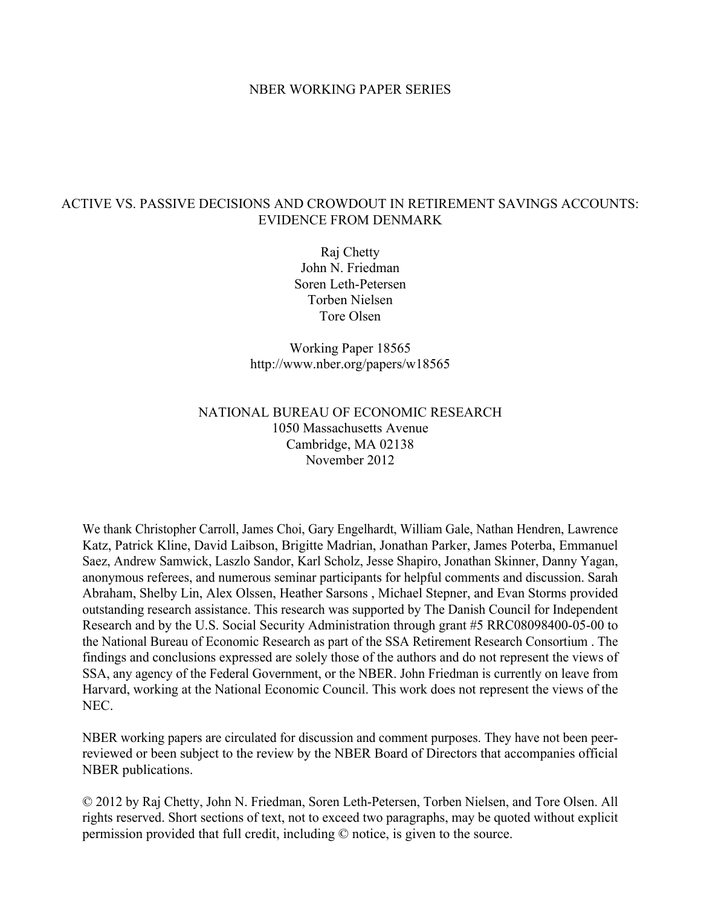NBER WORKING PAPER SERIES

# ACTIVE VS. PASSIVE DECISIONS AND CROWDOUT IN RETIREMENT SAVINGS ACCOUNTS: EVIDENCE FROM DENMARK

Raj Chetty
John N. Friedman
Soren Leth-Petersen
Torben Nielsen
Tore Olsen

Working Paper 18565
http://www.nber.org/papers/w18565

NATIONAL BUREAU OF ECONOMIC RESEARCH
1050 Massachusetts Avenue
Cambridge, MA 02138
November 2012

We thank Christopher Carroll, James Choi, Gary Engelhardt, William Gale, Nathan Hendren, Lawrence Katz, Patrick Kline, David Laibson, Brigitte Madrian, Jonathan Parker, James Poterba, Emmanuel Saez, Andrew Samwick, Laszlo Sandor, Karl Scholz, Jesse Shapiro, Jonathan Skinner, Danny Yagan, anonymous referees, and numerous seminar participants for helpful comments and discussion. Sarah Abraham, Shelby Lin, Alex Olssen, Heather Sarsons , Michael Stepner, and Evan Storms provided outstanding research assistance. This research was supported by The Danish Council for Independent Research and by the U.S. Social Security Administration through grant #5 RRC08098400-05-00 to the National Bureau of Economic Research as part of the SSA Retirement Research Consortium . The findings and conclusions expressed are solely those of the authors and do not represent the views of SSA, any agency of the Federal Government, or the NBER. John Friedman is currently on leave from Harvard, working at the National Economic Council. This work does not represent the views of the NEC.

NBER working papers are circulated for discussion and comment purposes. They have not been peer-reviewed or been subject to the review by the NBER Board of Directors that accompanies official NBER publications.

© 2012 by Raj Chetty, John N. Friedman, Soren Leth-Petersen, Torben Nielsen, and Tore Olsen. All rights reserved. Short sections of text, not to exceed two paragraphs, may be quoted without explicit permission provided that full credit, including © notice, is given to the source.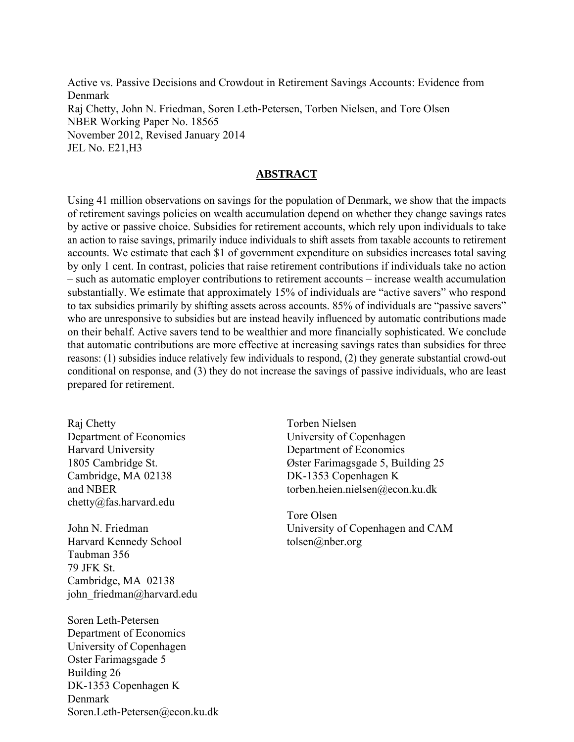Active vs. Passive Decisions and Crowdout in Retirement Savings Accounts: Evidence from Denmark
Raj Chetty, John N. Friedman, Soren Leth-Petersen, Torben Nielsen, and Tore Olsen
NBER Working Paper No. 18565
November 2012, Revised January 2014
JEL No. E21,H3

## ABSTRACT

Using 41 million observations on savings for the population of Denmark, we show that the impacts of retirement savings policies on wealth accumulation depend on whether they change savings rates by active or passive choice. Subsidies for retirement accounts, which rely upon individuals to take an action to raise savings, primarily induce individuals to shift assets from taxable accounts to retirement accounts. We estimate that each $1 of government expenditure on subsidies increases total saving by only 1 cent. In contrast, policies that raise retirement contributions if individuals take no action – such as automatic employer contributions to retirement accounts – increase wealth accumulation substantially. We estimate that approximately 15% of individuals are "active savers" who respond to tax subsidies primarily by shifting assets across accounts. 85% of individuals are "passive savers" who are unresponsive to subsidies but are instead heavily influenced by automatic contributions made on their behalf. Active savers tend to be wealthier and more financially sophisticated. We conclude that automatic contributions are more effective at increasing savings rates than subsidies for three reasons: (1) subsidies induce relatively few individuals to respond, (2) they generate substantial crowd-out conditional on response, and (3) they do not increase the savings of passive individuals, who are least prepared for retirement.

Raj Chetty
Department of Economics
Harvard University
1805 Cambridge St.
Cambridge, MA 02138
and NBER
chetty@fas.harvard.edu

John N. Friedman
Harvard Kennedy School
Taubman 356
79 JFK St.
Cambridge, MA 02138
john_friedman@harvard.edu

Soren Leth-Petersen
Department of Economics
University of Copenhagen
Oster Farimagsgade 5
Building 26
DK-1353 Copenhagen K
Denmark
Soren.Leth-Petersen@econ.ku.dk

Torben Nielsen
University of Copenhagen
Department of Economics
Øster Farimagsgade 5, Building 25
DK-1353 Copenhagen K
torben.heien.nielsen@econ.ku.dk

Tore Olsen
University of Copenhagen and CAM
tolsen@nber.org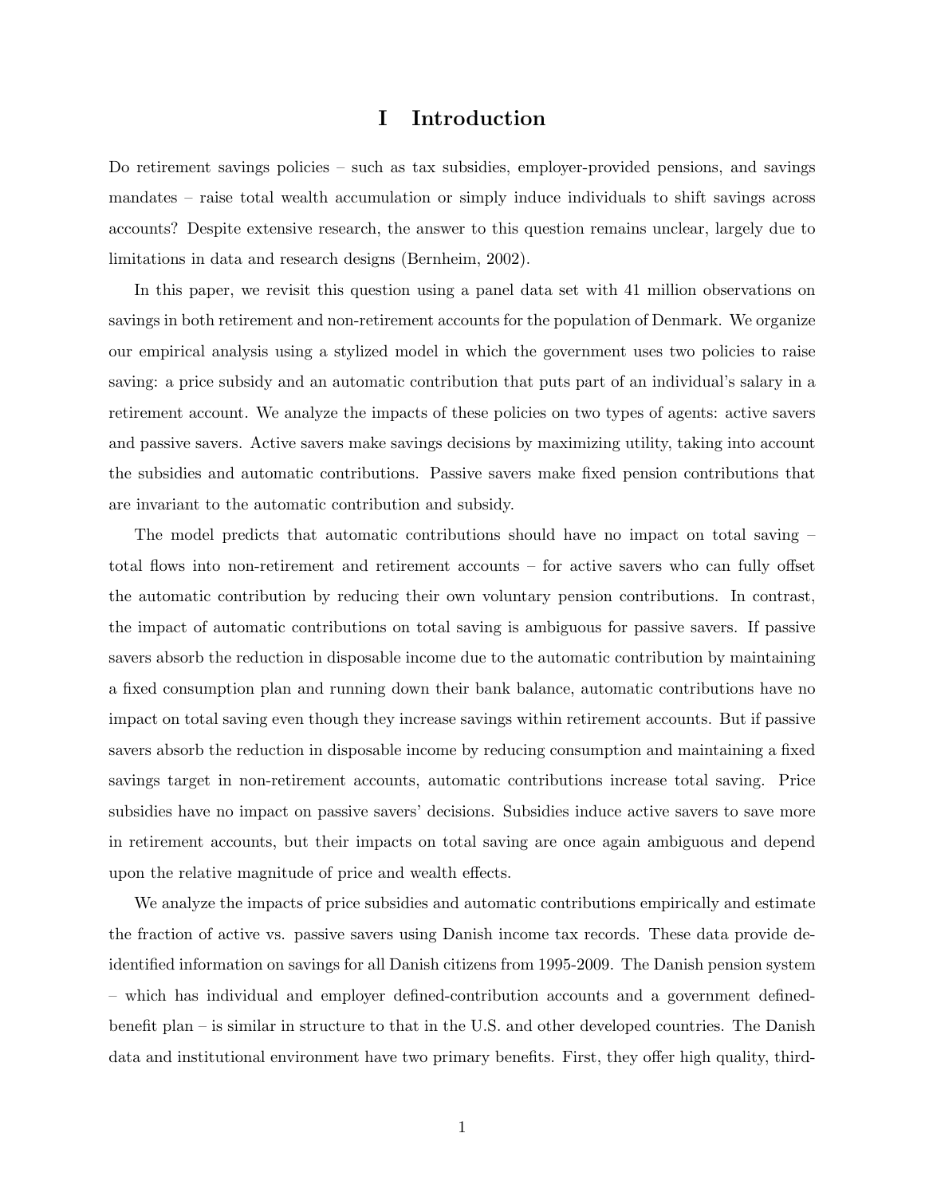# I Introduction

Do retirement savings policies – such as tax subsidies, employer-provided pensions, and savings mandates – raise total wealth accumulation or simply induce individuals to shift savings across accounts? Despite extensive research, the answer to this question remains unclear, largely due to limitations in data and research designs (Bernheim, 2002).

In this paper, we revisit this question using a panel data set with 41 million observations on savings in both retirement and non-retirement accounts for the population of Denmark. We organize our empirical analysis using a stylized model in which the government uses two policies to raise saving: a price subsidy and an automatic contribution that puts part of an individual's salary in a retirement account. We analyze the impacts of these policies on two types of agents: active savers and passive savers. Active savers make savings decisions by maximizing utility, taking into account the subsidies and automatic contributions. Passive savers make fixed pension contributions that are invariant to the automatic contribution and subsidy.

The model predicts that automatic contributions should have no impact on total saving – total flows into non-retirement and retirement accounts – for active savers who can fully offset the automatic contribution by reducing their own voluntary pension contributions. In contrast, the impact of automatic contributions on total saving is ambiguous for passive savers. If passive savers absorb the reduction in disposable income due to the automatic contribution by maintaining a fixed consumption plan and running down their bank balance, automatic contributions have no impact on total saving even though they increase savings within retirement accounts. But if passive savers absorb the reduction in disposable income by reducing consumption and maintaining a fixed savings target in non-retirement accounts, automatic contributions increase total saving. Price subsidies have no impact on passive savers' decisions. Subsidies induce active savers to save more in retirement accounts, but their impacts on total saving are once again ambiguous and depend upon the relative magnitude of price and wealth effects.

We analyze the impacts of price subsidies and automatic contributions empirically and estimate the fraction of active vs. passive savers using Danish income tax records. These data provide de-identified information on savings for all Danish citizens from 1995-2009. The Danish pension system – which has individual and employer defined-contribution accounts and a government defined-benefit plan – is similar in structure to that in the U.S. and other developed countries. The Danish data and institutional environment have two primary benefits. First, they offer high quality, third-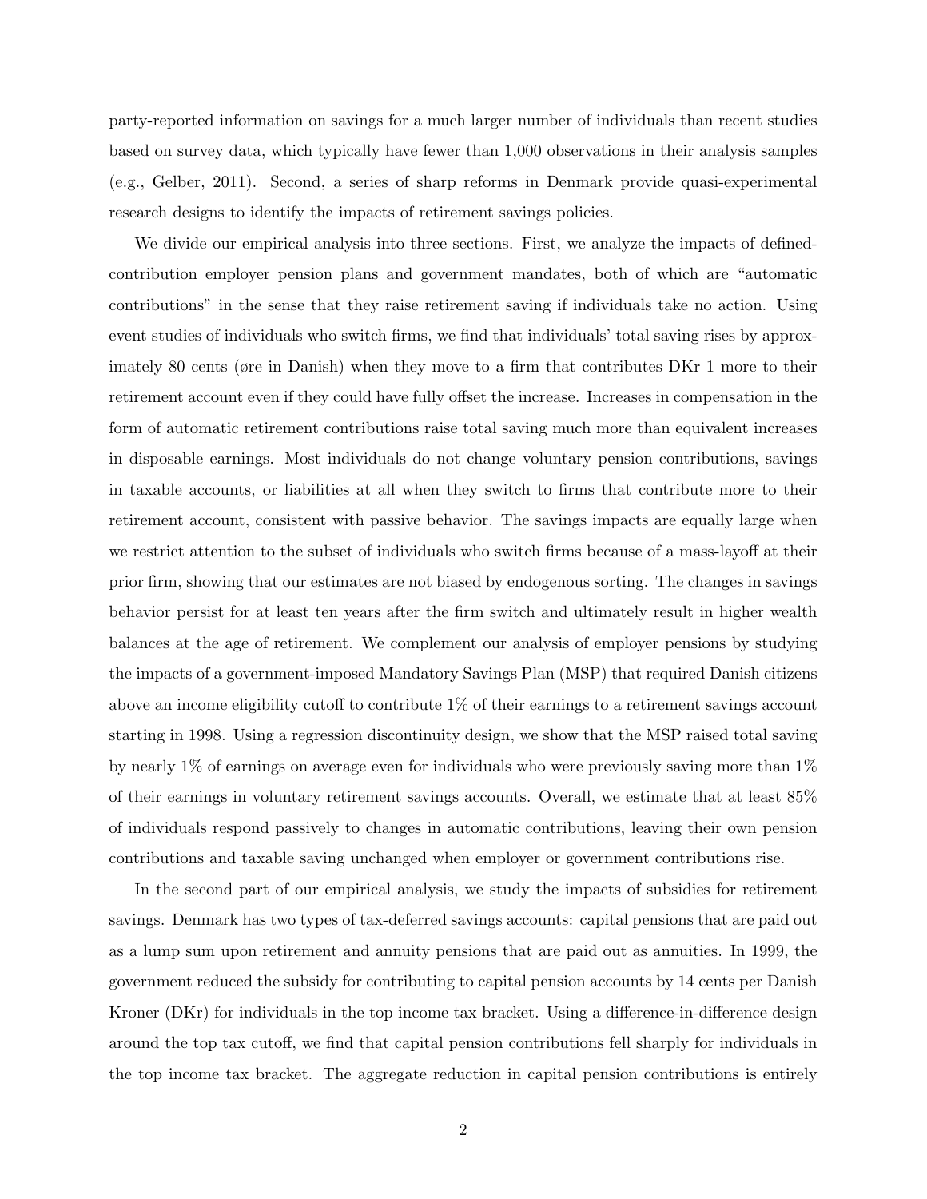party-reported information on savings for a much larger number of individuals than recent studies based on survey data, which typically have fewer than 1,000 observations in their analysis samples (e.g., Gelber, 2011). Second, a series of sharp reforms in Denmark provide quasi-experimental research designs to identify the impacts of retirement savings policies.

We divide our empirical analysis into three sections. First, we analyze the impacts of defined-contribution employer pension plans and government mandates, both of which are "automatic contributions" in the sense that they raise retirement saving if individuals take no action. Using event studies of individuals who switch firms, we find that individuals' total saving rises by approximately 80 cents (øre in Danish) when they move to a firm that contributes DKr 1 more to their retirement account even if they could have fully offset the increase. Increases in compensation in the form of automatic retirement contributions raise total saving much more than equivalent increases in disposable earnings. Most individuals do not change voluntary pension contributions, savings in taxable accounts, or liabilities at all when they switch to firms that contribute more to their retirement account, consistent with passive behavior. The savings impacts are equally large when we restrict attention to the subset of individuals who switch firms because of a mass-layoff at their prior firm, showing that our estimates are not biased by endogenous sorting. The changes in savings behavior persist for at least ten years after the firm switch and ultimately result in higher wealth balances at the age of retirement. We complement our analysis of employer pensions by studying the impacts of a government-imposed Mandatory Savings Plan (MSP) that required Danish citizens above an income eligibility cutoff to contribute 1% of their earnings to a retirement savings account starting in 1998. Using a regression discontinuity design, we show that the MSP raised total saving by nearly 1% of earnings on average even for individuals who were previously saving more than 1% of their earnings in voluntary retirement savings accounts. Overall, we estimate that at least 85% of individuals respond passively to changes in automatic contributions, leaving their own pension contributions and taxable saving unchanged when employer or government contributions rise.

In the second part of our empirical analysis, we study the impacts of subsidies for retirement savings. Denmark has two types of tax-deferred savings accounts: capital pensions that are paid out as a lump sum upon retirement and annuity pensions that are paid out as annuities. In 1999, the government reduced the subsidy for contributing to capital pension accounts by 14 cents per Danish Kroner (DKr) for individuals in the top income tax bracket. Using a difference-in-difference design around the top tax cutoff, we find that capital pension contributions fell sharply for individuals in the top income tax bracket. The aggregate reduction in capital pension contributions is entirely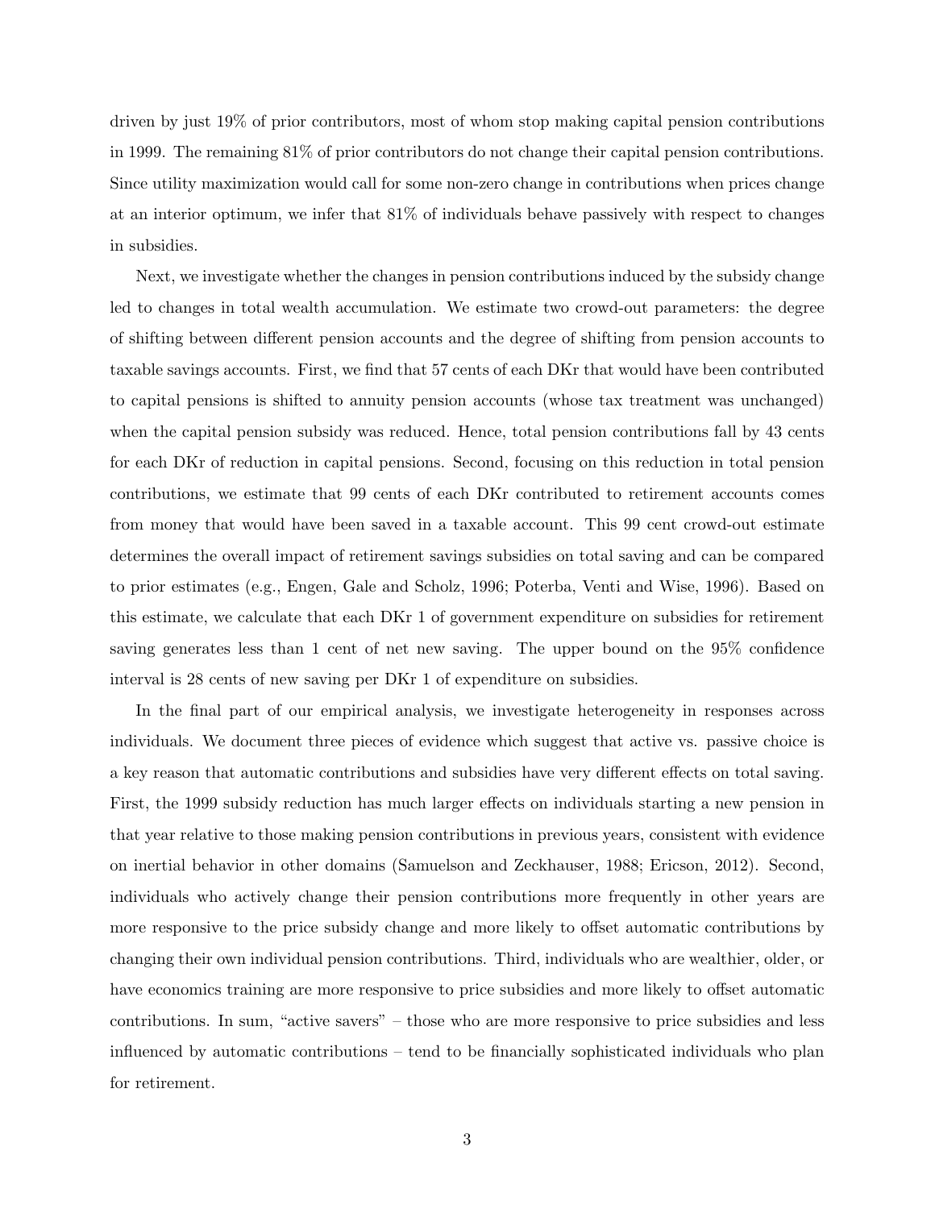driven by just 19% of prior contributors, most of whom stop making capital pension contributions in 1999. The remaining 81% of prior contributors do not change their capital pension contributions. Since utility maximization would call for some non-zero change in contributions when prices change at an interior optimum, we infer that 81% of individuals behave passively with respect to changes in subsidies.

Next, we investigate whether the changes in pension contributions induced by the subsidy change led to changes in total wealth accumulation. We estimate two crowd-out parameters: the degree of shifting between different pension accounts and the degree of shifting from pension accounts to taxable savings accounts. First, we find that 57 cents of each DKr that would have been contributed to capital pensions is shifted to annuity pension accounts (whose tax treatment was unchanged) when the capital pension subsidy was reduced. Hence, total pension contributions fall by 43 cents for each DKr of reduction in capital pensions. Second, focusing on this reduction in total pension contributions, we estimate that 99 cents of each DKr contributed to retirement accounts comes from money that would have been saved in a taxable account. This 99 cent crowd-out estimate determines the overall impact of retirement savings subsidies on total saving and can be compared to prior estimates (e.g., Engen, Gale and Scholz, 1996; Poterba, Venti and Wise, 1996). Based on this estimate, we calculate that each DKr 1 of government expenditure on subsidies for retirement saving generates less than 1 cent of net new saving. The upper bound on the 95% confidence interval is 28 cents of new saving per DKr 1 of expenditure on subsidies.

In the final part of our empirical analysis, we investigate heterogeneity in responses across individuals. We document three pieces of evidence which suggest that active vs. passive choice is a key reason that automatic contributions and subsidies have very different effects on total saving. First, the 1999 subsidy reduction has much larger effects on individuals starting a new pension in that year relative to those making pension contributions in previous years, consistent with evidence on inertial behavior in other domains (Samuelson and Zeckhauser, 1988; Ericson, 2012). Second, individuals who actively change their pension contributions more frequently in other years are more responsive to the price subsidy change and more likely to offset automatic contributions by changing their own individual pension contributions. Third, individuals who are wealthier, older, or have economics training are more responsive to price subsidies and more likely to offset automatic contributions. In sum, "active savers" – those who are more responsive to price subsidies and less influenced by automatic contributions – tend to be financially sophisticated individuals who plan for retirement.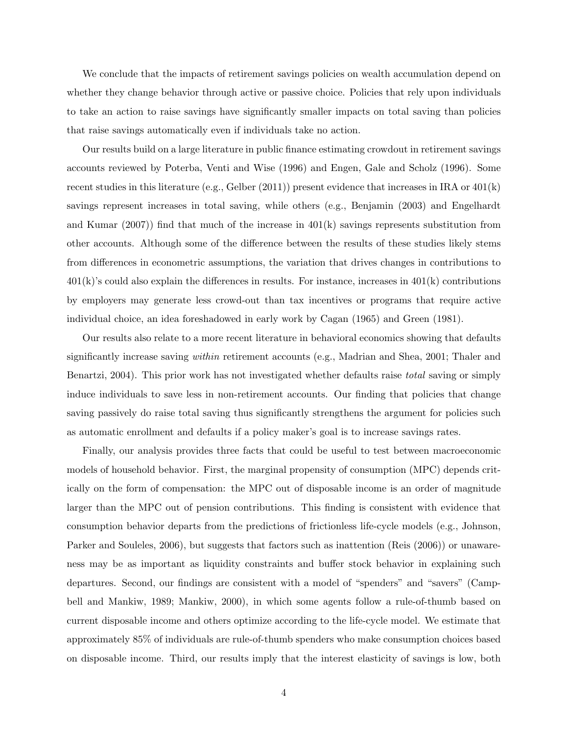We conclude that the impacts of retirement savings policies on wealth accumulation depend on whether they change behavior through active or passive choice. Policies that rely upon individuals to take an action to raise savings have significantly smaller impacts on total saving than policies that raise savings automatically even if individuals take no action.

Our results build on a large literature in public finance estimating crowdout in retirement savings accounts reviewed by Poterba, Venti and Wise (1996) and Engen, Gale and Scholz (1996). Some recent studies in this literature (e.g., Gelber (2011)) present evidence that increases in IRA or 401(k) savings represent increases in total saving, while others (e.g., Benjamin (2003) and Engelhardt and Kumar (2007)) find that much of the increase in 401(k) savings represents substitution from other accounts. Although some of the difference between the results of these studies likely stems from differences in econometric assumptions, the variation that drives changes in contributions to 401(k)'s could also explain the differences in results. For instance, increases in 401(k) contributions by employers may generate less crowd-out than tax incentives or programs that require active individual choice, an idea foreshadowed in early work by Cagan (1965) and Green (1981).

Our results also relate to a more recent literature in behavioral economics showing that defaults significantly increase saving *within* retirement accounts (e.g., Madrian and Shea, 2001; Thaler and Benartzi, 2004). This prior work has not investigated whether defaults raise *total* saving or simply induce individuals to save less in non-retirement accounts. Our finding that policies that change saving passively do raise total saving thus significantly strengthens the argument for policies such as automatic enrollment and defaults if a policy maker's goal is to increase savings rates.

Finally, our analysis provides three facts that could be useful to test between macroeconomic models of household behavior. First, the marginal propensity of consumption (MPC) depends critically on the form of compensation: the MPC out of disposable income is an order of magnitude larger than the MPC out of pension contributions. This finding is consistent with evidence that consumption behavior departs from the predictions of frictionless life-cycle models (e.g., Johnson, Parker and Souleles, 2006), but suggests that factors such as inattention (Reis (2006)) or unawareness may be as important as liquidity constraints and buffer stock behavior in explaining such departures. Second, our findings are consistent with a model of "spenders" and "savers" (Campbell and Mankiw, 1989; Mankiw, 2000), in which some agents follow a rule-of-thumb based on current disposable income and others optimize according to the life-cycle model. We estimate that approximately 85% of individuals are rule-of-thumb spenders who make consumption choices based on disposable income. Third, our results imply that the interest elasticity of savings is low, both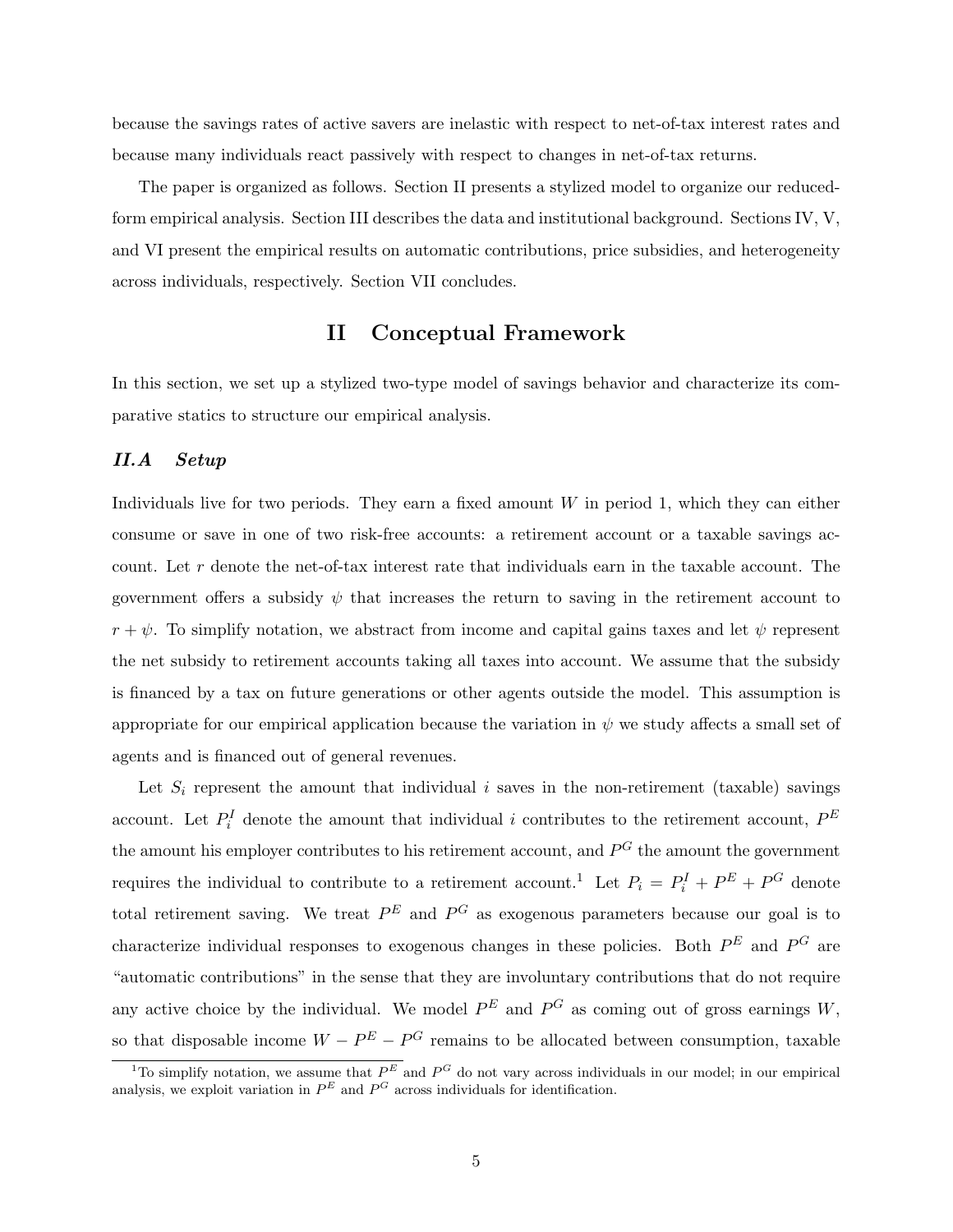because the savings rates of active savers are inelastic with respect to net-of-tax interest rates and because many individuals react passively with respect to changes in net-of-tax returns.

The paper is organized as follows. Section II presents a stylized model to organize our reduced-form empirical analysis. Section III describes the data and institutional background. Sections IV, V, and VI present the empirical results on automatic contributions, price subsidies, and heterogeneity across individuals, respectively. Section VII concludes.

## II Conceptual Framework

In this section, we set up a stylized two-type model of savings behavior and characterize its comparative statics to structure our empirical analysis.

### *II.A Setup*

Individuals live for two periods. They earn a fixed amount $W$ in period 1, which they can either consume or save in one of two risk-free accounts: a retirement account or a taxable savings account. Let $r$ denote the net-of-tax interest rate that individuals earn in the taxable account. The government offers a subsidy $\psi$ that increases the return to saving in the retirement account to $r + \psi$. To simplify notation, we abstract from income and capital gains taxes and let $\psi$ represent the net subsidy to retirement accounts taking all taxes into account. We assume that the subsidy is financed by a tax on future generations or other agents outside the model. This assumption is appropriate for our empirical application because the variation in $\psi$ we study affects a small set of agents and is financed out of general revenues.

Let $S_i$ represent the amount that individual $i$ saves in the non-retirement (taxable) savings account. Let $P_i^I$ denote the amount that individual $i$ contributes to the retirement account, $P^E$ the amount his employer contributes to his retirement account, and $P^G$ the amount the government requires the individual to contribute to a retirement account.[1] Let $P_i = P_i^I + P^E + P^G$ denote total retirement saving. We treat $P^E$ and $P^G$ as exogenous parameters because our goal is to characterize individual responses to exogenous changes in these policies. Both $P^E$ and $P^G$ are "automatic contributions" in the sense that they are involuntary contributions that do not require any active choice by the individual. We model $P^E$ and $P^G$ as coming out of gross earnings $W$, so that disposable income $W - P^E - P^G$ remains to be allocated between consumption, taxable

[1] To simplify notation, we assume that $P^E$ and $P^G$ do not vary across individuals in our model; in our empirical analysis, we exploit variation in $P^E$ and $P^G$ across individuals for identification.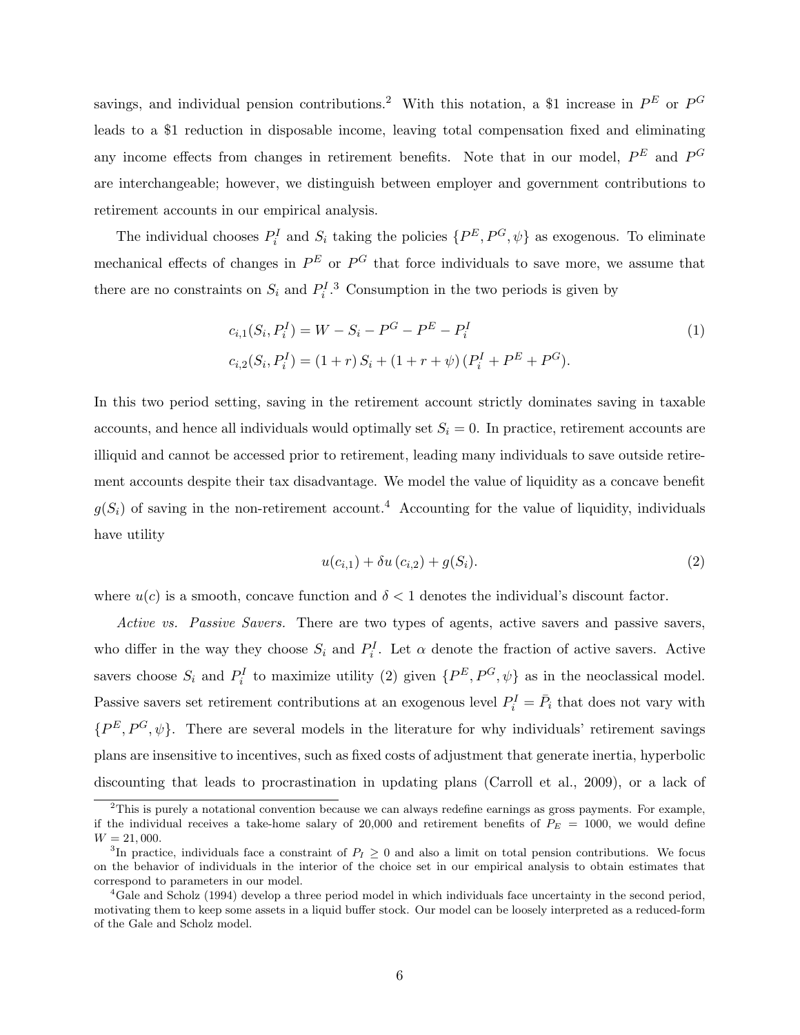savings, and individual pension contributions.[2] With this notation, a \$1 increase in $P^E$ or $P^G$ leads to a \$1 reduction in disposable income, leaving total compensation fixed and eliminating any income effects from changes in retirement benefits. Note that in our model, $P^E$ and $P^G$ are interchangeable; however, we distinguish between employer and government contributions to retirement accounts in our empirical analysis.

The individual chooses $P_i^I$ and $S_i$ taking the policies $\{P^E, P^G, \psi\}$ as exogenous. To eliminate mechanical effects of changes in $P^E$ or $P^G$ that force individuals to save more, we assume that there are no constraints on $S_i$ and $P_i^I$.[3] Consumption in the two periods is given by

$$
\begin{aligned}
c_{i,1}(S_i, P_i^I) &= W - S_i - P^G - P^E - P_i^I \\
c_{i,2}(S_i, P_i^I) &= (1+r)\,S_i + (1+r+\psi)\,(P_i^I + P^E + P^G).
\end{aligned} \tag{1}
$$

In this two period setting, saving in the retirement account strictly dominates saving in taxable accounts, and hence all individuals would optimally set $S_i = 0$. In practice, retirement accounts are illiquid and cannot be accessed prior to retirement, leading many individuals to save outside retirement accounts despite their tax disadvantage. We model the value of liquidity as a concave benefit $g(S_i)$ of saving in the non-retirement account.[4] Accounting for the value of liquidity, individuals have utility

$$
u(c_{i,1}) + \delta u\,(c_{i,2}) + g(S_i). \tag{2}
$$

where $u(c)$ is a smooth, concave function and $\delta < 1$ denotes the individual's discount factor.

*Active vs. Passive Savers.* There are two types of agents, active savers and passive savers, who differ in the way they choose $S_i$ and $P_i^I$. Let $\alpha$ denote the fraction of active savers. Active savers choose $S_i$ and $P_i^I$ to maximize utility (2) given $\{P^E, P^G, \psi\}$ as in the neoclassical model. Passive savers set retirement contributions at an exogenous level $P_i^I = \bar{P}_i$ that does not vary with $\{P^E, P^G, \psi\}$. There are several models in the literature for why individuals' retirement savings plans are insensitive to incentives, such as fixed costs of adjustment that generate inertia, hyperbolic discounting that leads to procrastination in updating plans (Carroll et al., 2009), or a lack of

---

[2] This is purely a notational convention because we can always redefine earnings as gross payments. For example, if the individual receives a take-home salary of 20,000 and retirement benefits of $P_E = 1000$, we would define $W = 21,000$.

[3] In practice, individuals face a constraint of $P_I \geq 0$ and also a limit on total pension contributions. We focus on the behavior of individuals in the interior of the choice set in our empirical analysis to obtain estimates that correspond to parameters in our model.

[4] Gale and Scholz (1994) develop a three period model in which individuals face uncertainty in the second period, motivating them to keep some assets in a liquid buffer stock. Our model can be loosely interpreted as a reduced-form of the Gale and Scholz model.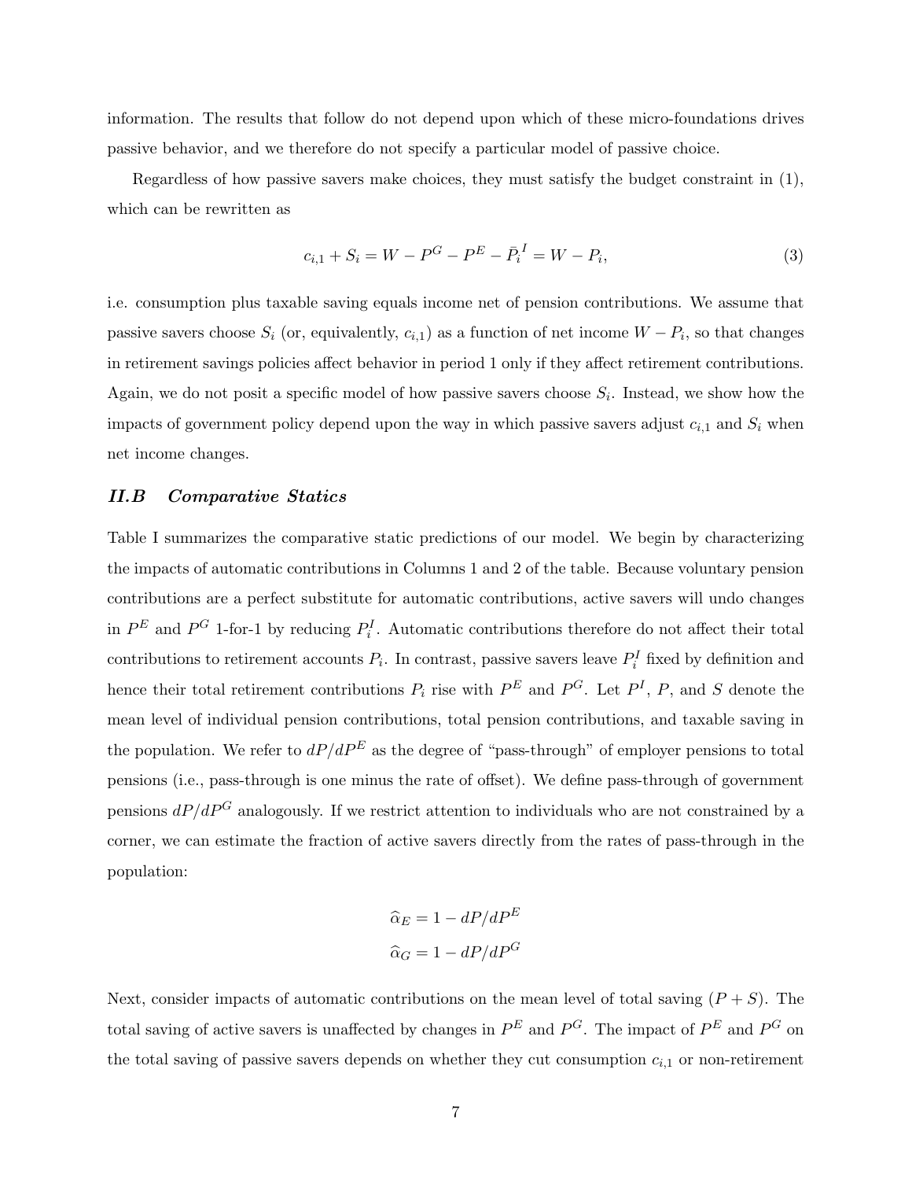information. The results that follow do not depend upon which of these micro-foundations drives passive behavior, and we therefore do not specify a particular model of passive choice.

Regardless of how passive savers make choices, they must satisfy the budget constraint in (1), which can be rewritten as

$$c_{i,1} + S_i = W - P^G - P^E - \bar{P}_i^I = W - P_i, \tag{3}$$

i.e. consumption plus taxable saving equals income net of pension contributions. We assume that passive savers choose $S_i$ (or, equivalently, $c_{i,1}$) as a function of net income $W - P_i$, so that changes in retirement savings policies affect behavior in period 1 only if they affect retirement contributions. Again, we do not posit a specific model of how passive savers choose $S_i$. Instead, we show how the impacts of government policy depend upon the way in which passive savers adjust $c_{i,1}$ and $S_i$ when net income changes.

### *II.B Comparative Statics*

Table I summarizes the comparative static predictions of our model. We begin by characterizing the impacts of automatic contributions in Columns 1 and 2 of the table. Because voluntary pension contributions are a perfect substitute for automatic contributions, active savers will undo changes in $P^E$ and $P^G$ 1-for-1 by reducing $P_i^I$. Automatic contributions therefore do not affect their total contributions to retirement accounts $P_i$. In contrast, passive savers leave $P_i^I$ fixed by definition and hence their total retirement contributions $P_i$ rise with $P^E$ and $P^G$. Let $P^I$, $P$, and $S$ denote the mean level of individual pension contributions, total pension contributions, and taxable saving in the population. We refer to $dP/dP^E$ as the degree of "pass-through" of employer pensions to total pensions (i.e., pass-through is one minus the rate of offset). We define pass-through of government pensions $dP/dP^G$ analogously. If we restrict attention to individuals who are not constrained by a corner, we can estimate the fraction of active savers directly from the rates of pass-through in the population:

$$\widehat{\alpha}_E = 1 - dP/dP^E$$
$$\widehat{\alpha}_G = 1 - dP/dP^G$$

Next, consider impacts of automatic contributions on the mean level of total saving $(P + S)$. The total saving of active savers is unaffected by changes in $P^E$ and $P^G$. The impact of $P^E$ and $P^G$ on the total saving of passive savers depends on whether they cut consumption $c_{i,1}$ or non-retirement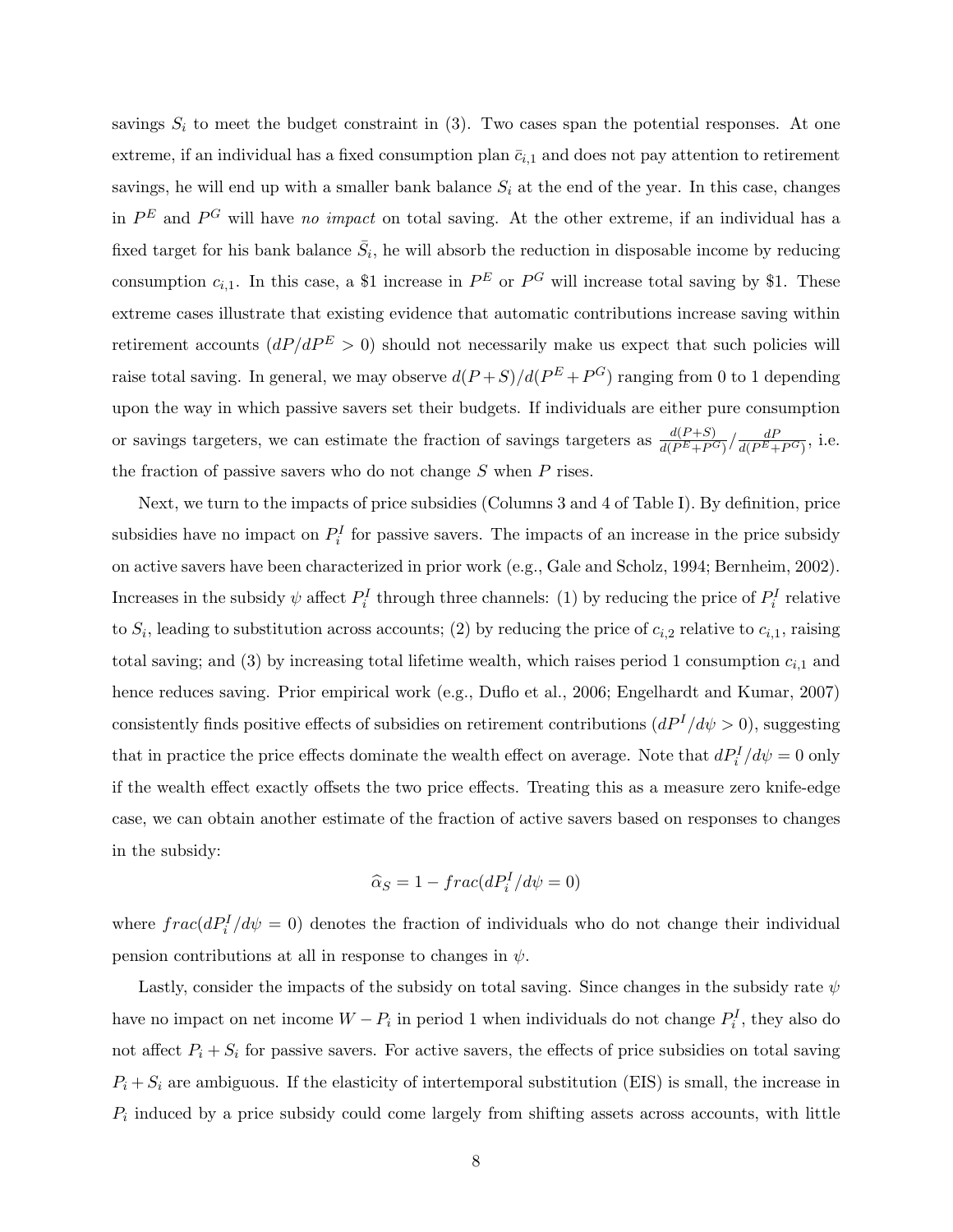savings $S_i$ to meet the budget constraint in (3). Two cases span the potential responses. At one extreme, if an individual has a fixed consumption plan $\bar{c}_{i,1}$ and does not pay attention to retirement savings, he will end up with a smaller bank balance $S_i$ at the end of the year. In this case, changes in $P^E$ and $P^G$ will have *no impact* on total saving. At the other extreme, if an individual has a fixed target for his bank balance $\bar{S}_i$, he will absorb the reduction in disposable income by reducing consumption $c_{i,1}$. In this case, a \$1 increase in $P^E$ or $P^G$ will increase total saving by \$1. These extreme cases illustrate that existing evidence that automatic contributions increase saving within retirement accounts ($dP/dP^E > 0$) should not necessarily make us expect that such policies will raise total saving. In general, we may observe $d(P+S)/d(P^E+P^G)$ ranging from 0 to 1 depending upon the way in which passive savers set their budgets. If individuals are either pure consumption or savings targeters, we can estimate the fraction of savings targeters as $\frac{d(P+S)}{d(P^E+P^G)}/\frac{dP}{d(P^E+P^G)}$, i.e. the fraction of passive savers who do not change $S$ when $P$ rises.

Next, we turn to the impacts of price subsidies (Columns 3 and 4 of Table I). By definition, price subsidies have no impact on $P_i^I$ for passive savers. The impacts of an increase in the price subsidy on active savers have been characterized in prior work (e.g., Gale and Scholz, 1994; Bernheim, 2002). Increases in the subsidy $\psi$ affect $P_i^I$ through three channels: (1) by reducing the price of $P_i^I$ relative to $S_i$, leading to substitution across accounts; (2) by reducing the price of $c_{i,2}$ relative to $c_{i,1}$, raising total saving; and (3) by increasing total lifetime wealth, which raises period 1 consumption $c_{i,1}$ and hence reduces saving. Prior empirical work (e.g., Duflo et al., 2006; Engelhardt and Kumar, 2007) consistently finds positive effects of subsidies on retirement contributions ($dP^I/d\psi > 0$), suggesting that in practice the price effects dominate the wealth effect on average. Note that $dP_i^I/d\psi = 0$ only if the wealth effect exactly offsets the two price effects. Treating this as a measure zero knife-edge case, we can obtain another estimate of the fraction of active savers based on responses to changes in the subsidy:

$$\widehat{\alpha}_S = 1 - frac(dP_i^I/d\psi = 0)$$

where $frac(dP_i^I/d\psi = 0)$ denotes the fraction of individuals who do not change their individual pension contributions at all in response to changes in $\psi$.

Lastly, consider the impacts of the subsidy on total saving. Since changes in the subsidy rate $\psi$ have no impact on net income $W - P_i$ in period 1 when individuals do not change $P_i^I$, they also do not affect $P_i + S_i$ for passive savers. For active savers, the effects of price subsidies on total saving $P_i + S_i$ are ambiguous. If the elasticity of intertemporal substitution (EIS) is small, the increase in $P_i$ induced by a price subsidy could come largely from shifting assets across accounts, with little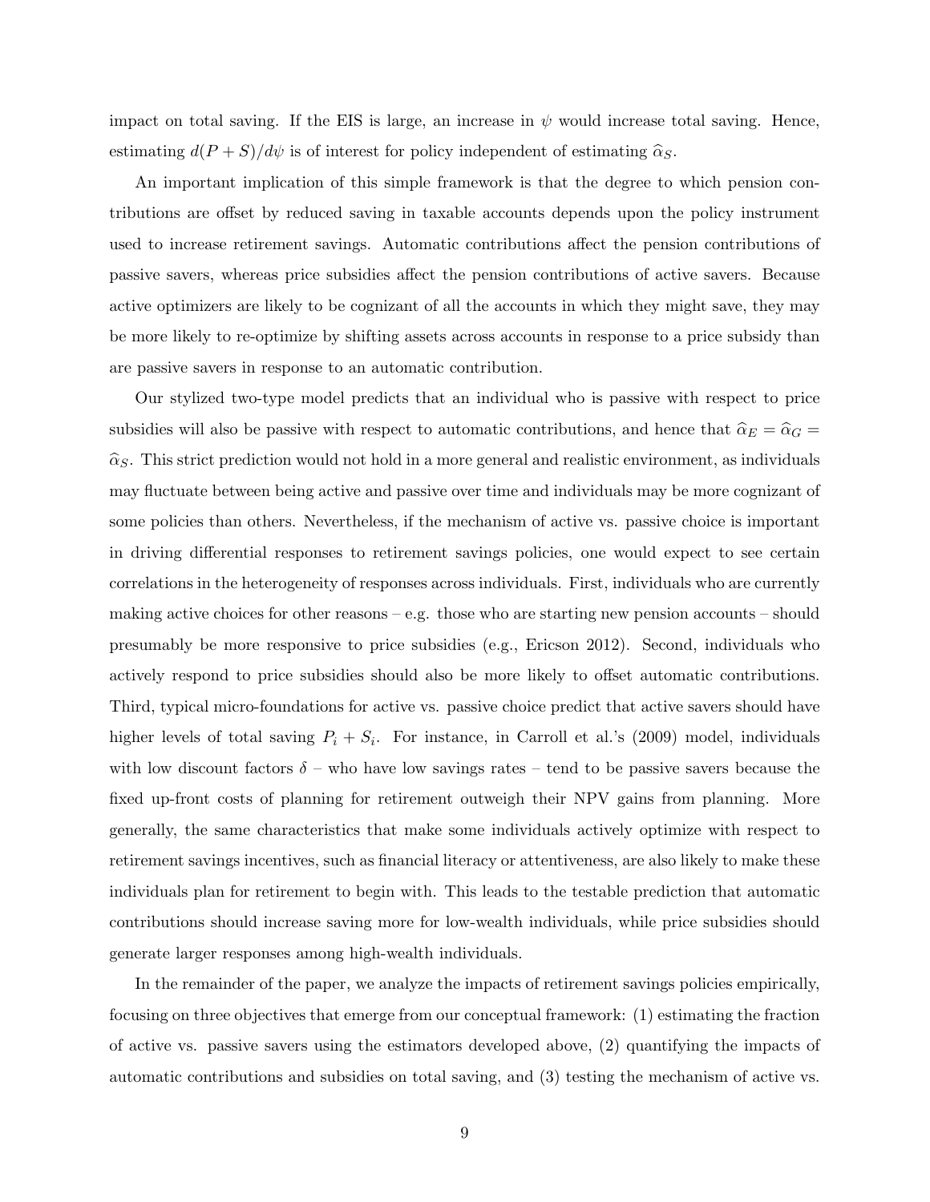impact on total saving. If the EIS is large, an increase in $\psi$ would increase total saving. Hence, estimating $d(P+S)/d\psi$ is of interest for policy independent of estimating $\widehat{\alpha}_S$.

An important implication of this simple framework is that the degree to which pension contributions are offset by reduced saving in taxable accounts depends upon the policy instrument used to increase retirement savings. Automatic contributions affect the pension contributions of passive savers, whereas price subsidies affect the pension contributions of active savers. Because active optimizers are likely to be cognizant of all the accounts in which they might save, they may be more likely to re-optimize by shifting assets across accounts in response to a price subsidy than are passive savers in response to an automatic contribution.

Our stylized two-type model predicts that an individual who is passive with respect to price subsidies will also be passive with respect to automatic contributions, and hence that $\widehat{\alpha}_E = \widehat{\alpha}_G = \widehat{\alpha}_S$. This strict prediction would not hold in a more general and realistic environment, as individuals may fluctuate between being active and passive over time and individuals may be more cognizant of some policies than others. Nevertheless, if the mechanism of active vs. passive choice is important in driving differential responses to retirement savings policies, one would expect to see certain correlations in the heterogeneity of responses across individuals. First, individuals who are currently making active choices for other reasons – e.g. those who are starting new pension accounts – should presumably be more responsive to price subsidies (e.g., Ericson 2012). Second, individuals who actively respond to price subsidies should also be more likely to offset automatic contributions. Third, typical micro-foundations for active vs. passive choice predict that active savers should have higher levels of total saving $P_i + S_i$. For instance, in Carroll et al.'s (2009) model, individuals with low discount factors $\delta$ – who have low savings rates – tend to be passive savers because the fixed up-front costs of planning for retirement outweigh their NPV gains from planning. More generally, the same characteristics that make some individuals actively optimize with respect to retirement savings incentives, such as financial literacy or attentiveness, are also likely to make these individuals plan for retirement to begin with. This leads to the testable prediction that automatic contributions should increase saving more for low-wealth individuals, while price subsidies should generate larger responses among high-wealth individuals.

In the remainder of the paper, we analyze the impacts of retirement savings policies empirically, focusing on three objectives that emerge from our conceptual framework: (1) estimating the fraction of active vs. passive savers using the estimators developed above, (2) quantifying the impacts of automatic contributions and subsidies on total saving, and (3) testing the mechanism of active vs.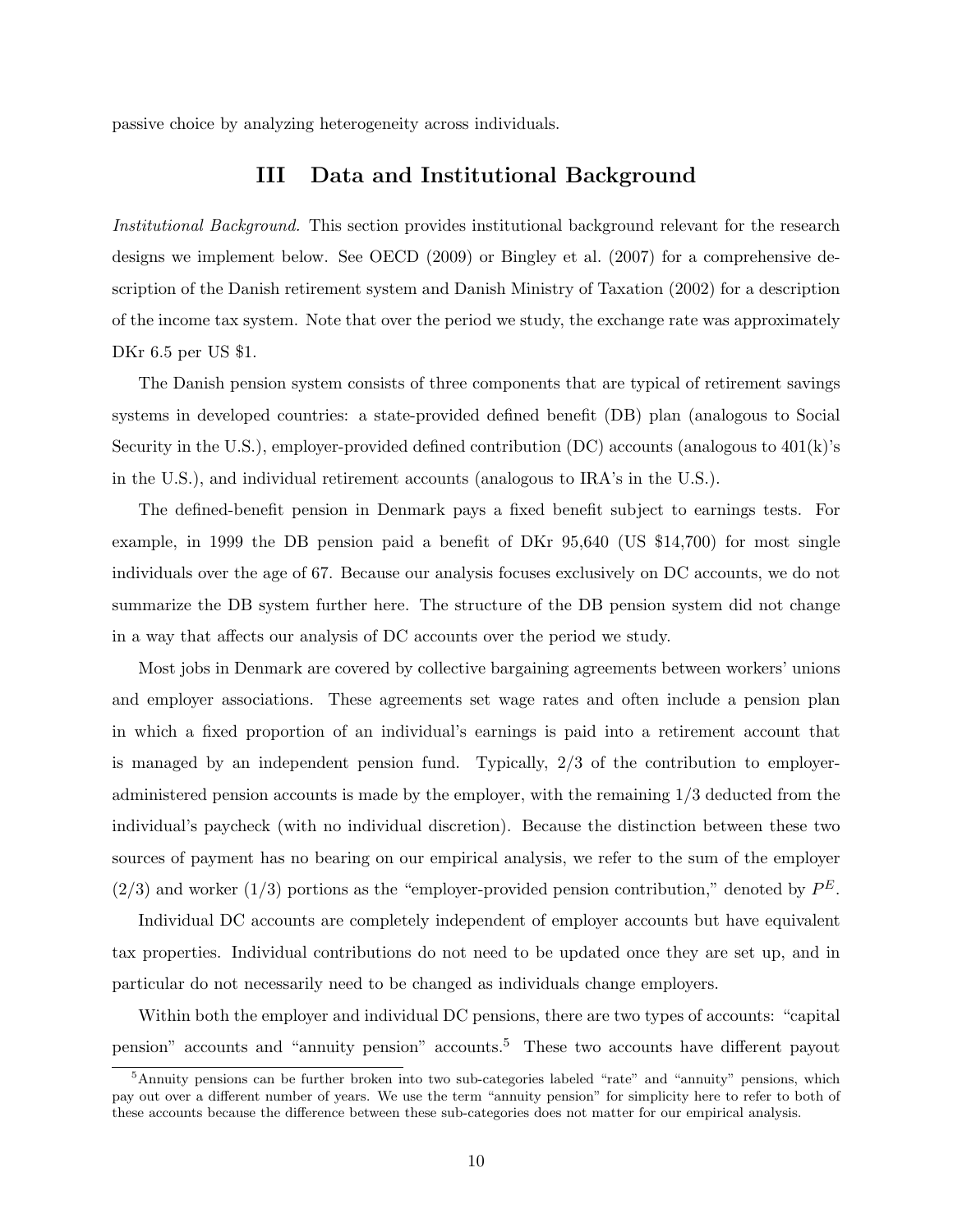passive choice by analyzing heterogeneity across individuals.

## III Data and Institutional Background

*Institutional Background.* This section provides institutional background relevant for the research designs we implement below. See OECD (2009) or Bingley et al. (2007) for a comprehensive description of the Danish retirement system and Danish Ministry of Taxation (2002) for a description of the income tax system. Note that over the period we study, the exchange rate was approximately DKr 6.5 per US $1.

The Danish pension system consists of three components that are typical of retirement savings systems in developed countries: a state-provided defined benefit (DB) plan (analogous to Social Security in the U.S.), employer-provided defined contribution (DC) accounts (analogous to 401(k)'s in the U.S.), and individual retirement accounts (analogous to IRA's in the U.S.).

The defined-benefit pension in Denmark pays a fixed benefit subject to earnings tests. For example, in 1999 the DB pension paid a benefit of DKr 95,640 (US $14,700) for most single individuals over the age of 67. Because our analysis focuses exclusively on DC accounts, we do not summarize the DB system further here. The structure of the DB pension system did not change in a way that affects our analysis of DC accounts over the period we study.

Most jobs in Denmark are covered by collective bargaining agreements between workers' unions and employer associations. These agreements set wage rates and often include a pension plan in which a fixed proportion of an individual's earnings is paid into a retirement account that is managed by an independent pension fund. Typically, 2/3 of the contribution to employer-administered pension accounts is made by the employer, with the remaining 1/3 deducted from the individual's paycheck (with no individual discretion). Because the distinction between these two sources of payment has no bearing on our empirical analysis, we refer to the sum of the employer (2/3) and worker (1/3) portions as the "employer-provided pension contribution," denoted by $P^E$.

Individual DC accounts are completely independent of employer accounts but have equivalent tax properties. Individual contributions do not need to be updated once they are set up, and in particular do not necessarily need to be changed as individuals change employers.

Within both the employer and individual DC pensions, there are two types of accounts: "capital pension" accounts and "annuity pension" accounts.[5] These two accounts have different payout

[5] Annuity pensions can be further broken into two sub-categories labeled "rate" and "annuity" pensions, which pay out over a different number of years. We use the term "annuity pension" for simplicity here to refer to both of these accounts because the difference between these sub-categories does not matter for our empirical analysis.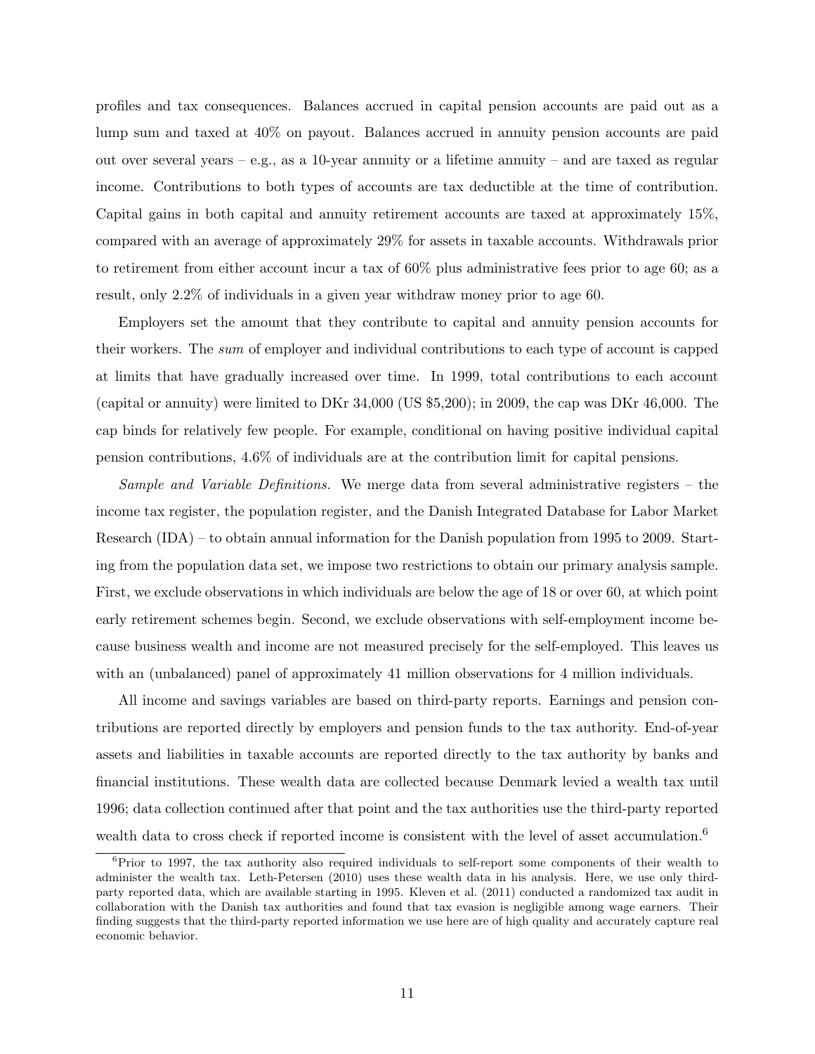profiles and tax consequences. Balances accrued in capital pension accounts are paid out as a lump sum and taxed at 40% on payout. Balances accrued in annuity pension accounts are paid out over several years – e.g., as a 10-year annuity or a lifetime annuity – and are taxed as regular income. Contributions to both types of accounts are tax deductible at the time of contribution. Capital gains in both capital and annuity retirement accounts are taxed at approximately 15%, compared with an average of approximately 29% for assets in taxable accounts. Withdrawals prior to retirement from either account incur a tax of 60% plus administrative fees prior to age 60; as a result, only 2.2% of individuals in a given year withdraw money prior to age 60.

Employers set the amount that they contribute to capital and annuity pension accounts for their workers. The *sum* of employer and individual contributions to each type of account is capped at limits that have gradually increased over time. In 1999, total contributions to each account (capital or annuity) were limited to DKr 34,000 (US $5,200); in 2009, the cap was DKr 46,000. The cap binds for relatively few people. For example, conditional on having positive individual capital pension contributions, 4.6% of individuals are at the contribution limit for capital pensions.

*Sample and Variable Definitions.* We merge data from several administrative registers – the income tax register, the population register, and the Danish Integrated Database for Labor Market Research (IDA) – to obtain annual information for the Danish population from 1995 to 2009. Starting from the population data set, we impose two restrictions to obtain our primary analysis sample. First, we exclude observations in which individuals are below the age of 18 or over 60, at which point early retirement schemes begin. Second, we exclude observations with self-employment income because business wealth and income are not measured precisely for the self-employed. This leaves us with an (unbalanced) panel of approximately 41 million observations for 4 million individuals.

All income and savings variables are based on third-party reports. Earnings and pension contributions are reported directly by employers and pension funds to the tax authority. End-of-year assets and liabilities in taxable accounts are reported directly to the tax authority by banks and financial institutions. These wealth data are collected because Denmark levied a wealth tax until 1996; data collection continued after that point and the tax authorities use the third-party reported wealth data to cross check if reported income is consistent with the level of asset accumulation.[6]

[6] Prior to 1997, the tax authority also required individuals to self-report some components of their wealth to administer the wealth tax. Leth-Petersen (2010) uses these wealth data in his analysis. Here, we use only third-party reported data, which are available starting in 1995. Kleven et al. (2011) conducted a randomized tax audit in collaboration with the Danish tax authorities and found that tax evasion is negligible among wage earners. Their finding suggests that the third-party reported information we use here are of high quality and accurately capture real economic behavior.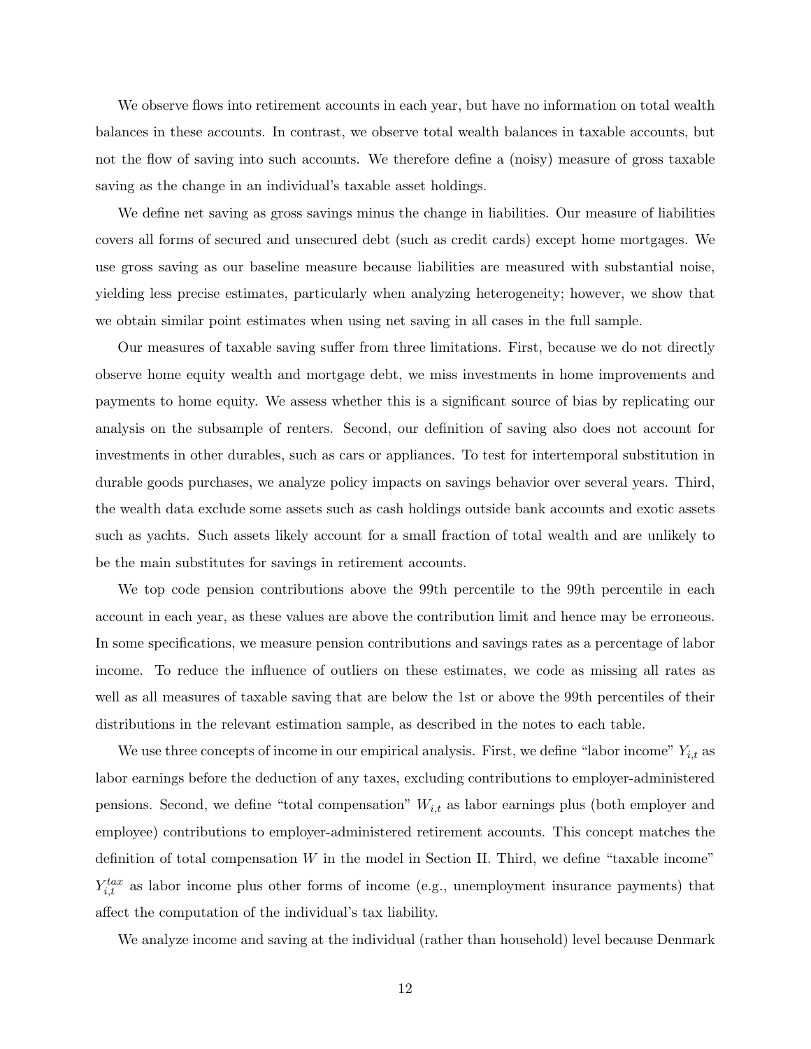We observe flows into retirement accounts in each year, but have no information on total wealth balances in these accounts. In contrast, we observe total wealth balances in taxable accounts, but not the flow of saving into such accounts. We therefore define a (noisy) measure of gross taxable saving as the change in an individual's taxable asset holdings.

We define net saving as gross savings minus the change in liabilities. Our measure of liabilities covers all forms of secured and unsecured debt (such as credit cards) except home mortgages. We use gross saving as our baseline measure because liabilities are measured with substantial noise, yielding less precise estimates, particularly when analyzing heterogeneity; however, we show that we obtain similar point estimates when using net saving in all cases in the full sample.

Our measures of taxable saving suffer from three limitations. First, because we do not directly observe home equity wealth and mortgage debt, we miss investments in home improvements and payments to home equity. We assess whether this is a significant source of bias by replicating our analysis on the subsample of renters. Second, our definition of saving also does not account for investments in other durables, such as cars or appliances. To test for intertemporal substitution in durable goods purchases, we analyze policy impacts on savings behavior over several years. Third, the wealth data exclude some assets such as cash holdings outside bank accounts and exotic assets such as yachts. Such assets likely account for a small fraction of total wealth and are unlikely to be the main substitutes for savings in retirement accounts.

We top code pension contributions above the 99th percentile to the 99th percentile in each account in each year, as these values are above the contribution limit and hence may be erroneous. In some specifications, we measure pension contributions and savings rates as a percentage of labor income. To reduce the influence of outliers on these estimates, we code as missing all rates as well as all measures of taxable saving that are below the 1st or above the 99th percentiles of their distributions in the relevant estimation sample, as described in the notes to each table.

We use three concepts of income in our empirical analysis. First, we define "labor income" $Y_{i,t}$ as labor earnings before the deduction of any taxes, excluding contributions to employer-administered pensions. Second, we define "total compensation" $W_{i,t}$ as labor earnings plus (both employer and employee) contributions to employer-administered retirement accounts. This concept matches the definition of total compensation $W$ in the model in Section II. Third, we define "taxable income" $Y_{i,t}^{tax}$ as labor income plus other forms of income (e.g., unemployment insurance payments) that affect the computation of the individual's tax liability.

We analyze income and saving at the individual (rather than household) level because Denmark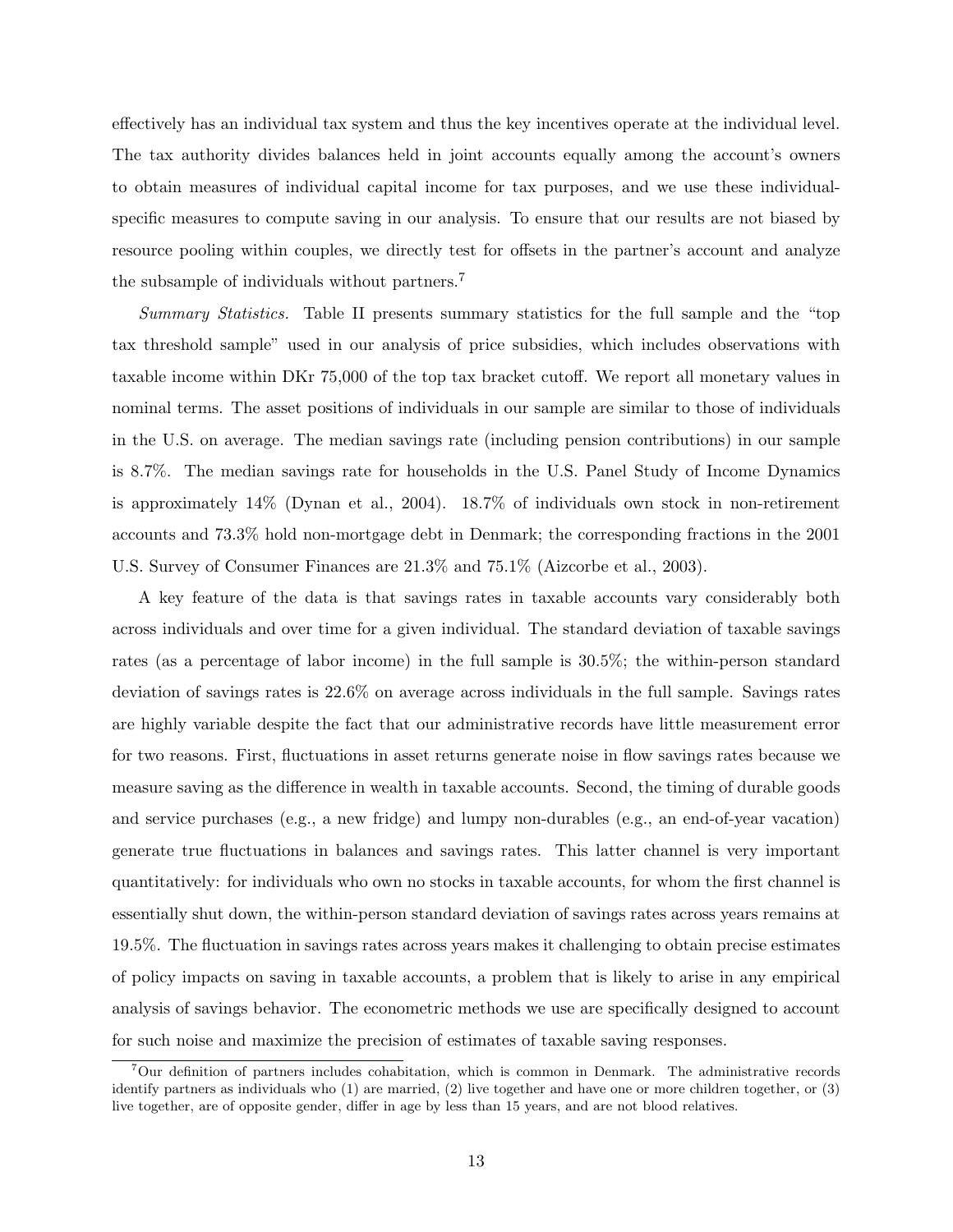effectively has an individual tax system and thus the key incentives operate at the individual level. The tax authority divides balances held in joint accounts equally among the account's owners to obtain measures of individual capital income for tax purposes, and we use these individual-specific measures to compute saving in our analysis. To ensure that our results are not biased by resource pooling within couples, we directly test for offsets in the partner's account and analyze the subsample of individuals without partners.[7]

*Summary Statistics.* Table II presents summary statistics for the full sample and the "top tax threshold sample" used in our analysis of price subsidies, which includes observations with taxable income within DKr 75,000 of the top tax bracket cutoff. We report all monetary values in nominal terms. The asset positions of individuals in our sample are similar to those of individuals in the U.S. on average. The median savings rate (including pension contributions) in our sample is 8.7%. The median savings rate for households in the U.S. Panel Study of Income Dynamics is approximately 14% (Dynan et al., 2004). 18.7% of individuals own stock in non-retirement accounts and 73.3% hold non-mortgage debt in Denmark; the corresponding fractions in the 2001 U.S. Survey of Consumer Finances are 21.3% and 75.1% (Aizcorbe et al., 2003).

A key feature of the data is that savings rates in taxable accounts vary considerably both across individuals and over time for a given individual. The standard deviation of taxable savings rates (as a percentage of labor income) in the full sample is 30.5%; the within-person standard deviation of savings rates is 22.6% on average across individuals in the full sample. Savings rates are highly variable despite the fact that our administrative records have little measurement error for two reasons. First, fluctuations in asset returns generate noise in flow savings rates because we measure saving as the difference in wealth in taxable accounts. Second, the timing of durable goods and service purchases (e.g., a new fridge) and lumpy non-durables (e.g., an end-of-year vacation) generate true fluctuations in balances and savings rates. This latter channel is very important quantitatively: for individuals who own no stocks in taxable accounts, for whom the first channel is essentially shut down, the within-person standard deviation of savings rates across years remains at 19.5%. The fluctuation in savings rates across years makes it challenging to obtain precise estimates of policy impacts on saving in taxable accounts, a problem that is likely to arise in any empirical analysis of savings behavior. The econometric methods we use are specifically designed to account for such noise and maximize the precision of estimates of taxable saving responses.

[7]Our definition of partners includes cohabitation, which is common in Denmark. The administrative records identify partners as individuals who (1) are married, (2) live together and have one or more children together, or (3) live together, are of opposite gender, differ in age by less than 15 years, and are not blood relatives.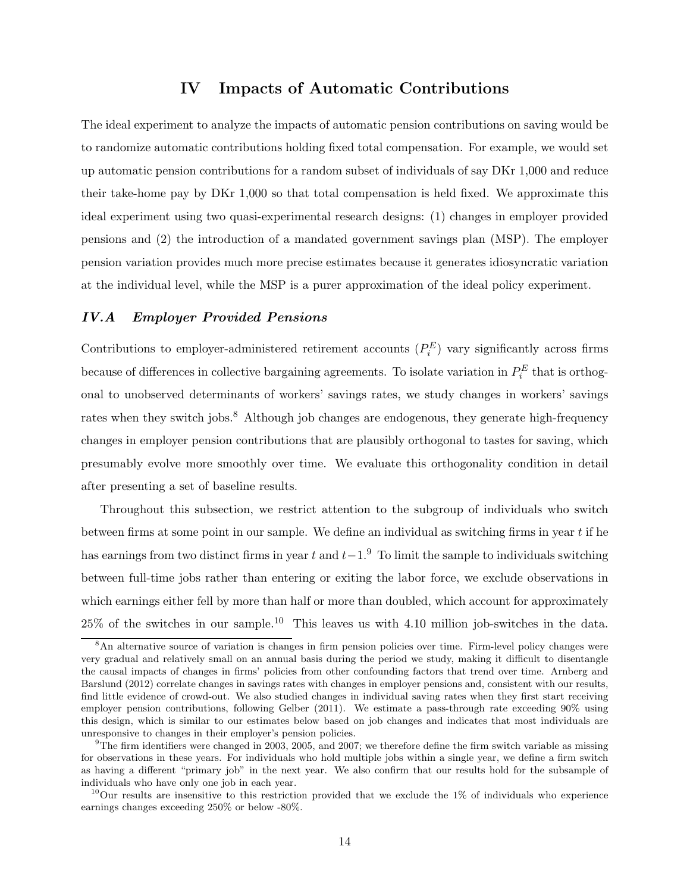# IV Impacts of Automatic Contributions

The ideal experiment to analyze the impacts of automatic pension contributions on saving would be to randomize automatic contributions holding fixed total compensation. For example, we would set up automatic pension contributions for a random subset of individuals of say DKr 1,000 and reduce their take-home pay by DKr 1,000 so that total compensation is held fixed. We approximate this ideal experiment using two quasi-experimental research designs: (1) changes in employer provided pensions and (2) the introduction of a mandated government savings plan (MSP). The employer pension variation provides much more precise estimates because it generates idiosyncratic variation at the individual level, while the MSP is a purer approximation of the ideal policy experiment.

## *IV.A Employer Provided Pensions*

Contributions to employer-administered retirement accounts ($P_i^E$) vary significantly across firms because of differences in collective bargaining agreements. To isolate variation in $P_i^E$ that is orthogonal to unobserved determinants of workers' savings rates, we study changes in workers' savings rates when they switch jobs.[8] Although job changes are endogenous, they generate high-frequency changes in employer pension contributions that are plausibly orthogonal to tastes for saving, which presumably evolve more smoothly over time. We evaluate this orthogonality condition in detail after presenting a set of baseline results.

Throughout this subsection, we restrict attention to the subgroup of individuals who switch between firms at some point in our sample. We define an individual as switching firms in year $t$ if he has earnings from two distinct firms in year $t$ and $t-1$.[9] To limit the sample to individuals switching between full-time jobs rather than entering or exiting the labor force, we exclude observations in which earnings either fell by more than half or more than doubled, which account for approximately 25% of the switches in our sample.[10] This leaves us with 4.10 million job-switches in the data.

[8] An alternative source of variation is changes in firm pension policies over time. Firm-level policy changes were very gradual and relatively small on an annual basis during the period we study, making it difficult to disentangle the causal impacts of changes in firms' policies from other confounding factors that trend over time. Arnberg and Barslund (2012) correlate changes in savings rates with changes in employer pensions and, consistent with our results, find little evidence of crowd-out. We also studied changes in individual saving rates when they first start receiving employer pension contributions, following Gelber (2011). We estimate a pass-through rate exceeding 90% using this design, which is similar to our estimates below based on job changes and indicates that most individuals are unresponsive to changes in their employer's pension policies.

[9] The firm identifiers were changed in 2003, 2005, and 2007; we therefore define the firm switch variable as missing for observations in these years. For individuals who hold multiple jobs within a single year, we define a firm switch as having a different "primary job" in the next year. We also confirm that our results hold for the subsample of individuals who have only one job in each year.

[10] Our results are insensitive to this restriction provided that we exclude the 1% of individuals who experience earnings changes exceeding 250% or below -80%.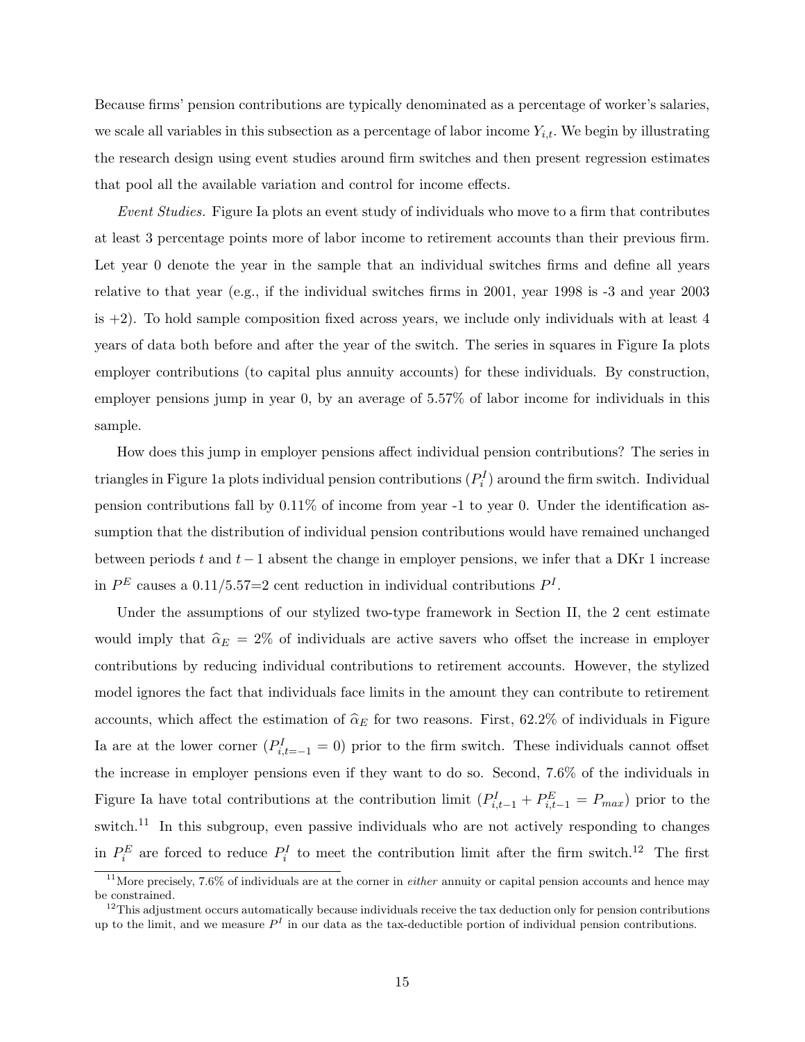Because firms' pension contributions are typically denominated as a percentage of worker's salaries, we scale all variables in this subsection as a percentage of labor income $Y_{i,t}$. We begin by illustrating the research design using event studies around firm switches and then present regression estimates that pool all the available variation and control for income effects.

*Event Studies.* Figure Ia plots an event study of individuals who move to a firm that contributes at least 3 percentage points more of labor income to retirement accounts than their previous firm. Let year 0 denote the year in the sample that an individual switches firms and define all years relative to that year (e.g., if the individual switches firms in 2001, year 1998 is -3 and year 2003 is +2). To hold sample composition fixed across years, we include only individuals with at least 4 years of data both before and after the year of the switch. The series in squares in Figure Ia plots employer contributions (to capital plus annuity accounts) for these individuals. By construction, employer pensions jump in year 0, by an average of 5.57% of labor income for individuals in this sample.

How does this jump in employer pensions affect individual pension contributions? The series in triangles in Figure 1a plots individual pension contributions ($P_i^I$) around the firm switch. Individual pension contributions fall by 0.11% of income from year -1 to year 0. Under the identification assumption that the distribution of individual pension contributions would have remained unchanged between periods $t$ and $t-1$ absent the change in employer pensions, we infer that a DKr 1 increase in $P^E$ causes a 0.11/5.57=2 cent reduction in individual contributions $P^I$.

Under the assumptions of our stylized two-type framework in Section II, the 2 cent estimate would imply that $\widehat{\alpha}_E = 2\%$ of individuals are active savers who offset the increase in employer contributions by reducing individual contributions to retirement accounts. However, the stylized model ignores the fact that individuals face limits in the amount they can contribute to retirement accounts, which affect the estimation of $\widehat{\alpha}_E$ for two reasons. First, 62.2% of individuals in Figure Ia are at the lower corner ($P_{i,t=-1}^I = 0$) prior to the firm switch. These individuals cannot offset the increase in employer pensions even if they want to do so. Second, 7.6% of the individuals in Figure Ia have total contributions at the contribution limit ($P_{i,t-1}^I + P_{i,t-1}^E = P_{max}$) prior to the switch.[11] In this subgroup, even passive individuals who are not actively responding to changes in $P_i^E$ are forced to reduce $P_i^I$ to meet the contribution limit after the firm switch.[12] The first

[11] More precisely, 7.6% of individuals are at the corner in *either* annuity or capital pension accounts and hence may be constrained.

[12] This adjustment occurs automatically because individuals receive the tax deduction only for pension contributions up to the limit, and we measure $P^I$ in our data as the tax-deductible portion of individual pension contributions.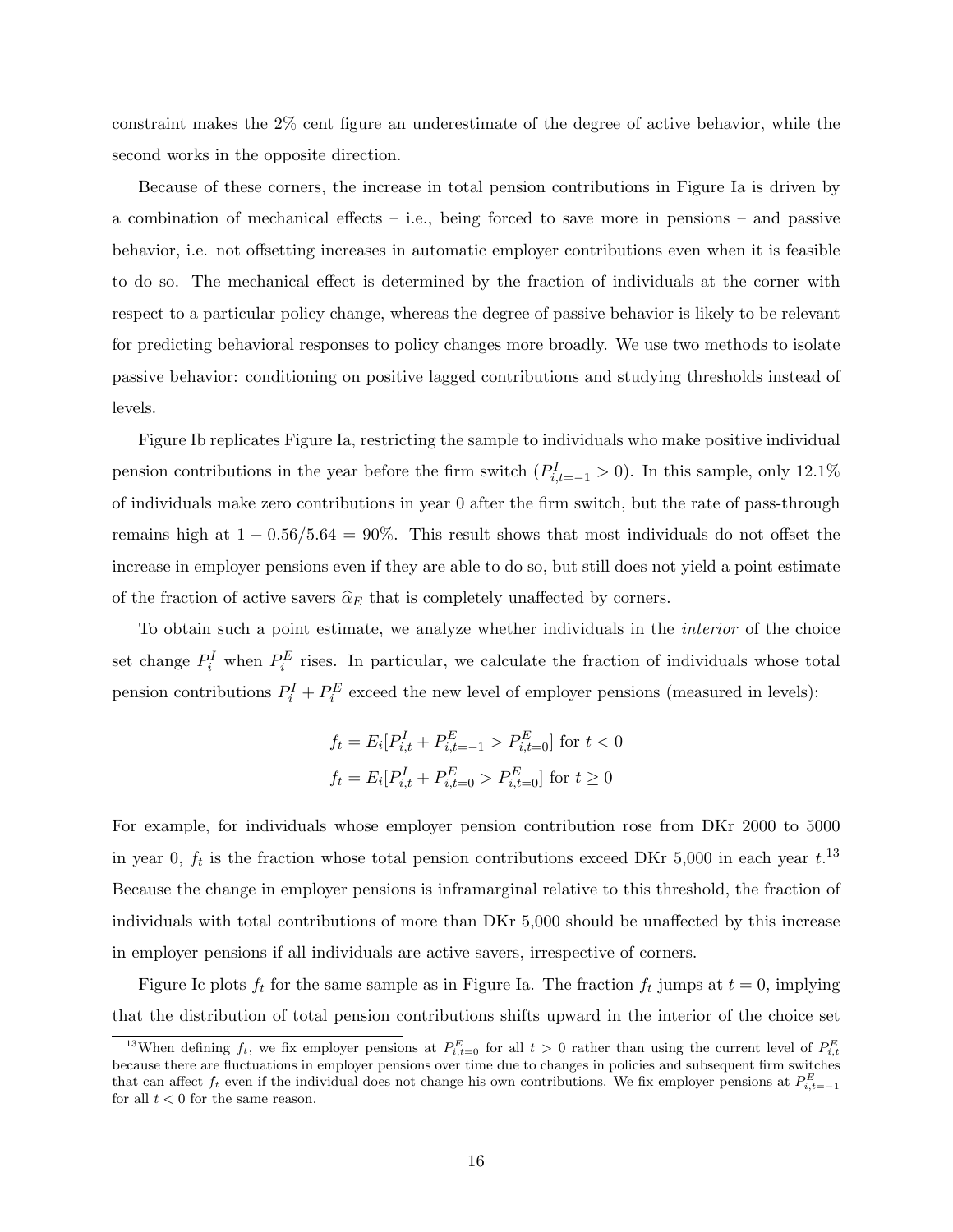constraint makes the 2% cent figure an underestimate of the degree of active behavior, while the second works in the opposite direction.

Because of these corners, the increase in total pension contributions in Figure Ia is driven by a combination of mechanical effects – i.e., being forced to save more in pensions – and passive behavior, i.e. not offsetting increases in automatic employer contributions even when it is feasible to do so. The mechanical effect is determined by the fraction of individuals at the corner with respect to a particular policy change, whereas the degree of passive behavior is likely to be relevant for predicting behavioral responses to policy changes more broadly. We use two methods to isolate passive behavior: conditioning on positive lagged contributions and studying thresholds instead of levels.

Figure Ib replicates Figure Ia, restricting the sample to individuals who make positive individual pension contributions in the year before the firm switch ($P^I_{i,t=-1} > 0$). In this sample, only 12.1% of individuals make zero contributions in year 0 after the firm switch, but the rate of pass-through remains high at $1 - 0.56/5.64 = 90\%$. This result shows that most individuals do not offset the increase in employer pensions even if they are able to do so, but still does not yield a point estimate of the fraction of active savers $\widehat{\alpha}_E$ that is completely unaffected by corners.

To obtain such a point estimate, we analyze whether individuals in the *interior* of the choice set change $P^I_i$ when $P^E_i$ rises. In particular, we calculate the fraction of individuals whose total pension contributions $P^I_i + P^E_i$ exceed the new level of employer pensions (measured in levels):

$$f_t = E_i[P^I_{i,t} + P^E_{i,t=-1} > P^E_{i,t=0}] \text{ for } t < 0$$
$$f_t = E_i[P^I_{i,t} + P^E_{i,t=0} > P^E_{i,t=0}] \text{ for } t \geq 0$$

For example, for individuals whose employer pension contribution rose from DKr 2000 to 5000 in year 0, $f_t$ is the fraction whose total pension contributions exceed DKr 5,000 in each year $t$.[13] Because the change in employer pensions is inframarginal relative to this threshold, the fraction of individuals with total contributions of more than DKr 5,000 should be unaffected by this increase in employer pensions if all individuals are active savers, irrespective of corners.

Figure Ic plots $f_t$ for the same sample as in Figure Ia. The fraction $f_t$ jumps at $t = 0$, implying that the distribution of total pension contributions shifts upward in the interior of the choice set

[13] When defining $f_t$, we fix employer pensions at $P^E_{i,t=0}$ for all $t > 0$ rather than using the current level of $P^E_{i,t}$ because there are fluctuations in employer pensions over time due to changes in policies and subsequent firm switches that can affect $f_t$ even if the individual does not change his own contributions. We fix employer pensions at $P^E_{i,t=-1}$ for all $t < 0$ for the same reason.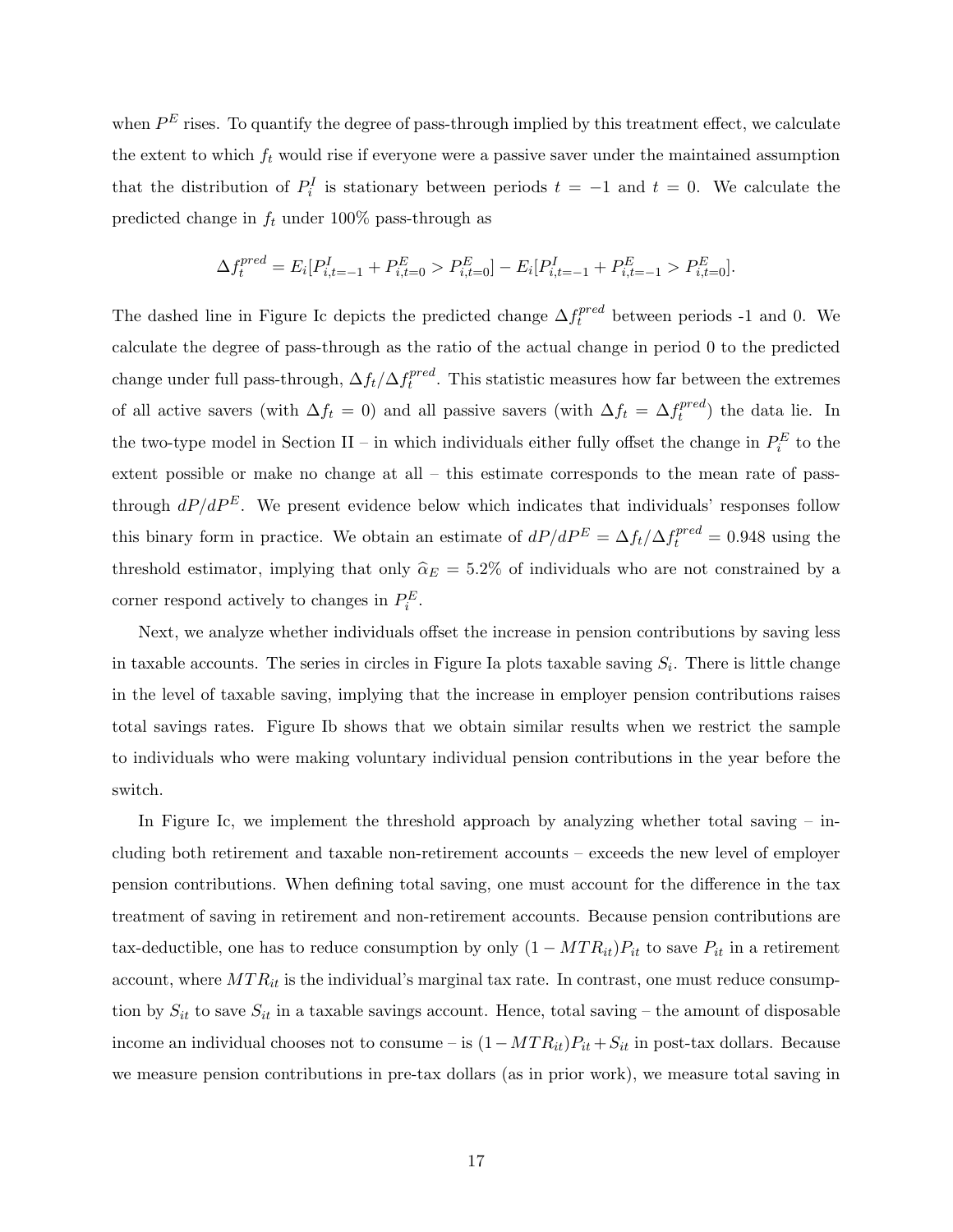when $P^E$ rises. To quantify the degree of pass-through implied by this treatment effect, we calculate the extent to which $f_t$ would rise if everyone were a passive saver under the maintained assumption that the distribution of $P_i^I$ is stationary between periods $t = -1$ and $t = 0$. We calculate the predicted change in $f_t$ under 100% pass-through as

$$\Delta f_t^{pred} = E_i[P_{i,t=-1}^I + P_{i,t=0}^E > P_{i,t=0}^E] - E_i[P_{i,t=-1}^I + P_{i,t=-1}^E > P_{i,t=0}^E].$$

The dashed line in Figure Ic depicts the predicted change $\Delta f_t^{pred}$ between periods -1 and 0. We calculate the degree of pass-through as the ratio of the actual change in period 0 to the predicted change under full pass-through, $\Delta f_t / \Delta f_t^{pred}$. This statistic measures how far between the extremes of all active savers (with $\Delta f_t = 0$) and all passive savers (with $\Delta f_t = \Delta f_t^{pred}$) the data lie. In the two-type model in Section II – in which individuals either fully offset the change in $P_i^E$ to the extent possible or make no change at all – this estimate corresponds to the mean rate of pass-through $dP/dP^E$. We present evidence below which indicates that individuals' responses follow this binary form in practice. We obtain an estimate of $dP/dP^E = \Delta f_t / \Delta f_t^{pred} = 0.948$ using the threshold estimator, implying that only $\widehat{\alpha}_E = 5.2\%$ of individuals who are not constrained by a corner respond actively to changes in $P_i^E$.

Next, we analyze whether individuals offset the increase in pension contributions by saving less in taxable accounts. The series in circles in Figure Ia plots taxable saving $S_i$. There is little change in the level of taxable saving, implying that the increase in employer pension contributions raises total savings rates. Figure Ib shows that we obtain similar results when we restrict the sample to individuals who were making voluntary individual pension contributions in the year before the switch.

In Figure Ic, we implement the threshold approach by analyzing whether total saving – including both retirement and taxable non-retirement accounts – exceeds the new level of employer pension contributions. When defining total saving, one must account for the difference in the tax treatment of saving in retirement and non-retirement accounts. Because pension contributions are tax-deductible, one has to reduce consumption by only $(1 - MTR_{it})P_{it}$ to save $P_{it}$ in a retirement account, where $MTR_{it}$ is the individual's marginal tax rate. In contrast, one must reduce consumption by $S_{it}$ to save $S_{it}$ in a taxable savings account. Hence, total saving – the amount of disposable income an individual chooses not to consume – is $(1 - MTR_{it})P_{it} + S_{it}$ in post-tax dollars. Because we measure pension contributions in pre-tax dollars (as in prior work), we measure total saving in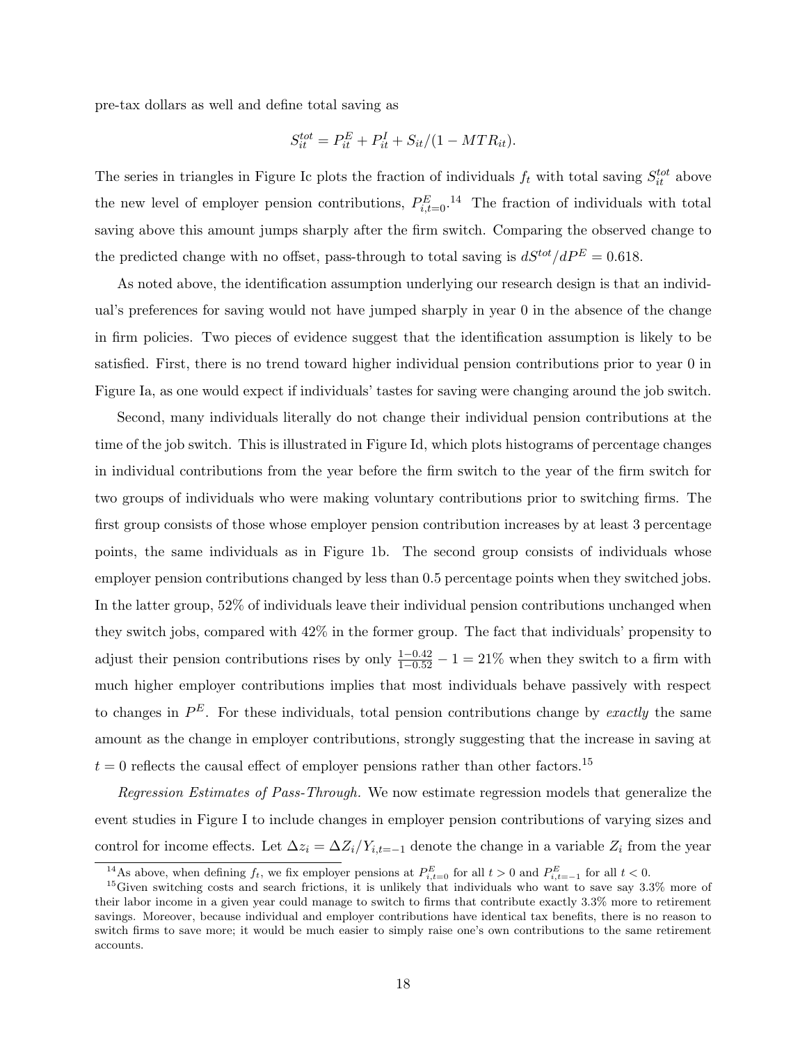pre-tax dollars as well and define total saving as

$$S_{it}^{tot} = P_{it}^{E} + P_{it}^{I} + S_{it}/(1 - MTR_{it}).$$

The series in triangles in Figure Ic plots the fraction of individuals $f_t$ with total saving $S_{it}^{tot}$ above the new level of employer pension contributions, $P_{i,t=0}^{E}$.[14] The fraction of individuals with total saving above this amount jumps sharply after the firm switch. Comparing the observed change to the predicted change with no offset, pass-through to total saving is $dS^{tot}/dP^{E} = 0.618$.

As noted above, the identification assumption underlying our research design is that an individual's preferences for saving would not have jumped sharply in year 0 in the absence of the change in firm policies. Two pieces of evidence suggest that the identification assumption is likely to be satisfied. First, there is no trend toward higher individual pension contributions prior to year 0 in Figure Ia, as one would expect if individuals' tastes for saving were changing around the job switch.

Second, many individuals literally do not change their individual pension contributions at the time of the job switch. This is illustrated in Figure Id, which plots histograms of percentage changes in individual contributions from the year before the firm switch to the year of the firm switch for two groups of individuals who were making voluntary contributions prior to switching firms. The first group consists of those whose employer pension contribution increases by at least 3 percentage points, the same individuals as in Figure 1b. The second group consists of individuals whose employer pension contributions changed by less than 0.5 percentage points when they switched jobs. In the latter group, 52% of individuals leave their individual pension contributions unchanged when they switch jobs, compared with 42% in the former group. The fact that individuals' propensity to adjust their pension contributions rises by only $\frac{1-0.42}{1-0.52} - 1 = 21\%$ when they switch to a firm with much higher employer contributions implies that most individuals behave passively with respect to changes in $P^{E}$. For these individuals, total pension contributions change by *exactly* the same amount as the change in employer contributions, strongly suggesting that the increase in saving at $t = 0$ reflects the causal effect of employer pensions rather than other factors.[15]

*Regression Estimates of Pass-Through.* We now estimate regression models that generalize the event studies in Figure I to include changes in employer pension contributions of varying sizes and control for income effects. Let $\Delta z_i = \Delta Z_i / Y_{i,t=-1}$ denote the change in a variable $Z_i$ from the year

[14] As above, when defining $f_t$, we fix employer pensions at $P_{i,t=0}^{E}$ for all $t > 0$ and $P_{i,t=-1}^{E}$ for all $t < 0$.

[15] Given switching costs and search frictions, it is unlikely that individuals who want to save say 3.3% more of their labor income in a given year could manage to switch to firms that contribute exactly 3.3% more to retirement savings. Moreover, because individual and employer contributions have identical tax benefits, there is no reason to switch firms to save more; it would be much easier to simply raise one's own contributions to the same retirement accounts.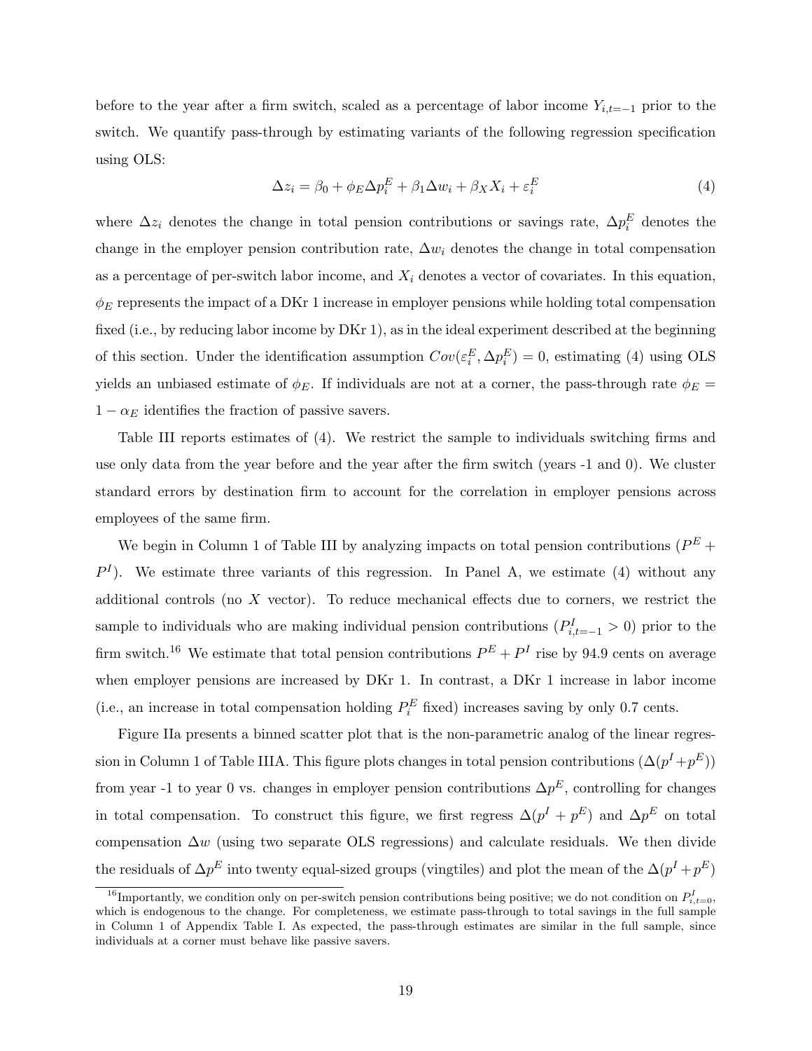before to the year after a firm switch, scaled as a percentage of labor income $Y_{i,t=-1}$ prior to the switch. We quantify pass-through by estimating variants of the following regression specification using OLS:

$$\Delta z_i = \beta_0 + \phi_E \Delta p_i^E + \beta_1 \Delta w_i + \beta_X X_i + \varepsilon_i^E \tag{4}$$

where $\Delta z_i$ denotes the change in total pension contributions or savings rate, $\Delta p_i^E$ denotes the change in the employer pension contribution rate, $\Delta w_i$ denotes the change in total compensation as a percentage of per-switch labor income, and $X_i$ denotes a vector of covariates. In this equation, $\phi_E$ represents the impact of a DKr 1 increase in employer pensions while holding total compensation fixed (i.e., by reducing labor income by DKr 1), as in the ideal experiment described at the beginning of this section. Under the identification assumption $Cov(\varepsilon_i^E, \Delta p_i^E) = 0$, estimating (4) using OLS yields an unbiased estimate of $\phi_E$. If individuals are not at a corner, the pass-through rate $\phi_E = 1 - \alpha_E$ identifies the fraction of passive savers.

Table III reports estimates of (4). We restrict the sample to individuals switching firms and use only data from the year before and the year after the firm switch (years -1 and 0). We cluster standard errors by destination firm to account for the correlation in employer pensions across employees of the same firm.

We begin in Column 1 of Table III by analyzing impacts on total pension contributions ($P^E + P^I$). We estimate three variants of this regression. In Panel A, we estimate (4) without any additional controls (no $X$ vector). To reduce mechanical effects due to corners, we restrict the sample to individuals who are making individual pension contributions ($P^I_{i,t=-1} > 0$) prior to the firm switch.[16] We estimate that total pension contributions $P^E + P^I$ rise by 94.9 cents on average when employer pensions are increased by DKr 1. In contrast, a DKr 1 increase in labor income (i.e., an increase in total compensation holding $P_i^E$ fixed) increases saving by only 0.7 cents.

Figure IIa presents a binned scatter plot that is the non-parametric analog of the linear regression in Column 1 of Table IIIA. This figure plots changes in total pension contributions ($\Delta(p^I + p^E)$) from year -1 to year 0 vs. changes in employer pension contributions $\Delta p^E$, controlling for changes in total compensation. To construct this figure, we first regress $\Delta(p^I + p^E)$ and $\Delta p^E$ on total compensation $\Delta w$ (using two separate OLS regressions) and calculate residuals. We then divide the residuals of $\Delta p^E$ into twenty equal-sized groups (vingtiles) and plot the mean of the $\Delta(p^I + p^E)$

[16] Importantly, we condition only on per-switch pension contributions being positive; we do not condition on $P^I_{i,t=0}$, which is endogenous to the change. For completeness, we estimate pass-through to total savings in the full sample in Column 1 of Appendix Table I. As expected, the pass-through estimates are similar in the full sample, since individuals at a corner must behave like passive savers.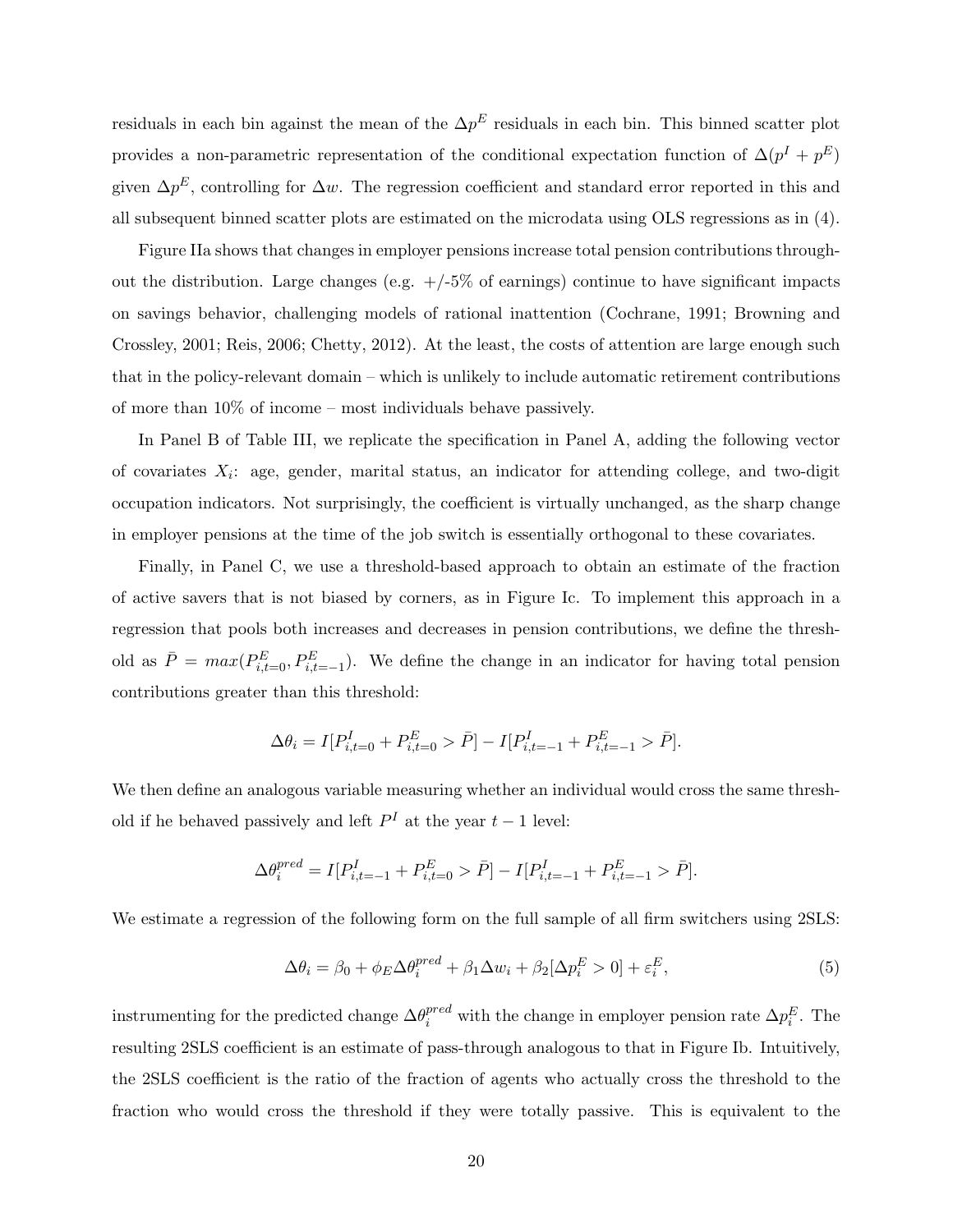residuals in each bin against the mean of the $\Delta p^E$ residuals in each bin. This binned scatter plot provides a non-parametric representation of the conditional expectation function of $\Delta(p^I + p^E)$ given $\Delta p^E$, controlling for $\Delta w$. The regression coefficient and standard error reported in this and all subsequent binned scatter plots are estimated on the microdata using OLS regressions as in (4).

Figure IIa shows that changes in employer pensions increase total pension contributions throughout the distribution. Large changes (e.g. +/-5% of earnings) continue to have significant impacts on savings behavior, challenging models of rational inattention (Cochrane, 1991; Browning and Crossley, 2001; Reis, 2006; Chetty, 2012). At the least, the costs of attention are large enough such that in the policy-relevant domain – which is unlikely to include automatic retirement contributions of more than 10% of income – most individuals behave passively.

In Panel B of Table III, we replicate the specification in Panel A, adding the following vector of covariates $X_i$: age, gender, marital status, an indicator for attending college, and two-digit occupation indicators. Not surprisingly, the coefficient is virtually unchanged, as the sharp change in employer pensions at the time of the job switch is essentially orthogonal to these covariates.

Finally, in Panel C, we use a threshold-based approach to obtain an estimate of the fraction of active savers that is not biased by corners, as in Figure Ic. To implement this approach in a regression that pools both increases and decreases in pension contributions, we define the threshold as $\bar{P} = max(P^E_{i,t=0}, P^E_{i,t=-1})$. We define the change in an indicator for having total pension contributions greater than this threshold:

$$\Delta\theta_i = I[P^I_{i,t=0} + P^E_{i,t=0} > \bar{P}] - I[P^I_{i,t=-1} + P^E_{i,t=-1} > \bar{P}].$$

We then define an analogous variable measuring whether an individual would cross the same threshold if he behaved passively and left $P^I$ at the year $t-1$ level:

$$\Delta\theta^{pred}_i = I[P^I_{i,t=-1} + P^E_{i,t=0} > \bar{P}] - I[P^I_{i,t=-1} + P^E_{i,t=-1} > \bar{P}].$$

We estimate a regression of the following form on the full sample of all firm switchers using 2SLS:

$$\Delta\theta_i = \beta_0 + \phi_E \Delta\theta^{pred}_i + \beta_1 \Delta w_i + \beta_2[\Delta p^E_i > 0] + \varepsilon^E_i, \tag{5}$$

instrumenting for the predicted change $\Delta\theta^{pred}_i$ with the change in employer pension rate $\Delta p^E_i$. The resulting 2SLS coefficient is an estimate of pass-through analogous to that in Figure Ib. Intuitively, the 2SLS coefficient is the ratio of the fraction of agents who actually cross the threshold to the fraction who would cross the threshold if they were totally passive. This is equivalent to the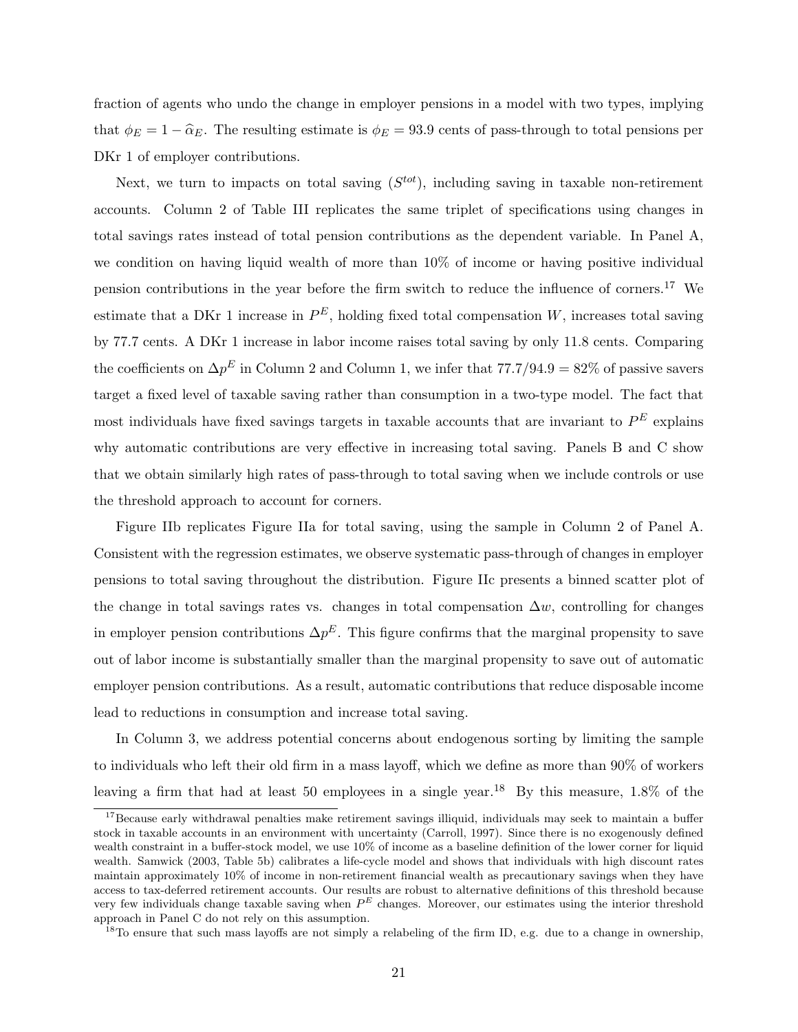fraction of agents who undo the change in employer pensions in a model with two types, implying that $\phi_E = 1 - \widehat{\alpha}_E$. The resulting estimate is $\phi_E = 93.9$ cents of pass-through to total pensions per DKr 1 of employer contributions.

Next, we turn to impacts on total saving ($S^{tot}$), including saving in taxable non-retirement accounts. Column 2 of Table III replicates the same triplet of specifications using changes in total savings rates instead of total pension contributions as the dependent variable. In Panel A, we condition on having liquid wealth of more than 10% of income or having positive individual pension contributions in the year before the firm switch to reduce the influence of corners.[17] We estimate that a DKr 1 increase in $P^E$, holding fixed total compensation $W$, increases total saving by 77.7 cents. A DKr 1 increase in labor income raises total saving by only 11.8 cents. Comparing the coefficients on $\Delta p^E$ in Column 2 and Column 1, we infer that $77.7/94.9 = 82\%$ of passive savers target a fixed level of taxable saving rather than consumption in a two-type model. The fact that most individuals have fixed savings targets in taxable accounts that are invariant to $P^E$ explains why automatic contributions are very effective in increasing total saving. Panels B and C show that we obtain similarly high rates of pass-through to total saving when we include controls or use the threshold approach to account for corners.

Figure IIb replicates Figure IIa for total saving, using the sample in Column 2 of Panel A. Consistent with the regression estimates, we observe systematic pass-through of changes in employer pensions to total saving throughout the distribution. Figure IIc presents a binned scatter plot of the change in total savings rates vs. changes in total compensation $\Delta w$, controlling for changes in employer pension contributions $\Delta p^E$. This figure confirms that the marginal propensity to save out of labor income is substantially smaller than the marginal propensity to save out of automatic employer pension contributions. As a result, automatic contributions that reduce disposable income lead to reductions in consumption and increase total saving.

In Column 3, we address potential concerns about endogenous sorting by limiting the sample to individuals who left their old firm in a mass layoff, which we define as more than 90% of workers leaving a firm that had at least 50 employees in a single year.[18] By this measure, 1.8% of the

[17] Because early withdrawal penalties make retirement savings illiquid, individuals may seek to maintain a buffer stock in taxable accounts in an environment with uncertainty (Carroll, 1997). Since there is no exogenously defined wealth constraint in a buffer-stock model, we use 10% of income as a baseline definition of the lower corner for liquid wealth. Samwick (2003, Table 5b) calibrates a life-cycle model and shows that individuals with high discount rates maintain approximately 10% of income in non-retirement financial wealth as precautionary savings when they have access to tax-deferred retirement accounts. Our results are robust to alternative definitions of this threshold because very few individuals change taxable saving when $P^E$ changes. Moreover, our estimates using the interior threshold approach in Panel C do not rely on this assumption.

[18] To ensure that such mass layoffs are not simply a relabeling of the firm ID, e.g. due to a change in ownership,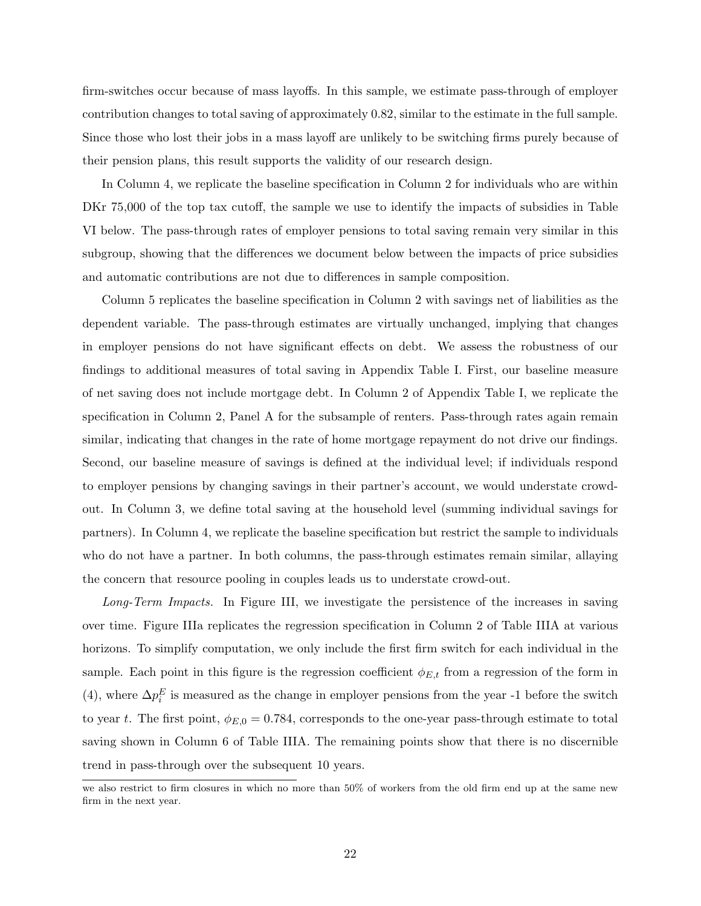firm-switches occur because of mass layoffs. In this sample, we estimate pass-through of employer contribution changes to total saving of approximately 0.82, similar to the estimate in the full sample. Since those who lost their jobs in a mass layoff are unlikely to be switching firms purely because of their pension plans, this result supports the validity of our research design.

In Column 4, we replicate the baseline specification in Column 2 for individuals who are within DKr 75,000 of the top tax cutoff, the sample we use to identify the impacts of subsidies in Table VI below. The pass-through rates of employer pensions to total saving remain very similar in this subgroup, showing that the differences we document below between the impacts of price subsidies and automatic contributions are not due to differences in sample composition.

Column 5 replicates the baseline specification in Column 2 with savings net of liabilities as the dependent variable. The pass-through estimates are virtually unchanged, implying that changes in employer pensions do not have significant effects on debt. We assess the robustness of our findings to additional measures of total saving in Appendix Table I. First, our baseline measure of net saving does not include mortgage debt. In Column 2 of Appendix Table I, we replicate the specification in Column 2, Panel A for the subsample of renters. Pass-through rates again remain similar, indicating that changes in the rate of home mortgage repayment do not drive our findings. Second, our baseline measure of savings is defined at the individual level; if individuals respond to employer pensions by changing savings in their partner's account, we would understate crowd-out. In Column 3, we define total saving at the household level (summing individual savings for partners). In Column 4, we replicate the baseline specification but restrict the sample to individuals who do not have a partner. In both columns, the pass-through estimates remain similar, allaying the concern that resource pooling in couples leads us to understate crowd-out.

*Long-Term Impacts.* In Figure III, we investigate the persistence of the increases in saving over time. Figure IIIa replicates the regression specification in Column 2 of Table IIIA at various horizons. To simplify computation, we only include the first firm switch for each individual in the sample. Each point in this figure is the regression coefficient $\phi_{E,t}$ from a regression of the form in (4), where $\Delta p_i^E$ is measured as the change in employer pensions from the year -1 before the switch to year $t$. The first point, $\phi_{E,0} = 0.784$, corresponds to the one-year pass-through estimate to total saving shown in Column 6 of Table IIIA. The remaining points show that there is no discernible trend in pass-through over the subsequent 10 years.

we also restrict to firm closures in which no more than 50% of workers from the old firm end up at the same new firm in the next year.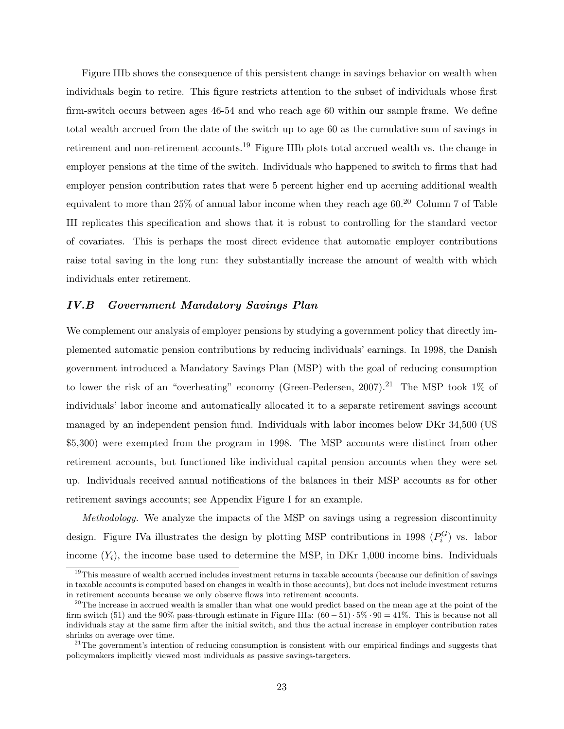Figure IIIb shows the consequence of this persistent change in savings behavior on wealth when individuals begin to retire. This figure restricts attention to the subset of individuals whose first firm-switch occurs between ages 46-54 and who reach age 60 within our sample frame. We define total wealth accrued from the date of the switch up to age 60 as the cumulative sum of savings in retirement and non-retirement accounts.[19] Figure IIIb plots total accrued wealth vs. the change in employer pensions at the time of the switch. Individuals who happened to switch to firms that had employer pension contribution rates that were 5 percent higher end up accruing additional wealth equivalent to more than 25% of annual labor income when they reach age 60.[20] Column 7 of Table III replicates this specification and shows that it is robust to controlling for the standard vector of covariates. This is perhaps the most direct evidence that automatic employer contributions raise total saving in the long run: they substantially increase the amount of wealth with which individuals enter retirement.

### *IV.B Government Mandatory Savings Plan*

We complement our analysis of employer pensions by studying a government policy that directly implemented automatic pension contributions by reducing individuals' earnings. In 1998, the Danish government introduced a Mandatory Savings Plan (MSP) with the goal of reducing consumption to lower the risk of an "overheating" economy (Green-Pedersen, 2007).[21] The MSP took 1% of individuals' labor income and automatically allocated it to a separate retirement savings account managed by an independent pension fund. Individuals with labor incomes below DKr 34,500 (US $5,300) were exempted from the program in 1998. The MSP accounts were distinct from other retirement accounts, but functioned like individual capital pension accounts when they were set up. Individuals received annual notifications of the balances in their MSP accounts as for other retirement savings accounts; see Appendix Figure I for an example.

*Methodology.* We analyze the impacts of the MSP on savings using a regression discontinuity design. Figure IVa illustrates the design by plotting MSP contributions in 1998 ($P_i^G$) vs. labor income ($Y_i$), the income base used to determine the MSP, in DKr 1,000 income bins. Individuals

[19] This measure of wealth accrued includes investment returns in taxable accounts (because our definition of savings in taxable accounts is computed based on changes in wealth in those accounts), but does not include investment returns in retirement accounts because we only observe flows into retirement accounts.

[20] The increase in accrued wealth is smaller than what one would predict based on the mean age at the point of the firm switch (51) and the 90% pass-through estimate in Figure IIIa: $(60 - 51) \cdot 5\% \cdot 90 = 41\%$. This is because not all individuals stay at the same firm after the initial switch, and thus the actual increase in employer contribution rates shrinks on average over time.

[21] The government's intention of reducing consumption is consistent with our empirical findings and suggests that policymakers implicitly viewed most individuals as passive savings-targeters.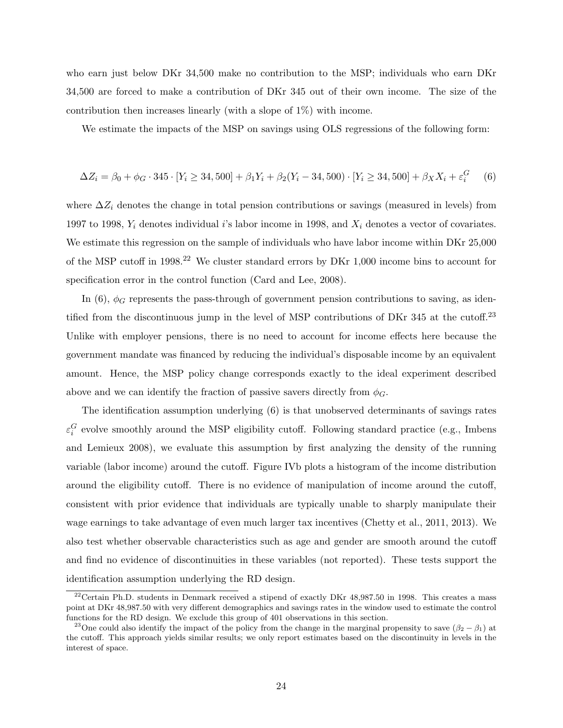who earn just below DKr 34,500 make no contribution to the MSP; individuals who earn DKr 34,500 are forced to make a contribution of DKr 345 out of their own income. The size of the contribution then increases linearly (with a slope of 1%) with income.

We estimate the impacts of the MSP on savings using OLS regressions of the following form:

$$\Delta Z_i = \beta_0 + \phi_G \cdot 345 \cdot [Y_i \geq 34,500] + \beta_1 Y_i + \beta_2 (Y_i - 34,500) \cdot [Y_i \geq 34,500] + \beta_X X_i + \varepsilon_i^G \quad (6)$$

where $\Delta Z_i$ denotes the change in total pension contributions or savings (measured in levels) from 1997 to 1998, $Y_i$ denotes individual $i$'s labor income in 1998, and $X_i$ denotes a vector of covariates. We estimate this regression on the sample of individuals who have labor income within DKr 25,000 of the MSP cutoff in 1998.[22] We cluster standard errors by DKr 1,000 income bins to account for specification error in the control function (Card and Lee, 2008).

In (6), $\phi_G$ represents the pass-through of government pension contributions to saving, as identified from the discontinuous jump in the level of MSP contributions of DKr 345 at the cutoff.[23] Unlike with employer pensions, there is no need to account for income effects here because the government mandate was financed by reducing the individual's disposable income by an equivalent amount. Hence, the MSP policy change corresponds exactly to the ideal experiment described above and we can identify the fraction of passive savers directly from $\phi_G$.

The identification assumption underlying (6) is that unobserved determinants of savings rates $\varepsilon_i^G$ evolve smoothly around the MSP eligibility cutoff. Following standard practice (e.g., Imbens and Lemieux 2008), we evaluate this assumption by first analyzing the density of the running variable (labor income) around the cutoff. Figure IVb plots a histogram of the income distribution around the eligibility cutoff. There is no evidence of manipulation of income around the cutoff, consistent with prior evidence that individuals are typically unable to sharply manipulate their wage earnings to take advantage of even much larger tax incentives (Chetty et al., 2011, 2013). We also test whether observable characteristics such as age and gender are smooth around the cutoff and find no evidence of discontinuities in these variables (not reported). These tests support the identification assumption underlying the RD design.

[22] Certain Ph.D. students in Denmark received a stipend of exactly DKr 48,987.50 in 1998. This creates a mass point at DKr 48,987.50 with very different demographics and savings rates in the window used to estimate the control functions for the RD design. We exclude this group of 401 observations in this section.

[23] One could also identify the impact of the policy from the change in the marginal propensity to save ($\beta_2 - \beta_1$) at the cutoff. This approach yields similar results; we only report estimates based on the discontinuity in levels in the interest of space.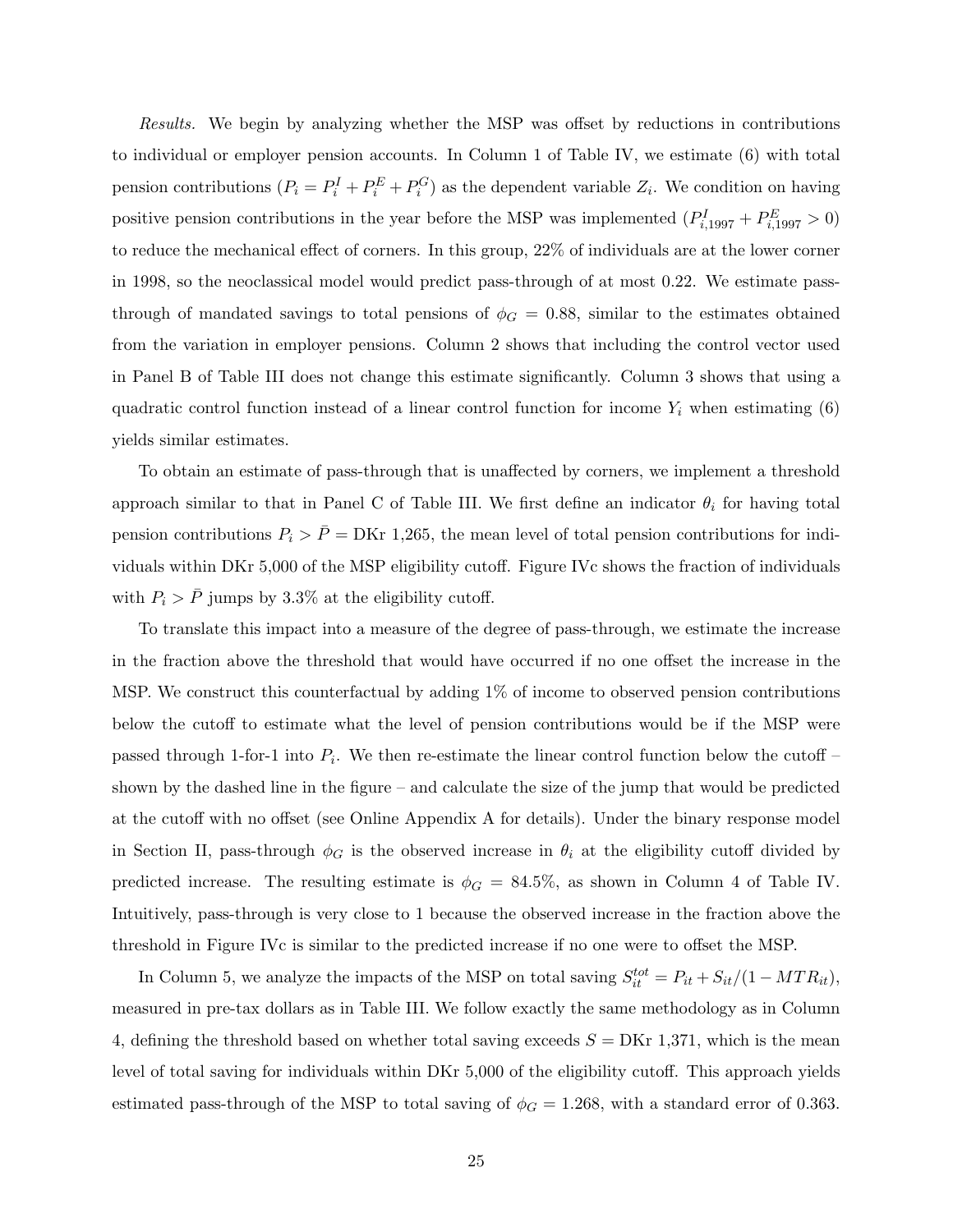*Results.* We begin by analyzing whether the MSP was offset by reductions in contributions to individual or employer pension accounts. In Column 1 of Table IV, we estimate (6) with total pension contributions ($P_i = P_i^I + P_i^E + P_i^G$) as the dependent variable $Z_i$. We condition on having positive pension contributions in the year before the MSP was implemented ($P_{i,1997}^I + P_{i,1997}^E > 0$) to reduce the mechanical effect of corners. In this group, 22% of individuals are at the lower corner in 1998, so the neoclassical model would predict pass-through of at most 0.22. We estimate pass-through of mandated savings to total pensions of $\phi_G = 0.88$, similar to the estimates obtained from the variation in employer pensions. Column 2 shows that including the control vector used in Panel B of Table III does not change this estimate significantly. Column 3 shows that using a quadratic control function instead of a linear control function for income $Y_i$ when estimating (6) yields similar estimates.

To obtain an estimate of pass-through that is unaffected by corners, we implement a threshold approach similar to that in Panel C of Table III. We first define an indicator $\theta_i$ for having total pension contributions $P_i > \bar{P} =$ DKr 1,265, the mean level of total pension contributions for individuals within DKr 5,000 of the MSP eligibility cutoff. Figure IVc shows the fraction of individuals with $P_i > \bar{P}$ jumps by 3.3% at the eligibility cutoff.

To translate this impact into a measure of the degree of pass-through, we estimate the increase in the fraction above the threshold that would have occurred if no one offset the increase in the MSP. We construct this counterfactual by adding 1% of income to observed pension contributions below the cutoff to estimate what the level of pension contributions would be if the MSP were passed through 1-for-1 into $P_i$. We then re-estimate the linear control function below the cutoff – shown by the dashed line in the figure – and calculate the size of the jump that would be predicted at the cutoff with no offset (see Online Appendix A for details). Under the binary response model in Section II, pass-through $\phi_G$ is the observed increase in $\theta_i$ at the eligibility cutoff divided by predicted increase. The resulting estimate is $\phi_G = 84.5\%$, as shown in Column 4 of Table IV. Intuitively, pass-through is very close to 1 because the observed increase in the fraction above the threshold in Figure IVc is similar to the predicted increase if no one were to offset the MSP.

In Column 5, we analyze the impacts of the MSP on total saving $S_{it}^{tot} = P_{it} + S_{it}/(1 - MTR_{it})$, measured in pre-tax dollars as in Table III. We follow exactly the same methodology as in Column 4, defining the threshold based on whether total saving exceeds $S =$ DKr 1,371, which is the mean level of total saving for individuals within DKr 5,000 of the eligibility cutoff. This approach yields estimated pass-through of the MSP to total saving of $\phi_G = 1.268$, with a standard error of 0.363.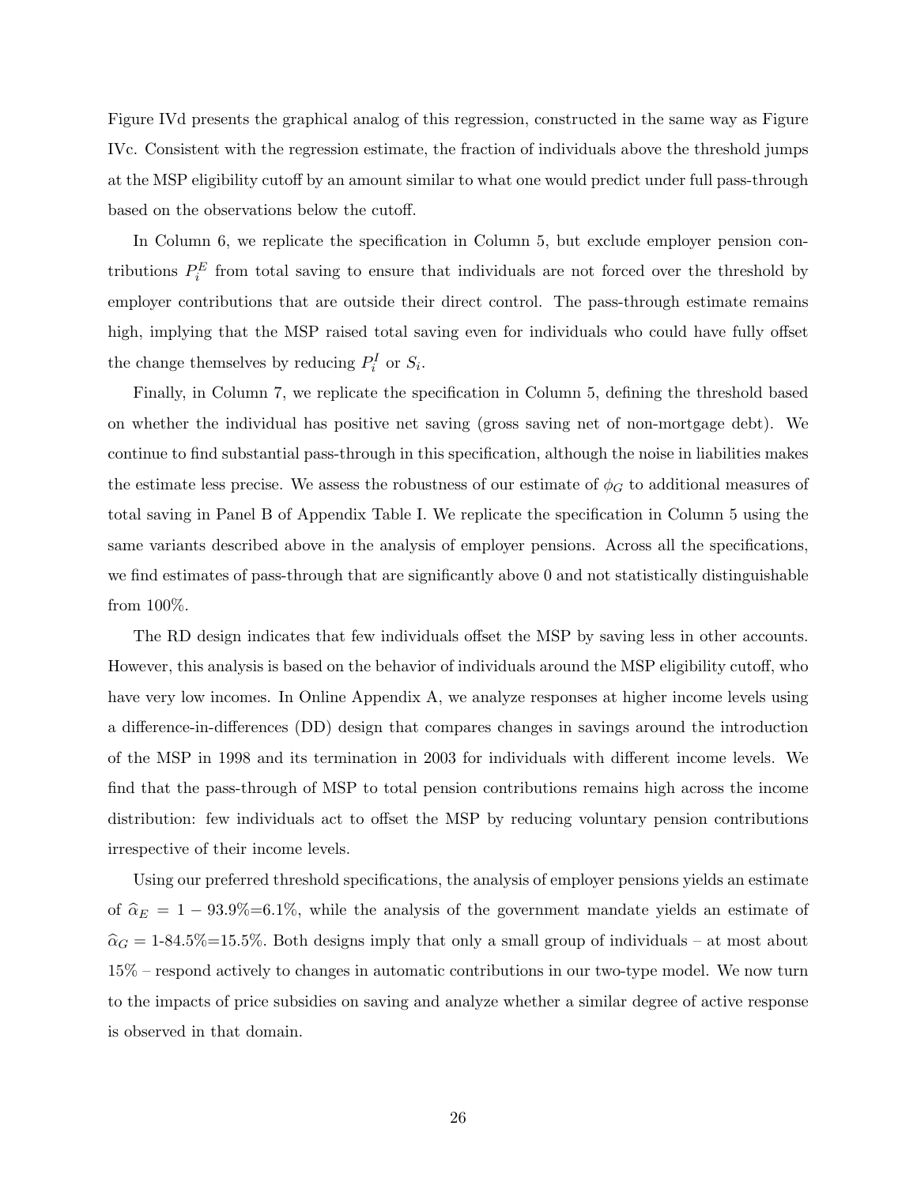Figure IVd presents the graphical analog of this regression, constructed in the same way as Figure IVc. Consistent with the regression estimate, the fraction of individuals above the threshold jumps at the MSP eligibility cutoff by an amount similar to what one would predict under full pass-through based on the observations below the cutoff.

In Column 6, we replicate the specification in Column 5, but exclude employer pension contributions $P_i^E$ from total saving to ensure that individuals are not forced over the threshold by employer contributions that are outside their direct control. The pass-through estimate remains high, implying that the MSP raised total saving even for individuals who could have fully offset the change themselves by reducing $P_i^I$ or $S_i$.

Finally, in Column 7, we replicate the specification in Column 5, defining the threshold based on whether the individual has positive net saving (gross saving net of non-mortgage debt). We continue to find substantial pass-through in this specification, although the noise in liabilities makes the estimate less precise. We assess the robustness of our estimate of $\phi_G$ to additional measures of total saving in Panel B of Appendix Table I. We replicate the specification in Column 5 using the same variants described above in the analysis of employer pensions. Across all the specifications, we find estimates of pass-through that are significantly above 0 and not statistically distinguishable from 100%.

The RD design indicates that few individuals offset the MSP by saving less in other accounts. However, this analysis is based on the behavior of individuals around the MSP eligibility cutoff, who have very low incomes. In Online Appendix A, we analyze responses at higher income levels using a difference-in-differences (DD) design that compares changes in savings around the introduction of the MSP in 1998 and its termination in 2003 for individuals with different income levels. We find that the pass-through of MSP to total pension contributions remains high across the income distribution: few individuals act to offset the MSP by reducing voluntary pension contributions irrespective of their income levels.

Using our preferred threshold specifications, the analysis of employer pensions yields an estimate of $\widehat{\alpha}_E = 1 - 93.9\% = 6.1\%$, while the analysis of the government mandate yields an estimate of $\widehat{\alpha}_G = 1\text{-}84.5\% = 15.5\%$. Both designs imply that only a small group of individuals – at most about 15% – respond actively to changes in automatic contributions in our two-type model. We now turn to the impacts of price subsidies on saving and analyze whether a similar degree of active response is observed in that domain.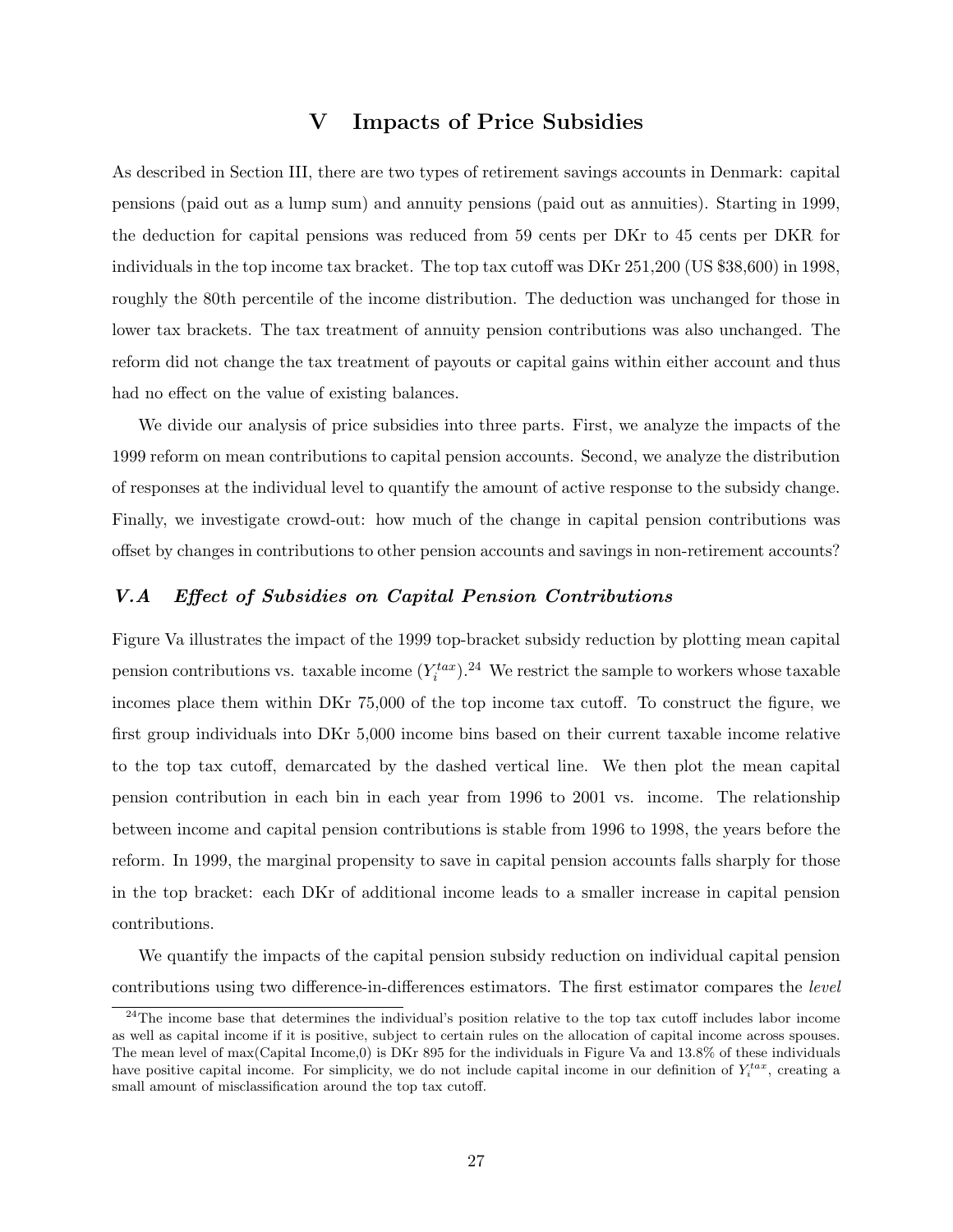# V Impacts of Price Subsidies

As described in Section III, there are two types of retirement savings accounts in Denmark: capital pensions (paid out as a lump sum) and annuity pensions (paid out as annuities). Starting in 1999, the deduction for capital pensions was reduced from 59 cents per DKr to 45 cents per DKR for individuals in the top income tax bracket. The top tax cutoff was DKr 251,200 (US $38,600) in 1998, roughly the 80th percentile of the income distribution. The deduction was unchanged for those in lower tax brackets. The tax treatment of annuity pension contributions was also unchanged. The reform did not change the tax treatment of payouts or capital gains within either account and thus had no effect on the value of existing balances.

We divide our analysis of price subsidies into three parts. First, we analyze the impacts of the 1999 reform on mean contributions to capital pension accounts. Second, we analyze the distribution of responses at the individual level to quantify the amount of active response to the subsidy change. Finally, we investigate crowd-out: how much of the change in capital pension contributions was offset by changes in contributions to other pension accounts and savings in non-retirement accounts?

## *V.A Effect of Subsidies on Capital Pension Contributions*

Figure Va illustrates the impact of the 1999 top-bracket subsidy reduction by plotting mean capital pension contributions vs. taxable income ($Y_i^{tax}$).[24] We restrict the sample to workers whose taxable incomes place them within DKr 75,000 of the top income tax cutoff. To construct the figure, we first group individuals into DKr 5,000 income bins based on their current taxable income relative to the top tax cutoff, demarcated by the dashed vertical line. We then plot the mean capital pension contribution in each bin in each year from 1996 to 2001 vs. income. The relationship between income and capital pension contributions is stable from 1996 to 1998, the years before the reform. In 1999, the marginal propensity to save in capital pension accounts falls sharply for those in the top bracket: each DKr of additional income leads to a smaller increase in capital pension contributions.

We quantify the impacts of the capital pension subsidy reduction on individual capital pension contributions using two difference-in-differences estimators. The first estimator compares the *level*

[24] The income base that determines the individual's position relative to the top tax cutoff includes labor income as well as capital income if it is positive, subject to certain rules on the allocation of capital income across spouses. The mean level of max(Capital Income,0) is DKr 895 for the individuals in Figure Va and 13.8% of these individuals have positive capital income. For simplicity, we do not include capital income in our definition of $Y_i^{tax}$, creating a small amount of misclassification around the top tax cutoff.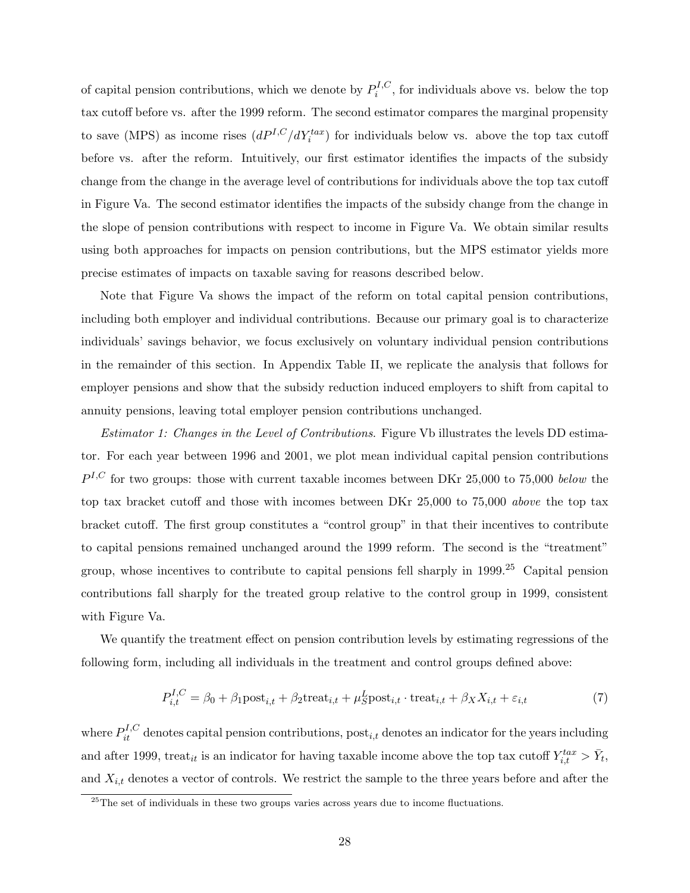of capital pension contributions, which we denote by $P_i^{I,C}$, for individuals above vs. below the top tax cutoff before vs. after the 1999 reform. The second estimator compares the marginal propensity to save (MPS) as income rises ($dP^{I,C}/dY_i^{tax}$) for individuals below vs. above the top tax cutoff before vs. after the reform. Intuitively, our first estimator identifies the impacts of the subsidy change from the change in the average level of contributions for individuals above the top tax cutoff in Figure Va. The second estimator identifies the impacts of the subsidy change from the change in the slope of pension contributions with respect to income in Figure Va. We obtain similar results using both approaches for impacts on pension contributions, but the MPS estimator yields more precise estimates of impacts on taxable saving for reasons described below.

Note that Figure Va shows the impact of the reform on total capital pension contributions, including both employer and individual contributions. Because our primary goal is to characterize individuals' savings behavior, we focus exclusively on voluntary individual pension contributions in the remainder of this section. In Appendix Table II, we replicate the analysis that follows for employer pensions and show that the subsidy reduction induced employers to shift from capital to annuity pensions, leaving total employer pension contributions unchanged.

*Estimator 1: Changes in the Level of Contributions.* Figure Vb illustrates the levels DD estimator. For each year between 1996 and 2001, we plot mean individual capital pension contributions $P^{I,C}$ for two groups: those with current taxable incomes between DKr 25,000 to 75,000 *below* the top tax bracket cutoff and those with incomes between DKr 25,000 to 75,000 *above* the top tax bracket cutoff. The first group constitutes a "control group" in that their incentives to contribute to capital pensions remained unchanged around the 1999 reform. The second is the "treatment" group, whose incentives to contribute to capital pensions fell sharply in 1999.[25] Capital pension contributions fall sharply for the treated group relative to the control group in 1999, consistent with Figure Va.

We quantify the treatment effect on pension contribution levels by estimating regressions of the following form, including all individuals in the treatment and control groups defined above:

$$P_{i,t}^{I,C} = \beta_0 + \beta_1 \text{post}_{i,t} + \beta_2 \text{treat}_{i,t} + \mu_S^L \text{post}_{i,t} \cdot \text{treat}_{i,t} + \beta_X X_{i,t} + \varepsilon_{i,t} \tag{7}$$

where $P_{it}^{I,C}$ denotes capital pension contributions, $\text{post}_{i,t}$ denotes an indicator for the years including and after 1999, $\text{treat}_{it}$ is an indicator for having taxable income above the top tax cutoff $Y_{i,t}^{tax} > \bar{Y}_t$, and $X_{i,t}$ denotes a vector of controls. We restrict the sample to the three years before and after the

[25] The set of individuals in these two groups varies across years due to income fluctuations.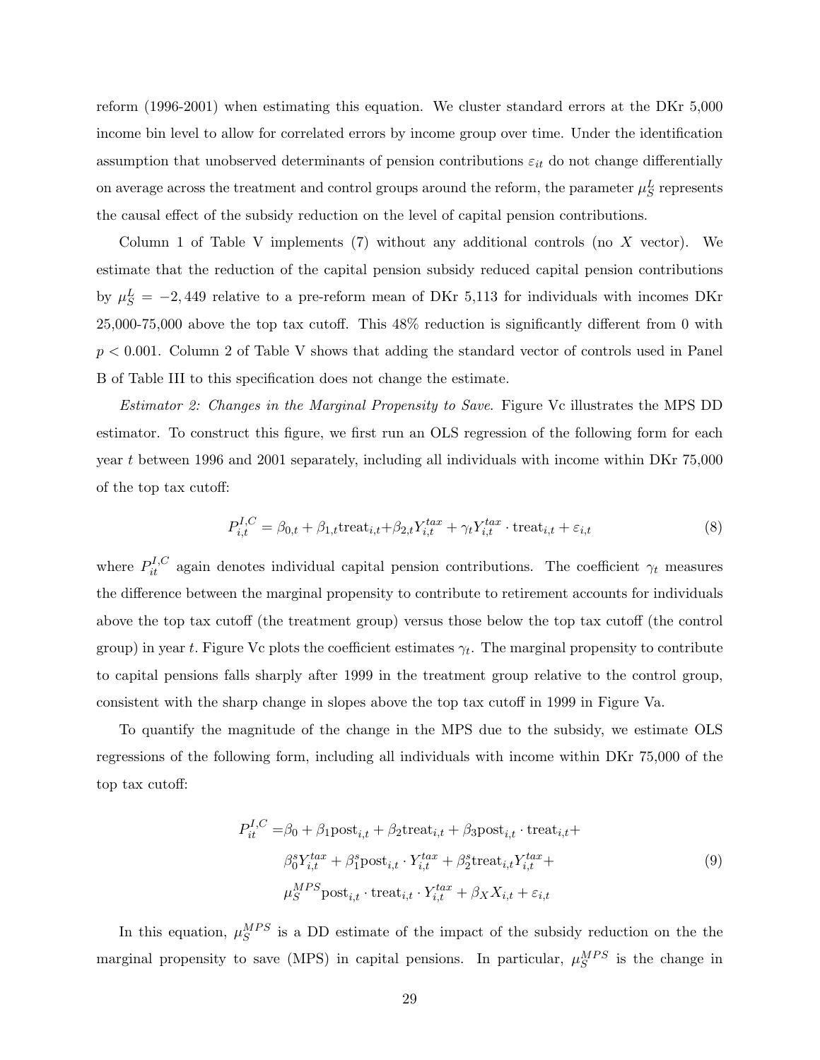reform (1996-2001) when estimating this equation. We cluster standard errors at the DKr 5,000 income bin level to allow for correlated errors by income group over time. Under the identification assumption that unobserved determinants of pension contributions $\varepsilon_{it}$ do not change differentially on average across the treatment and control groups around the reform, the parameter $\mu_S^L$ represents the causal effect of the subsidy reduction on the level of capital pension contributions.

Column 1 of Table V implements (7) without any additional controls (no $X$ vector). We estimate that the reduction of the capital pension subsidy reduced capital pension contributions by $\mu_S^L = -2,449$ relative to a pre-reform mean of DKr 5,113 for individuals with incomes DKr 25,000-75,000 above the top tax cutoff. This 48% reduction is significantly different from 0 with $p < 0.001$. Column 2 of Table V shows that adding the standard vector of controls used in Panel B of Table III to this specification does not change the estimate.

*Estimator 2: Changes in the Marginal Propensity to Save*. Figure Vc illustrates the MPS DD estimator. To construct this figure, we first run an OLS regression of the following form for each year $t$ between 1996 and 2001 separately, including all individuals with income within DKr 75,000 of the top tax cutoff:

$$P_{i,t}^{I,C} = \beta_{0,t} + \beta_{1,t}\text{treat}_{i,t} + \beta_{2,t}Y_{i,t}^{tax} + \gamma_t Y_{i,t}^{tax} \cdot \text{treat}_{i,t} + \varepsilon_{i,t} \tag{8}$$

where $P_{it}^{I,C}$ again denotes individual capital pension contributions. The coefficient $\gamma_t$ measures the difference between the marginal propensity to contribute to retirement accounts for individuals above the top tax cutoff (the treatment group) versus those below the top tax cutoff (the control group) in year $t$. Figure Vc plots the coefficient estimates $\gamma_t$. The marginal propensity to contribute to capital pensions falls sharply after 1999 in the treatment group relative to the control group, consistent with the sharp change in slopes above the top tax cutoff in 1999 in Figure Va.

To quantify the magnitude of the change in the MPS due to the subsidy, we estimate OLS regressions of the following form, including all individuals with income within DKr 75,000 of the top tax cutoff:

$$\begin{aligned} P_{it}^{I,C} = &\beta_0 + \beta_1\text{post}_{i,t} + \beta_2\text{treat}_{i,t} + \beta_3\text{post}_{i,t} \cdot \text{treat}_{i,t} + \\ &\beta_0^s Y_{i,t}^{tax} + \beta_1^s\text{post}_{i,t} \cdot Y_{i,t}^{tax} + \beta_2^s\text{treat}_{i,t}Y_{i,t}^{tax} + \\ &\mu_S^{MPS}\text{post}_{i,t} \cdot \text{treat}_{i,t} \cdot Y_{i,t}^{tax} + \beta_X X_{i,t} + \varepsilon_{i,t} \end{aligned} \tag{9}$$

In this equation, $\mu_S^{MPS}$ is a DD estimate of the impact of the subsidy reduction on the the marginal propensity to save (MPS) in capital pensions. In particular, $\mu_S^{MPS}$ is the change in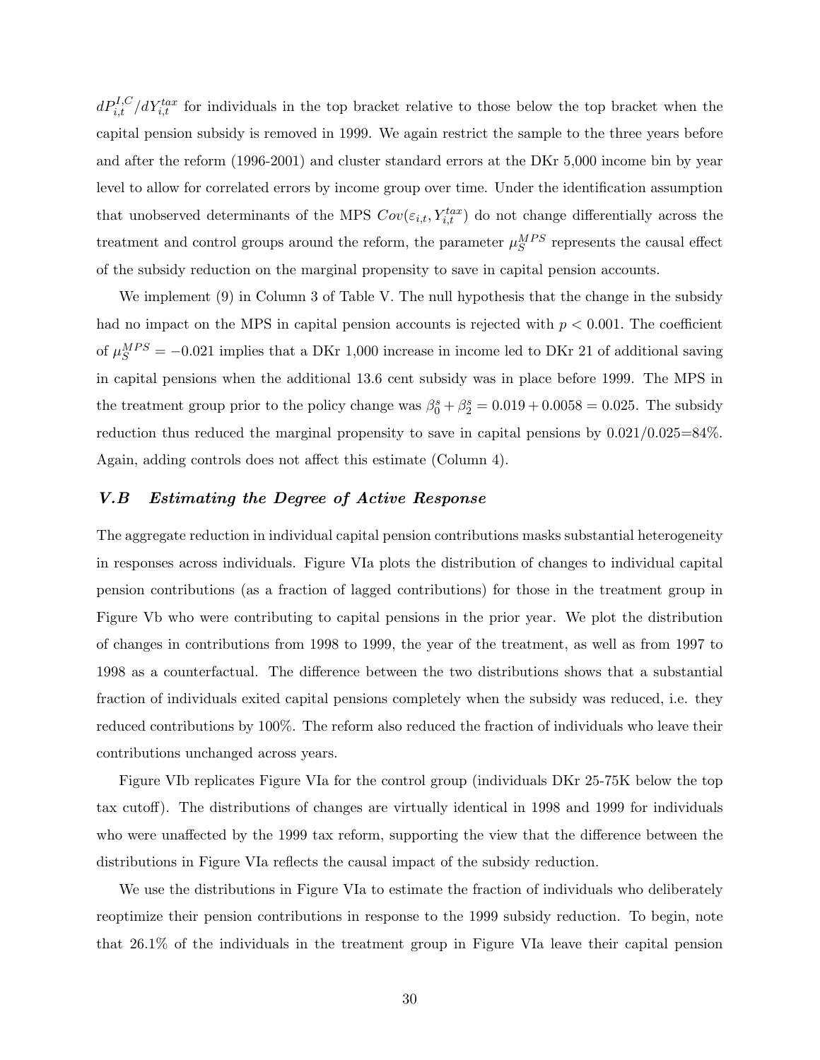$dP_{i,t}^{I,C}/dY_{i,t}^{tax}$ for individuals in the top bracket relative to those below the top bracket when the capital pension subsidy is removed in 1999. We again restrict the sample to the three years before and after the reform (1996-2001) and cluster standard errors at the DKr 5,000 income bin by year level to allow for correlated errors by income group over time. Under the identification assumption that unobserved determinants of the MPS $Cov(\varepsilon_{i,t}, Y_{i,t}^{tax})$ do not change differentially across the treatment and control groups around the reform, the parameter $\mu_S^{MPS}$ represents the causal effect of the subsidy reduction on the marginal propensity to save in capital pension accounts.

We implement (9) in Column 3 of Table V. The null hypothesis that the change in the subsidy had no impact on the MPS in capital pension accounts is rejected with $p < 0.001$. The coefficient of $\mu_S^{MPS} = -0.021$ implies that a DKr 1,000 increase in income led to DKr 21 of additional saving in capital pensions when the additional 13.6 cent subsidy was in place before 1999. The MPS in the treatment group prior to the policy change was $\beta_0^s + \beta_2^s = 0.019 + 0.0058 = 0.025$. The subsidy reduction thus reduced the marginal propensity to save in capital pensions by 0.021/0.025=84%. Again, adding controls does not affect this estimate (Column 4).

### *V.B Estimating the Degree of Active Response*

The aggregate reduction in individual capital pension contributions masks substantial heterogeneity in responses across individuals. Figure VIa plots the distribution of changes to individual capital pension contributions (as a fraction of lagged contributions) for those in the treatment group in Figure Vb who were contributing to capital pensions in the prior year. We plot the distribution of changes in contributions from 1998 to 1999, the year of the treatment, as well as from 1997 to 1998 as a counterfactual. The difference between the two distributions shows that a substantial fraction of individuals exited capital pensions completely when the subsidy was reduced, i.e. they reduced contributions by 100%. The reform also reduced the fraction of individuals who leave their contributions unchanged across years.

Figure VIb replicates Figure VIa for the control group (individuals DKr 25-75K below the top tax cutoff). The distributions of changes are virtually identical in 1998 and 1999 for individuals who were unaffected by the 1999 tax reform, supporting the view that the difference between the distributions in Figure VIa reflects the causal impact of the subsidy reduction.

We use the distributions in Figure VIa to estimate the fraction of individuals who deliberately reoptimize their pension contributions in response to the 1999 subsidy reduction. To begin, note that 26.1% of the individuals in the treatment group in Figure VIa leave their capital pension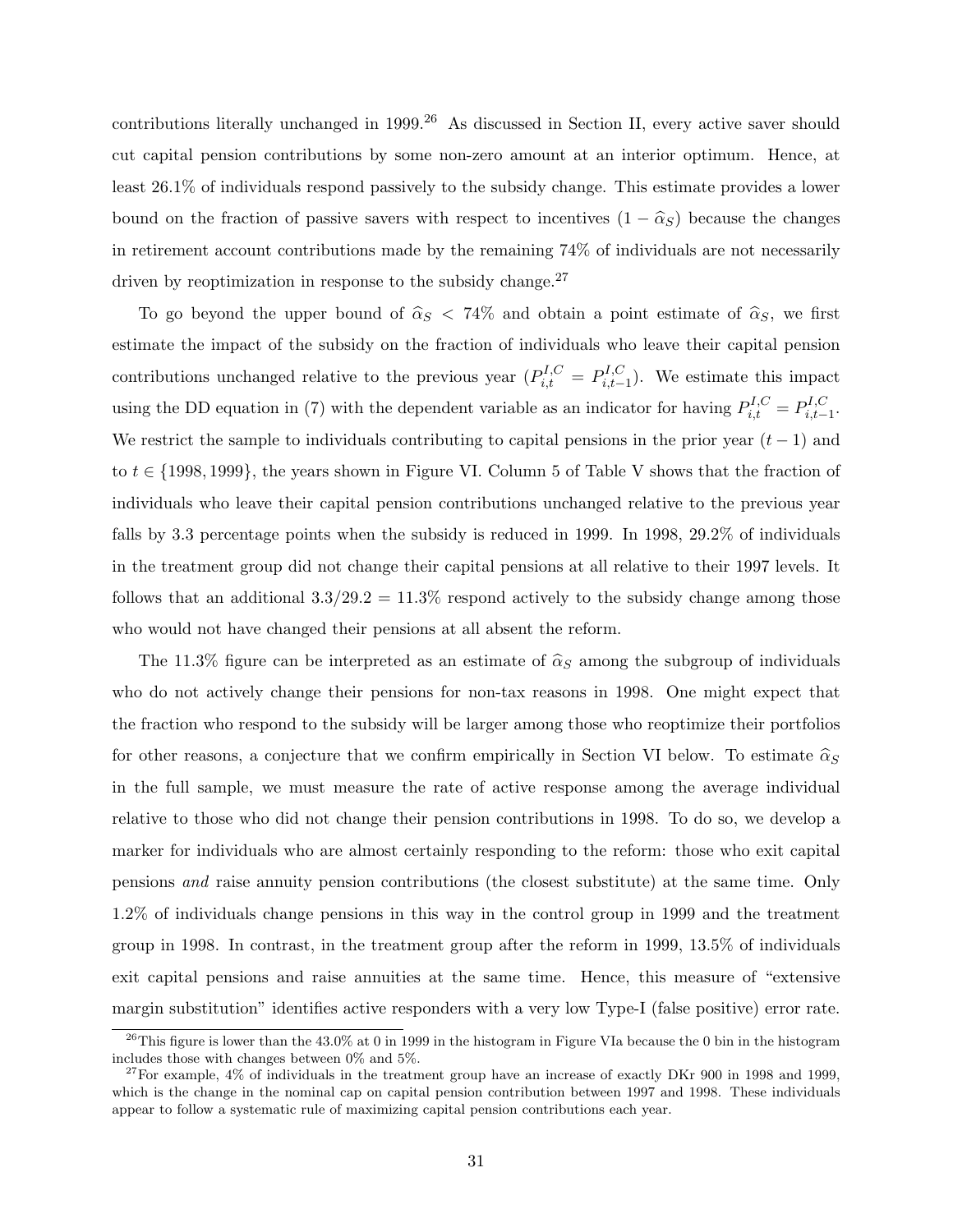contributions literally unchanged in 1999.[26] As discussed in Section II, every active saver should cut capital pension contributions by some non-zero amount at an interior optimum. Hence, at least 26.1% of individuals respond passively to the subsidy change. This estimate provides a lower bound on the fraction of passive savers with respect to incentives $(1 - \widehat{\alpha}_S)$ because the changes in retirement account contributions made by the remaining 74% of individuals are not necessarily driven by reoptimization in response to the subsidy change.[27]

To go beyond the upper bound of $\widehat{\alpha}_S < 74\%$ and obtain a point estimate of $\widehat{\alpha}_S$, we first estimate the impact of the subsidy on the fraction of individuals who leave their capital pension contributions unchanged relative to the previous year $(P^{I,C}_{i,t} = P^{I,C}_{i,t-1})$. We estimate this impact using the DD equation in (7) with the dependent variable as an indicator for having $P^{I,C}_{i,t} = P^{I,C}_{i,t-1}$. We restrict the sample to individuals contributing to capital pensions in the prior year $(t - 1)$ and to $t \in \{1998, 1999\}$, the years shown in Figure VI. Column 5 of Table V shows that the fraction of individuals who leave their capital pension contributions unchanged relative to the previous year falls by 3.3 percentage points when the subsidy is reduced in 1999. In 1998, 29.2% of individuals in the treatment group did not change their capital pensions at all relative to their 1997 levels. It follows that an additional $3.3/29.2 = 11.3\%$ respond actively to the subsidy change among those who would not have changed their pensions at all absent the reform.

The 11.3% figure can be interpreted as an estimate of $\widehat{\alpha}_S$ among the subgroup of individuals who do not actively change their pensions for non-tax reasons in 1998. One might expect that the fraction who respond to the subsidy will be larger among those who reoptimize their portfolios for other reasons, a conjecture that we confirm empirically in Section VI below. To estimate $\widehat{\alpha}_S$ in the full sample, we must measure the rate of active response among the average individual relative to those who did not change their pension contributions in 1998. To do so, we develop a marker for individuals who are almost certainly responding to the reform: those who exit capital pensions *and* raise annuity pension contributions (the closest substitute) at the same time. Only 1.2% of individuals change pensions in this way in the control group in 1999 and the treatment group in 1998. In contrast, in the treatment group after the reform in 1999, 13.5% of individuals exit capital pensions and raise annuities at the same time. Hence, this measure of "extensive margin substitution" identifies active responders with a very low Type-I (false positive) error rate.

[26] This figure is lower than the 43.0% at 0 in 1999 in the histogram in Figure VIa because the 0 bin in the histogram includes those with changes between 0% and 5%.

[27] For example, 4% of individuals in the treatment group have an increase of exactly DKr 900 in 1998 and 1999, which is the change in the nominal cap on capital pension contribution between 1997 and 1998. These individuals appear to follow a systematic rule of maximizing capital pension contributions each year.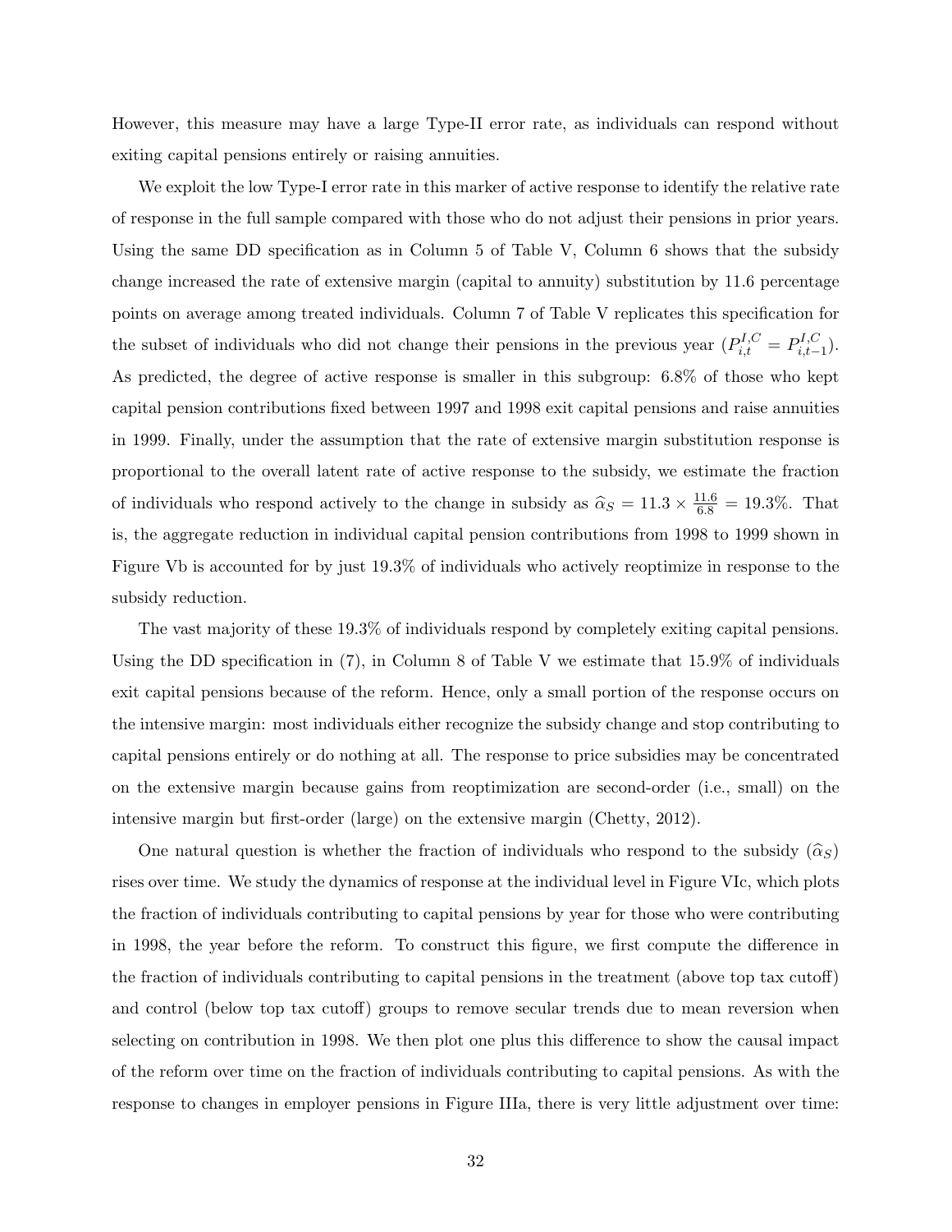However, this measure may have a large Type-II error rate, as individuals can respond without exiting capital pensions entirely or raising annuities.

We exploit the low Type-I error rate in this marker of active response to identify the relative rate of response in the full sample compared with those who do not adjust their pensions in prior years. Using the same DD specification as in Column 5 of Table V, Column 6 shows that the subsidy change increased the rate of extensive margin (capital to annuity) substitution by 11.6 percentage points on average among treated individuals. Column 7 of Table V replicates this specification for the subset of individuals who did not change their pensions in the previous year ($P^{I,C}_{i,t} = P^{I,C}_{i,t-1}$). As predicted, the degree of active response is smaller in this subgroup: 6.8% of those who kept capital pension contributions fixed between 1997 and 1998 exit capital pensions and raise annuities in 1999. Finally, under the assumption that the rate of extensive margin substitution response is proportional to the overall latent rate of active response to the subsidy, we estimate the fraction of individuals who respond actively to the change in subsidy as $\widehat{\alpha}_S = 11.3 \times \frac{11.6}{6.8} = 19.3\%$. That is, the aggregate reduction in individual capital pension contributions from 1998 to 1999 shown in Figure Vb is accounted for by just 19.3% of individuals who actively reoptimize in response to the subsidy reduction.

The vast majority of these 19.3% of individuals respond by completely exiting capital pensions. Using the DD specification in (7), in Column 8 of Table V we estimate that 15.9% of individuals exit capital pensions because of the reform. Hence, only a small portion of the response occurs on the intensive margin: most individuals either recognize the subsidy change and stop contributing to capital pensions entirely or do nothing at all. The response to price subsidies may be concentrated on the extensive margin because gains from reoptimization are second-order (i.e., small) on the intensive margin but first-order (large) on the extensive margin (Chetty, 2012).

One natural question is whether the fraction of individuals who respond to the subsidy ($\widehat{\alpha}_S$) rises over time. We study the dynamics of response at the individual level in Figure VIc, which plots the fraction of individuals contributing to capital pensions by year for those who were contributing in 1998, the year before the reform. To construct this figure, we first compute the difference in the fraction of individuals contributing to capital pensions in the treatment (above top tax cutoff) and control (below top tax cutoff) groups to remove secular trends due to mean reversion when selecting on contribution in 1998. We then plot one plus this difference to show the causal impact of the reform over time on the fraction of individuals contributing to capital pensions. As with the response to changes in employer pensions in Figure IIIa, there is very little adjustment over time: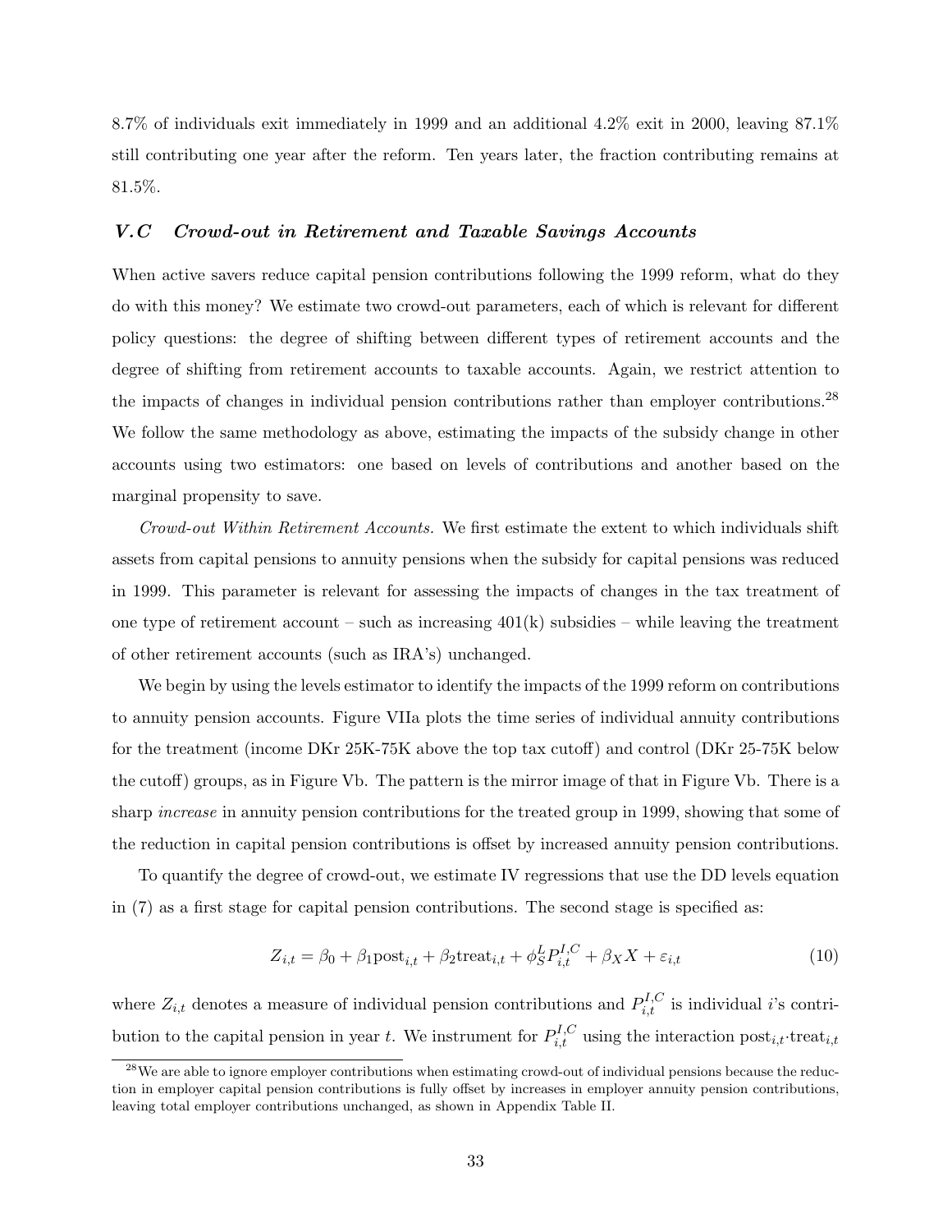8.7% of individuals exit immediately in 1999 and an additional 4.2% exit in 2000, leaving 87.1% still contributing one year after the reform. Ten years later, the fraction contributing remains at 81.5%.

### *V.C Crowd-out in Retirement and Taxable Savings Accounts*

When active savers reduce capital pension contributions following the 1999 reform, what do they do with this money? We estimate two crowd-out parameters, each of which is relevant for different policy questions: the degree of shifting between different types of retirement accounts and the degree of shifting from retirement accounts to taxable accounts. Again, we restrict attention to the impacts of changes in individual pension contributions rather than employer contributions.[28] We follow the same methodology as above, estimating the impacts of the subsidy change in other accounts using two estimators: one based on levels of contributions and another based on the marginal propensity to save.

*Crowd-out Within Retirement Accounts.* We first estimate the extent to which individuals shift assets from capital pensions to annuity pensions when the subsidy for capital pensions was reduced in 1999. This parameter is relevant for assessing the impacts of changes in the tax treatment of one type of retirement account – such as increasing 401(k) subsidies – while leaving the treatment of other retirement accounts (such as IRA's) unchanged.

We begin by using the levels estimator to identify the impacts of the 1999 reform on contributions to annuity pension accounts. Figure VIIa plots the time series of individual annuity contributions for the treatment (income DKr 25K-75K above the top tax cutoff) and control (DKr 25-75K below the cutoff) groups, as in Figure Vb. The pattern is the mirror image of that in Figure Vb. There is a sharp *increase* in annuity pension contributions for the treated group in 1999, showing that some of the reduction in capital pension contributions is offset by increased annuity pension contributions.

To quantify the degree of crowd-out, we estimate IV regressions that use the DD levels equation in (7) as a first stage for capital pension contributions. The second stage is specified as:

$$Z_{i,t} = \beta_0 + \beta_1 \text{post}_{i,t} + \beta_2 \text{treat}_{i,t} + \phi_S^L P_{i,t}^{I,C} + \beta_X X + \varepsilon_{i,t} \tag{10}$$

where $Z_{i,t}$ denotes a measure of individual pension contributions and $P_{i,t}^{I,C}$ is individual $i$'s contribution to the capital pension in year $t$. We instrument for $P_{i,t}^{I,C}$ using the interaction $\text{post}_{i,t} \cdot \text{treat}_{i,t}$

[28] We are able to ignore employer contributions when estimating crowd-out of individual pensions because the reduction in employer capital pension contributions is fully offset by increases in employer annuity pension contributions, leaving total employer contributions unchanged, as shown in Appendix Table II.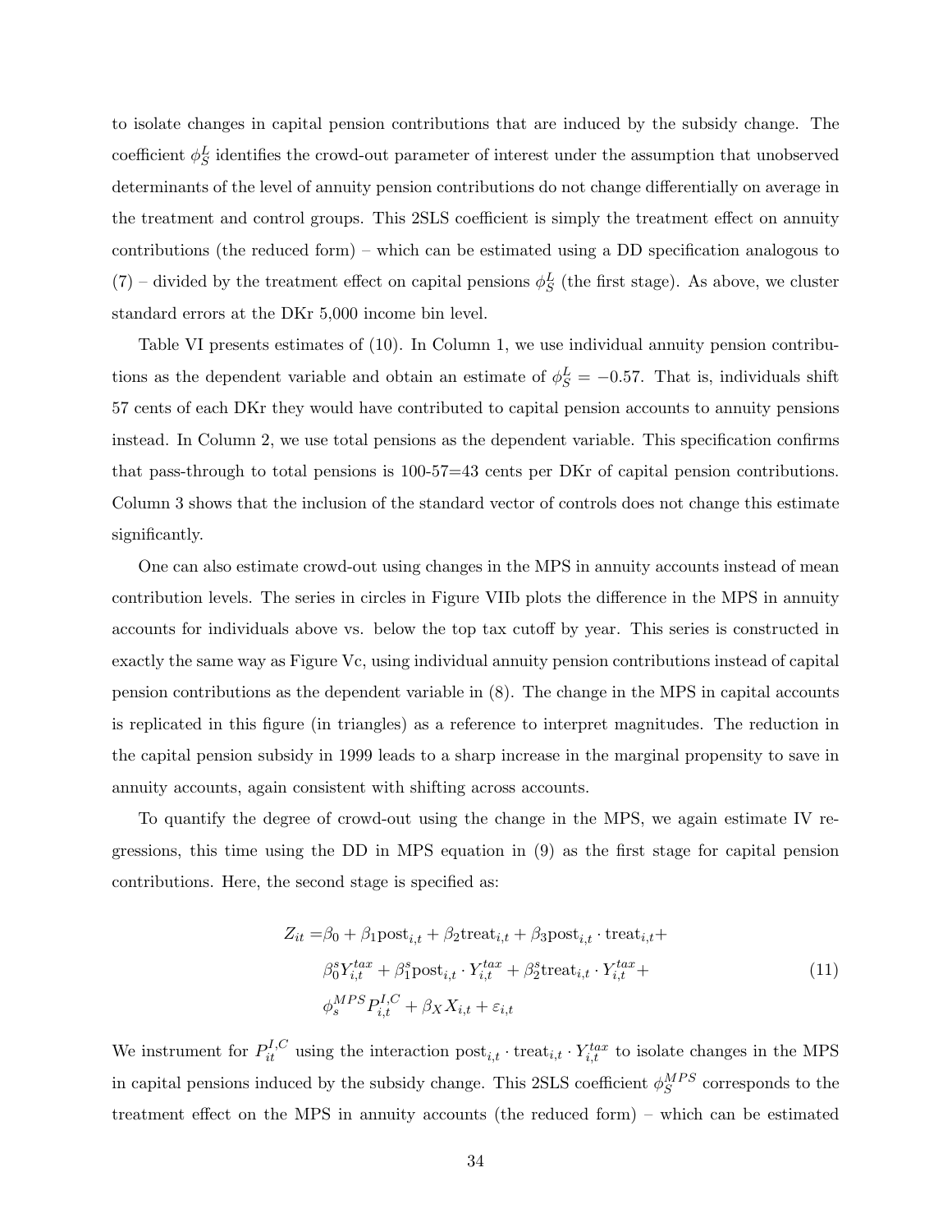to isolate changes in capital pension contributions that are induced by the subsidy change. The coefficient $\phi_S^L$ identifies the crowd-out parameter of interest under the assumption that unobserved determinants of the level of annuity pension contributions do not change differentially on average in the treatment and control groups. This 2SLS coefficient is simply the treatment effect on annuity contributions (the reduced form) – which can be estimated using a DD specification analogous to (7) – divided by the treatment effect on capital pensions $\phi_S^L$ (the first stage). As above, we cluster standard errors at the DKr 5,000 income bin level.

Table VI presents estimates of (10). In Column 1, we use individual annuity pension contributions as the dependent variable and obtain an estimate of $\phi_S^L = -0.57$. That is, individuals shift 57 cents of each DKr they would have contributed to capital pension accounts to annuity pensions instead. In Column 2, we use total pensions as the dependent variable. This specification confirms that pass-through to total pensions is 100-57=43 cents per DKr of capital pension contributions. Column 3 shows that the inclusion of the standard vector of controls does not change this estimate significantly.

One can also estimate crowd-out using changes in the MPS in annuity accounts instead of mean contribution levels. The series in circles in Figure VIIb plots the difference in the MPS in annuity accounts for individuals above vs. below the top tax cutoff by year. This series is constructed in exactly the same way as Figure Vc, using individual annuity pension contributions instead of capital pension contributions as the dependent variable in (8). The change in the MPS in capital accounts is replicated in this figure (in triangles) as a reference to interpret magnitudes. The reduction in the capital pension subsidy in 1999 leads to a sharp increase in the marginal propensity to save in annuity accounts, again consistent with shifting across accounts.

To quantify the degree of crowd-out using the change in the MPS, we again estimate IV regressions, this time using the DD in MPS equation in (9) as the first stage for capital pension contributions. Here, the second stage is specified as:

$$
\begin{aligned}
Z_{it} =& \beta_0 + \beta_1 \text{post}_{i,t} + \beta_2 \text{treat}_{i,t} + \beta_3 \text{post}_{i,t} \cdot \text{treat}_{i,t} + \\
& \beta_0^s Y_{i,t}^{tax} + \beta_1^s \text{post}_{i,t} \cdot Y_{i,t}^{tax} + \beta_2^s \text{treat}_{i,t} \cdot Y_{i,t}^{tax} + \\
& \phi_s^{MPS} P_{i,t}^{I,C} + \beta_X X_{i,t} + \varepsilon_{i,t}
\end{aligned}
\tag{11}
$$

We instrument for $P_{it}^{I,C}$ using the interaction $\text{post}_{i,t} \cdot \text{treat}_{i,t} \cdot Y_{i,t}^{tax}$ to isolate changes in the MPS in capital pensions induced by the subsidy change. This 2SLS coefficient $\phi_S^{MPS}$ corresponds to the treatment effect on the MPS in annuity accounts (the reduced form) – which can be estimated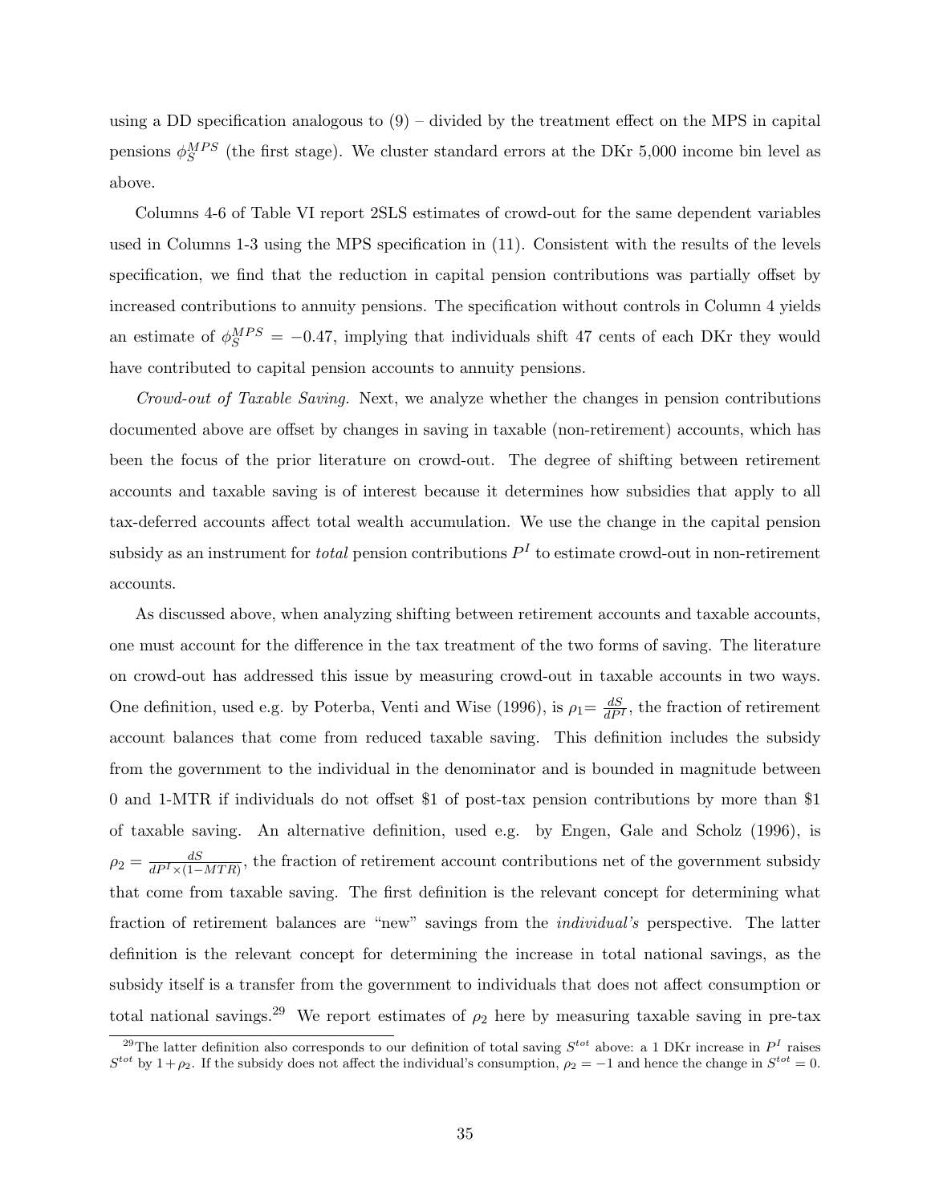using a DD specification analogous to (9) – divided by the treatment effect on the MPS in capital pensions $\phi_S^{MPS}$ (the first stage). We cluster standard errors at the DKr 5,000 income bin level as above.

Columns 4-6 of Table VI report 2SLS estimates of crowd-out for the same dependent variables used in Columns 1-3 using the MPS specification in (11). Consistent with the results of the levels specification, we find that the reduction in capital pension contributions was partially offset by increased contributions to annuity pensions. The specification without controls in Column 4 yields an estimate of $\phi_S^{MPS} = -0.47$, implying that individuals shift 47 cents of each DKr they would have contributed to capital pension accounts to annuity pensions.

*Crowd-out of Taxable Saving.* Next, we analyze whether the changes in pension contributions documented above are offset by changes in saving in taxable (non-retirement) accounts, which has been the focus of the prior literature on crowd-out. The degree of shifting between retirement accounts and taxable saving is of interest because it determines how subsidies that apply to all tax-deferred accounts affect total wealth accumulation. We use the change in the capital pension subsidy as an instrument for *total* pension contributions $P^I$ to estimate crowd-out in non-retirement accounts.

As discussed above, when analyzing shifting between retirement accounts and taxable accounts, one must account for the difference in the tax treatment of the two forms of saving. The literature on crowd-out has addressed this issue by measuring crowd-out in taxable accounts in two ways. One definition, used e.g. by Poterba, Venti and Wise (1996), is $\rho_1 = \frac{dS}{dP^I}$, the fraction of retirement account balances that come from reduced taxable saving. This definition includes the subsidy from the government to the individual in the denominator and is bounded in magnitude between 0 and 1-MTR if individuals do not offset \$1 of post-tax pension contributions by more than \$1 of taxable saving. An alternative definition, used e.g. by Engen, Gale and Scholz (1996), is $\rho_2 = \frac{dS}{dP^I \times (1-MTR)}$, the fraction of retirement account contributions net of the government subsidy that come from taxable saving. The first definition is the relevant concept for determining what fraction of retirement balances are "new" savings from the *individual's* perspective. The latter definition is the relevant concept for determining the increase in total national savings, as the subsidy itself is a transfer from the government to individuals that does not affect consumption or total national savings.[29] We report estimates of $\rho_2$ here by measuring taxable saving in pre-tax

[29] The latter definition also corresponds to our definition of total saving $S^{tot}$ above: a 1 DKr increase in $P^I$ raises $S^{tot}$ by $1 + \rho_2$. If the subsidy does not affect the individual's consumption, $\rho_2 = -1$ and hence the change in $S^{tot} = 0$.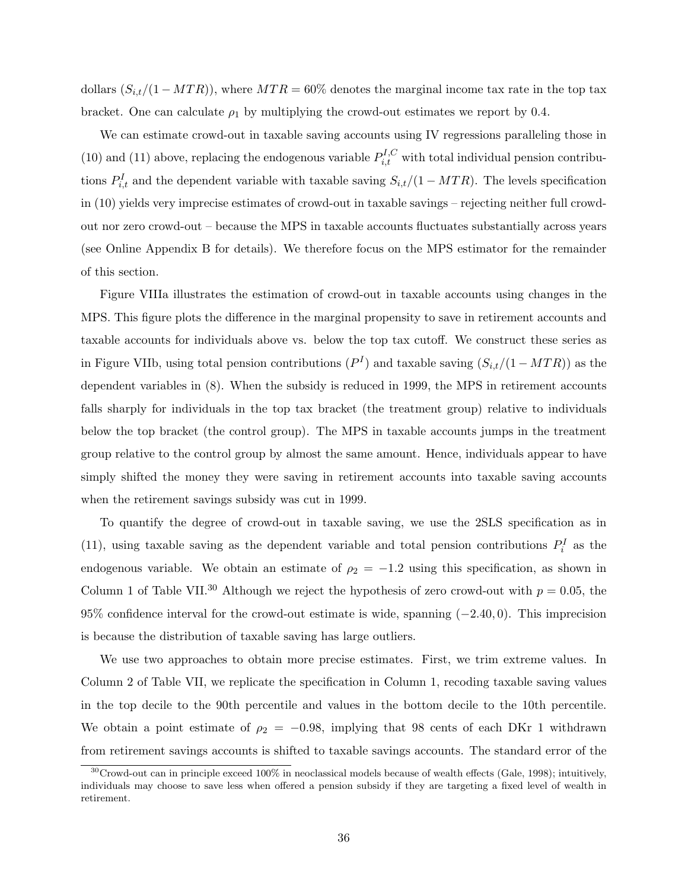dollars ($S_{i,t}/(1-MTR)$), where $MTR = 60\%$ denotes the marginal income tax rate in the top tax bracket. One can calculate $\rho_1$ by multiplying the crowd-out estimates we report by 0.4.

We can estimate crowd-out in taxable saving accounts using IV regressions paralleling those in (10) and (11) above, replacing the endogenous variable $P_{i,t}^{I,C}$ with total individual pension contributions $P_{i,t}^{I}$ and the dependent variable with taxable saving $S_{i,t}/(1-MTR)$. The levels specification in (10) yields very imprecise estimates of crowd-out in taxable savings – rejecting neither full crowd-out nor zero crowd-out – because the MPS in taxable accounts fluctuates substantially across years (see Online Appendix B for details). We therefore focus on the MPS estimator for the remainder of this section.

Figure VIIIa illustrates the estimation of crowd-out in taxable accounts using changes in the MPS. This figure plots the difference in the marginal propensity to save in retirement accounts and taxable accounts for individuals above vs. below the top tax cutoff. We construct these series as in Figure VIIb, using total pension contributions ($P^I$) and taxable saving ($S_{i,t}/(1-MTR)$) as the dependent variables in (8). When the subsidy is reduced in 1999, the MPS in retirement accounts falls sharply for individuals in the top tax bracket (the treatment group) relative to individuals below the top bracket (the control group). The MPS in taxable accounts jumps in the treatment group relative to the control group by almost the same amount. Hence, individuals appear to have simply shifted the money they were saving in retirement accounts into taxable saving accounts when the retirement savings subsidy was cut in 1999.

To quantify the degree of crowd-out in taxable saving, we use the 2SLS specification as in (11), using taxable saving as the dependent variable and total pension contributions $P_i^I$ as the endogenous variable. We obtain an estimate of $\rho_2 = -1.2$ using this specification, as shown in Column 1 of Table VII.[30] Although we reject the hypothesis of zero crowd-out with $p = 0.05$, the 95% confidence interval for the crowd-out estimate is wide, spanning $(-2.40, 0)$. This imprecision is because the distribution of taxable saving has large outliers.

We use two approaches to obtain more precise estimates. First, we trim extreme values. In Column 2 of Table VII, we replicate the specification in Column 1, recoding taxable saving values in the top decile to the 90th percentile and values in the bottom decile to the 10th percentile. We obtain a point estimate of $\rho_2 = -0.98$, implying that 98 cents of each DKr 1 withdrawn from retirement savings accounts is shifted to taxable savings accounts. The standard error of the

[30] Crowd-out can in principle exceed 100% in neoclassical models because of wealth effects (Gale, 1998); intuitively, individuals may choose to save less when offered a pension subsidy if they are targeting a fixed level of wealth in retirement.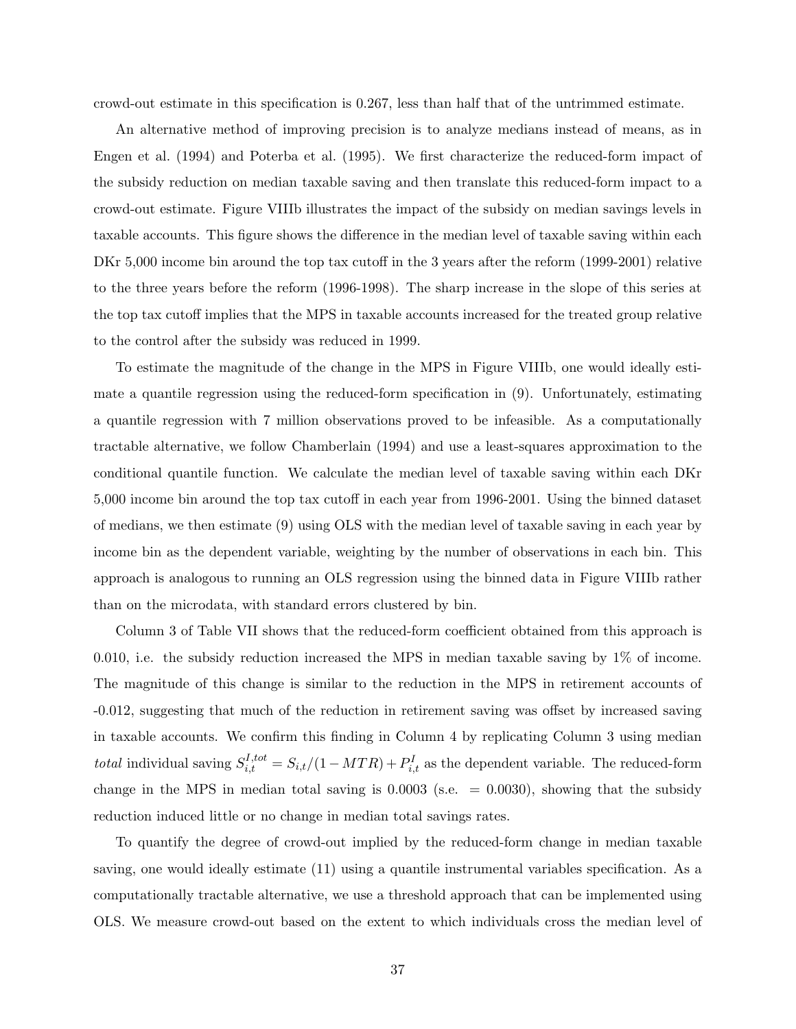crowd-out estimate in this specification is 0.267, less than half that of the untrimmed estimate.

An alternative method of improving precision is to analyze medians instead of means, as in Engen et al. (1994) and Poterba et al. (1995). We first characterize the reduced-form impact of the subsidy reduction on median taxable saving and then translate this reduced-form impact to a crowd-out estimate. Figure VIIIb illustrates the impact of the subsidy on median savings levels in taxable accounts. This figure shows the difference in the median level of taxable saving within each DKr 5,000 income bin around the top tax cutoff in the 3 years after the reform (1999-2001) relative to the three years before the reform (1996-1998). The sharp increase in the slope of this series at the top tax cutoff implies that the MPS in taxable accounts increased for the treated group relative to the control after the subsidy was reduced in 1999.

To estimate the magnitude of the change in the MPS in Figure VIIIb, one would ideally estimate a quantile regression using the reduced-form specification in (9). Unfortunately, estimating a quantile regression with 7 million observations proved to be infeasible. As a computationally tractable alternative, we follow Chamberlain (1994) and use a least-squares approximation to the conditional quantile function. We calculate the median level of taxable saving within each DKr 5,000 income bin around the top tax cutoff in each year from 1996-2001. Using the binned dataset of medians, we then estimate (9) using OLS with the median level of taxable saving in each year by income bin as the dependent variable, weighting by the number of observations in each bin. This approach is analogous to running an OLS regression using the binned data in Figure VIIIb rather than on the microdata, with standard errors clustered by bin.

Column 3 of Table VII shows that the reduced-form coefficient obtained from this approach is 0.010, i.e. the subsidy reduction increased the MPS in median taxable saving by 1% of income. The magnitude of this change is similar to the reduction in the MPS in retirement accounts of -0.012, suggesting that much of the reduction in retirement saving was offset by increased saving in taxable accounts. We confirm this finding in Column 4 by replicating Column 3 using median *total* individual saving $S_{i,t}^{I,tot} = S_{i,t}/(1-MTR) + P_{i,t}^{I}$ as the dependent variable. The reduced-form change in the MPS in median total saving is 0.0003 (s.e. $= 0.0030$), showing that the subsidy reduction induced little or no change in median total savings rates.

To quantify the degree of crowd-out implied by the reduced-form change in median taxable saving, one would ideally estimate (11) using a quantile instrumental variables specification. As a computationally tractable alternative, we use a threshold approach that can be implemented using OLS. We measure crowd-out based on the extent to which individuals cross the median level of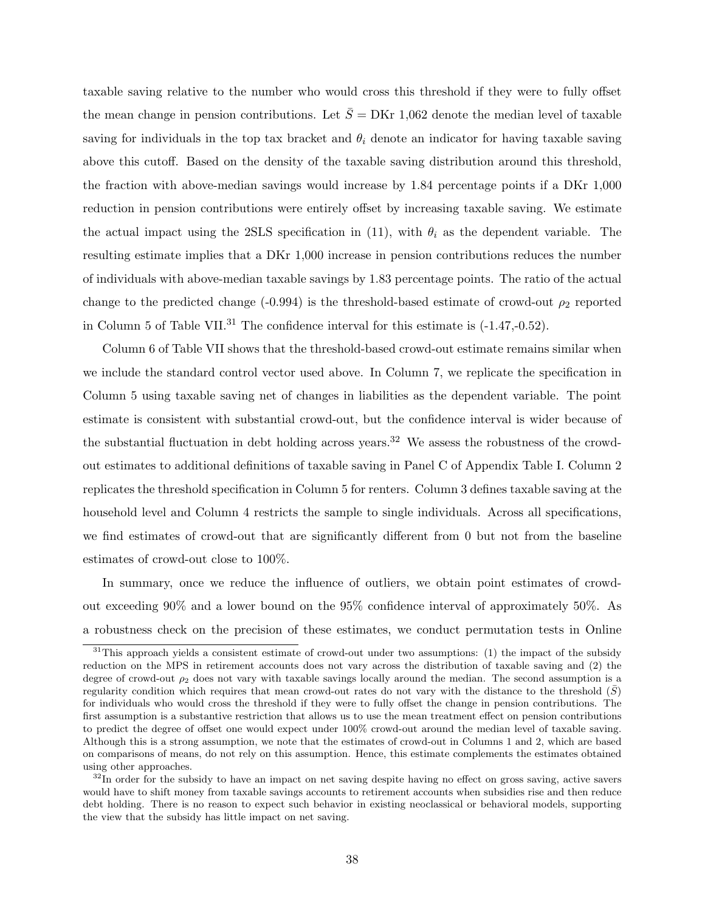taxable saving relative to the number who would cross this threshold if they were to fully offset the mean change in pension contributions. Let $\bar{S}$ = DKr 1,062 denote the median level of taxable saving for individuals in the top tax bracket and $\theta_i$ denote an indicator for having taxable saving above this cutoff. Based on the density of the taxable saving distribution around this threshold, the fraction with above-median savings would increase by 1.84 percentage points if a DKr 1,000 reduction in pension contributions were entirely offset by increasing taxable saving. We estimate the actual impact using the 2SLS specification in (11), with $\theta_i$ as the dependent variable. The resulting estimate implies that a DKr 1,000 increase in pension contributions reduces the number of individuals with above-median taxable savings by 1.83 percentage points. The ratio of the actual change to the predicted change (-0.994) is the threshold-based estimate of crowd-out $\rho_2$ reported in Column 5 of Table VII.[31] The confidence interval for this estimate is (-1.47,-0.52).

Column 6 of Table VII shows that the threshold-based crowd-out estimate remains similar when we include the standard control vector used above. In Column 7, we replicate the specification in Column 5 using taxable saving net of changes in liabilities as the dependent variable. The point estimate is consistent with substantial crowd-out, but the confidence interval is wider because of the substantial fluctuation in debt holding across years.[32] We assess the robustness of the crowd-out estimates to additional definitions of taxable saving in Panel C of Appendix Table I. Column 2 replicates the threshold specification in Column 5 for renters. Column 3 defines taxable saving at the household level and Column 4 restricts the sample to single individuals. Across all specifications, we find estimates of crowd-out that are significantly different from 0 but not from the baseline estimates of crowd-out close to 100%.

In summary, once we reduce the influence of outliers, we obtain point estimates of crowd-out exceeding 90% and a lower bound on the 95% confidence interval of approximately 50%. As a robustness check on the precision of these estimates, we conduct permutation tests in Online

[31]This approach yields a consistent estimate of crowd-out under two assumptions: (1) the impact of the subsidy reduction on the MPS in retirement accounts does not vary across the distribution of taxable saving and (2) the degree of crowd-out $\rho_2$ does not vary with taxable savings locally around the median. The second assumption is a regularity condition which requires that mean crowd-out rates do not vary with the distance to the threshold ($\bar{S}$) for individuals who would cross the threshold if they were to fully offset the change in pension contributions. The first assumption is a substantive restriction that allows us to use the mean treatment effect on pension contributions to predict the degree of offset one would expect under 100% crowd-out around the median level of taxable saving. Although this is a strong assumption, we note that the estimates of crowd-out in Columns 1 and 2, which are based on comparisons of means, do not rely on this assumption. Hence, this estimate complements the estimates obtained using other approaches.

[32]In order for the subsidy to have an impact on net saving despite having no effect on gross saving, active savers would have to shift money from taxable savings accounts to retirement accounts when subsidies rise and then reduce debt holding. There is no reason to expect such behavior in existing neoclassical or behavioral models, supporting the view that the subsidy has little impact on net saving.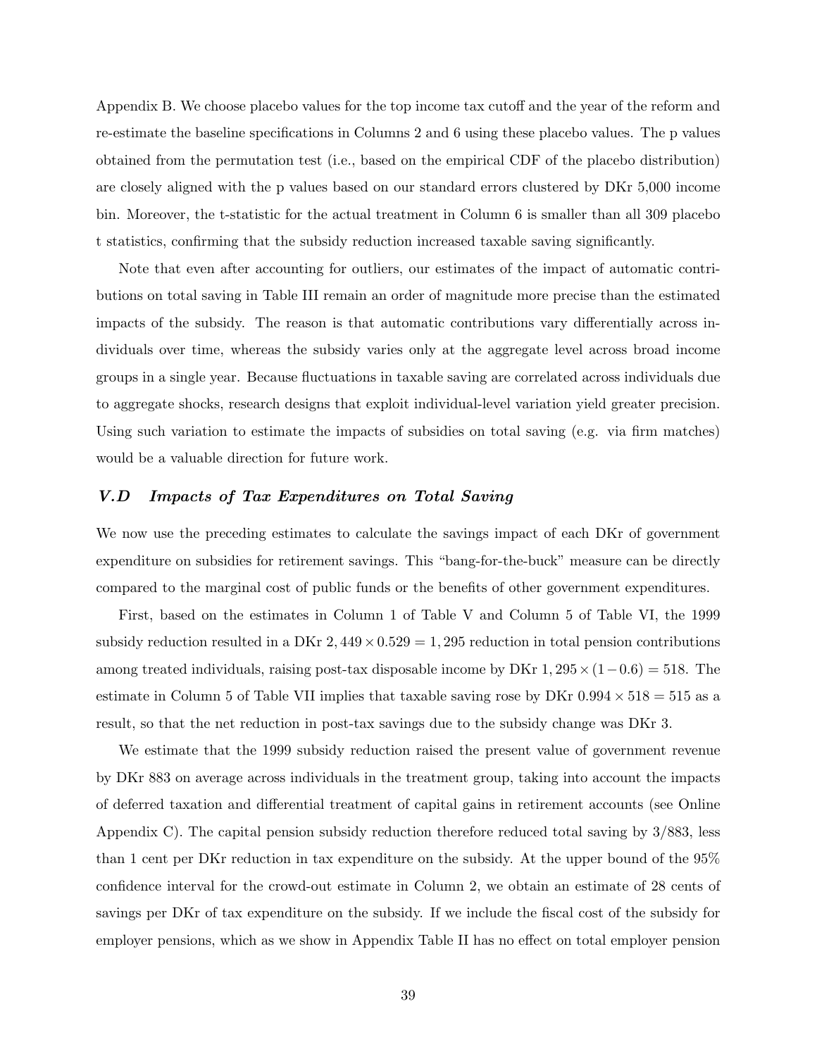Appendix B. We choose placebo values for the top income tax cutoff and the year of the reform and re-estimate the baseline specifications in Columns 2 and 6 using these placebo values. The p values obtained from the permutation test (i.e., based on the empirical CDF of the placebo distribution) are closely aligned with the p values based on our standard errors clustered by DKr 5,000 income bin. Moreover, the t-statistic for the actual treatment in Column 6 is smaller than all 309 placebo t statistics, confirming that the subsidy reduction increased taxable saving significantly.

Note that even after accounting for outliers, our estimates of the impact of automatic contributions on total saving in Table III remain an order of magnitude more precise than the estimated impacts of the subsidy. The reason is that automatic contributions vary differentially across individuals over time, whereas the subsidy varies only at the aggregate level across broad income groups in a single year. Because fluctuations in taxable saving are correlated across individuals due to aggregate shocks, research designs that exploit individual-level variation yield greater precision. Using such variation to estimate the impacts of subsidies on total saving (e.g. via firm matches) would be a valuable direction for future work.

### *V.D Impacts of Tax Expenditures on Total Saving*

We now use the preceding estimates to calculate the savings impact of each DKr of government expenditure on subsidies for retirement savings. This "bang-for-the-buck" measure can be directly compared to the marginal cost of public funds or the benefits of other government expenditures.

First, based on the estimates in Column 1 of Table V and Column 5 of Table VI, the 1999 subsidy reduction resulted in a DKr $2,449 \times 0.529 = 1,295$ reduction in total pension contributions among treated individuals, raising post-tax disposable income by DKr $1,295 \times (1 - 0.6) = 518$. The estimate in Column 5 of Table VII implies that taxable saving rose by DKr $0.994 \times 518 = 515$ as a result, so that the net reduction in post-tax savings due to the subsidy change was DKr 3.

We estimate that the 1999 subsidy reduction raised the present value of government revenue by DKr 883 on average across individuals in the treatment group, taking into account the impacts of deferred taxation and differential treatment of capital gains in retirement accounts (see Online Appendix C). The capital pension subsidy reduction therefore reduced total saving by 3/883, less than 1 cent per DKr reduction in tax expenditure on the subsidy. At the upper bound of the 95% confidence interval for the crowd-out estimate in Column 2, we obtain an estimate of 28 cents of savings per DKr of tax expenditure on the subsidy. If we include the fiscal cost of the subsidy for employer pensions, which as we show in Appendix Table II has no effect on total employer pension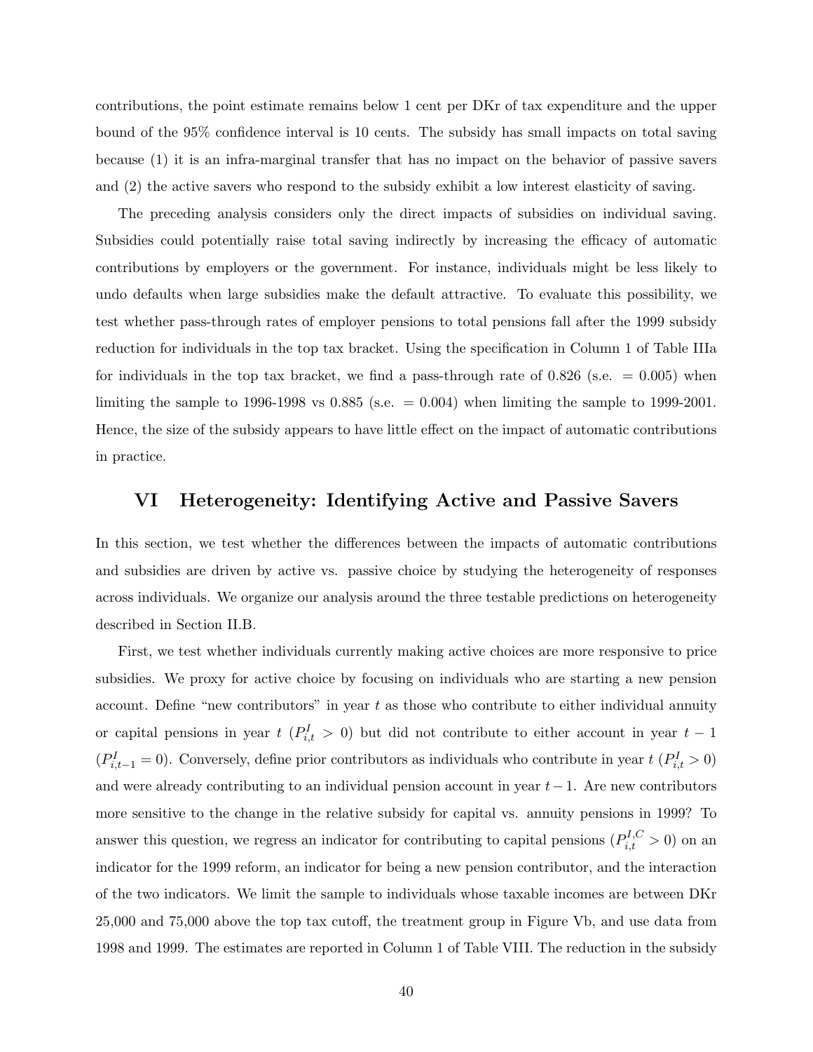contributions, the point estimate remains below 1 cent per DKr of tax expenditure and the upper bound of the 95% confidence interval is 10 cents. The subsidy has small impacts on total saving because (1) it is an infra-marginal transfer that has no impact on the behavior of passive savers and (2) the active savers who respond to the subsidy exhibit a low interest elasticity of saving.

The preceding analysis considers only the direct impacts of subsidies on individual saving. Subsidies could potentially raise total saving indirectly by increasing the efficacy of automatic contributions by employers or the government. For instance, individuals might be less likely to undo defaults when large subsidies make the default attractive. To evaluate this possibility, we test whether pass-through rates of employer pensions to total pensions fall after the 1999 subsidy reduction for individuals in the top tax bracket. Using the specification in Column 1 of Table IIIa for individuals in the top tax bracket, we find a pass-through rate of 0.826 (s.e. $= 0.005$) when limiting the sample to 1996-1998 vs 0.885 (s.e. $= 0.004$) when limiting the sample to 1999-2001. Hence, the size of the subsidy appears to have little effect on the impact of automatic contributions in practice.

## VI Heterogeneity: Identifying Active and Passive Savers

In this section, we test whether the differences between the impacts of automatic contributions and subsidies are driven by active vs. passive choice by studying the heterogeneity of responses across individuals. We organize our analysis around the three testable predictions on heterogeneity described in Section II.B.

First, we test whether individuals currently making active choices are more responsive to price subsidies. We proxy for active choice by focusing on individuals who are starting a new pension account. Define "new contributors" in year $t$ as those who contribute to either individual annuity or capital pensions in year $t$ ($P^I_{i,t} > 0$) but did not contribute to either account in year $t-1$ ($P^I_{i,t-1} = 0$). Conversely, define prior contributors as individuals who contribute in year $t$ ($P^I_{i,t} > 0$) and were already contributing to an individual pension account in year $t-1$. Are new contributors more sensitive to the change in the relative subsidy for capital vs. annuity pensions in 1999? To answer this question, we regress an indicator for contributing to capital pensions ($P^{I,C}_{i,t} > 0$) on an indicator for the 1999 reform, an indicator for being a new pension contributor, and the interaction of the two indicators. We limit the sample to individuals whose taxable incomes are between DKr 25,000 and 75,000 above the top tax cutoff, the treatment group in Figure Vb, and use data from 1998 and 1999. The estimates are reported in Column 1 of Table VIII. The reduction in the subsidy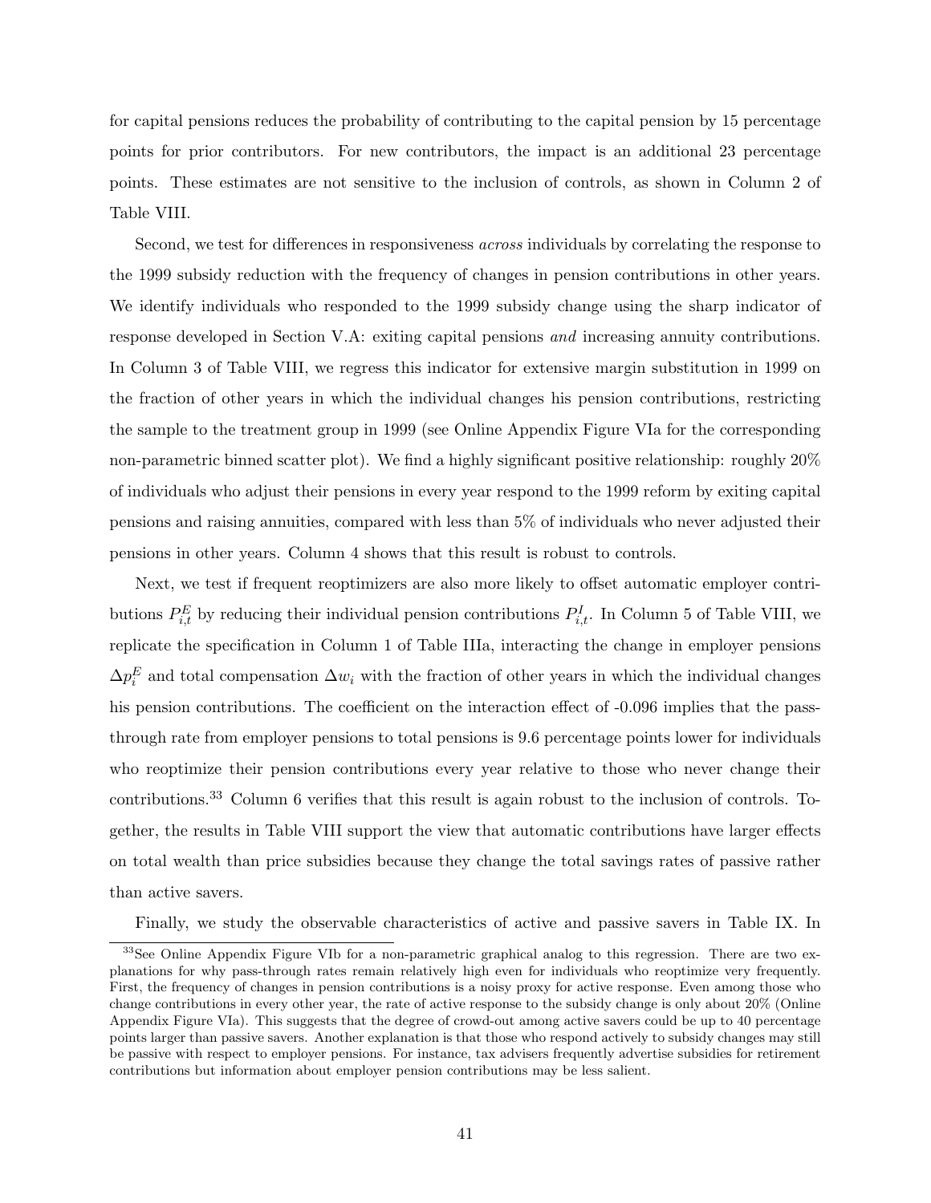for capital pensions reduces the probability of contributing to the capital pension by 15 percentage points for prior contributors. For new contributors, the impact is an additional 23 percentage points. These estimates are not sensitive to the inclusion of controls, as shown in Column 2 of Table VIII.

Second, we test for differences in responsiveness *across* individuals by correlating the response to the 1999 subsidy reduction with the frequency of changes in pension contributions in other years. We identify individuals who responded to the 1999 subsidy change using the sharp indicator of response developed in Section V.A: exiting capital pensions *and* increasing annuity contributions. In Column 3 of Table VIII, we regress this indicator for extensive margin substitution in 1999 on the fraction of other years in which the individual changes his pension contributions, restricting the sample to the treatment group in 1999 (see Online Appendix Figure VIa for the corresponding non-parametric binned scatter plot). We find a highly significant positive relationship: roughly 20% of individuals who adjust their pensions in every year respond to the 1999 reform by exiting capital pensions and raising annuities, compared with less than 5% of individuals who never adjusted their pensions in other years. Column 4 shows that this result is robust to controls.

Next, we test if frequent reoptimizers are also more likely to offset automatic employer contributions $P_{i,t}^E$ by reducing their individual pension contributions $P_{i,t}^I$. In Column 5 of Table VIII, we replicate the specification in Column 1 of Table IIIa, interacting the change in employer pensions $\Delta p_i^E$ and total compensation $\Delta w_i$ with the fraction of other years in which the individual changes his pension contributions. The coefficient on the interaction effect of -0.096 implies that the pass-through rate from employer pensions to total pensions is 9.6 percentage points lower for individuals who reoptimize their pension contributions every year relative to those who never change their contributions.[33] Column 6 verifies that this result is again robust to the inclusion of controls. Together, the results in Table VIII support the view that automatic contributions have larger effects on total wealth than price subsidies because they change the total savings rates of passive rather than active savers.

Finally, we study the observable characteristics of active and passive savers in Table IX. In

[33]See Online Appendix Figure VIb for a non-parametric graphical analog to this regression. There are two explanations for why pass-through rates remain relatively high even for individuals who reoptimize very frequently. First, the frequency of changes in pension contributions is a noisy proxy for active response. Even among those who change contributions in every other year, the rate of active response to the subsidy change is only about 20% (Online Appendix Figure VIa). This suggests that the degree of crowd-out among active savers could be up to 40 percentage points larger than passive savers. Another explanation is that those who respond actively to subsidy changes may still be passive with respect to employer pensions. For instance, tax advisers frequently advertise subsidies for retirement contributions but information about employer pension contributions may be less salient.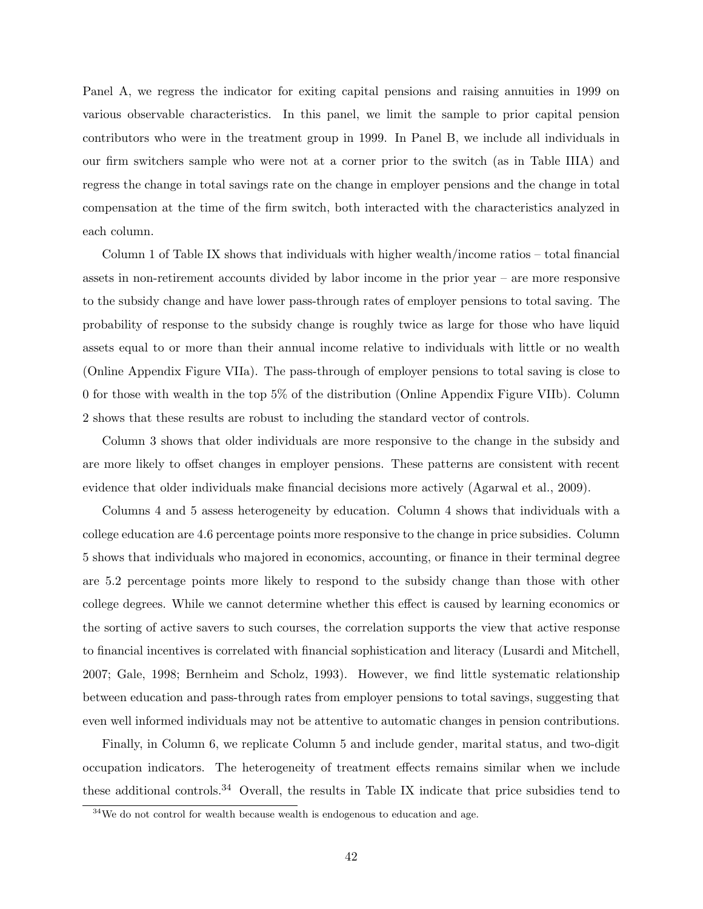Panel A, we regress the indicator for exiting capital pensions and raising annuities in 1999 on various observable characteristics. In this panel, we limit the sample to prior capital pension contributors who were in the treatment group in 1999. In Panel B, we include all individuals in our firm switchers sample who were not at a corner prior to the switch (as in Table IIIA) and regress the change in total savings rate on the change in employer pensions and the change in total compensation at the time of the firm switch, both interacted with the characteristics analyzed in each column.

Column 1 of Table IX shows that individuals with higher wealth/income ratios – total financial assets in non-retirement accounts divided by labor income in the prior year – are more responsive to the subsidy change and have lower pass-through rates of employer pensions to total saving. The probability of response to the subsidy change is roughly twice as large for those who have liquid assets equal to or more than their annual income relative to individuals with little or no wealth (Online Appendix Figure VIIa). The pass-through of employer pensions to total saving is close to 0 for those with wealth in the top 5% of the distribution (Online Appendix Figure VIIb). Column 2 shows that these results are robust to including the standard vector of controls.

Column 3 shows that older individuals are more responsive to the change in the subsidy and are more likely to offset changes in employer pensions. These patterns are consistent with recent evidence that older individuals make financial decisions more actively (Agarwal et al., 2009).

Columns 4 and 5 assess heterogeneity by education. Column 4 shows that individuals with a college education are 4.6 percentage points more responsive to the change in price subsidies. Column 5 shows that individuals who majored in economics, accounting, or finance in their terminal degree are 5.2 percentage points more likely to respond to the subsidy change than those with other college degrees. While we cannot determine whether this effect is caused by learning economics or the sorting of active savers to such courses, the correlation supports the view that active response to financial incentives is correlated with financial sophistication and literacy (Lusardi and Mitchell, 2007; Gale, 1998; Bernheim and Scholz, 1993). However, we find little systematic relationship between education and pass-through rates from employer pensions to total savings, suggesting that even well informed individuals may not be attentive to automatic changes in pension contributions.

Finally, in Column 6, we replicate Column 5 and include gender, marital status, and two-digit occupation indicators. The heterogeneity of treatment effects remains similar when we include these additional controls.[34] Overall, the results in Table IX indicate that price subsidies tend to

[34] We do not control for wealth because wealth is endogenous to education and age.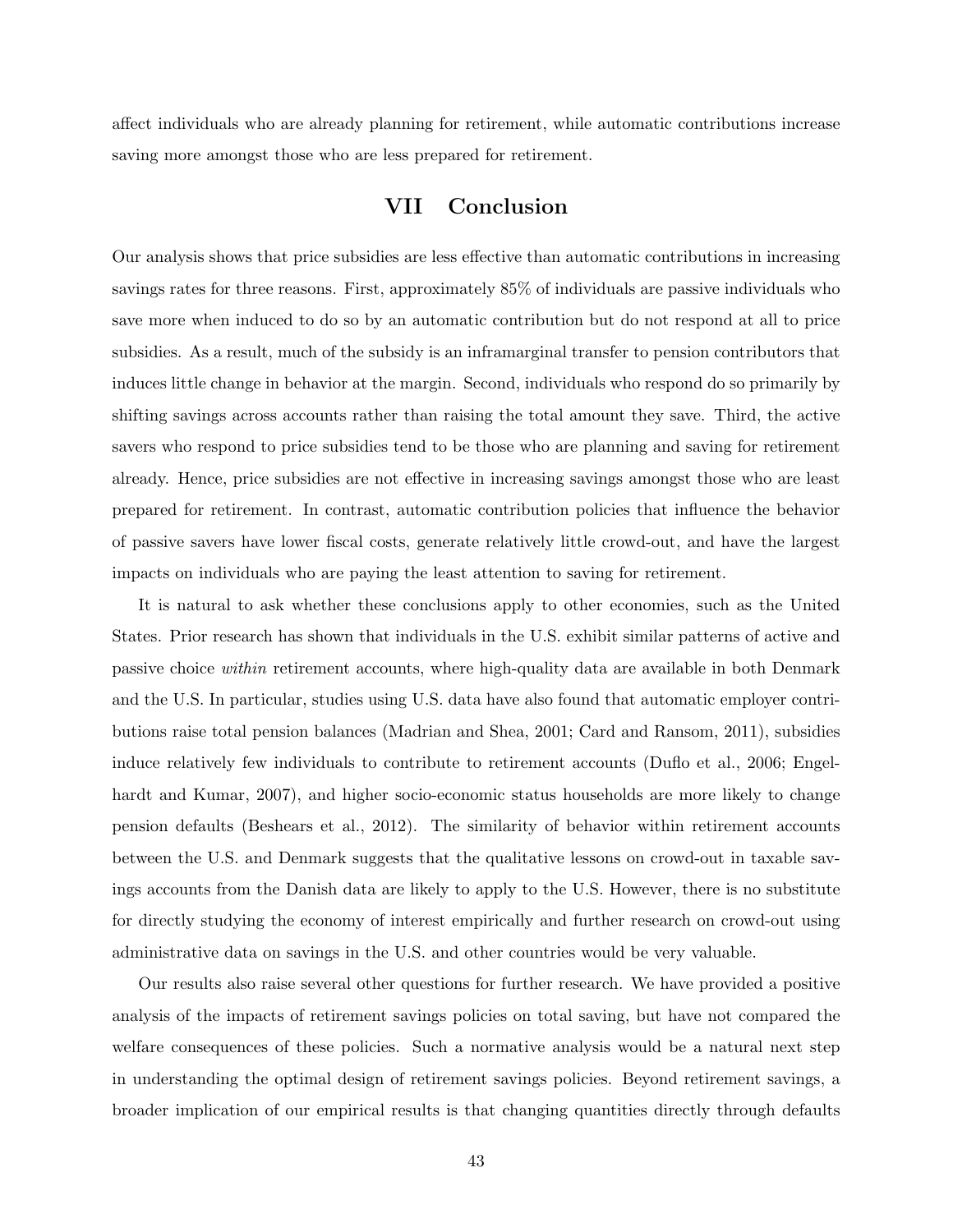affect individuals who are already planning for retirement, while automatic contributions increase saving more amongst those who are less prepared for retirement.

# VII Conclusion

Our analysis shows that price subsidies are less effective than automatic contributions in increasing savings rates for three reasons. First, approximately 85% of individuals are passive individuals who save more when induced to do so by an automatic contribution but do not respond at all to price subsidies. As a result, much of the subsidy is an inframarginal transfer to pension contributors that induces little change in behavior at the margin. Second, individuals who respond do so primarily by shifting savings across accounts rather than raising the total amount they save. Third, the active savers who respond to price subsidies tend to be those who are planning and saving for retirement already. Hence, price subsidies are not effective in increasing savings amongst those who are least prepared for retirement. In contrast, automatic contribution policies that influence the behavior of passive savers have lower fiscal costs, generate relatively little crowd-out, and have the largest impacts on individuals who are paying the least attention to saving for retirement.

It is natural to ask whether these conclusions apply to other economies, such as the United States. Prior research has shown that individuals in the U.S. exhibit similar patterns of active and passive choice *within* retirement accounts, where high-quality data are available in both Denmark and the U.S. In particular, studies using U.S. data have also found that automatic employer contributions raise total pension balances (Madrian and Shea, 2001; Card and Ransom, 2011), subsidies induce relatively few individuals to contribute to retirement accounts (Duflo et al., 2006; Engelhardt and Kumar, 2007), and higher socio-economic status households are more likely to change pension defaults (Beshears et al., 2012). The similarity of behavior within retirement accounts between the U.S. and Denmark suggests that the qualitative lessons on crowd-out in taxable savings accounts from the Danish data are likely to apply to the U.S. However, there is no substitute for directly studying the economy of interest empirically and further research on crowd-out using administrative data on savings in the U.S. and other countries would be very valuable.

Our results also raise several other questions for further research. We have provided a positive analysis of the impacts of retirement savings policies on total saving, but have not compared the welfare consequences of these policies. Such a normative analysis would be a natural next step in understanding the optimal design of retirement savings policies. Beyond retirement savings, a broader implication of our empirical results is that changing quantities directly through defaults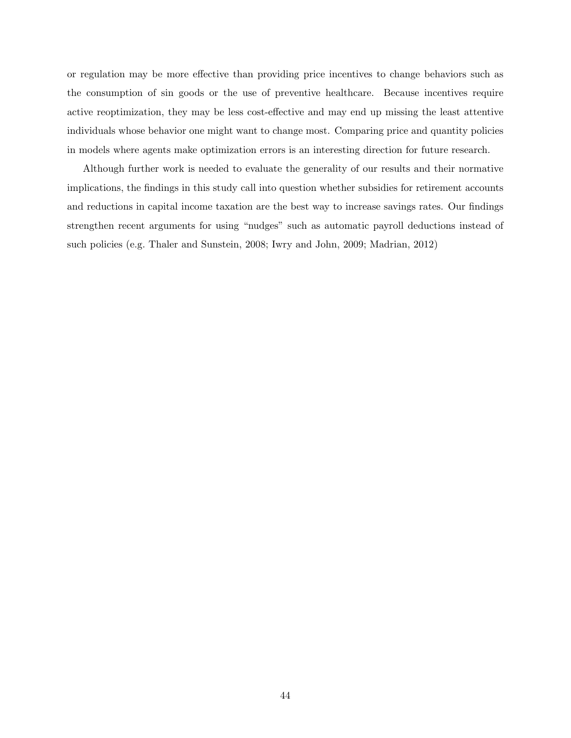or regulation may be more effective than providing price incentives to change behaviors such as the consumption of sin goods or the use of preventive healthcare. Because incentives require active reoptimization, they may be less cost-effective and may end up missing the least attentive individuals whose behavior one might want to change most. Comparing price and quantity policies in models where agents make optimization errors is an interesting direction for future research.

Although further work is needed to evaluate the generality of our results and their normative implications, the findings in this study call into question whether subsidies for retirement accounts and reductions in capital income taxation are the best way to increase savings rates. Our findings strengthen recent arguments for using "nudges" such as automatic payroll deductions instead of such policies (e.g. Thaler and Sunstein, 2008; Iwry and John, 2009; Madrian, 2012)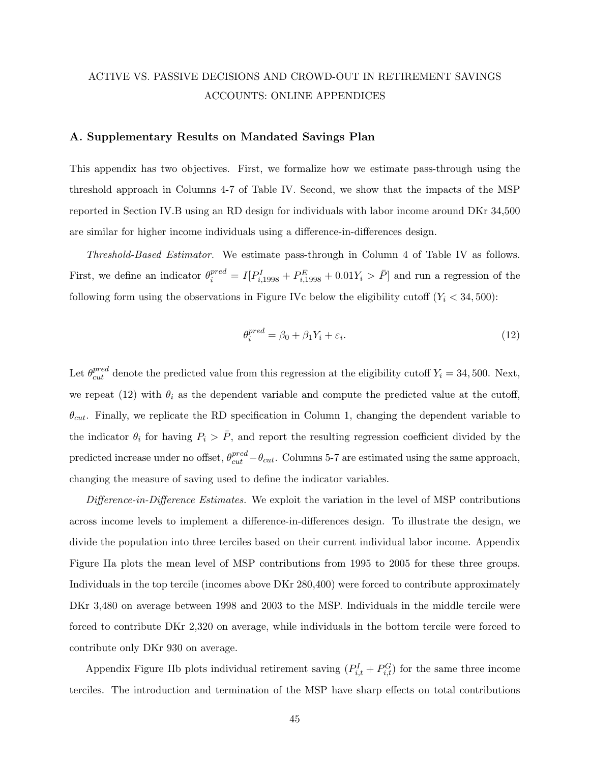ACTIVE VS. PASSIVE DECISIONS AND CROWD-OUT IN RETIREMENT SAVINGS ACCOUNTS: ONLINE APPENDICES

## A. Supplementary Results on Mandated Savings Plan

This appendix has two objectives. First, we formalize how we estimate pass-through using the threshold approach in Columns 4-7 of Table IV. Second, we show that the impacts of the MSP reported in Section IV.B using an RD design for individuals with labor income around DKr 34,500 are similar for higher income individuals using a difference-in-differences design.

*Threshold-Based Estimator.* We estimate pass-through in Column 4 of Table IV as follows. First, we define an indicator $\theta_i^{pred} = I[P_{i,1998}^I + P_{i,1998}^E + 0.01Y_i > \bar{P}]$ and run a regression of the following form using the observations in Figure IVc below the eligibility cutoff ($Y_i < 34,500$):

$$\theta_i^{pred} = \beta_0 + \beta_1 Y_i + \varepsilon_i. \tag{12}$$

Let $\theta_{cut}^{pred}$ denote the predicted value from this regression at the eligibility cutoff $Y_i = 34,500$. Next, we repeat (12) with $\theta_i$ as the dependent variable and compute the predicted value at the cutoff, $\theta_{cut}$. Finally, we replicate the RD specification in Column 1, changing the dependent variable to the indicator $\theta_i$ for having $P_i > \bar{P}$, and report the resulting regression coefficient divided by the predicted increase under no offset, $\theta_{cut}^{pred} - \theta_{cut}$. Columns 5-7 are estimated using the same approach, changing the measure of saving used to define the indicator variables.

*Difference-in-Difference Estimates.* We exploit the variation in the level of MSP contributions across income levels to implement a difference-in-differences design. To illustrate the design, we divide the population into three terciles based on their current individual labor income. Appendix Figure IIa plots the mean level of MSP contributions from 1995 to 2005 for these three groups. Individuals in the top tercile (incomes above DKr 280,400) were forced to contribute approximately DKr 3,480 on average between 1998 and 2003 to the MSP. Individuals in the middle tercile were forced to contribute DKr 2,320 on average, while individuals in the bottom tercile were forced to contribute only DKr 930 on average.

Appendix Figure IIb plots individual retirement saving ($P_{i,t}^I + P_{i,t}^G$) for the same three income terciles. The introduction and termination of the MSP have sharp effects on total contributions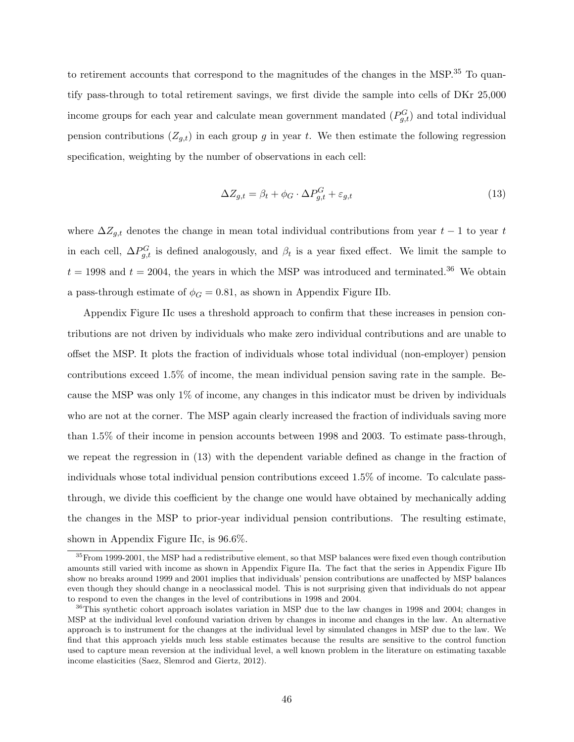to retirement accounts that correspond to the magnitudes of the changes in the MSP.[35] To quantify pass-through to total retirement savings, we first divide the sample into cells of DKr 25,000 income groups for each year and calculate mean government mandated ($P^G_{g,t}$) and total individual pension contributions ($Z_{g,t}$) in each group $g$ in year $t$. We then estimate the following regression specification, weighting by the number of observations in each cell:

$$\Delta Z_{g,t} = \beta_t + \phi_G \cdot \Delta P^G_{g,t} + \varepsilon_{g,t} \tag{13}$$

where $\Delta Z_{g,t}$ denotes the change in mean total individual contributions from year $t-1$ to year $t$ in each cell, $\Delta P^G_{g,t}$ is defined analogously, and $\beta_t$ is a year fixed effect. We limit the sample to $t = 1998$ and $t = 2004$, the years in which the MSP was introduced and terminated.[36] We obtain a pass-through estimate of $\phi_G = 0.81$, as shown in Appendix Figure IIb.

Appendix Figure IIc uses a threshold approach to confirm that these increases in pension contributions are not driven by individuals who make zero individual contributions and are unable to offset the MSP. It plots the fraction of individuals whose total individual (non-employer) pension contributions exceed 1.5% of income, the mean individual pension saving rate in the sample. Because the MSP was only 1% of income, any changes in this indicator must be driven by individuals who are not at the corner. The MSP again clearly increased the fraction of individuals saving more than 1.5% of their income in pension accounts between 1998 and 2003. To estimate pass-through, we repeat the regression in (13) with the dependent variable defined as change in the fraction of individuals whose total individual pension contributions exceed 1.5% of income. To calculate pass-through, we divide this coefficient by the change one would have obtained by mechanically adding the changes in the MSP to prior-year individual pension contributions. The resulting estimate, shown in Appendix Figure IIc, is 96.6%.

[35] From 1999-2001, the MSP had a redistributive element, so that MSP balances were fixed even though contribution amounts still varied with income as shown in Appendix Figure IIa. The fact that the series in Appendix Figure IIb show no breaks around 1999 and 2001 implies that individuals' pension contributions are unaffected by MSP balances even though they should change in a neoclassical model. This is not surprising given that individuals do not appear to respond to even the changes in the level of contributions in 1998 and 2004.

[36] This synthetic cohort approach isolates variation in MSP due to the law changes in 1998 and 2004; changes in MSP at the individual level confound variation driven by changes in income and changes in the law. An alternative approach is to instrument for the changes at the individual level by simulated changes in MSP due to the law. We find that this approach yields much less stable estimates because the results are sensitive to the control function used to capture mean reversion at the individual level, a well known problem in the literature on estimating taxable income elasticities (Saez, Slemrod and Giertz, 2012).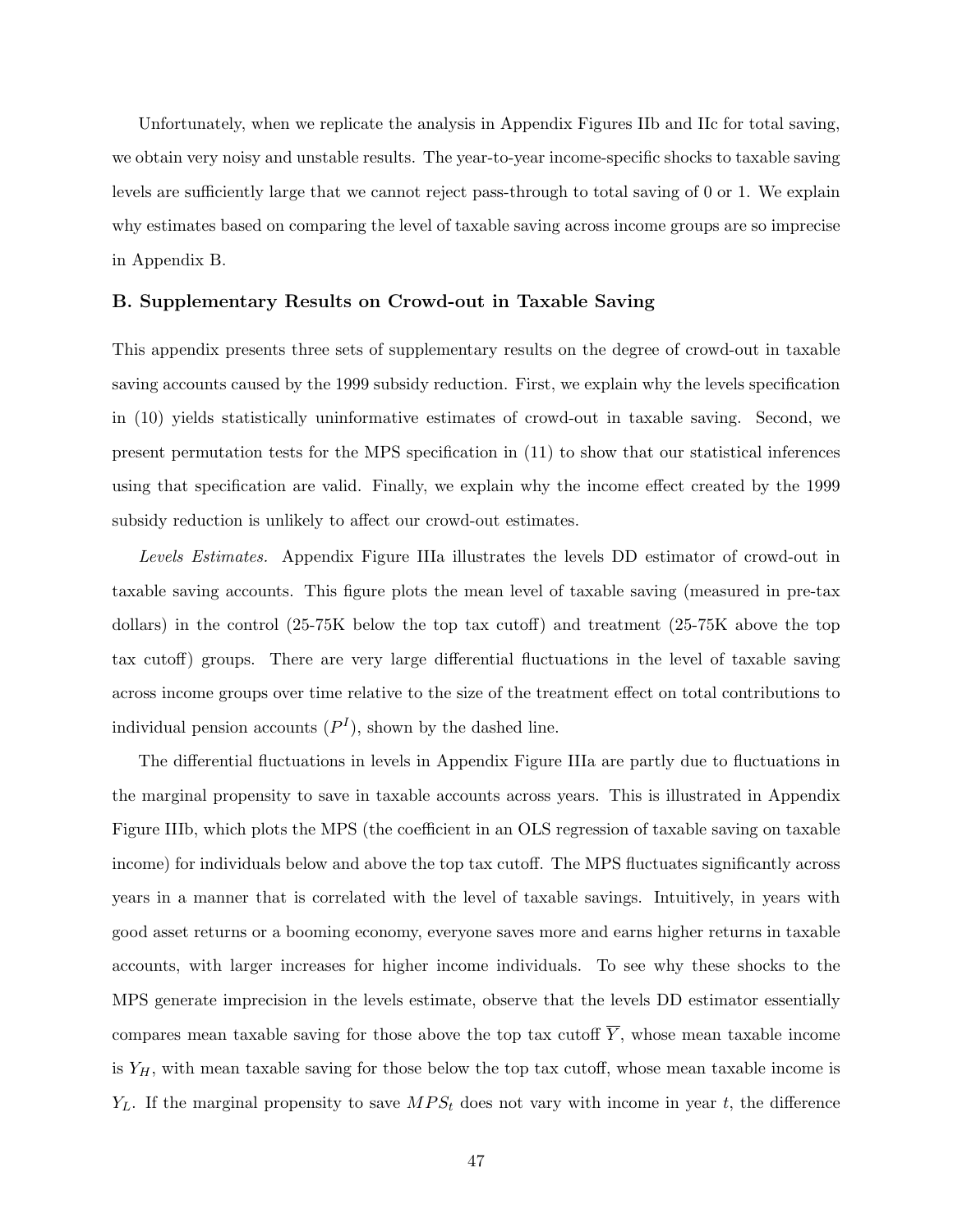Unfortunately, when we replicate the analysis in Appendix Figures IIb and IIc for total saving, we obtain very noisy and unstable results. The year-to-year income-specific shocks to taxable saving levels are sufficiently large that we cannot reject pass-through to total saving of 0 or 1. We explain why estimates based on comparing the level of taxable saving across income groups are so imprecise in Appendix B.

### B. Supplementary Results on Crowd-out in Taxable Saving

This appendix presents three sets of supplementary results on the degree of crowd-out in taxable saving accounts caused by the 1999 subsidy reduction. First, we explain why the levels specification in (10) yields statistically uninformative estimates of crowd-out in taxable saving. Second, we present permutation tests for the MPS specification in (11) to show that our statistical inferences using that specification are valid. Finally, we explain why the income effect created by the 1999 subsidy reduction is unlikely to affect our crowd-out estimates.

*Levels Estimates.* Appendix Figure IIIa illustrates the levels DD estimator of crowd-out in taxable saving accounts. This figure plots the mean level of taxable saving (measured in pre-tax dollars) in the control (25-75K below the top tax cutoff) and treatment (25-75K above the top tax cutoff) groups. There are very large differential fluctuations in the level of taxable saving across income groups over time relative to the size of the treatment effect on total contributions to individual pension accounts ($P^I$), shown by the dashed line.

The differential fluctuations in levels in Appendix Figure IIIa are partly due to fluctuations in the marginal propensity to save in taxable accounts across years. This is illustrated in Appendix Figure IIIb, which plots the MPS (the coefficient in an OLS regression of taxable saving on taxable income) for individuals below and above the top tax cutoff. The MPS fluctuates significantly across years in a manner that is correlated with the level of taxable savings. Intuitively, in years with good asset returns or a booming economy, everyone saves more and earns higher returns in taxable accounts, with larger increases for higher income individuals. To see why these shocks to the MPS generate imprecision in the levels estimate, observe that the levels DD estimator essentially compares mean taxable saving for those above the top tax cutoff $\overline{Y}$, whose mean taxable income is $Y_H$, with mean taxable saving for those below the top tax cutoff, whose mean taxable income is $Y_L$. If the marginal propensity to save $MPS_t$ does not vary with income in year $t$, the difference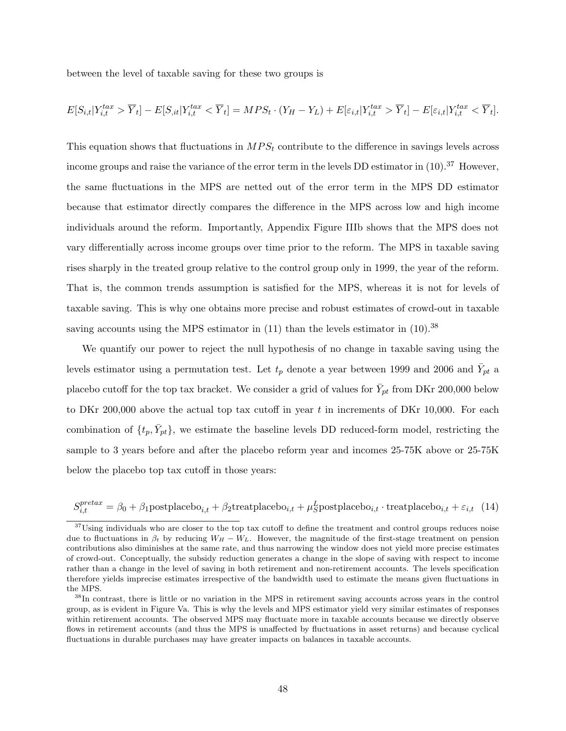between the level of taxable saving for these two groups is

$$E[S_{i,t}|Y^{tax}_{i,t} > \overline{Y}_t] - E[S_{,it}|Y^{tax}_{i,t} < \overline{Y}_t] = MPS_t \cdot (Y_H - Y_L) + E[\varepsilon_{i,t}|Y^{tax}_{i,t} > \overline{Y}_t] - E[\varepsilon_{i,t}|Y^{tax}_{i,t} < \overline{Y}_t].$$

This equation shows that fluctuations in $MPS_t$ contribute to the difference in savings levels across income groups and raise the variance of the error term in the levels DD estimator in (10).[37] However, the same fluctuations in the MPS are netted out of the error term in the MPS DD estimator because that estimator directly compares the difference in the MPS across low and high income individuals around the reform. Importantly, Appendix Figure IIIb shows that the MPS does not vary differentially across income groups over time prior to the reform. The MPS in taxable saving rises sharply in the treated group relative to the control group only in 1999, the year of the reform. That is, the common trends assumption is satisfied for the MPS, whereas it is not for levels of taxable saving. This is why one obtains more precise and robust estimates of crowd-out in taxable saving accounts using the MPS estimator in (11) than the levels estimator in (10).[38]

We quantify our power to reject the null hypothesis of no change in taxable saving using the levels estimator using a permutation test. Let $t_p$ denote a year between 1999 and 2006 and $\bar{Y}_{pt}$ a placebo cutoff for the top tax bracket. We consider a grid of values for $\bar{Y}_{pt}$ from DKr 200,000 below to DKr 200,000 above the actual top tax cutoff in year $t$ in increments of DKr 10,000. For each combination of $\{t_p, \bar{Y}_{pt}\}$, we estimate the baseline levels DD reduced-form model, restricting the sample to 3 years before and after the placebo reform year and incomes 25-75K above or 25-75K below the placebo top tax cutoff in those years:

$$S^{pretax}_{i,t} = \beta_0 + \beta_1 \text{postplacebo}_{i,t} + \beta_2 \text{treatplacebo}_{i,t} + \mu^L_S \text{postplacebo}_{i,t} \cdot \text{treatplacebo}_{i,t} + \varepsilon_{i,t} \quad (14)$$

[37] Using individuals who are closer to the top tax cutoff to define the treatment and control groups reduces noise due to fluctuations in $\beta_t$ by reducing $W_H - W_L$. However, the magnitude of the first-stage treatment on pension contributions also diminishes at the same rate, and thus narrowing the window does not yield more precise estimates of crowd-out. Conceptually, the subsidy reduction generates a change in the slope of saving with respect to income rather than a change in the level of saving in both retirement and non-retirement accounts. The levels specification therefore yields imprecise estimates irrespective of the bandwidth used to estimate the means given fluctuations in the MPS.

[38] In contrast, there is little or no variation in the MPS in retirement saving accounts across years in the control group, as is evident in Figure Va. This is why the levels and MPS estimator yield very similar estimates of responses within retirement accounts. The observed MPS may fluctuate more in taxable accounts because we directly observe flows in retirement accounts (and thus the MPS is unaffected by fluctuations in asset returns) and because cyclical fluctuations in durable purchases may have greater impacts on balances in taxable accounts.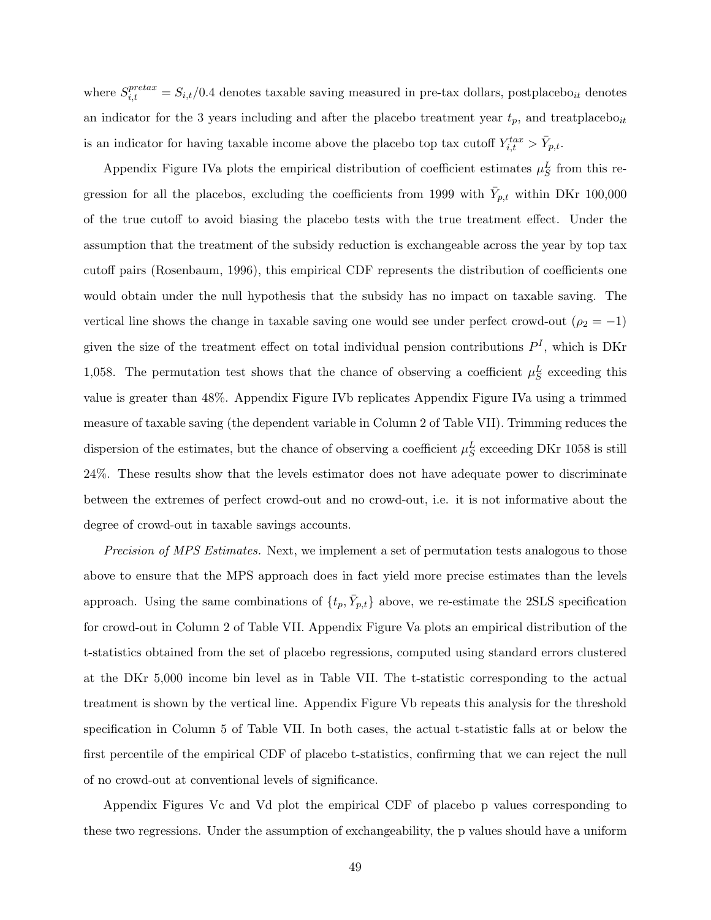where $S_{i,t}^{pretax} = S_{i,t}/0.4$ denotes taxable saving measured in pre-tax dollars, $\text{postplacebo}_{it}$ denotes an indicator for the 3 years including and after the placebo treatment year $t_p$, and $\text{treatplacebo}_{it}$ is an indicator for having taxable income above the placebo top tax cutoff $Y_{i,t}^{tax} > \bar{Y}_{p,t}$.

Appendix Figure IVa plots the empirical distribution of coefficient estimates $\mu_S^L$ from this regression for all the placebos, excluding the coefficients from 1999 with $\bar{Y}_{p,t}$ within DKr 100,000 of the true cutoff to avoid biasing the placebo tests with the true treatment effect. Under the assumption that the treatment of the subsidy reduction is exchangeable across the year by top tax cutoff pairs (Rosenbaum, 1996), this empirical CDF represents the distribution of coefficients one would obtain under the null hypothesis that the subsidy has no impact on taxable saving. The vertical line shows the change in taxable saving one would see under perfect crowd-out ($\rho_2 = -1$) given the size of the treatment effect on total individual pension contributions $P^I$, which is DKr 1,058. The permutation test shows that the chance of observing a coefficient $\mu_S^L$ exceeding this value is greater than 48%. Appendix Figure IVb replicates Appendix Figure IVa using a trimmed measure of taxable saving (the dependent variable in Column 2 of Table VII). Trimming reduces the dispersion of the estimates, but the chance of observing a coefficient $\mu_S^L$ exceeding DKr 1058 is still 24%. These results show that the levels estimator does not have adequate power to discriminate between the extremes of perfect crowd-out and no crowd-out, i.e. it is not informative about the degree of crowd-out in taxable savings accounts.

*Precision of MPS Estimates.* Next, we implement a set of permutation tests analogous to those above to ensure that the MPS approach does in fact yield more precise estimates than the levels approach. Using the same combinations of $\{t_p, \bar{Y}_{p,t}\}$ above, we re-estimate the 2SLS specification for crowd-out in Column 2 of Table VII. Appendix Figure Va plots an empirical distribution of the t-statistics obtained from the set of placebo regressions, computed using standard errors clustered at the DKr 5,000 income bin level as in Table VII. The t-statistic corresponding to the actual treatment is shown by the vertical line. Appendix Figure Vb repeats this analysis for the threshold specification in Column 5 of Table VII. In both cases, the actual t-statistic falls at or below the first percentile of the empirical CDF of placebo t-statistics, confirming that we can reject the null of no crowd-out at conventional levels of significance.

Appendix Figures Vc and Vd plot the empirical CDF of placebo p values corresponding to these two regressions. Under the assumption of exchangeability, the p values should have a uniform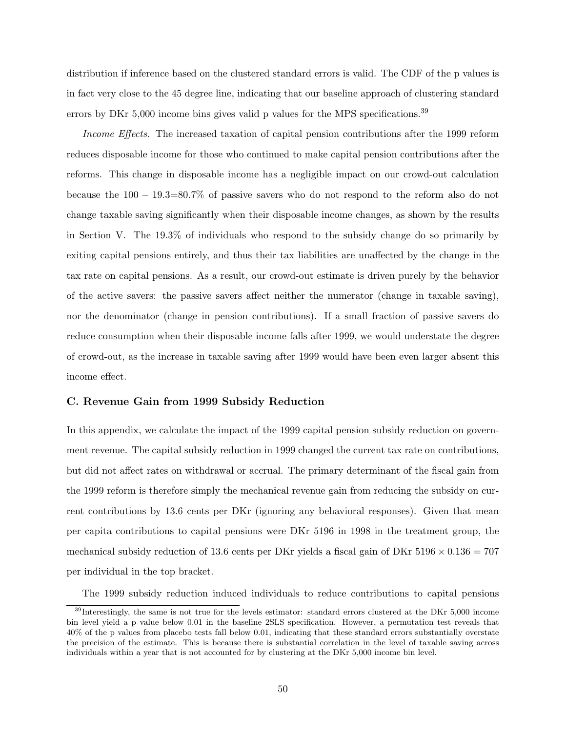distribution if inference based on the clustered standard errors is valid. The CDF of the p values is in fact very close to the 45 degree line, indicating that our baseline approach of clustering standard errors by DKr 5,000 income bins gives valid p values for the MPS specifications.[39]

*Income Effects.* The increased taxation of capital pension contributions after the 1999 reform reduces disposable income for those who continued to make capital pension contributions after the reforms. This change in disposable income has a negligible impact on our crowd-out calculation because the $100 - 19.3 = 80.7\%$ of passive savers who do not respond to the reform also do not change taxable saving significantly when their disposable income changes, as shown by the results in Section V. The 19.3% of individuals who respond to the subsidy change do so primarily by exiting capital pensions entirely, and thus their tax liabilities are unaffected by the change in the tax rate on capital pensions. As a result, our crowd-out estimate is driven purely by the behavior of the active savers: the passive savers affect neither the numerator (change in taxable saving), nor the denominator (change in pension contributions). If a small fraction of passive savers do reduce consumption when their disposable income falls after 1999, we would understate the degree of crowd-out, as the increase in taxable saving after 1999 would have been even larger absent this income effect.

## C. Revenue Gain from 1999 Subsidy Reduction

In this appendix, we calculate the impact of the 1999 capital pension subsidy reduction on government revenue. The capital subsidy reduction in 1999 changed the current tax rate on contributions, but did not affect rates on withdrawal or accrual. The primary determinant of the fiscal gain from the 1999 reform is therefore simply the mechanical revenue gain from reducing the subsidy on current contributions by 13.6 cents per DKr (ignoring any behavioral responses). Given that mean per capita contributions to capital pensions were DKr 5196 in 1998 in the treatment group, the mechanical subsidy reduction of 13.6 cents per DKr yields a fiscal gain of DKr $5196 \times 0.136 = 707$ per individual in the top bracket.

The 1999 subsidy reduction induced individuals to reduce contributions to capital pensions

[39] Interestingly, the same is not true for the levels estimator: standard errors clustered at the DKr 5,000 income bin level yield a p value below 0.01 in the baseline 2SLS specification. However, a permutation test reveals that 40% of the p values from placebo tests fall below 0.01, indicating that these standard errors substantially overstate the precision of the estimate. This is because there is substantial correlation in the level of taxable saving across individuals within a year that is not accounted for by clustering at the DKr 5,000 income bin level.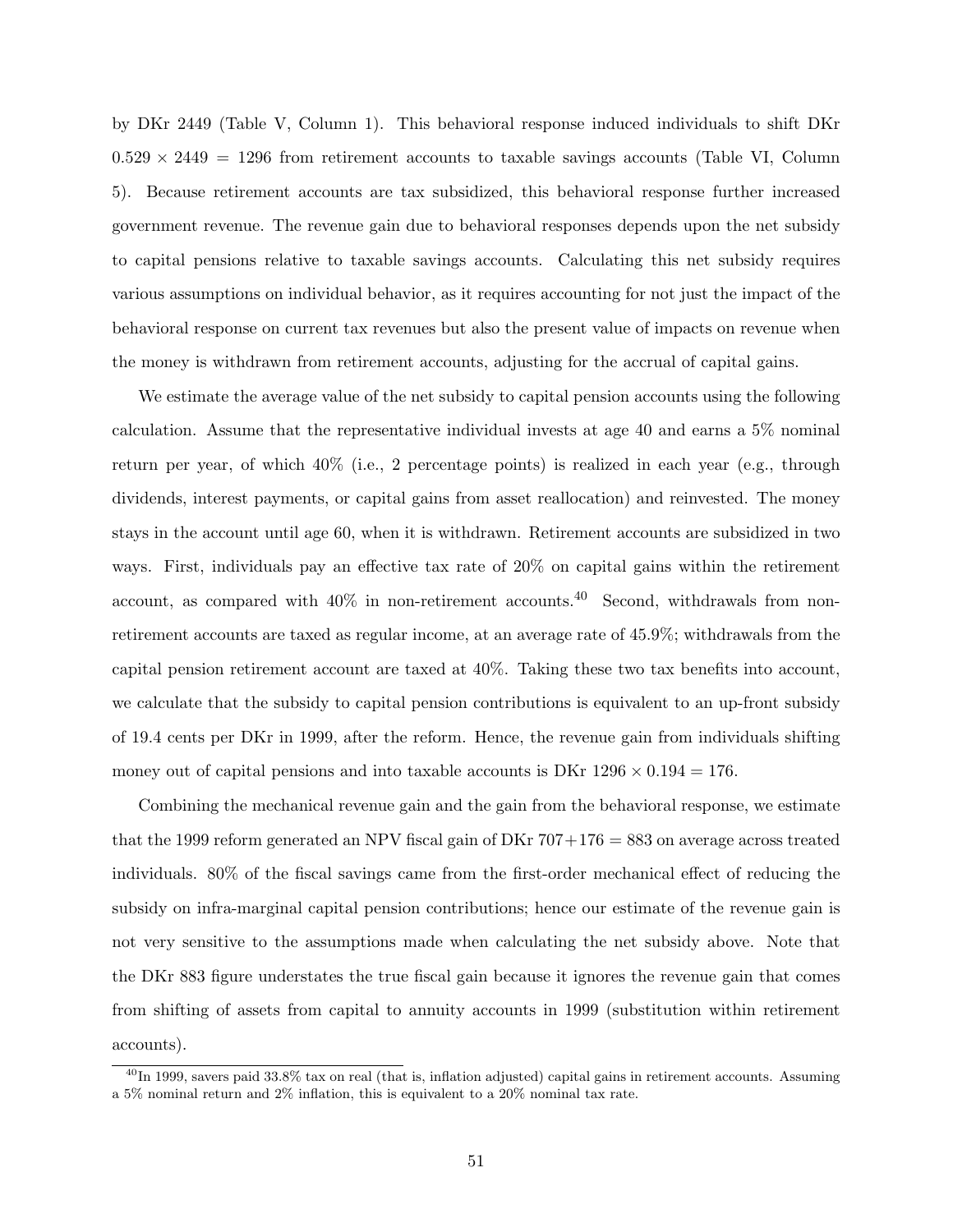by DKr 2449 (Table V, Column 1). This behavioral response induced individuals to shift DKr $0.529 \times 2449 = 1296$ from retirement accounts to taxable savings accounts (Table VI, Column 5). Because retirement accounts are tax subsidized, this behavioral response further increased government revenue. The revenue gain due to behavioral responses depends upon the net subsidy to capital pensions relative to taxable savings accounts. Calculating this net subsidy requires various assumptions on individual behavior, as it requires accounting for not just the impact of the behavioral response on current tax revenues but also the present value of impacts on revenue when the money is withdrawn from retirement accounts, adjusting for the accrual of capital gains.

We estimate the average value of the net subsidy to capital pension accounts using the following calculation. Assume that the representative individual invests at age 40 and earns a 5% nominal return per year, of which 40% (i.e., 2 percentage points) is realized in each year (e.g., through dividends, interest payments, or capital gains from asset reallocation) and reinvested. The money stays in the account until age 60, when it is withdrawn. Retirement accounts are subsidized in two ways. First, individuals pay an effective tax rate of 20% on capital gains within the retirement account, as compared with 40% in non-retirement accounts.[40] Second, withdrawals from non-retirement accounts are taxed as regular income, at an average rate of 45.9%; withdrawals from the capital pension retirement account are taxed at 40%. Taking these two tax benefits into account, we calculate that the subsidy to capital pension contributions is equivalent to an up-front subsidy of 19.4 cents per DKr in 1999, after the reform. Hence, the revenue gain from individuals shifting money out of capital pensions and into taxable accounts is DKr $1296 \times 0.194 = 176$.

Combining the mechanical revenue gain and the gain from the behavioral response, we estimate that the 1999 reform generated an NPV fiscal gain of DKr $707+176 = 883$ on average across treated individuals. 80% of the fiscal savings came from the first-order mechanical effect of reducing the subsidy on infra-marginal capital pension contributions; hence our estimate of the revenue gain is not very sensitive to the assumptions made when calculating the net subsidy above. Note that the DKr 883 figure understates the true fiscal gain because it ignores the revenue gain that comes from shifting of assets from capital to annuity accounts in 1999 (substitution within retirement accounts).

[40] In 1999, savers paid 33.8% tax on real (that is, inflation adjusted) capital gains in retirement accounts. Assuming a 5% nominal return and 2% inflation, this is equivalent to a 20% nominal tax rate.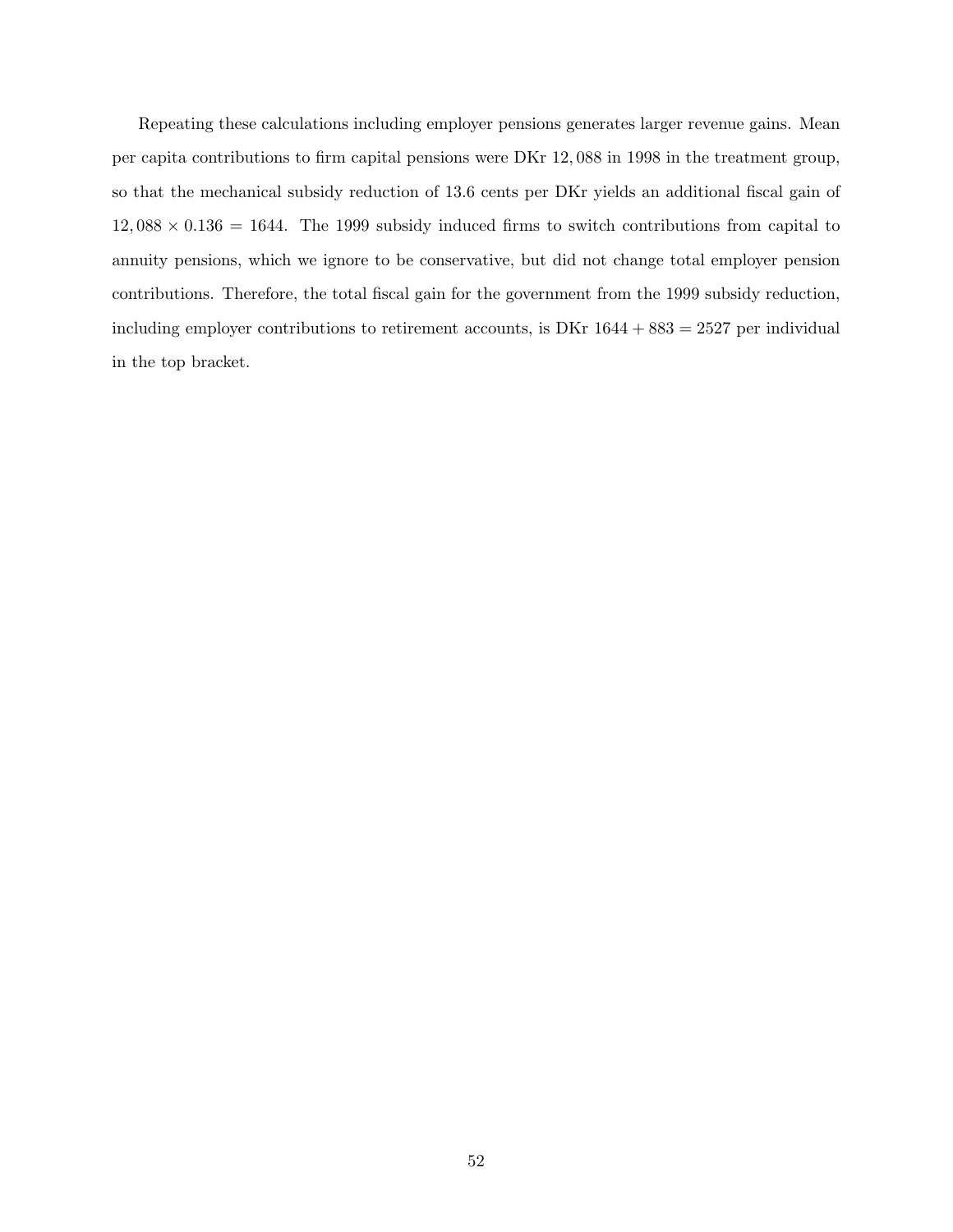Repeating these calculations including employer pensions generates larger revenue gains. Mean per capita contributions to firm capital pensions were DKr $12,088$ in 1998 in the treatment group, so that the mechanical subsidy reduction of 13.6 cents per DKr yields an additional fiscal gain of $12,088 \times 0.136 = 1644$. The 1999 subsidy induced firms to switch contributions from capital to annuity pensions, which we ignore to be conservative, but did not change total employer pension contributions. Therefore, the total fiscal gain for the government from the 1999 subsidy reduction, including employer contributions to retirement accounts, is DKr $1644 + 883 = 2527$ per individual in the top bracket.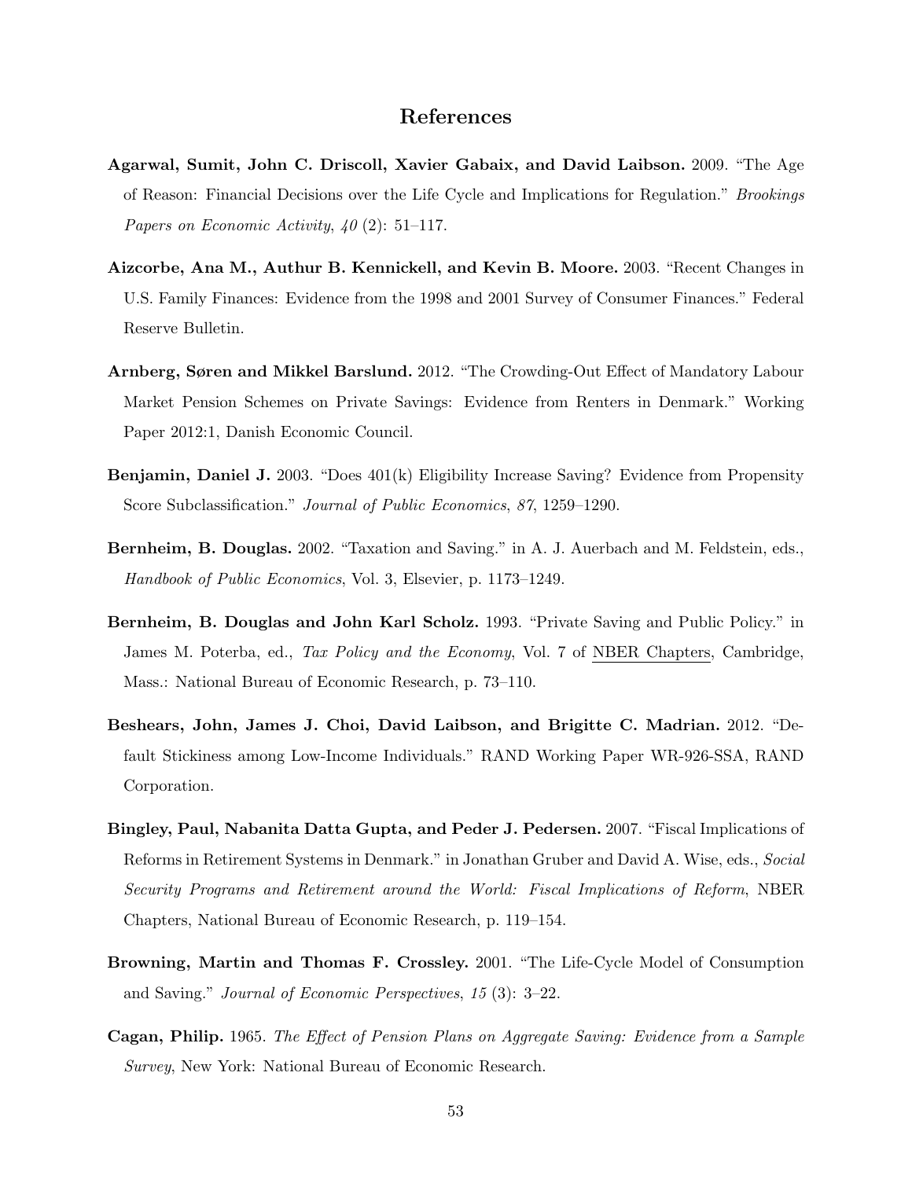# References

**Agarwal, Sumit, John C. Driscoll, Xavier Gabaix, and David Laibson.** 2009. "The Age of Reason: Financial Decisions over the Life Cycle and Implications for Regulation." *Brookings Papers on Economic Activity*, *40* (2): 51–117.

**Aizcorbe, Ana M., Authur B. Kennickell, and Kevin B. Moore.** 2003. "Recent Changes in U.S. Family Finances: Evidence from the 1998 and 2001 Survey of Consumer Finances." Federal Reserve Bulletin.

**Arnberg, Søren and Mikkel Barslund.** 2012. "The Crowding-Out Effect of Mandatory Labour Market Pension Schemes on Private Savings: Evidence from Renters in Denmark." Working Paper 2012:1, Danish Economic Council.

**Benjamin, Daniel J.** 2003. "Does 401(k) Eligibility Increase Saving? Evidence from Propensity Score Subclassification." *Journal of Public Economics*, *87*, 1259–1290.

**Bernheim, B. Douglas.** 2002. "Taxation and Saving." in A. J. Auerbach and M. Feldstein, eds., *Handbook of Public Economics*, Vol. 3, Elsevier, p. 1173–1249.

**Bernheim, B. Douglas and John Karl Scholz.** 1993. "Private Saving and Public Policy." in James M. Poterba, ed., *Tax Policy and the Economy*, Vol. 7 of NBER Chapters, Cambridge, Mass.: National Bureau of Economic Research, p. 73–110.

**Beshears, John, James J. Choi, David Laibson, and Brigitte C. Madrian.** 2012. "Default Stickiness among Low-Income Individuals." RAND Working Paper WR-926-SSA, RAND Corporation.

**Bingley, Paul, Nabanita Datta Gupta, and Peder J. Pedersen.** 2007. "Fiscal Implications of Reforms in Retirement Systems in Denmark." in Jonathan Gruber and David A. Wise, eds., *Social Security Programs and Retirement around the World: Fiscal Implications of Reform*, NBER Chapters, National Bureau of Economic Research, p. 119–154.

**Browning, Martin and Thomas F. Crossley.** 2001. "The Life-Cycle Model of Consumption and Saving." *Journal of Economic Perspectives*, *15* (3): 3–22.

**Cagan, Philip.** 1965. *The Effect of Pension Plans on Aggregate Saving: Evidence from a Sample Survey*, New York: National Bureau of Economic Research.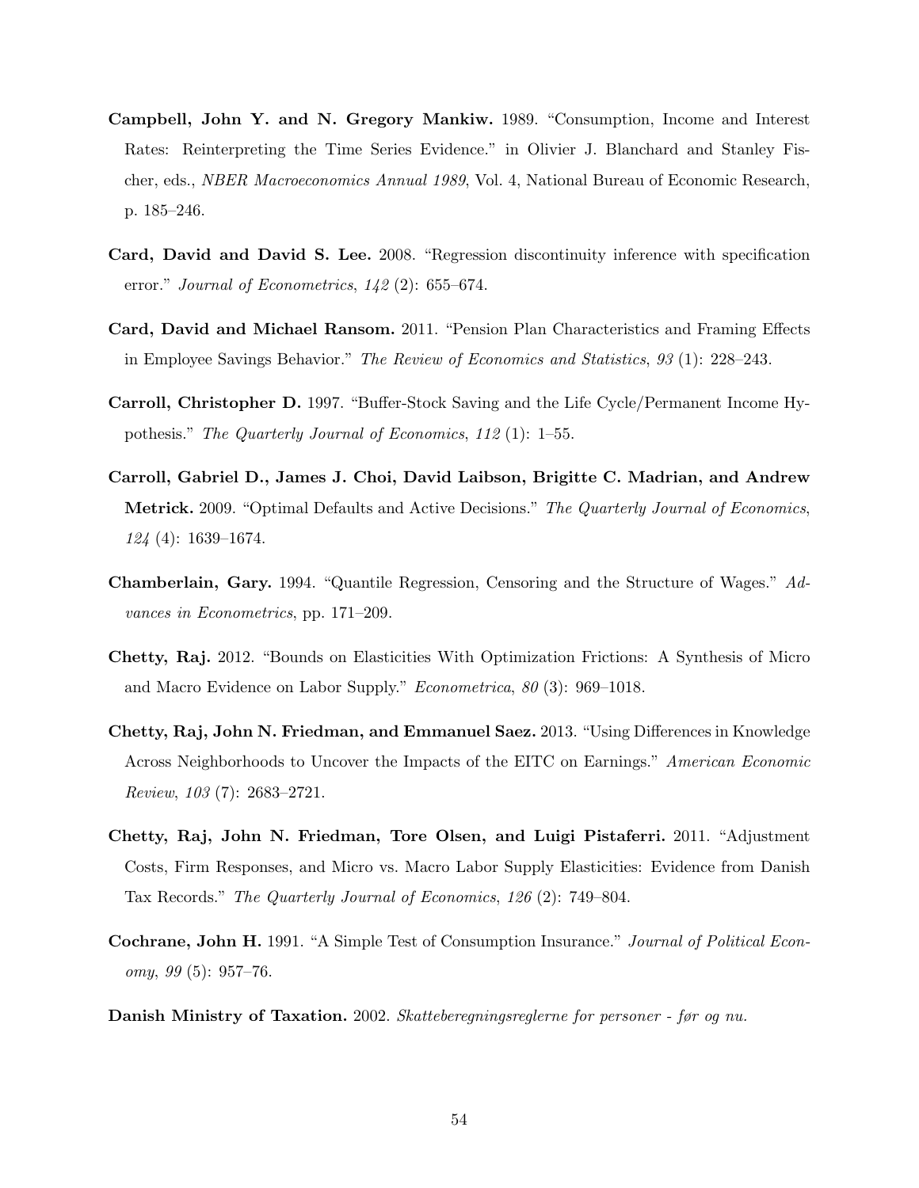**Campbell, John Y. and N. Gregory Mankiw.** 1989. "Consumption, Income and Interest Rates: Reinterpreting the Time Series Evidence." in Olivier J. Blanchard and Stanley Fischer, eds., *NBER Macroeconomics Annual 1989*, Vol. 4, National Bureau of Economic Research, p. 185–246.

**Card, David and David S. Lee.** 2008. "Regression discontinuity inference with specification error." *Journal of Econometrics*, *142* (2): 655–674.

**Card, David and Michael Ransom.** 2011. "Pension Plan Characteristics and Framing Effects in Employee Savings Behavior." *The Review of Economics and Statistics*, *93* (1): 228–243.

**Carroll, Christopher D.** 1997. "Buffer-Stock Saving and the Life Cycle/Permanent Income Hypothesis." *The Quarterly Journal of Economics*, *112* (1): 1–55.

**Carroll, Gabriel D., James J. Choi, David Laibson, Brigitte C. Madrian, and Andrew Metrick.** 2009. "Optimal Defaults and Active Decisions." *The Quarterly Journal of Economics*, *124* (4): 1639–1674.

**Chamberlain, Gary.** 1994. "Quantile Regression, Censoring and the Structure of Wages." *Advances in Econometrics*, pp. 171–209.

**Chetty, Raj.** 2012. "Bounds on Elasticities With Optimization Frictions: A Synthesis of Micro and Macro Evidence on Labor Supply." *Econometrica*, *80* (3): 969–1018.

**Chetty, Raj, John N. Friedman, and Emmanuel Saez.** 2013. "Using Differences in Knowledge Across Neighborhoods to Uncover the Impacts of the EITC on Earnings." *American Economic Review*, *103* (7): 2683–2721.

**Chetty, Raj, John N. Friedman, Tore Olsen, and Luigi Pistaferri.** 2011. "Adjustment Costs, Firm Responses, and Micro vs. Macro Labor Supply Elasticities: Evidence from Danish Tax Records." *The Quarterly Journal of Economics*, *126* (2): 749–804.

**Cochrane, John H.** 1991. "A Simple Test of Consumption Insurance." *Journal of Political Economy*, *99* (5): 957–76.

**Danish Ministry of Taxation.** 2002. *Skatteberegningsreglerne for personer - før og nu.*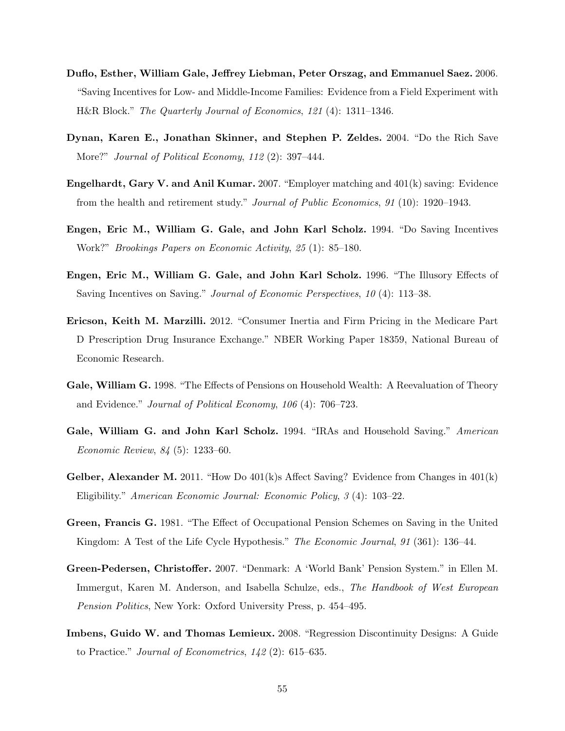**Duflo, Esther, William Gale, Jeffrey Liebman, Peter Orszag, and Emmanuel Saez.** 2006. "Saving Incentives for Low- and Middle-Income Families: Evidence from a Field Experiment with H&R Block." *The Quarterly Journal of Economics*, *121* (4): 1311–1346.

**Dynan, Karen E., Jonathan Skinner, and Stephen P. Zeldes.** 2004. "Do the Rich Save More?" *Journal of Political Economy*, *112* (2): 397–444.

**Engelhardt, Gary V. and Anil Kumar.** 2007. "Employer matching and 401(k) saving: Evidence from the health and retirement study." *Journal of Public Economics*, *91* (10): 1920–1943.

**Engen, Eric M., William G. Gale, and John Karl Scholz.** 1994. "Do Saving Incentives Work?" *Brookings Papers on Economic Activity*, *25* (1): 85–180.

**Engen, Eric M., William G. Gale, and John Karl Scholz.** 1996. "The Illusory Effects of Saving Incentives on Saving." *Journal of Economic Perspectives*, *10* (4): 113–38.

**Ericson, Keith M. Marzilli.** 2012. "Consumer Inertia and Firm Pricing in the Medicare Part D Prescription Drug Insurance Exchange." NBER Working Paper 18359, National Bureau of Economic Research.

**Gale, William G.** 1998. "The Effects of Pensions on Household Wealth: A Reevaluation of Theory and Evidence." *Journal of Political Economy*, *106* (4): 706–723.

**Gale, William G. and John Karl Scholz.** 1994. "IRAs and Household Saving." *American Economic Review*, *84* (5): 1233–60.

**Gelber, Alexander M.** 2011. "How Do 401(k)s Affect Saving? Evidence from Changes in 401(k) Eligibility." *American Economic Journal: Economic Policy*, *3* (4): 103–22.

**Green, Francis G.** 1981. "The Effect of Occupational Pension Schemes on Saving in the United Kingdom: A Test of the Life Cycle Hypothesis." *The Economic Journal*, *91* (361): 136–44.

**Green-Pedersen, Christoffer.** 2007. "Denmark: A 'World Bank' Pension System." in Ellen M. Immergut, Karen M. Anderson, and Isabella Schulze, eds., *The Handbook of West European Pension Politics*, New York: Oxford University Press, p. 454–495.

**Imbens, Guido W. and Thomas Lemieux.** 2008. "Regression Discontinuity Designs: A Guide to Practice." *Journal of Econometrics*, *142* (2): 615–635.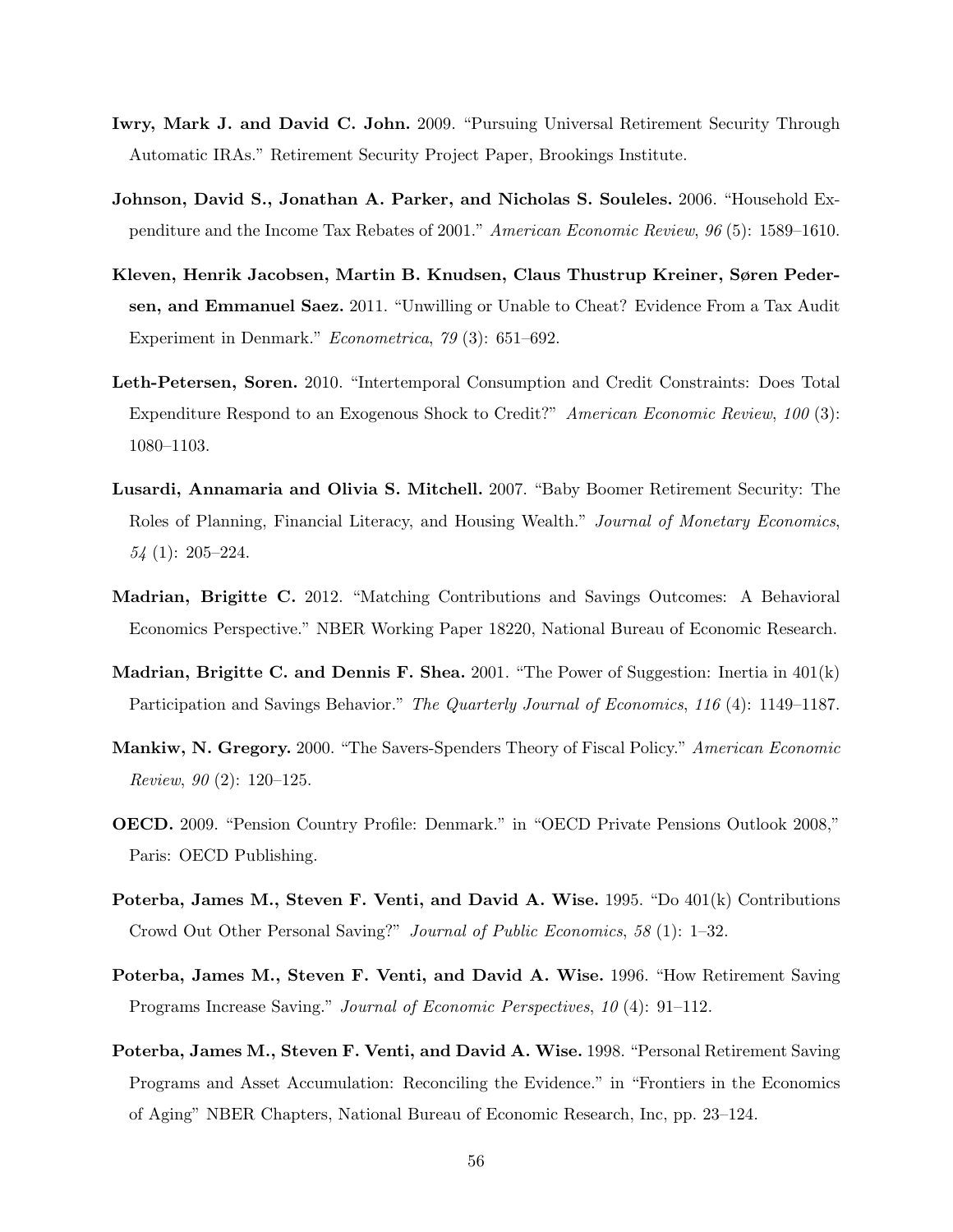**Iwry, Mark J. and David C. John.** 2009. "Pursuing Universal Retirement Security Through Automatic IRAs." Retirement Security Project Paper, Brookings Institute.

**Johnson, David S., Jonathan A. Parker, and Nicholas S. Souleles.** 2006. "Household Expenditure and the Income Tax Rebates of 2001." *American Economic Review*, *96* (5): 1589–1610.

**Kleven, Henrik Jacobsen, Martin B. Knudsen, Claus Thustrup Kreiner, Søren Pedersen, and Emmanuel Saez.** 2011. "Unwilling or Unable to Cheat? Evidence From a Tax Audit Experiment in Denmark." *Econometrica*, *79* (3): 651–692.

**Leth-Petersen, Soren.** 2010. "Intertemporal Consumption and Credit Constraints: Does Total Expenditure Respond to an Exogenous Shock to Credit?" *American Economic Review*, *100* (3): 1080–1103.

**Lusardi, Annamaria and Olivia S. Mitchell.** 2007. "Baby Boomer Retirement Security: The Roles of Planning, Financial Literacy, and Housing Wealth." *Journal of Monetary Economics*, *54* (1): 205–224.

**Madrian, Brigitte C.** 2012. "Matching Contributions and Savings Outcomes: A Behavioral Economics Perspective." NBER Working Paper 18220, National Bureau of Economic Research.

**Madrian, Brigitte C. and Dennis F. Shea.** 2001. "The Power of Suggestion: Inertia in 401(k) Participation and Savings Behavior." *The Quarterly Journal of Economics*, *116* (4): 1149–1187.

**Mankiw, N. Gregory.** 2000. "The Savers-Spenders Theory of Fiscal Policy." *American Economic Review*, *90* (2): 120–125.

**OECD.** 2009. "Pension Country Profile: Denmark." in "OECD Private Pensions Outlook 2008," Paris: OECD Publishing.

**Poterba, James M., Steven F. Venti, and David A. Wise.** 1995. "Do 401(k) Contributions Crowd Out Other Personal Saving?" *Journal of Public Economics*, *58* (1): 1–32.

**Poterba, James M., Steven F. Venti, and David A. Wise.** 1996. "How Retirement Saving Programs Increase Saving." *Journal of Economic Perspectives*, *10* (4): 91–112.

**Poterba, James M., Steven F. Venti, and David A. Wise.** 1998. "Personal Retirement Saving Programs and Asset Accumulation: Reconciling the Evidence." in "Frontiers in the Economics of Aging" NBER Chapters, National Bureau of Economic Research, Inc, pp. 23–124.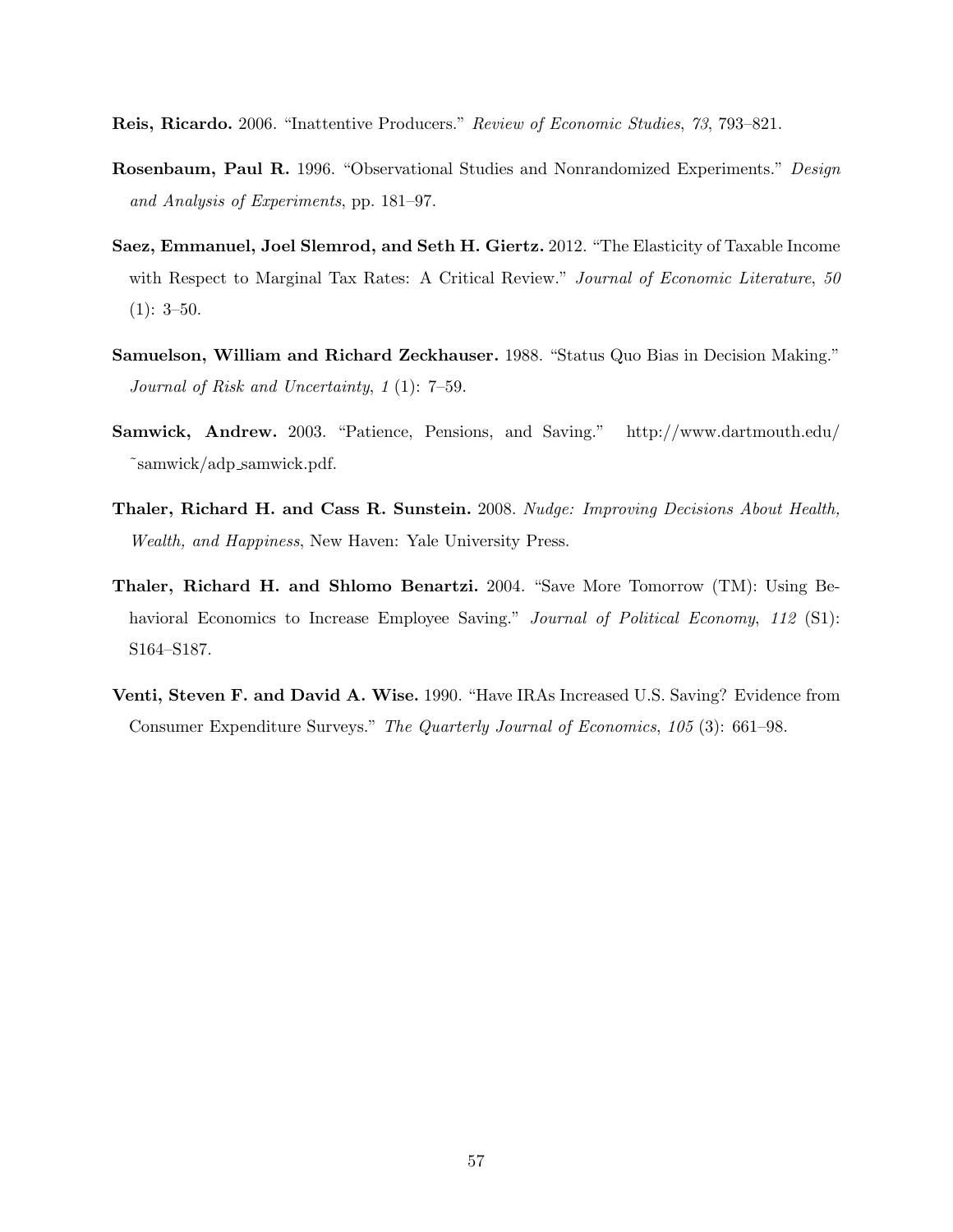**Reis, Ricardo.** 2006. "Inattentive Producers." *Review of Economic Studies*, *73*, 793–821.

**Rosenbaum, Paul R.** 1996. "Observational Studies and Nonrandomized Experiments." *Design and Analysis of Experiments*, pp. 181–97.

**Saez, Emmanuel, Joel Slemrod, and Seth H. Giertz.** 2012. "The Elasticity of Taxable Income with Respect to Marginal Tax Rates: A Critical Review." *Journal of Economic Literature*, *50* (1): 3–50.

**Samuelson, William and Richard Zeckhauser.** 1988. "Status Quo Bias in Decision Making." *Journal of Risk and Uncertainty*, *1* (1): 7–59.

**Samwick, Andrew.** 2003. "Patience, Pensions, and Saving." http://www.dartmouth.edu/~samwick/adp_samwick.pdf.

**Thaler, Richard H. and Cass R. Sunstein.** 2008. *Nudge: Improving Decisions About Health, Wealth, and Happiness*, New Haven: Yale University Press.

**Thaler, Richard H. and Shlomo Benartzi.** 2004. "Save More Tomorrow (TM): Using Behavioral Economics to Increase Employee Saving." *Journal of Political Economy*, *112* (S1): S164–S187.

**Venti, Steven F. and David A. Wise.** 1990. "Have IRAs Increased U.S. Saving? Evidence from Consumer Expenditure Surveys." *The Quarterly Journal of Economics*, *105* (3): 661–98.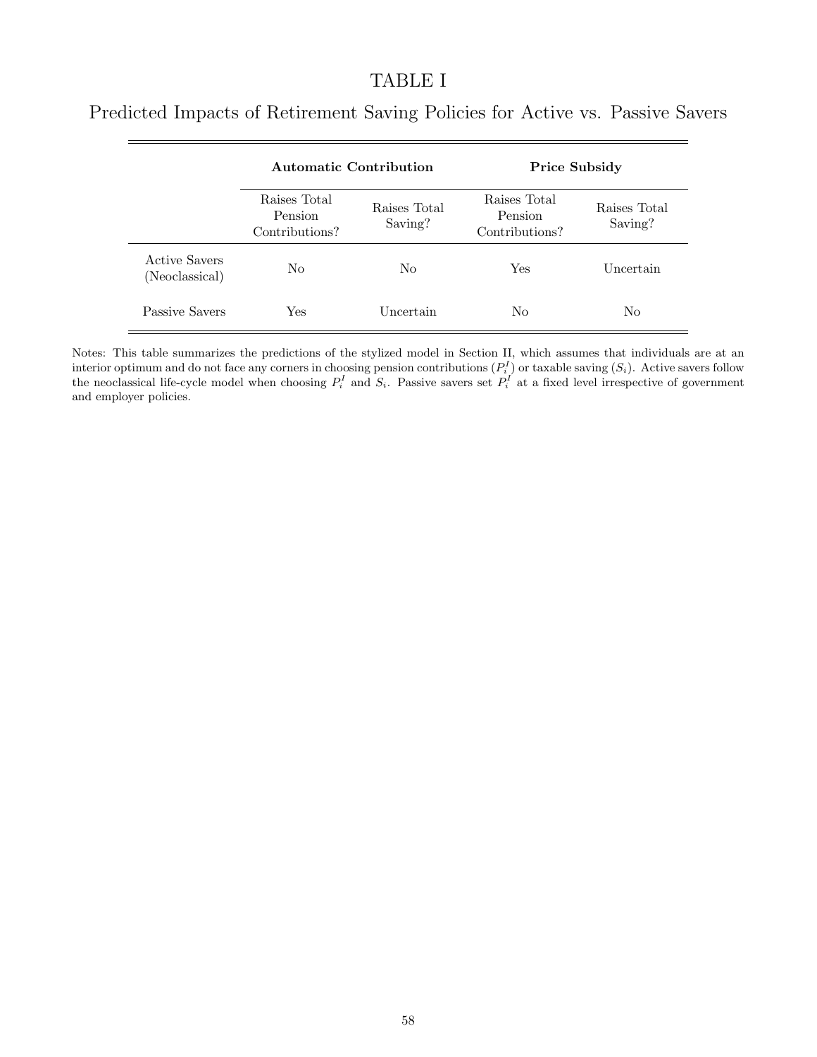# TABLE I

## Predicted Impacts of Retirement Saving Policies for Active vs. Passive Savers

| | **Automatic Contribution** | | **Price Subsidy** | |
|---|---|---|---|---|
| | Raises Total Pension Contributions? | Raises Total Saving? | Raises Total Pension Contributions? | Raises Total Saving? |
| Active Savers (Neoclassical) | No | No | Yes | Uncertain |
| Passive Savers | Yes | Uncertain | No | No |

Notes: This table summarizes the predictions of the stylized model in Section II, which assumes that individuals are at an interior optimum and do not face any corners in choosing pension contributions ($P_i^I$) or taxable saving ($S_i$). Active savers follow the neoclassical life-cycle model when choosing $P_i^I$ and $S_i$. Passive savers set $P_i^I$ at a fixed level irrespective of government and employer policies.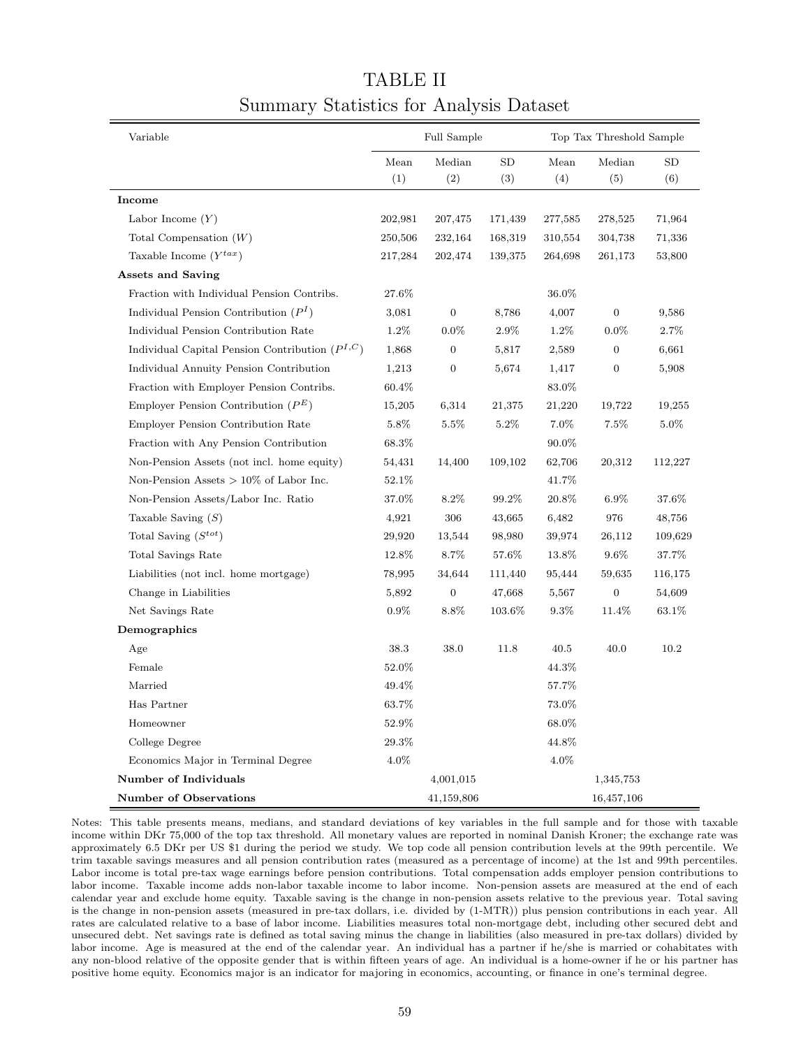# TABLE II

## Summary Statistics for Analysis Dataset

| Variable | Full Sample | | | Top Tax Threshold Sample | | |
|---|---|---|---|---|---|---|
| | Mean (1) | Median (2) | SD (3) | Mean (4) | Median (5) | SD (6) |
| **Income** | | | | | | |
| Labor Income ($Y$) | 202,981 | 207,475 | 171,439 | 277,585 | 278,525 | 71,964 |
| Total Compensation ($W$) | 250,506 | 232,164 | 168,319 | 310,554 | 304,738 | 71,336 |
| Taxable Income ($Y^{tax}$) | 217,284 | 202,474 | 139,375 | 264,698 | 261,173 | 53,800 |
| **Assets and Saving** | | | | | | |
| Fraction with Individual Pension Contribs. | 27.6% | | | 36.0% | | |
| Individual Pension Contribution ($P^I$) | 3,081 | 0 | 8,786 | 4,007 | 0 | 9,586 |
| Individual Pension Contribution Rate | 1.2% | 0.0% | 2.9% | 1.2% | 0.0% | 2.7% |
| Individual Capital Pension Contribution ($P^{I,C}$) | 1,868 | 0 | 5,817 | 2,589 | 0 | 6,661 |
| Individual Annuity Pension Contribution | 1,213 | 0 | 5,674 | 1,417 | 0 | 5,908 |
| Fraction with Employer Pension Contribs. | 60.4% | | | 83.0% | | |
| Employer Pension Contribution ($P^E$) | 15,205 | 6,314 | 21,375 | 21,220 | 19,722 | 19,255 |
| Employer Pension Contribution Rate | 5.8% | 5.5% | 5.2% | 7.0% | 7.5% | 5.0% |
| Fraction with Any Pension Contribution | 68.3% | | | 90.0% | | |
| Non-Pension Assets (not incl. home equity) | 54,431 | 14,400 | 109,102 | 62,706 | 20,312 | 112,227 |
| Non-Pension Assets > 10% of Labor Inc. | 52.1% | | | 41.7% | | |
| Non-Pension Assets/Labor Inc. Ratio | 37.0% | 8.2% | 99.2% | 20.8% | 6.9% | 37.6% |
| Taxable Saving ($S$) | 4,921 | 306 | 43,665 | 6,482 | 976 | 48,756 |
| Total Saving ($S^{tot}$) | 29,920 | 13,544 | 98,980 | 39,974 | 26,112 | 109,629 |
| Total Savings Rate | 12.8% | 8.7% | 57.6% | 13.8% | 9.6% | 37.7% |
| Liabilities (not incl. home mortgage) | 78,995 | 34,644 | 111,440 | 95,444 | 59,635 | 116,175 |
| Change in Liabilities | 5,892 | 0 | 47,668 | 5,567 | 0 | 54,609 |
| Net Savings Rate | 0.9% | 8.8% | 103.6% | 9.3% | 11.4% | 63.1% |
| **Demographics** | | | | | | |
| Age | 38.3 | 38.0 | 11.8 | 40.5 | 40.0 | 10.2 |
| Female | 52.0% | | | 44.3% | | |
| Married | 49.4% | | | 57.7% | | |
| Has Partner | 63.7% | | | 73.0% | | |
| Homeowner | 52.9% | | | 68.0% | | |
| College Degree | 29.3% | | | 44.8% | | |
| Economics Major in Terminal Degree | 4.0% | | | 4.0% | | |
| **Number of Individuals** | | 4,001,015 | | | 1,345,753 | |
| **Number of Observations** | | 41,159,806 | | | 16,457,106 | |

Notes: This table presents means, medians, and standard deviations of key variables in the full sample and for those with taxable income within DKr 75,000 of the top tax threshold. All monetary values are reported in nominal Danish Kroner; the exchange rate was approximately 6.5 DKr per US $1 during the period we study. We top code all pension contribution levels at the 99th percentile. We trim taxable savings measures and all pension contribution rates (measured as a percentage of income) at the 1st and 99th percentiles. Labor income is total pre-tax wage earnings before pension contributions. Total compensation adds employer pension contributions to labor income. Taxable income adds non-labor taxable income to labor income. Non-pension assets are measured at the end of each calendar year and exclude home equity. Taxable saving is the change in non-pension assets relative to the previous year. Total saving is the change in non-pension assets (measured in pre-tax dollars, i.e. divided by (1-MTR)) plus pension contributions in each year. All rates are calculated relative to a base of labor income. Liabilities measures total non-mortgage debt, including other secured debt and unsecured debt. Net savings rate is defined as total saving minus the change in liabilities (also measured in pre-tax dollars) divided by labor income. Age is measured at the end of the calendar year. An individual has a partner if he/she is married or cohabitates with any non-blood relative of the opposite gender that is within fifteen years of age. An individual is a home-owner if he or his partner has positive home equity. Economics major is an indicator for majoring in economics, accounting, or finance in one's terminal degree.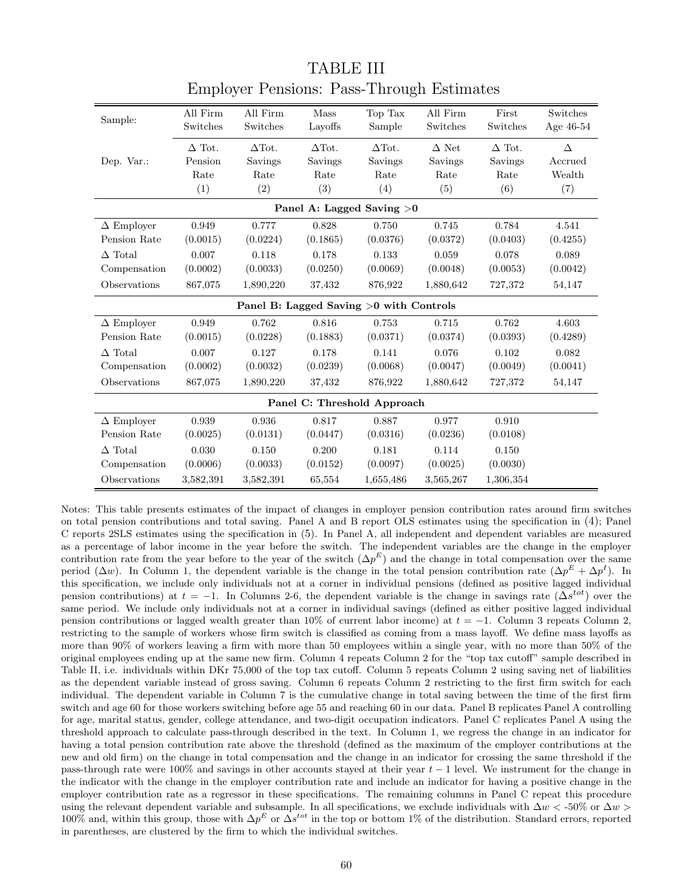# TABLE III

## Employer Pensions: Pass-Through Estimates

| Sample: | All Firm Switches | All Firm Switches | Mass Layoffs | Top Tax Sample | All Firm Switches | First Switches | Switches Age 46-54 |
|---|---|---|---|---|---|---|---|
| Dep. Var.: | Δ Tot. Pension Rate | ΔTot. Savings Rate | ΔTot. Savings Rate | ΔTot. Savings Rate | Δ Net Savings Rate | Δ Tot. Savings Rate | Δ Accrued Wealth |
| | (1) | (2) | (3) | (4) | (5) | (6) | (7) |
| **Panel A: Lagged Saving >0** | | | | | | | |
| Δ Employer Pension Rate | 0.949 | 0.777 | 0.828 | 0.750 | 0.745 | 0.784 | 4.541 |
| | (0.0015) | (0.0224) | (0.1865) | (0.0376) | (0.0372) | (0.0403) | (0.4255) |
| Δ Total Compensation | 0.007 | 0.118 | 0.178 | 0.133 | 0.059 | 0.078 | 0.089 |
| | (0.0002) | (0.0033) | (0.0250) | (0.0069) | (0.0048) | (0.0053) | (0.0042) |
| Observations | 867,075 | 1,890,220 | 37,432 | 876,922 | 1,880,642 | 727,372 | 54,147 |
| **Panel B: Lagged Saving >0 with Controls** | | | | | | | |
| Δ Employer Pension Rate | 0.949 | 0.762 | 0.816 | 0.753 | 0.715 | 0.762 | 4.603 |
| | (0.0015) | (0.0228) | (0.1883) | (0.0371) | (0.0374) | (0.0393) | (0.4289) |
| Δ Total Compensation | 0.007 | 0.127 | 0.178 | 0.141 | 0.076 | 0.102 | 0.082 |
| | (0.0002) | (0.0032) | (0.0239) | (0.0068) | (0.0047) | (0.0049) | (0.0041) |
| Observations | 867,075 | 1,890,220 | 37,432 | 876,922 | 1,880,642 | 727,372 | 54,147 |
| **Panel C: Threshold Approach** | | | | | | | |
| Δ Employer Pension Rate | 0.939 | 0.936 | 0.817 | 0.887 | 0.977 | 0.910 | |
| | (0.0025) | (0.0131) | (0.0447) | (0.0316) | (0.0236) | (0.0108) | |
| Δ Total Compensation | 0.030 | 0.150 | 0.200 | 0.181 | 0.114 | 0.150 | |
| | (0.0006) | (0.0033) | (0.0152) | (0.0097) | (0.0025) | (0.0030) | |
| Observations | 3,582,391 | 3,582,391 | 65,554 | 1,655,486 | 3,565,267 | 1,306,354 | |

Notes: This table presents estimates of the impact of changes in employer pension contribution rates around firm switches on total pension contributions and total saving. Panel A and B report OLS estimates using the specification in (4); Panel C reports 2SLS estimates using the specification in (5). In Panel A, all independent and dependent variables are measured as a percentage of labor income in the year before the switch. The independent variables are the change in the employer contribution rate from the year before to the year of the switch ($\Delta p^E$) and the change in total compensation over the same period ($\Delta w$). In Column 1, the dependent variable is the change in the total pension contribution rate ($\Delta p^E + \Delta p^I$). In this specification, we include only individuals not at a corner in individual pensions (defined as positive lagged individual pension contributions) at $t = -1$. In Columns 2-6, the dependent variable is the change in savings rate ($\Delta s^{tot}$) over the same period. We include only individuals not at a corner in individual savings (defined as either positive lagged individual pension contributions or lagged wealth greater than 10% of current labor income) at $t = -1$. Column 3 repeats Column 2, restricting to the sample of workers whose firm switch is classified as coming from a mass layoff. We define mass layoffs as more than 90% of workers leaving a firm with more than 50 employees within a single year, with no more than 50% of the original employees ending up at the same new firm. Column 4 repeats Column 2 for the "top tax cutoff" sample described in Table II, i.e. individuals within DKr 75,000 of the top tax cutoff. Column 5 repeats Column 2 using saving net of liabilities as the dependent variable instead of gross saving. Column 6 repeats Column 2 restricting to the first firm switch for each individual. The dependent variable in Column 7 is the cumulative change in total saving between the time of the first firm switch and age 60 for those workers switching before age 55 and reaching 60 in our data. Panel B replicates Panel A controlling for age, marital status, gender, college attendance, and two-digit occupation indicators. Panel C replicates Panel A using the threshold approach to calculate pass-through described in the text. In Column 1, we regress the change in an indicator for having a total pension contribution rate above the threshold (defined as the maximum of the employer contributions at the new and old firm) on the change in total compensation and the change in an indicator for crossing the same threshold if the pass-through rate were 100% and savings in other accounts stayed at their year $t-1$ level. We instrument for the change in the indicator with the change in the employer contribution rate and include an indicator for having a positive change in the employer contribution rate as a regressor in these specifications. The remaining columns in Panel C repeat this procedure using the relevant dependent variable and subsample. In all specifications, we exclude individuals with $\Delta w <$ -50% or $\Delta w >$ 100% and, within this group, those with $\Delta p^E$ or $\Delta s^{tot}$ in the top or bottom 1% of the distribution. Standard errors, reported in parentheses, are clustered by the firm to which the individual switches.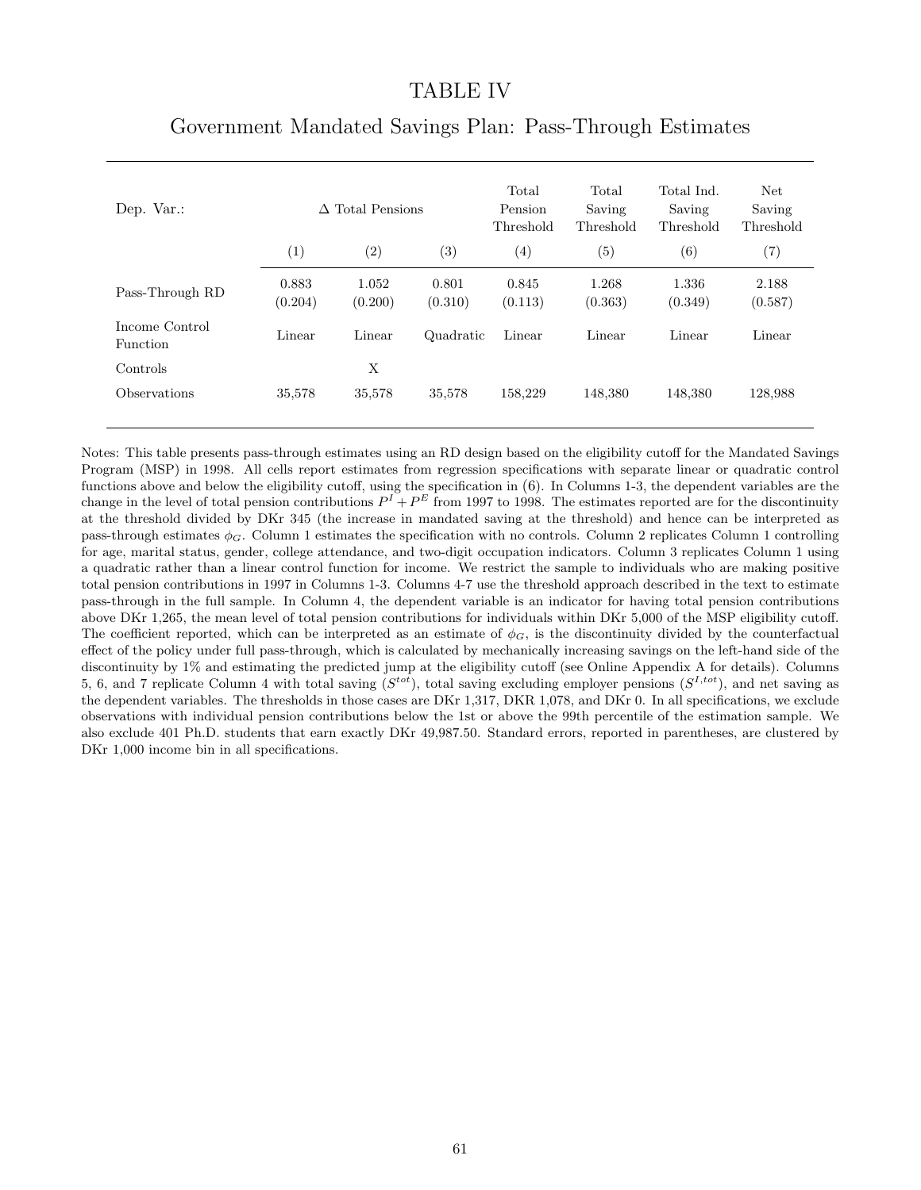# TABLE IV

## Government Mandated Savings Plan: Pass-Through Estimates

| Dep. Var.: | Δ Total Pensions | | | Total Pension Threshold | Total Saving Threshold | Total Ind. Saving Threshold | Net Saving Threshold |
|---|---|---|---|---|---|---|---|
| | (1) | (2) | (3) | (4) | (5) | (6) | (7) |
| Pass-Through RD | 0.883 | 1.052 | 0.801 | 0.845 | 1.268 | 1.336 | 2.188 |
| | (0.204) | (0.200) | (0.310) | (0.113) | (0.363) | (0.349) | (0.587) |
| Income Control Function | Linear | Linear | Quadratic | Linear | Linear | Linear | Linear |
| Controls | | X | | | | | |
| Observations | 35,578 | 35,578 | 35,578 | 158,229 | 148,380 | 148,380 | 128,988 |

Notes: This table presents pass-through estimates using an RD design based on the eligibility cutoff for the Mandated Savings Program (MSP) in 1998. All cells report estimates from regression specifications with separate linear or quadratic control functions above and below the eligibility cutoff, using the specification in (6). In Columns 1-3, the dependent variables are the change in the level of total pension contributions $P^I + P^E$ from 1997 to 1998. The estimates reported are for the discontinuity at the threshold divided by DKr 345 (the increase in mandated saving at the threshold) and hence can be interpreted as pass-through estimates $\phi_G$. Column 1 estimates the specification with no controls. Column 2 replicates Column 1 controlling for age, marital status, gender, college attendance, and two-digit occupation indicators. Column 3 replicates Column 1 using a quadratic rather than a linear control function for income. We restrict the sample to individuals who are making positive total pension contributions in 1997 in Columns 1-3. Columns 4-7 use the threshold approach described in the text to estimate pass-through in the full sample. In Column 4, the dependent variable is an indicator for having total pension contributions above DKr 1,265, the mean level of total pension contributions for individuals within DKr 5,000 of the MSP eligibility cutoff. The coefficient reported, which can be interpreted as an estimate of $\phi_G$, is the discontinuity divided by the counterfactual effect of the policy under full pass-through, which is calculated by mechanically increasing savings on the left-hand side of the discontinuity by 1% and estimating the predicted jump at the eligibility cutoff (see Online Appendix A for details). Columns 5, 6, and 7 replicate Column 4 with total saving ($S^{tot}$), total saving excluding employer pensions ($S^{I,tot}$), and net saving as the dependent variables. The thresholds in those cases are DKr 1,317, DKR 1,078, and DKr 0. In all specifications, we exclude observations with individual pension contributions below the 1st or above the 99th percentile of the estimation sample. We also exclude 401 Ph.D. students that earn exactly DKr 49,987.50. Standard errors, reported in parentheses, are clustered by DKr 1,000 income bin in all specifications.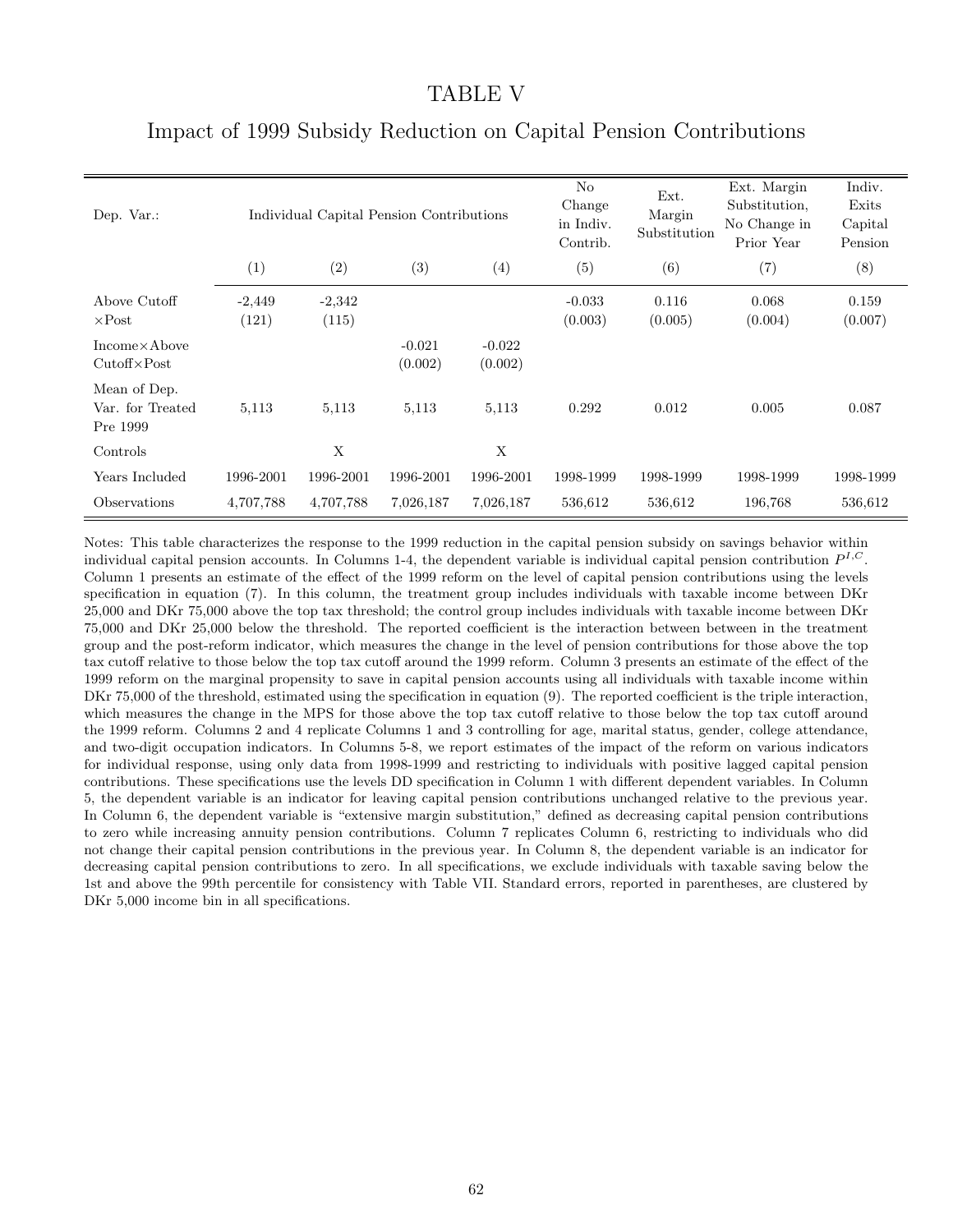# TABLE V

## Impact of 1999 Subsidy Reduction on Capital Pension Contributions

| Dep. Var.: | Individual Capital Pension Contributions | | | | No Change in Indiv. Contrib. | Ext. Margin Substitution | Ext. Margin Substitution, No Change in Prior Year | Indiv. Exits Capital Pension |
|---|---|---|---|---|---|---|---|---|
| | (1) | (2) | (3) | (4) | (5) | (6) | (7) | (8) |
| Above Cutoff ×Post | -2,449 (121) | -2,342 (115) | | | -0.033 (0.003) | 0.116 (0.005) | 0.068 (0.004) | 0.159 (0.007) |
| Income×Above Cutoff×Post | | | -0.021 (0.002) | -0.022 (0.002) | | | | |
| Mean of Dep. Var. for Treated Pre 1999 | 5,113 | 5,113 | 5,113 | 5,113 | 0.292 | 0.012 | 0.005 | 0.087 |
| Controls | | X | | X | | | | |
| Years Included | 1996-2001 | 1996-2001 | 1996-2001 | 1996-2001 | 1998-1999 | 1998-1999 | 1998-1999 | 1998-1999 |
| Observations | 4,707,788 | 4,707,788 | 7,026,187 | 7,026,187 | 536,612 | 536,612 | 196,768 | 536,612 |

Notes: This table characterizes the response to the 1999 reduction in the capital pension subsidy on savings behavior within individual capital pension accounts. In Columns 1-4, the dependent variable is individual capital pension contribution $P^{I,C}$. Column 1 presents an estimate of the effect of the 1999 reform on the level of capital pension contributions using the levels specification in equation (7). In this column, the treatment group includes individuals with taxable income between DKr 25,000 and DKr 75,000 above the top tax threshold; the control group includes individuals with taxable income between DKr 75,000 and DKr 25,000 below the threshold. The reported coefficient is the interaction between between in the treatment group and the post-reform indicator, which measures the change in the level of pension contributions for those above the top tax cutoff relative to those below the top tax cutoff around the 1999 reform. Column 3 presents an estimate of the effect of the 1999 reform on the marginal propensity to save in capital pension accounts using all individuals with taxable income within DKr 75,000 of the threshold, estimated using the specification in equation (9). The reported coefficient is the triple interaction, which measures the change in the MPS for those above the top tax cutoff relative to those below the top tax cutoff around the 1999 reform. Columns 2 and 4 replicate Columns 1 and 3 controlling for age, marital status, gender, college attendance, and two-digit occupation indicators. In Columns 5-8, we report estimates of the impact of the reform on various indicators for individual response, using only data from 1998-1999 and restricting to individuals with positive lagged capital pension contributions. These specifications use the levels DD specification in Column 1 with different dependent variables. In Column 5, the dependent variable is an indicator for leaving capital pension contributions unchanged relative to the previous year. In Column 6, the dependent variable is "extensive margin substitution," defined as decreasing capital pension contributions to zero while increasing annuity pension contributions. Column 7 replicates Column 6, restricting to individuals who did not change their capital pension contributions in the previous year. In Column 8, the dependent variable is an indicator for decreasing capital pension contributions to zero. In all specifications, we exclude individuals with taxable saving below the 1st and above the 99th percentile for consistency with Table VII. Standard errors, reported in parentheses, are clustered by DKr 5,000 income bin in all specifications.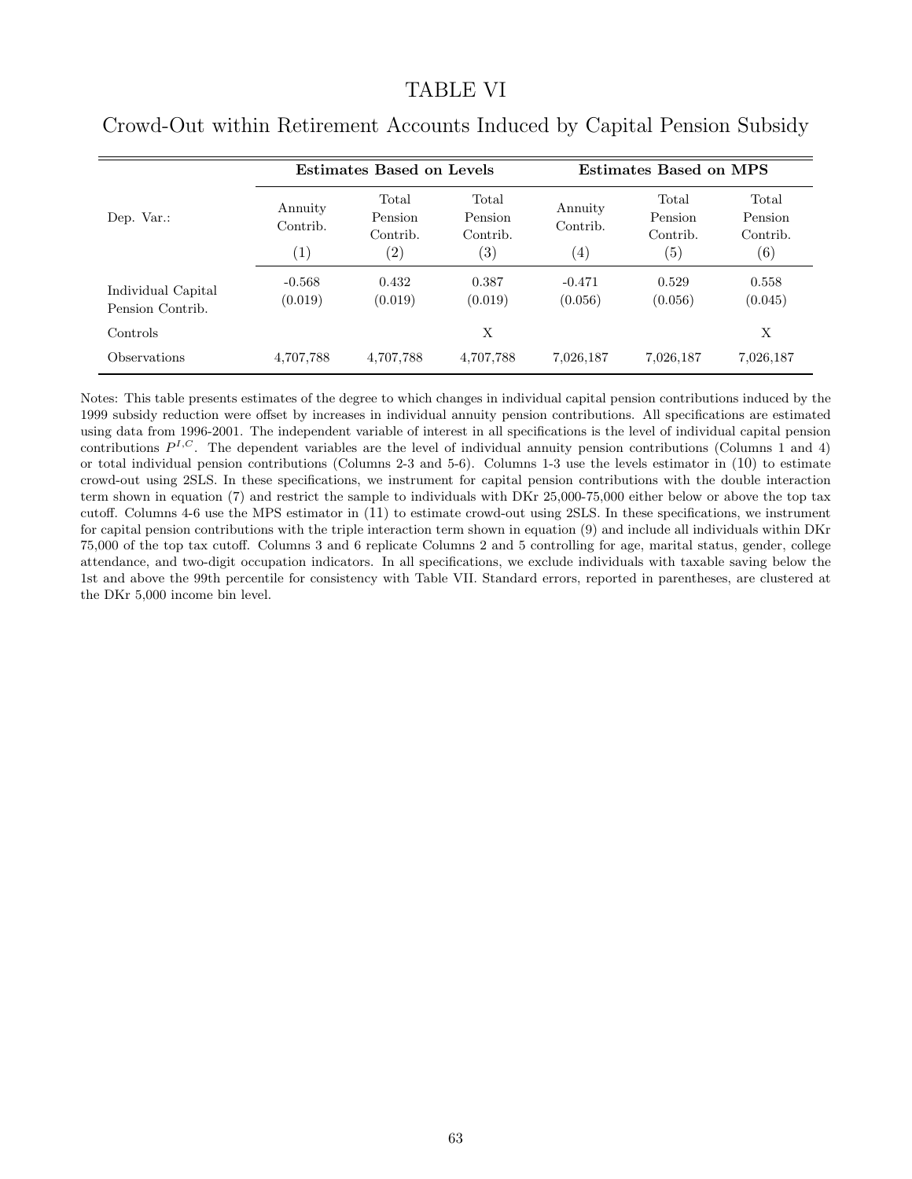# TABLE VI

## Crowd-Out within Retirement Accounts Induced by Capital Pension Subsidy

| | **Estimates Based on Levels** | | | **Estimates Based on MPS** | | |
|---|---|---|---|---|---|---|
| Dep. Var.: | Annuity Contrib. (1) | Total Pension Contrib. (2) | Total Pension Contrib. (3) | Annuity Contrib. (4) | Total Pension Contrib. (5) | Total Pension Contrib. (6) |
| Individual Capital Pension Contrib. | -0.568 | 0.432 | 0.387 | -0.471 | 0.529 | 0.558 |
| | (0.019) | (0.019) | (0.019) | (0.056) | (0.056) | (0.045) |
| Controls | | | X | | | X |
| Observations | 4,707,788 | 4,707,788 | 4,707,788 | 7,026,187 | 7,026,187 | 7,026,187 |

Notes: This table presents estimates of the degree to which changes in individual capital pension contributions induced by the 1999 subsidy reduction were offset by increases in individual annuity pension contributions. All specifications are estimated using data from 1996-2001. The independent variable of interest in all specifications is the level of individual capital pension contributions $P^{I,C}$. The dependent variables are the level of individual annuity pension contributions (Columns 1 and 4) or total individual pension contributions (Columns 2-3 and 5-6). Columns 1-3 use the levels estimator in (10) to estimate crowd-out using 2SLS. In these specifications, we instrument for capital pension contributions with the double interaction term shown in equation (7) and restrict the sample to individuals with DKr 25,000-75,000 either below or above the top tax cutoff. Columns 4-6 use the MPS estimator in (11) to estimate crowd-out using 2SLS. In these specifications, we instrument for capital pension contributions with the triple interaction term shown in equation (9) and include all individuals within DKr 75,000 of the top tax cutoff. Columns 3 and 6 replicate Columns 2 and 5 controlling for age, marital status, gender, college attendance, and two-digit occupation indicators. In all specifications, we exclude individuals with taxable saving below the 1st and above the 99th percentile for consistency with Table VII. Standard errors, reported in parentheses, are clustered at the DKr 5,000 income bin level.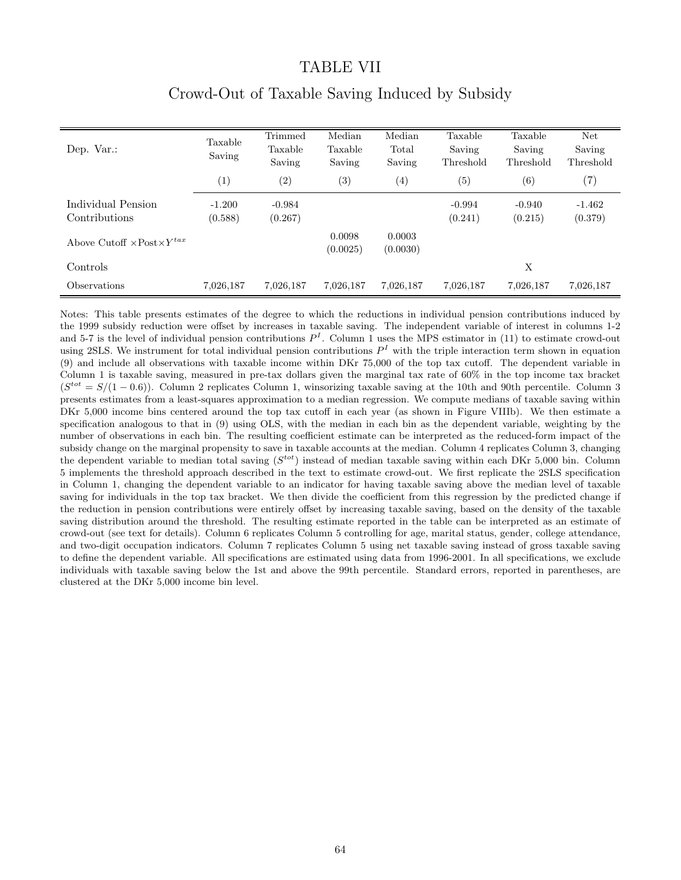# TABLE VII

## Crowd-Out of Taxable Saving Induced by Subsidy

| Dep. Var.: | Taxable Saving | Trimmed Taxable Saving | Median Taxable Saving | Median Total Saving | Taxable Saving Threshold | Taxable Saving Threshold | Net Saving Threshold |
|---|---|---|---|---|---|---|---|
| | (1) | (2) | (3) | (4) | (5) | (6) | (7) |
| Individual Pension Contributions | -1.200<br>(0.588) | -0.984<br>(0.267) | | | -0.994<br>(0.241) | -0.940<br>(0.215) | -1.462<br>(0.379) |
| Above Cutoff $\times$Post$\times Y^{tax}$ | | | 0.0098<br>(0.0025) | 0.0003<br>(0.0030) | | | |
| Controls | | | | | | X | |
| Observations | 7,026,187 | 7,026,187 | 7,026,187 | 7,026,187 | 7,026,187 | 7,026,187 | 7,026,187 |

Notes: This table presents estimates of the degree to which the reductions in individual pension contributions induced by the 1999 subsidy reduction were offset by increases in taxable saving. The independent variable of interest in columns 1-2 and 5-7 is the level of individual pension contributions $P^I$. Column 1 uses the MPS estimator in (11) to estimate crowd-out using 2SLS. We instrument for total individual pension contributions $P^I$ with the triple interaction term shown in equation (9) and include all observations with taxable income within DKr 75,000 of the top tax cutoff. The dependent variable in Column 1 is taxable saving, measured in pre-tax dollars given the marginal tax rate of 60% in the top income tax bracket ($S^{tot} = S/(1-0.6)$). Column 2 replicates Column 1, winsorizing taxable saving at the 10th and 90th percentile. Column 3 presents estimates from a least-squares approximation to a median regression. We compute medians of taxable saving within DKr 5,000 income bins centered around the top tax cutoff in each year (as shown in Figure VIIIb). We then estimate a specification analogous to that in (9) using OLS, with the median in each bin as the dependent variable, weighting by the number of observations in each bin. The resulting coefficient estimate can be interpreted as the reduced-form impact of the subsidy change on the marginal propensity to save in taxable accounts at the median. Column 4 replicates Column 3, changing the dependent variable to median total saving ($S^{tot}$) instead of median taxable saving within each DKr 5,000 bin. Column 5 implements the threshold approach described in the text to estimate crowd-out. We first replicate the 2SLS specification in Column 1, changing the dependent variable to an indicator for having taxable saving above the median level of taxable saving for individuals in the top tax bracket. We then divide the coefficient from this regression by the predicted change if the reduction in pension contributions were entirely offset by increasing taxable saving, based on the density of the taxable saving distribution around the threshold. The resulting estimate reported in the table can be interpreted as an estimate of crowd-out (see text for details). Column 6 replicates Column 5 controlling for age, marital status, gender, college attendance, and two-digit occupation indicators. Column 7 replicates Column 5 using net taxable saving instead of gross taxable saving to define the dependent variable. All specifications are estimated using data from 1996-2001. In all specifications, we exclude individuals with taxable saving below the 1st and above the 99th percentile. Standard errors, reported in parentheses, are clustered at the DKr 5,000 income bin level.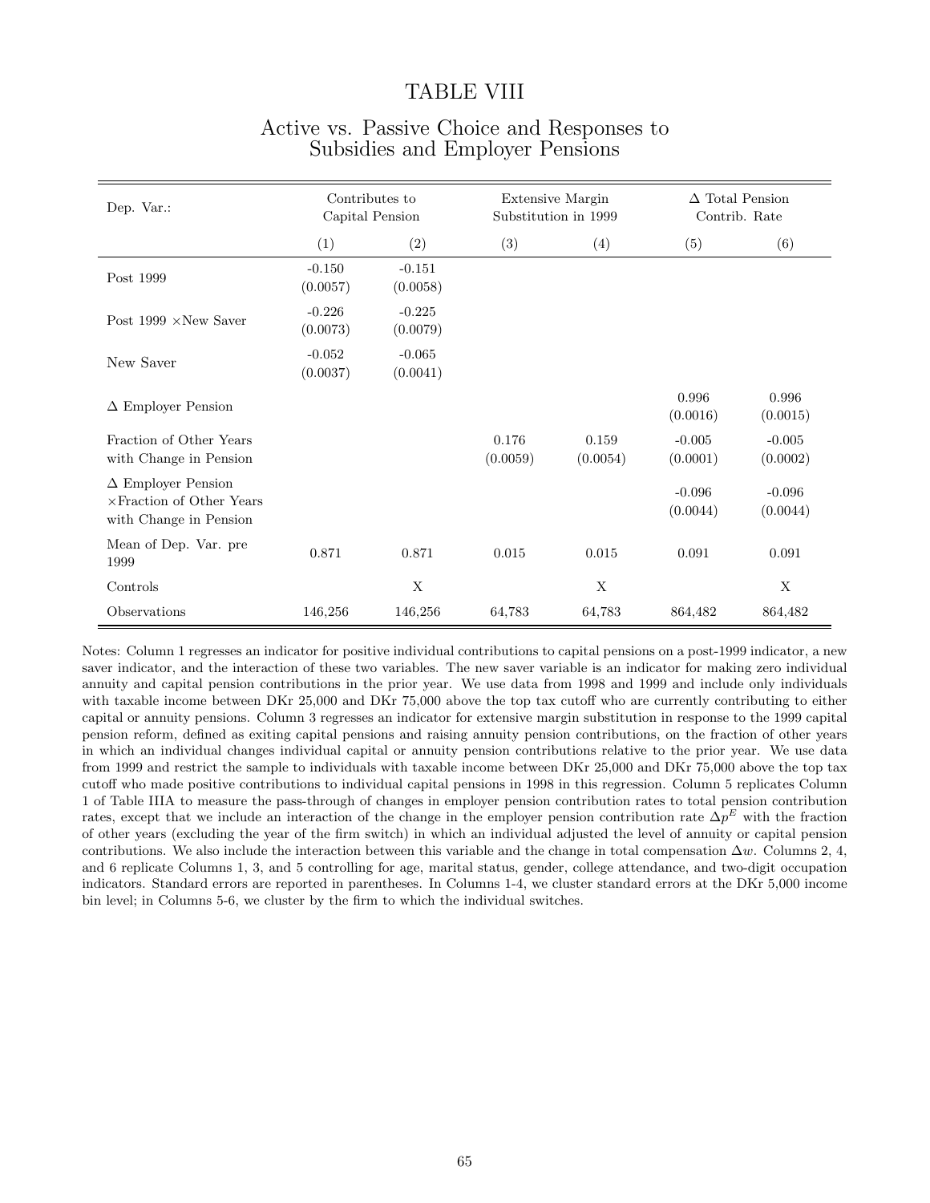# TABLE VIII

## Active vs. Passive Choice and Responses to Subsidies and Employer Pensions

| Dep. Var.: | Contributes to Capital Pension | | Extensive Margin Substitution in 1999 | | $\Delta$ Total Pension Contrib. Rate | |
|---|---|---|---|---|---|---|
| | (1) | (2) | (3) | (4) | (5) | (6) |
| Post 1999 | -0.150<br>(0.0057) | -0.151<br>(0.0058) | | | | |
| Post 1999 ×New Saver | -0.226<br>(0.0073) | -0.225<br>(0.0079) | | | | |
| New Saver | -0.052<br>(0.0037) | -0.065<br>(0.0041) | | | | |
| $\Delta$ Employer Pension | | | | | 0.996<br>(0.0016) | 0.996<br>(0.0015) |
| Fraction of Other Years with Change in Pension | | | 0.176<br>(0.0059) | 0.159<br>(0.0054) | -0.005<br>(0.0001) | -0.005<br>(0.0002) |
| $\Delta$ Employer Pension ×Fraction of Other Years with Change in Pension | | | | | -0.096<br>(0.0044) | -0.096<br>(0.0044) |
| Mean of Dep. Var. pre 1999 | 0.871 | 0.871 | 0.015 | 0.015 | 0.091 | 0.091 |
| Controls | | X | | X | | X |
| Observations | 146,256 | 146,256 | 64,783 | 64,783 | 864,482 | 864,482 |

Notes: Column 1 regresses an indicator for positive individual contributions to capital pensions on a post-1999 indicator, a new saver indicator, and the interaction of these two variables. The new saver variable is an indicator for making zero individual annuity and capital pension contributions in the prior year. We use data from 1998 and 1999 and include only individuals with taxable income between DKr 25,000 and DKr 75,000 above the top tax cutoff who are currently contributing to either capital or annuity pensions. Column 3 regresses an indicator for extensive margin substitution in response to the 1999 capital pension reform, defined as exiting capital pensions and raising annuity pension contributions, on the fraction of other years in which an individual changes individual capital or annuity pension contributions relative to the prior year. We use data from 1999 and restrict the sample to individuals with taxable income between DKr 25,000 and DKr 75,000 above the top tax cutoff who made positive contributions to individual capital pensions in 1998 in this regression. Column 5 replicates Column 1 of Table IIIA to measure the pass-through of changes in employer pension contribution rates to total pension contribution rates, except that we include an interaction of the change in the employer pension contribution rate $\Delta p^E$ with the fraction of other years (excluding the year of the firm switch) in which an individual adjusted the level of annuity or capital pension contributions. We also include the interaction between this variable and the change in total compensation $\Delta w$. Columns 2, 4, and 6 replicate Columns 1, 3, and 5 controlling for age, marital status, gender, college attendance, and two-digit occupation indicators. Standard errors are reported in parentheses. In Columns 1-4, we cluster standard errors at the DKr 5,000 income bin level; in Columns 5-6, we cluster by the firm to which the individual switches.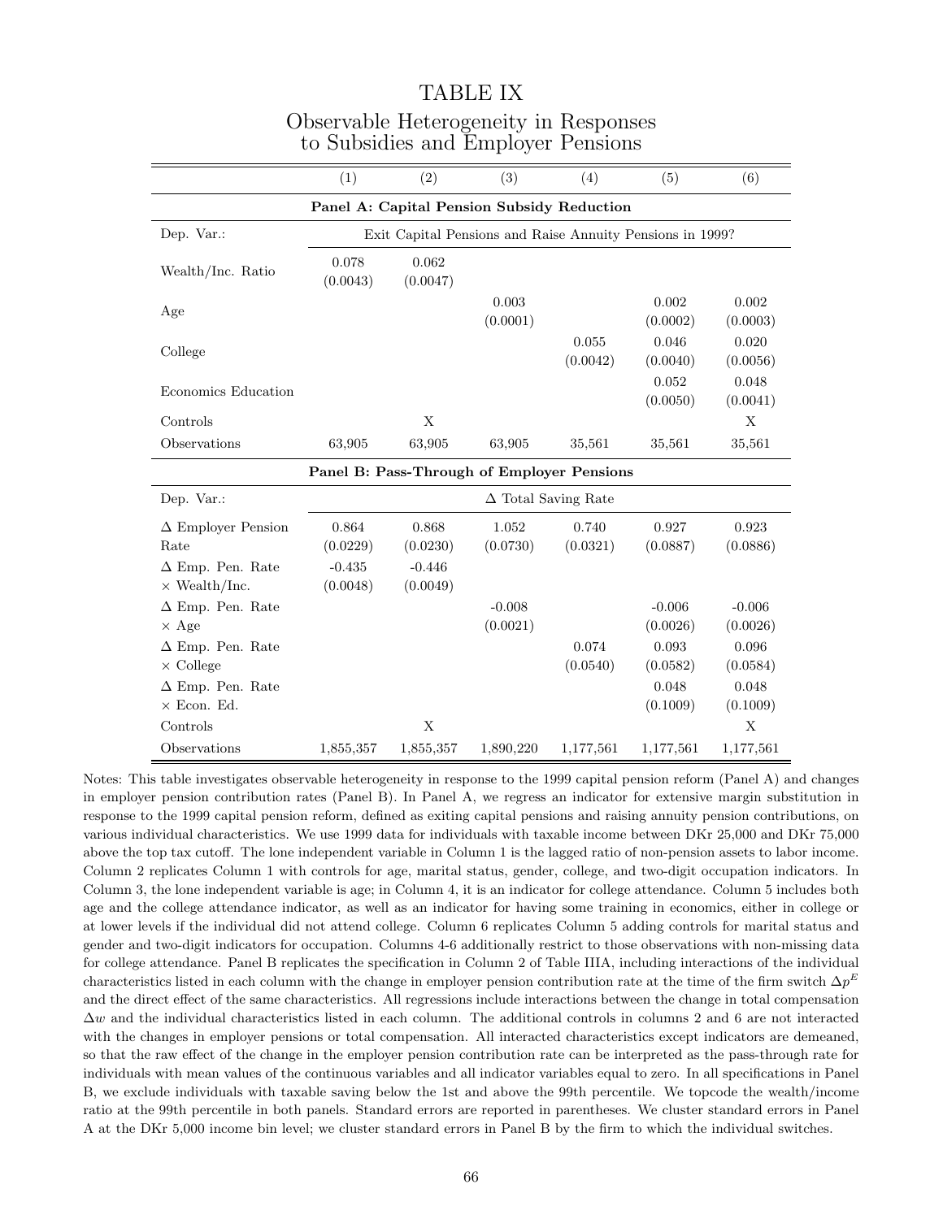# TABLE IX

## Observable Heterogeneity in Responses to Subsidies and Employer Pensions

| | (1) | (2) | (3) | (4) | (5) | (6) |
|---|---|---|---|---|---|---|
| **Panel A: Capital Pension Subsidy Reduction** | | | | | | |
| Dep. Var.: | Exit Capital Pensions and Raise Annuity Pensions in 1999? | | | | | |
| Wealth/Inc. Ratio | 0.078<br>(0.0043) | 0.062<br>(0.0047) | | | | |
| Age | | | 0.003<br>(0.0001) | | 0.002<br>(0.0002) | 0.002<br>(0.0003) |
| College | | | | 0.055<br>(0.0042) | 0.046<br>(0.0040) | 0.020<br>(0.0056) |
| Economics Education | | | | | 0.052<br>(0.0050) | 0.048<br>(0.0041) |
| Controls | | X | | | | X |
| Observations | 63,905 | 63,905 | 63,905 | 35,561 | 35,561 | 35,561 |
| **Panel B: Pass-Through of Employer Pensions** | | | | | | |
| Dep. Var.: | $\Delta$ Total Saving Rate | | | | | |
| $\Delta$ Employer Pension Rate | 0.864<br>(0.0229) | 0.868<br>(0.0230) | 1.052<br>(0.0730) | 0.740<br>(0.0321) | 0.927<br>(0.0887) | 0.923<br>(0.0886) |
| $\Delta$ Emp. Pen. Rate $\times$ Wealth/Inc. | -0.435<br>(0.0048) | -0.446<br>(0.0049) | | | | |
| $\Delta$ Emp. Pen. Rate $\times$ Age | | | -0.008<br>(0.0021) | | -0.006<br>(0.0026) | -0.006<br>(0.0026) |
| $\Delta$ Emp. Pen. Rate $\times$ College | | | | 0.074<br>(0.0540) | 0.093<br>(0.0582) | 0.096<br>(0.0584) |
| $\Delta$ Emp. Pen. Rate $\times$ Econ. Ed. | | | | | 0.048<br>(0.1009) | 0.048<br>(0.1009) |
| Controls | | X | | | | X |
| Observations | 1,855,357 | 1,855,357 | 1,890,220 | 1,177,561 | 1,177,561 | 1,177,561 |

Notes: This table investigates observable heterogeneity in response to the 1999 capital pension reform (Panel A) and changes in employer pension contribution rates (Panel B). In Panel A, we regress an indicator for extensive margin substitution in response to the 1999 capital pension reform, defined as exiting capital pensions and raising annuity pension contributions, on various individual characteristics. We use 1999 data for individuals with taxable income between DKr 25,000 and DKr 75,000 above the top tax cutoff. The lone independent variable in Column 1 is the lagged ratio of non-pension assets to labor income. Column 2 replicates Column 1 with controls for age, marital status, gender, college, and two-digit occupation indicators. In Column 3, the lone independent variable is age; in Column 4, it is an indicator for college attendance. Column 5 includes both age and the college attendance indicator, as well as an indicator for having some training in economics, either in college or at lower levels if the individual did not attend college. Column 6 replicates Column 5 adding controls for marital status and gender and two-digit indicators for occupation. Columns 4-6 additionally restrict to those observations with non-missing data for college attendance. Panel B replicates the specification in Column 2 of Table IIIA, including interactions of the individual characteristics listed in each column with the change in employer pension contribution rate at the time of the firm switch $\Delta p^E$ and the direct effect of the same characteristics. All regressions include interactions between the change in total compensation $\Delta w$ and the individual characteristics listed in each column. The additional controls in columns 2 and 6 are not interacted with the changes in employer pensions or total compensation. All interacted characteristics except indicators are demeaned, so that the raw effect of the change in the employer pension contribution rate can be interpreted as the pass-through rate for individuals with mean values of the continuous variables and all indicator variables equal to zero. In all specifications in Panel B, we exclude individuals with taxable saving below the 1st and above the 99th percentile. We topcode the wealth/income ratio at the 99th percentile in both panels. Standard errors are reported in parentheses. We cluster standard errors in Panel A at the DKr 5,000 income bin level; we cluster standard errors in Panel B by the firm to which the individual switches.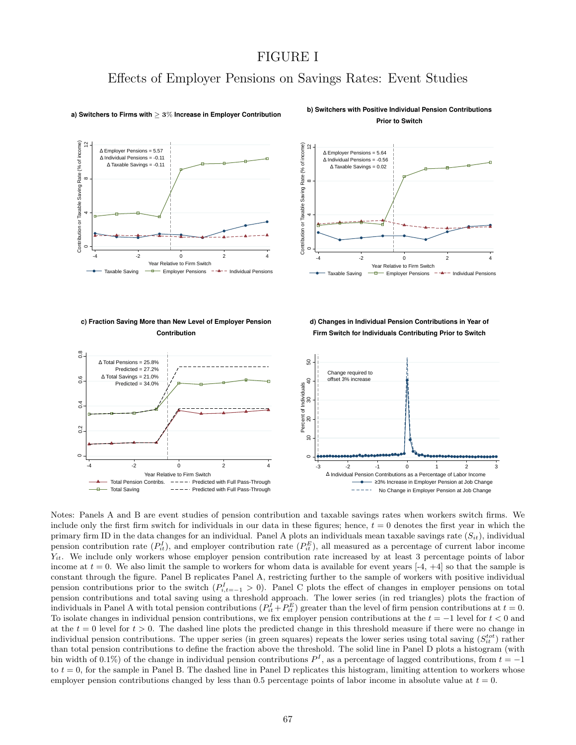# FIGURE I

## Effects of Employer Pensions on Savings Rates: Event Studies

**a) Switchers to Firms with ≥ 3% Increase in Employer Contribution**

Δ Employer Pensions = 5.57
Δ Individual Pensions = -0.11
Δ Taxable Savings = -0.11

**b) Switchers with Positive Individual Pension Contributions Prior to Switch**

Δ Employer Pensions = 5.64
Δ Individual Pensions = -0.56
Δ Taxable Savings = 0.02

**c) Fraction Saving More than New Level of Employer Pension Contribution**

Δ Total Pensions = 25.8%
Predicted = 27.2%
Δ Total Savings = 21.0%
Predicted = 34.0%

**d) Changes in Individual Pension Contributions in Year of Firm Switch for Individuals Contributing Prior to Switch**

Notes: Panels A and B are event studies of pension contribution and taxable savings rates when workers switch firms. We include only the first firm switch for individuals in our data in these figures; hence, $t = 0$ denotes the first year in which the primary firm ID in the data changes for an individual. Panel A plots an individuals mean taxable savings rate ($S_{it}$), individual pension contribution rate ($P^I_{it}$), and employer contribution rate ($P^E_{it}$), all measured as a percentage of current labor income $Y_{it}$. We include only workers whose employer pension contribution rate increased by at least 3 percentage points of labor income at $t = 0$. We also limit the sample to workers for whom data is available for event years [-4, +4] so that the sample is constant through the figure. Panel B replicates Panel A, restricting further to the sample of workers with positive individual pension contributions prior to the switch ($P^I_{i,t=-1} > 0$). Panel C plots the effect of changes in employer pensions on total pension contributions and total saving using a threshold approach. The lower series (in red triangles) plots the fraction of individuals in Panel A with total pension contributions ($P^I_{it} + P^E_{it}$) greater than the level of firm pension contributions at $t = 0$. To isolate changes in individual pension contributions, we fix employer pension contributions at the $t = -1$ level for $t < 0$ and at the $t = 0$ level for $t > 0$. The dashed line plots the predicted change in this threshold measure if there were no change in individual pension contributions. The upper series (in green squares) repeats the lower series using total saving ($S^{tot}_{it}$) rather than total pension contributions to define the fraction above the threshold. The solid line in Panel D plots a histogram (with bin width of 0.1%) of the change in individual pension contributions $P^I$, as a percentage of lagged contributions, from $t = -1$ to $t = 0$, for the sample in Panel B. The dashed line in Panel D replicates this histogram, limiting attention to workers whose employer pension contributions changed by less than 0.5 percentage points of labor income in absolute value at $t = 0$.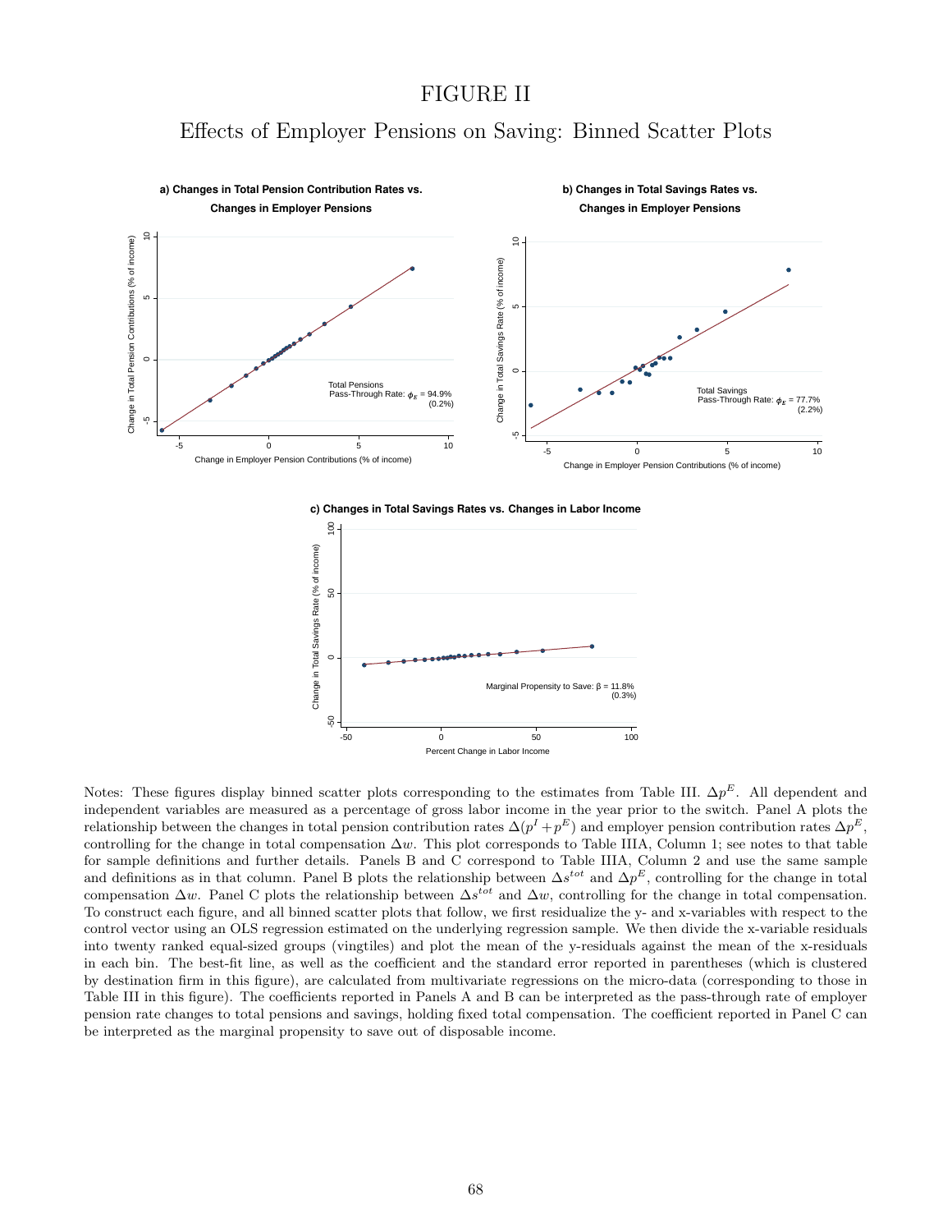# FIGURE II

## Effects of Employer Pensions on Saving: Binned Scatter Plots

**a) Changes in Total Pension Contribution Rates vs. Changes in Employer Pensions**

Total Pensions Pass-Through Rate: $\phi_E$ = 94.9% (0.2%)

**b) Changes in Total Savings Rates vs. Changes in Employer Pensions**

Total Savings Pass-Through Rate: $\phi_E$ = 77.7% (2.2%)

**c) Changes in Total Savings Rates vs. Changes in Labor Income**

Marginal Propensity to Save: β = 11.8% (0.3%)

Notes: These figures display binned scatter plots corresponding to the estimates from Table III. $\Delta p^E$. All dependent and independent variables are measured as a percentage of gross labor income in the year prior to the switch. Panel A plots the relationship between the changes in total pension contribution rates $\Delta(p^I + p^E)$ and employer pension contribution rates $\Delta p^E$, controlling for the change in total compensation $\Delta w$. This plot corresponds to Table IIIA, Column 1; see notes to that table for sample definitions and further details. Panels B and C correspond to Table IIIA, Column 2 and use the same sample and definitions as in that column. Panel B plots the relationship between $\Delta s^{tot}$ and $\Delta p^E$, controlling for the change in total compensation $\Delta w$. Panel C plots the relationship between $\Delta s^{tot}$ and $\Delta w$, controlling for the change in total compensation. To construct each figure, and all binned scatter plots that follow, we first residualize the y- and x-variables with respect to the control vector using an OLS regression estimated on the underlying regression sample. We then divide the x-variable residuals into twenty ranked equal-sized groups (vingtiles) and plot the mean of the y-residuals against the mean of the x-residuals in each bin. The best-fit line, as well as the coefficient and the standard error reported in parentheses (which is clustered by destination firm in this figure), are calculated from multivariate regressions on the micro-data (corresponding to those in Table III in this figure). The coefficients reported in Panels A and B can be interpreted as the pass-through rate of employer pension rate changes to total pensions and savings, holding fixed total compensation. The coefficient reported in Panel C can be interpreted as the marginal propensity to save out of disposable income.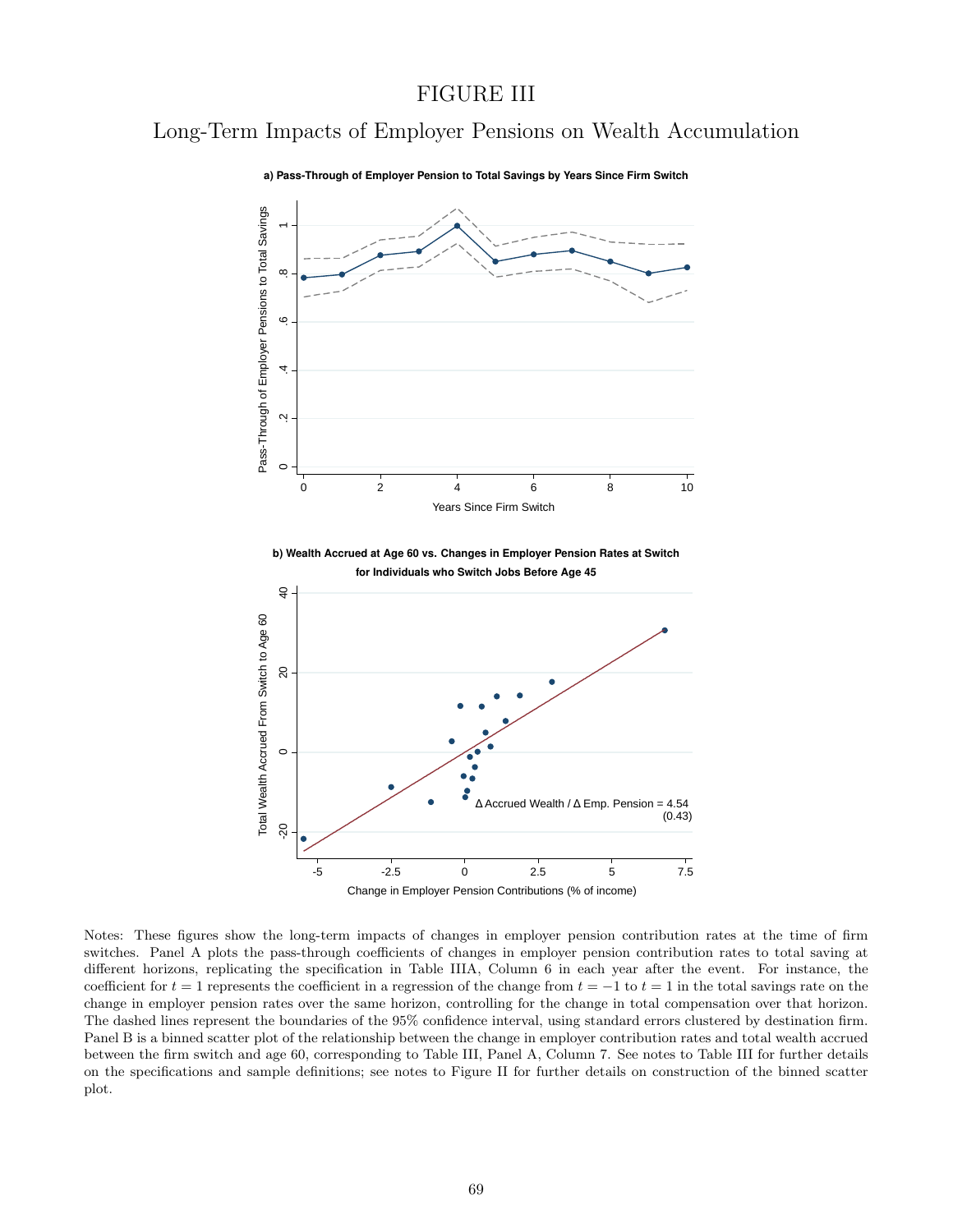# FIGURE III

## Long-Term Impacts of Employer Pensions on Wealth Accumulation

**a) Pass-Through of Employer Pension to Total Savings by Years Since Firm Switch**

**b) Wealth Accrued at Age 60 vs. Changes in Employer Pension Rates at Switch for Individuals who Switch Jobs Before Age 45**

Notes: These figures show the long-term impacts of changes in employer pension contribution rates at the time of firm switches. Panel A plots the pass-through coefficients of changes in employer pension contribution rates to total saving at different horizons, replicating the specification in Table IIIA, Column 6 in each year after the event. For instance, the coefficient for $t = 1$ represents the coefficient in a regression of the change from $t = -1$ to $t = 1$ in the total savings rate on the change in employer pension rates over the same horizon, controlling for the change in total compensation over that horizon. The dashed lines represent the boundaries of the 95% confidence interval, using standard errors clustered by destination firm. Panel B is a binned scatter plot of the relationship between the change in employer contribution rates and total wealth accrued between the firm switch and age 60, corresponding to Table III, Panel A, Column 7. See notes to Table III for further details on the specifications and sample definitions; see notes to Figure II for further details on construction of the binned scatter plot.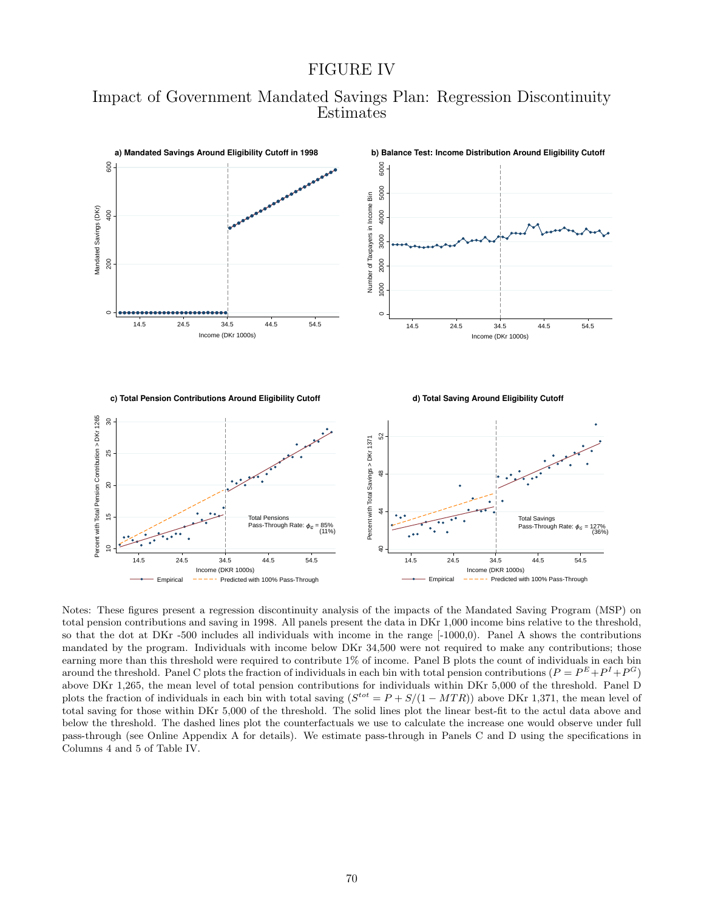# FIGURE IV

## Impact of Government Mandated Savings Plan: Regression Discontinuity Estimates

**a) Mandated Savings Around Eligibility Cutoff in 1998**

**b) Balance Test: Income Distribution Around Eligibility Cutoff**

**c) Total Pension Contributions Around Eligibility Cutoff**

Total Pensions Pass-Through Rate: $\phi_G$ = 85% (11%)

**d) Total Saving Around Eligibility Cutoff**

Total Savings Pass-Through Rate: $\phi_G$ = 127% (36%)

Notes: These figures present a regression discontinuity analysis of the impacts of the Mandated Saving Program (MSP) on total pension contributions and saving in 1998. All panels present the data in DKr 1,000 income bins relative to the threshold, so that the dot at DKr -500 includes all individuals with income in the range [-1000,0). Panel A shows the contributions mandated by the program. Individuals with income below DKr 34,500 were not required to make any contributions; those earning more than this threshold were required to contribute 1% of income. Panel B plots the count of individuals in each bin around the threshold. Panel C plots the fraction of individuals in each bin with total pension contributions ($P = P^E + P^I + P^G$) above DKr 1,265, the mean level of total pension contributions for individuals within DKr 5,000 of the threshold. Panel D plots the fraction of individuals in each bin with total saving ($S^{tot} = P + S/(1 - MTR)$) above DKr 1,371, the mean level of total saving for those within DKr 5,000 of the threshold. The solid lines plot the linear best-fit to the actul data above and below the threshold. The dashed lines plot the counterfactuals we use to calculate the increase one would observe under full pass-through (see Online Appendix A for details). We estimate pass-through in Panels C and D using the specifications in Columns 4 and 5 of Table IV.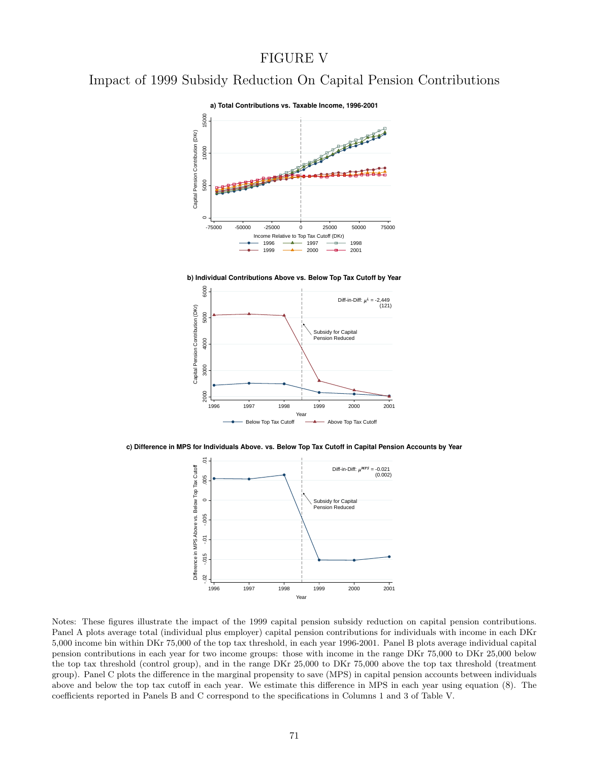# FIGURE V

## Impact of 1999 Subsidy Reduction On Capital Pension Contributions

**a) Total Contributions vs. Taxable Income, 1996-2001**

**b) Individual Contributions Above vs. Below Top Tax Cutoff by Year**

**c) Difference in MPS for Individuals Above. vs. Below Top Tax Cutoff in Capital Pension Accounts by Year**

Notes: These figures illustrate the impact of the 1999 capital pension subsidy reduction on capital pension contributions. Panel A plots average total (individual plus employer) capital pension contributions for individuals with income in each DKr 5,000 income bin within DKr 75,000 of the top tax threshold, in each year 1996-2001. Panel B plots average individual capital pension contributions in each year for two income groups: those with income in the range DKr 75,000 to DKr 25,000 below the top tax threshold (control group), and in the range DKr 25,000 to DKr 75,000 above the top tax threshold (treatment group). Panel C plots the difference in the marginal propensity to save (MPS) in capital pension accounts between individuals above and below the top tax cutoff in each year. We estimate this difference in MPS in each year using equation (8). The coefficients reported in Panels B and C correspond to the specifications in Columns 1 and 3 of Table V.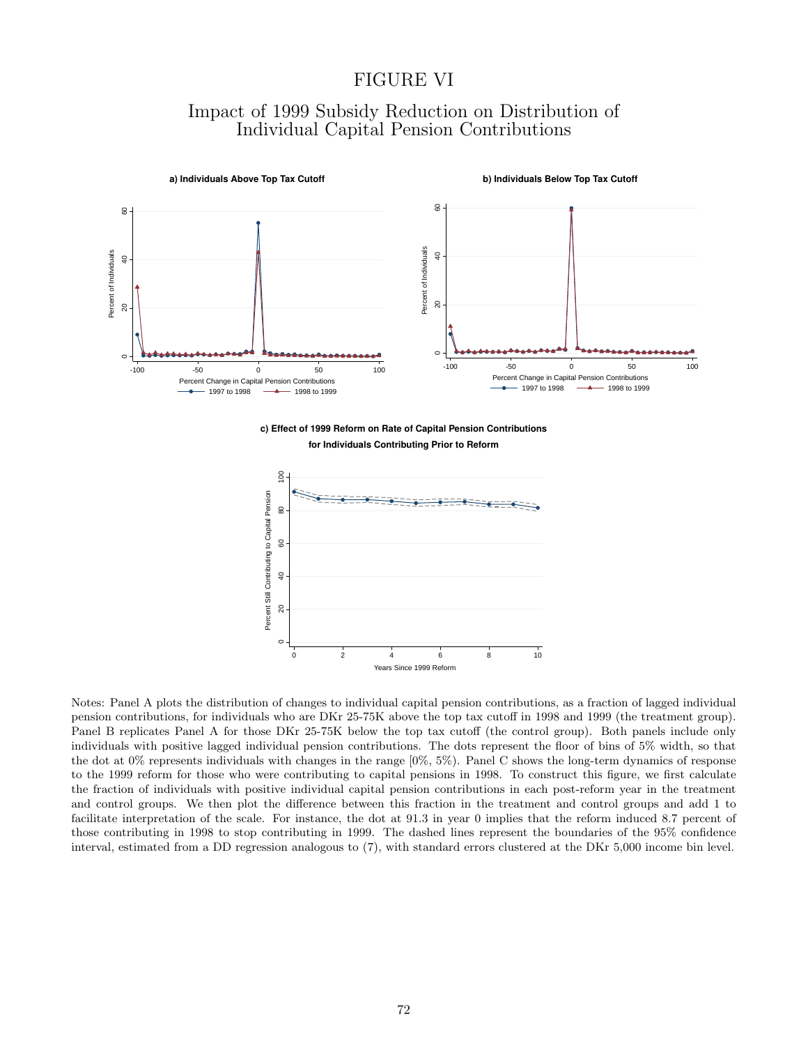# FIGURE VI

## Impact of 1999 Subsidy Reduction on Distribution of Individual Capital Pension Contributions

**a) Individuals Above Top Tax Cutoff**

**b) Individuals Below Top Tax Cutoff**

**c) Effect of 1999 Reform on Rate of Capital Pension Contributions for Individuals Contributing Prior to Reform**

Notes: Panel A plots the distribution of changes to individual capital pension contributions, as a fraction of lagged individual pension contributions, for individuals who are DKr 25-75K above the top tax cutoff in 1998 and 1999 (the treatment group). Panel B replicates Panel A for those DKr 25-75K below the top tax cutoff (the control group). Both panels include only individuals with positive lagged individual pension contributions. The dots represent the floor of bins of 5% width, so that the dot at 0% represents individuals with changes in the range [0%, 5%). Panel C shows the long-term dynamics of response to the 1999 reform for those who were contributing to capital pensions in 1998. To construct this figure, we first calculate the fraction of individuals with positive individual capital pension contributions in each post-reform year in the treatment and control groups. We then plot the difference between this fraction in the treatment and control groups and add 1 to facilitate interpretation of the scale. For instance, the dot at 91.3 in year 0 implies that the reform induced 8.7 percent of those contributing in 1998 to stop contributing in 1999. The dashed lines represent the boundaries of the 95% confidence interval, estimated from a DD regression analogous to (7), with standard errors clustered at the DKr 5,000 income bin level.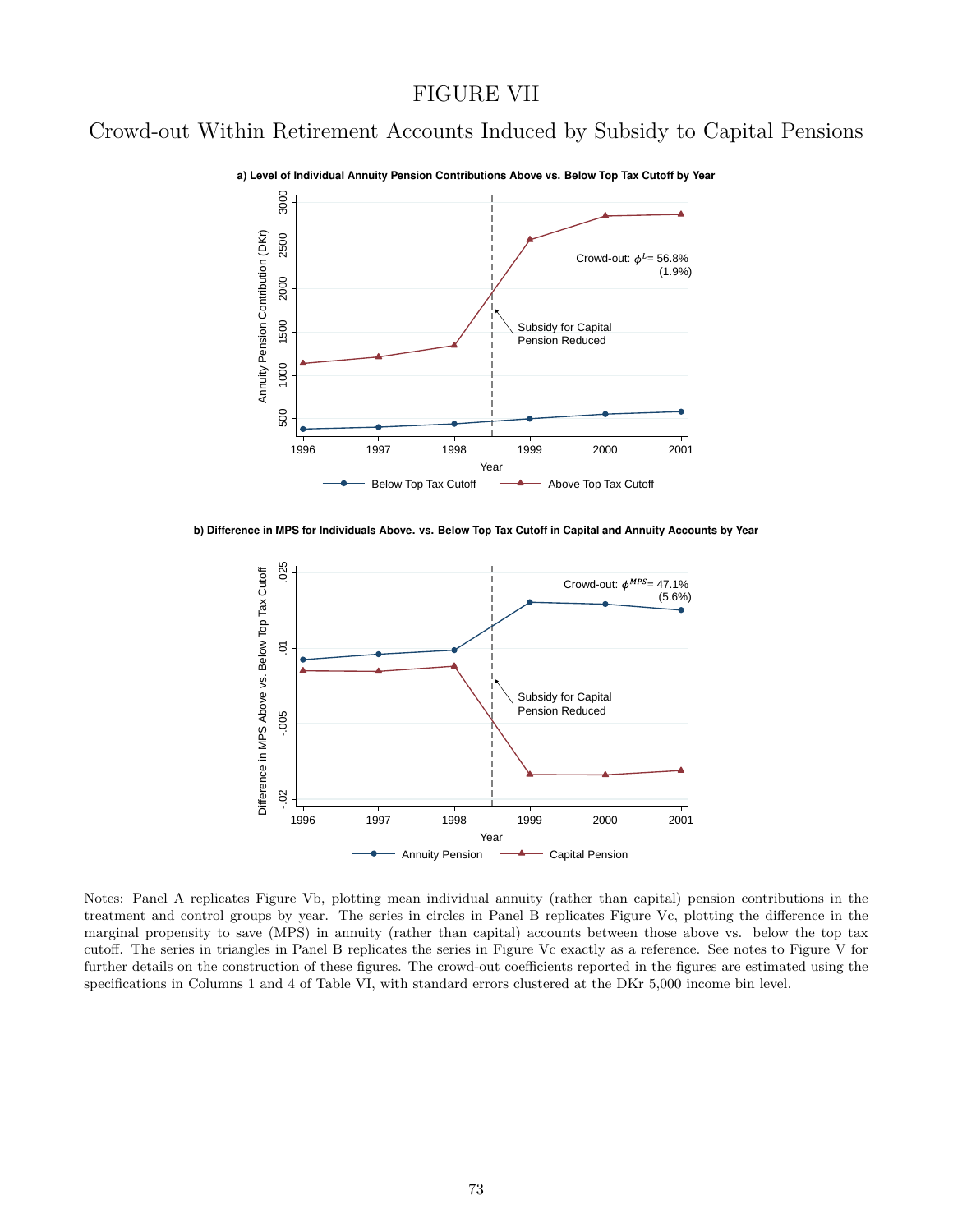# FIGURE VII

## Crowd-out Within Retirement Accounts Induced by Subsidy to Capital Pensions

**a) Level of Individual Annuity Pension Contributions Above vs. Below Top Tax Cutoff by Year**

Crowd-out: $\phi^{L}$= 56.8% (1.9%)

Subsidy for Capital Pension Reduced

Below Top Tax Cutoff — Above Top Tax Cutoff

**b) Difference in MPS for Individuals Above. vs. Below Top Tax Cutoff in Capital and Annuity Accounts by Year**

Crowd-out: $\phi^{MPS}$= 47.1% (5.6%)

Subsidy for Capital Pension Reduced

Annuity Pension — Capital Pension

Notes: Panel A replicates Figure Vb, plotting mean individual annuity (rather than capital) pension contributions in the treatment and control groups by year. The series in circles in Panel B replicates Figure Vc, plotting the difference in the marginal propensity to save (MPS) in annuity (rather than capital) accounts between those above vs. below the top tax cutoff. The series in triangles in Panel B replicates the series in Figure Vc exactly as a reference. See notes to Figure V for further details on the construction of these figures. The crowd-out coefficients reported in the figures are estimated using the specifications in Columns 1 and 4 of Table VI, with standard errors clustered at the DKr 5,000 income bin level.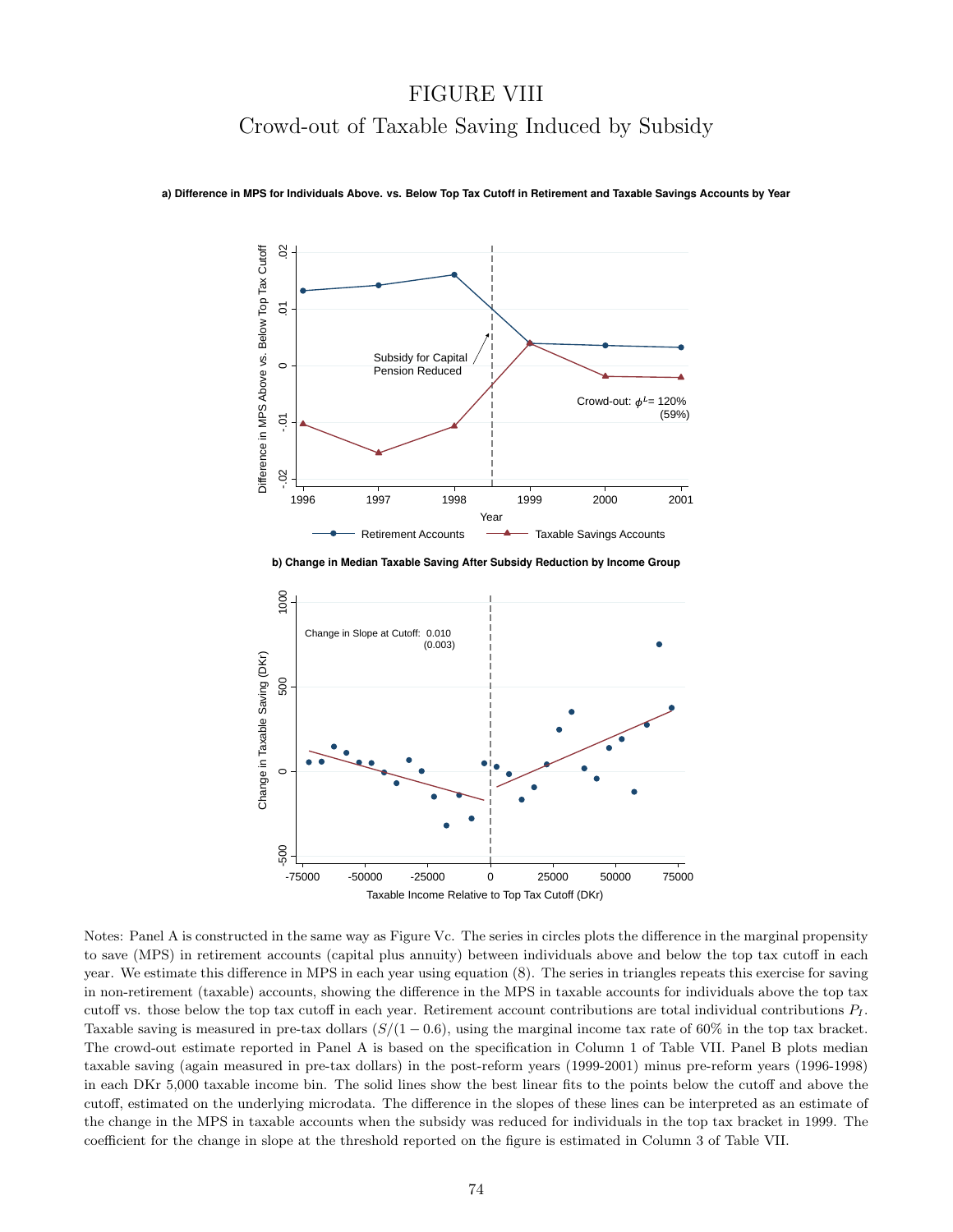# FIGURE VIII

## Crowd-out of Taxable Saving Induced by Subsidy

**a) Difference in MPS for Individuals Above. vs. Below Top Tax Cutoff in Retirement and Taxable Savings Accounts by Year**

**b) Change in Median Taxable Saving After Subsidy Reduction by Income Group**

Notes: Panel A is constructed in the same way as Figure Vc. The series in circles plots the difference in the marginal propensity to save (MPS) in retirement accounts (capital plus annuity) between individuals above and below the top tax cutoff in each year. We estimate this difference in MPS in each year using equation (8). The series in triangles repeats this exercise for saving in non-retirement (taxable) accounts, showing the difference in the MPS in taxable accounts for individuals above the top tax cutoff vs. those below the top tax cutoff in each year. Retirement account contributions are total individual contributions $P_I$. Taxable saving is measured in pre-tax dollars ($S/(1-0.6)$, using the marginal income tax rate of 60% in the top tax bracket. The crowd-out estimate reported in Panel A is based on the specification in Column 1 of Table VII. Panel B plots median taxable saving (again measured in pre-tax dollars) in the post-reform years (1999-2001) minus pre-reform years (1996-1998) in each DKr 5,000 taxable income bin. The solid lines show the best linear fits to the points below the cutoff and above the cutoff, estimated on the underlying microdata. The difference in the slopes of these lines can be interpreted as an estimate of the change in the MPS in taxable accounts when the subsidy was reduced for individuals in the top tax bracket in 1999. The coefficient for the change in slope at the threshold reported on the figure is estimated in Column 3 of Table VII.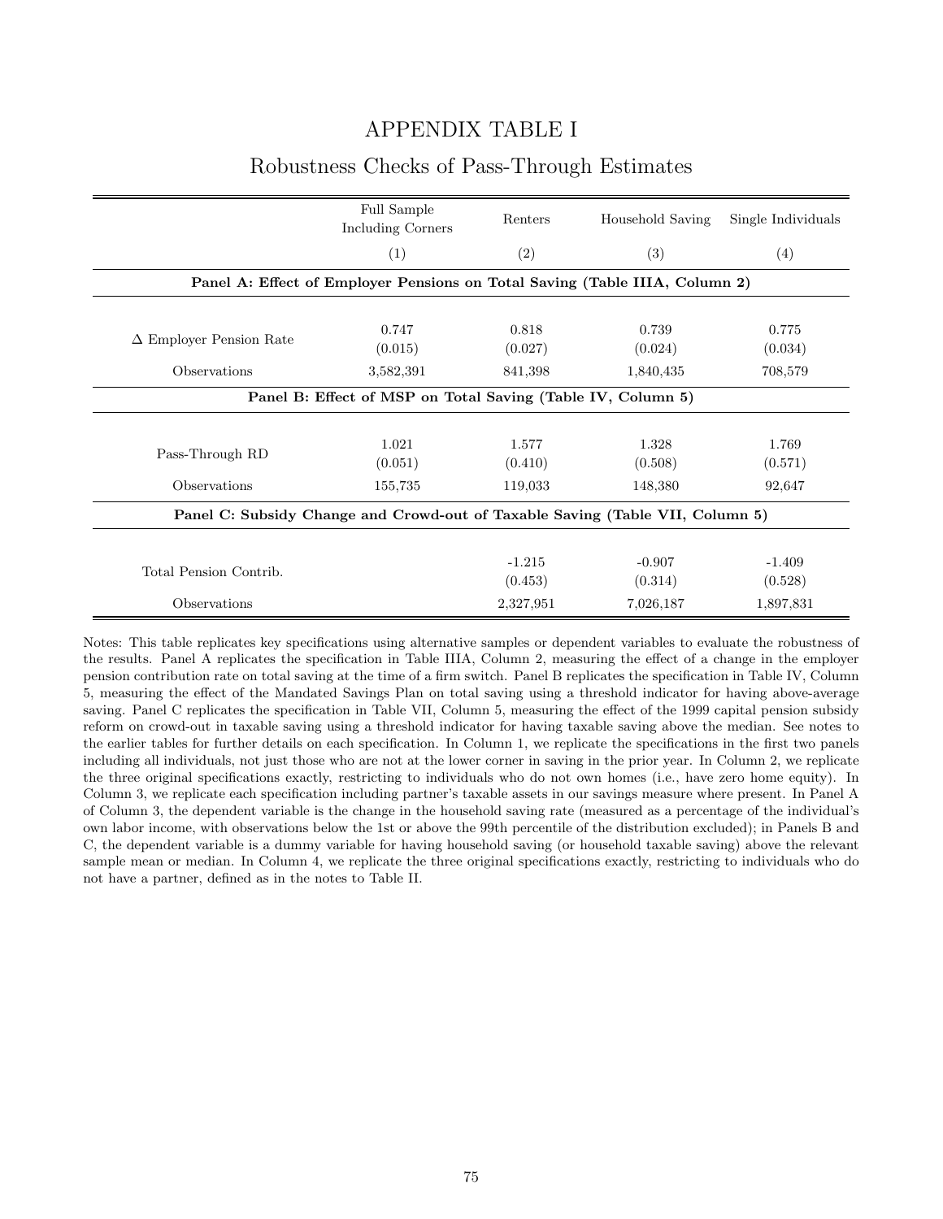# APPENDIX TABLE I

## Robustness Checks of Pass-Through Estimates

| | Full Sample Including Corners | Renters | Household Saving | Single Individuals |
|---|---|---|---|---|
| | (1) | (2) | (3) | (4) |
| **Panel A: Effect of Employer Pensions on Total Saving (Table IIIA, Column 2)** | | | | |
| $\Delta$ Employer Pension Rate | 0.747 | 0.818 | 0.739 | 0.775 |
| | (0.015) | (0.027) | (0.024) | (0.034) |
| Observations | 3,582,391 | 841,398 | 1,840,435 | 708,579 |
| **Panel B: Effect of MSP on Total Saving (Table IV, Column 5)** | | | | |
| Pass-Through RD | 1.021 | 1.577 | 1.328 | 1.769 |
| | (0.051) | (0.410) | (0.508) | (0.571) |
| Observations | 155,735 | 119,033 | 148,380 | 92,647 |
| **Panel C: Subsidy Change and Crowd-out of Taxable Saving (Table VII, Column 5)** | | | | |
| Total Pension Contrib. | | -1.215 | -0.907 | -1.409 |
| | | (0.453) | (0.314) | (0.528) |
| Observations | | 2,327,951 | 7,026,187 | 1,897,831 |

Notes: This table replicates key specifications using alternative samples or dependent variables to evaluate the robustness of the results. Panel A replicates the specification in Table IIIA, Column 2, measuring the effect of a change in the employer pension contribution rate on total saving at the time of a firm switch. Panel B replicates the specification in Table IV, Column 5, measuring the effect of the Mandated Savings Plan on total saving using a threshold indicator for having above-average saving. Panel C replicates the specification in Table VII, Column 5, measuring the effect of the 1999 capital pension subsidy reform on crowd-out in taxable saving using a threshold indicator for having taxable saving above the median. See notes to the earlier tables for further details on each specification. In Column 1, we replicate the specifications in the first two panels including all individuals, not just those who are not at the lower corner in saving in the prior year. In Column 2, we replicate the three original specifications exactly, restricting to individuals who do not own homes (i.e., have zero home equity). In Column 3, we replicate each specification including partner's taxable assets in our savings measure where present. In Panel A of Column 3, the dependent variable is the change in the household saving rate (measured as a percentage of the individual's own labor income, with observations below the 1st or above the 99th percentile of the distribution excluded); in Panels B and C, the dependent variable is a dummy variable for having household saving (or household taxable saving) above the relevant sample mean or median. In Column 4, we replicate the three original specifications exactly, restricting to individuals who do not have a partner, defined as in the notes to Table II.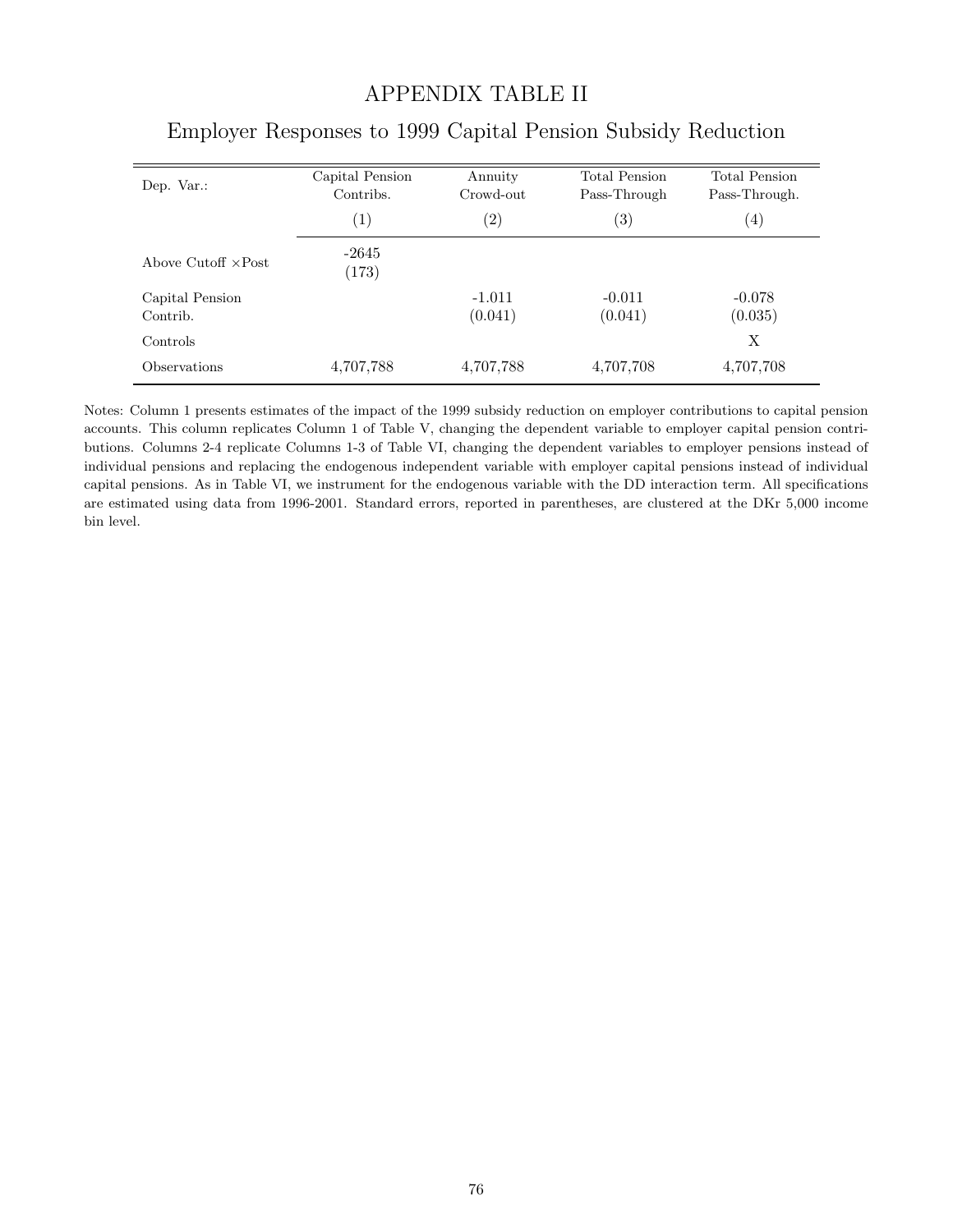# APPENDIX TABLE II

## Employer Responses to 1999 Capital Pension Subsidy Reduction

| Dep. Var.: | Capital Pension Contribs. | Annuity Crowd-out | Total Pension Pass-Through | Total Pension Pass-Through. |
|---|---|---|---|---|
| | (1) | (2) | (3) | (4) |
| Above Cutoff ×Post | -2645<br>(173) | | | |
| Capital Pension Contrib. | | -1.011<br>(0.041) | -0.011<br>(0.041) | -0.078<br>(0.035) |
| Controls | | | | X |
| Observations | 4,707,788 | 4,707,788 | 4,707,708 | 4,707,708 |

Notes: Column 1 presents estimates of the impact of the 1999 subsidy reduction on employer contributions to capital pension accounts. This column replicates Column 1 of Table V, changing the dependent variable to employer capital pension contributions. Columns 2-4 replicate Columns 1-3 of Table VI, changing the dependent variables to employer pensions instead of individual pensions and replacing the endogenous independent variable with employer capital pensions instead of individual capital pensions. As in Table VI, we instrument for the endogenous variable with the DD interaction term. All specifications are estimated using data from 1996-2001. Standard errors, reported in parentheses, are clustered at the DKr 5,000 income bin level.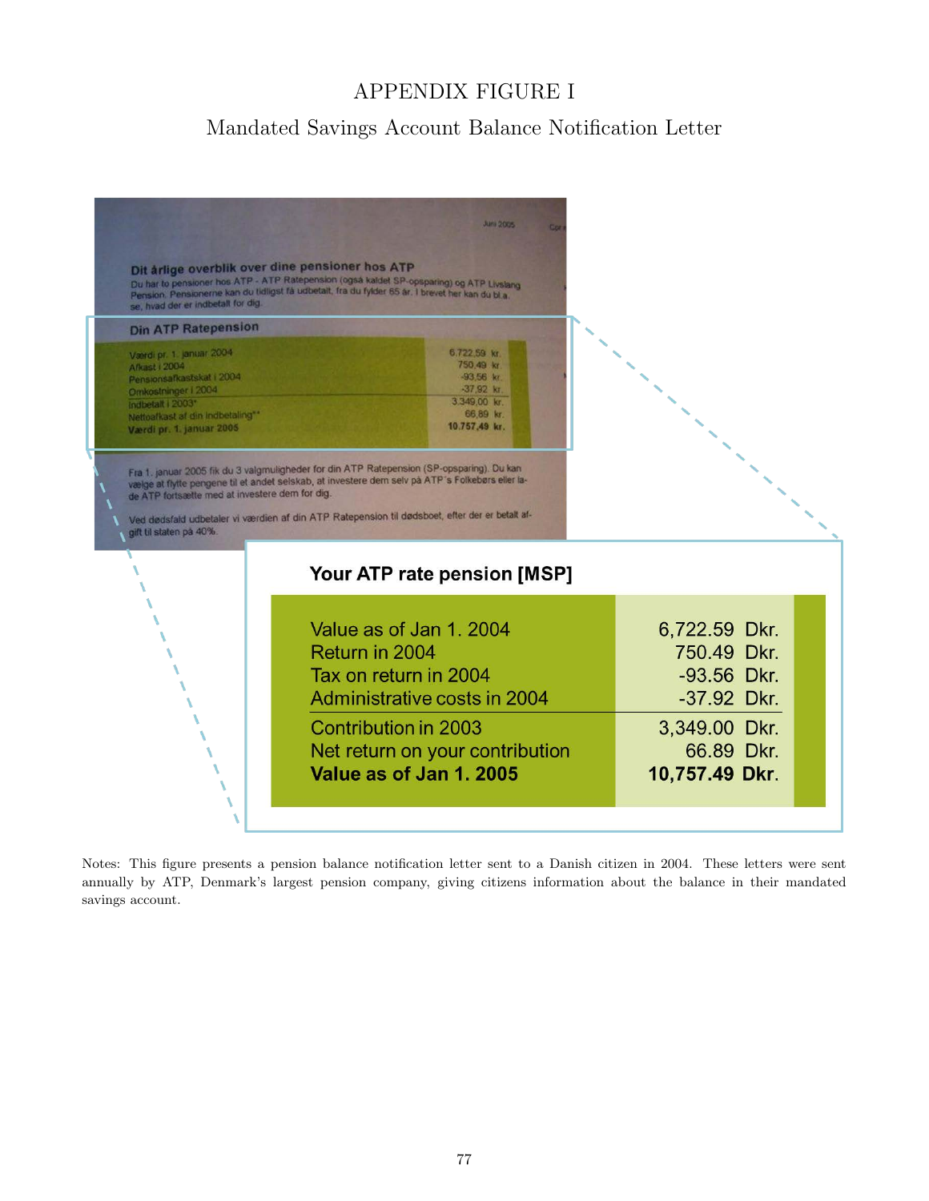# APPENDIX FIGURE I

## Mandated Savings Account Balance Notification Letter

Juni 2005

**Dit årlige overblik over dine pensioner hos ATP**

Du har to pensioner hos ATP - ATP Ratepension (også kaldet SP-opsparing) og ATP Livslang Pension. Pensionerne kan du tidligst få udbetalt, fra du fylder 65 år. I brevet her kan du bl.a. se, hvad der er indbetalt for dig.

**Din ATP Ratepension**

| | |
|---|---|
| Værdi pr. 1. januar 2004 | 6.722,59 kr. |
| Afkast i 2004 | 750,49 kr. |
| Pensionsafkastskat i 2004 | -93,56 kr. |
| Omkostninger i 2004 | -37,92 kr. |
| Indbetalt i 2003* | 3.349,00 kr. |
| Nettoafkast af din indbetaling** | 66,89 kr. |
| **Værdi pr. 1. januar 2005** | **10.757,49 kr.** |

Fra 1. januar 2005 fik du 3 valgmuligheder for din ATP Ratepension (SP-opsparing). Du kan vælge at flytte pengene til et andet selskab, at investere dem selv på ATP's Folkebørs eller lade ATP fortsætte med at investere dem for dig.

Ved dødsfald udbetaler vi værdien af din ATP Ratepension til dødsboet, efter der er betalt afgift til staten på 40%.

**Your ATP rate pension [MSP]**

| | |
|---|---|
| Value as of Jan 1. 2004 | 6,722.59 Dkr. |
| Return in 2004 | 750.49 Dkr. |
| Tax on return in 2004 | -93.56 Dkr. |
| Administrative costs in 2004 | -37.92 Dkr. |
| Contribution in 2003 | 3,349.00 Dkr. |
| Net return on your contribution | 66.89 Dkr. |
| **Value as of Jan 1. 2005** | **10,757.49 Dkr.** |

Notes: This figure presents a pension balance notification letter sent to a Danish citizen in 2004. These letters were sent annually by ATP, Denmark's largest pension company, giving citizens information about the balance in their mandated savings account.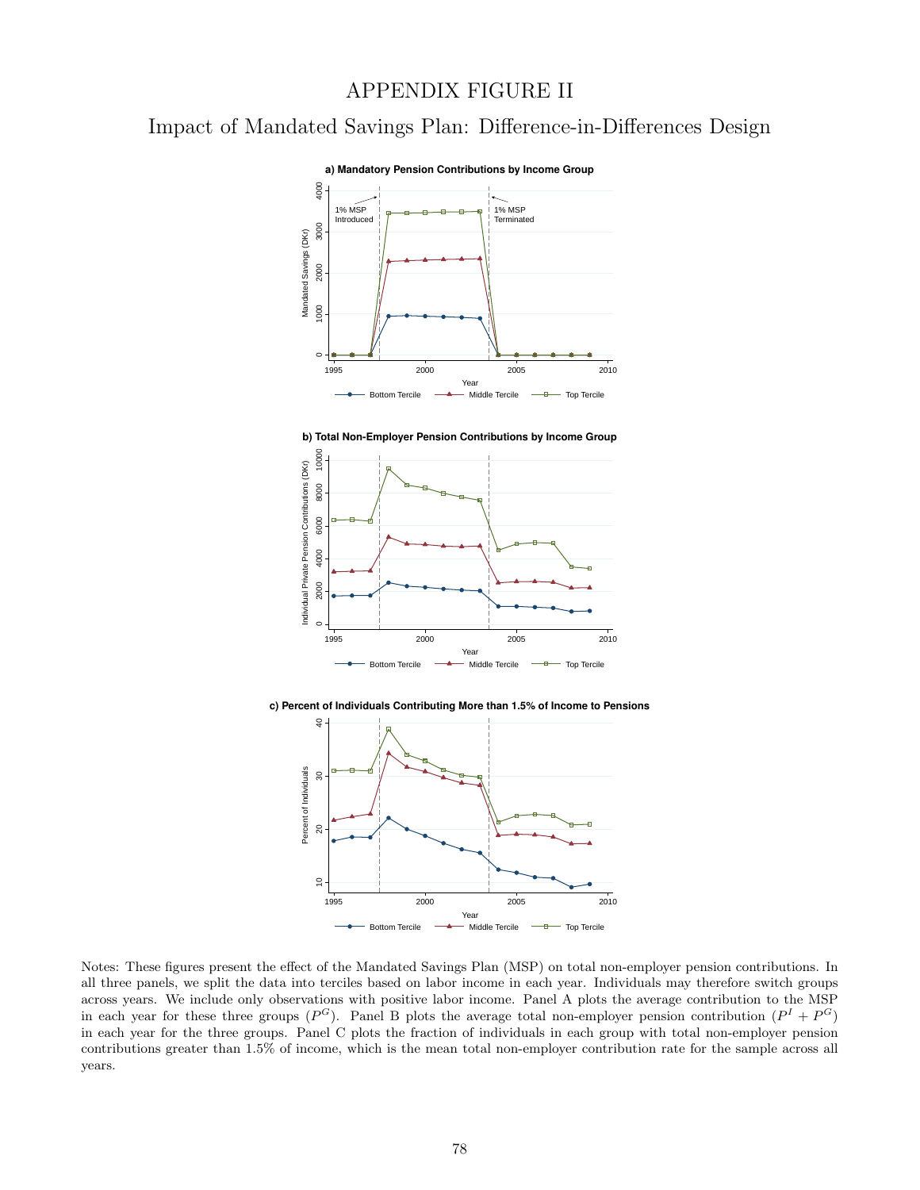# APPENDIX FIGURE II

## Impact of Mandated Savings Plan: Difference-in-Differences Design

**a) Mandatory Pension Contributions by Income Group**

**b) Total Non-Employer Pension Contributions by Income Group**

**c) Percent of Individuals Contributing More than 1.5% of Income to Pensions**

Notes: These figures present the effect of the Mandated Savings Plan (MSP) on total non-employer pension contributions. In all three panels, we split the data into terciles based on labor income in each year. Individuals may therefore switch groups across years. We include only observations with positive labor income. Panel A plots the average contribution to the MSP in each year for these three groups ($P^G$). Panel B plots the average total non-employer pension contribution ($P^I + P^G$) in each year for the three groups. Panel C plots the fraction of individuals in each group with total non-employer pension contributions greater than 1.5% of income, which is the mean total non-employer contribution rate for the sample across all years.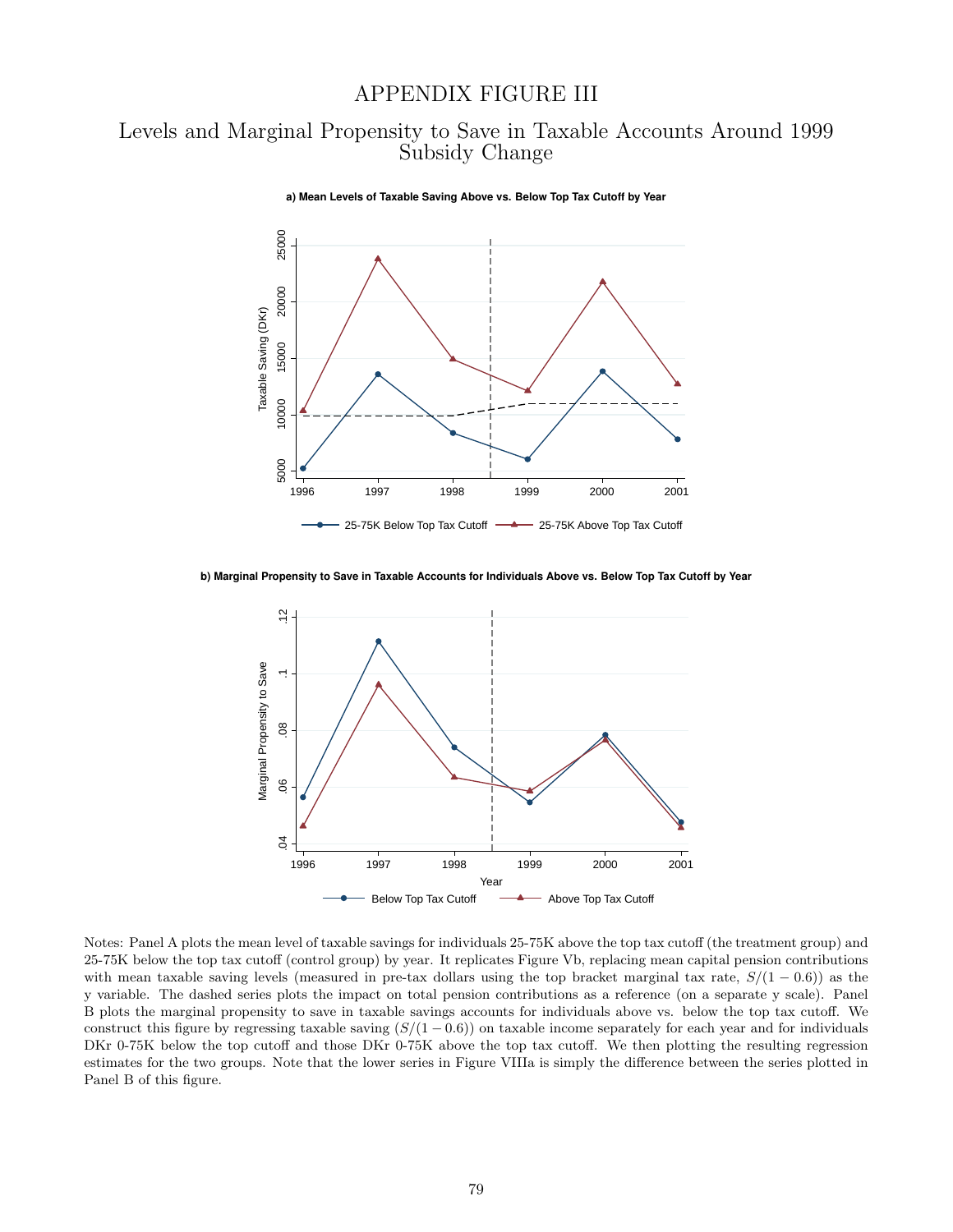# APPENDIX FIGURE III

## Levels and Marginal Propensity to Save in Taxable Accounts Around 1999 Subsidy Change

**a) Mean Levels of Taxable Saving Above vs. Below Top Tax Cutoff by Year**

**b) Marginal Propensity to Save in Taxable Accounts for Individuals Above vs. Below Top Tax Cutoff by Year**

Notes: Panel A plots the mean level of taxable savings for individuals 25-75K above the top tax cutoff (the treatment group) and 25-75K below the top tax cutoff (control group) by year. It replicates Figure Vb, replacing mean capital pension contributions with mean taxable saving levels (measured in pre-tax dollars using the top bracket marginal tax rate, $S/(1-0.6)$) as the y variable. The dashed series plots the impact on total pension contributions as a reference (on a separate y scale). Panel B plots the marginal propensity to save in taxable savings accounts for individuals above vs. below the top tax cutoff. We construct this figure by regressing taxable saving ($S/(1-0.6)$) on taxable income separately for each year and for individuals DKr 0-75K below the top cutoff and those DKr 0-75K above the top tax cutoff. We then plotting the resulting regression estimates for the two groups. Note that the lower series in Figure VIIIa is simply the difference between the series plotted in Panel B of this figure.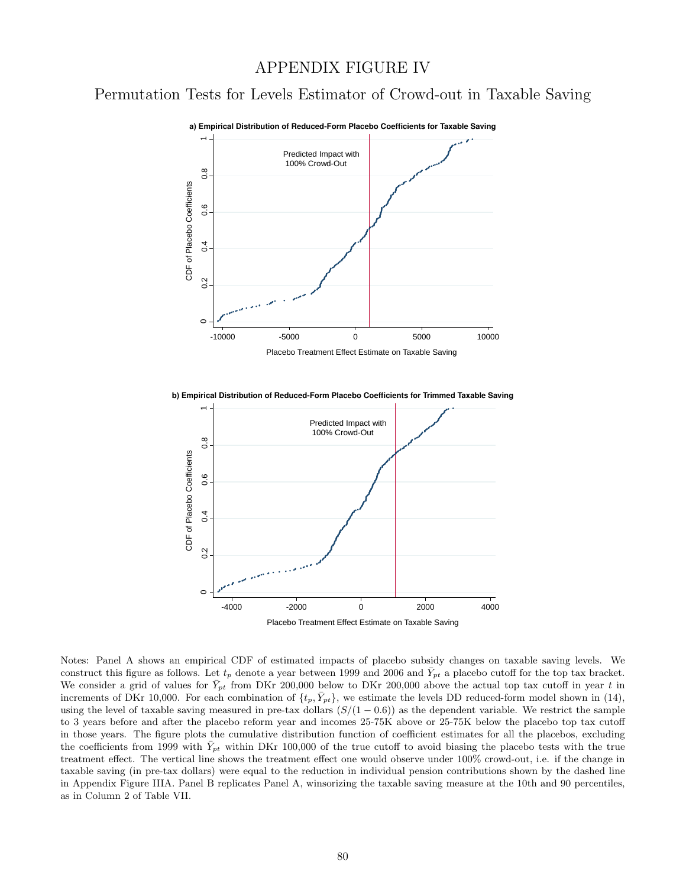# APPENDIX FIGURE IV

## Permutation Tests for Levels Estimator of Crowd-out in Taxable Saving

**a) Empirical Distribution of Reduced-Form Placebo Coefficients for Taxable Saving**

**b) Empirical Distribution of Reduced-Form Placebo Coefficients for Trimmed Taxable Saving**

Notes: Panel A shows an empirical CDF of estimated impacts of placebo subsidy changes on taxable saving levels. We construct this figure as follows. Let $t_p$ denote a year between 1999 and 2006 and $\bar{Y}_{pt}$ a placebo cutoff for the top tax bracket. We consider a grid of values for $\bar{Y}_{pt}$ from DKr 200,000 below to DKr 200,000 above the actual top tax cutoff in year $t$ in increments of DKr 10,000. For each combination of $\{t_p, \bar{Y}_{pt}\}$, we estimate the levels DD reduced-form model shown in (14), using the level of taxable saving measured in pre-tax dollars $(S/(1-0.6))$ as the dependent variable. We restrict the sample to 3 years before and after the placebo reform year and incomes 25-75K above or 25-75K below the placebo top tax cutoff in those years. The figure plots the cumulative distribution function of coefficient estimates for all the placebos, excluding the coefficients from 1999 with $\bar{Y}_{pt}$ within DKr 100,000 of the true cutoff to avoid biasing the placebo tests with the true treatment effect. The vertical line shows the treatment effect one would observe under 100% crowd-out, i.e. if the change in taxable saving (in pre-tax dollars) were equal to the reduction in individual pension contributions shown by the dashed line in Appendix Figure IIIA. Panel B replicates Panel A, winsorizing the taxable saving measure at the 10th and 90 percentiles, as in Column 2 of Table VII.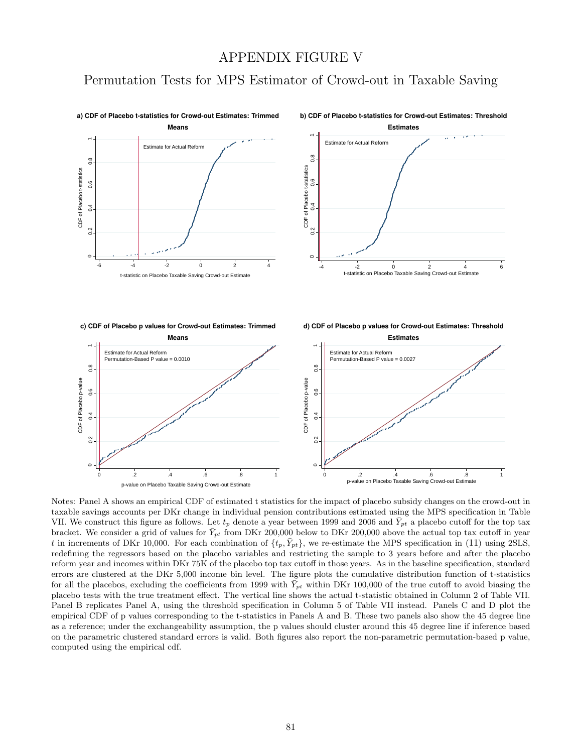# APPENDIX FIGURE V

## Permutation Tests for MPS Estimator of Crowd-out in Taxable Saving

**a) CDF of Placebo t-statistics for Crowd-out Estimates: Trimmed Means**

**b) CDF of Placebo t-statistics for Crowd-out Estimates: Threshold Estimates**

**c) CDF of Placebo p values for Crowd-out Estimates: Trimmed Means**

Estimate for Actual Reform
Permutation-Based P value = 0.0010

**d) CDF of Placebo p values for Crowd-out Estimates: Threshold Estimates**

Estimate for Actual Reform
Permutation-Based P value = 0.0027

Notes: Panel A shows an empirical CDF of estimated t statistics for the impact of placebo subsidy changes on the crowd-out in taxable savings accounts per DKr change in individual pension contributions estimated using the MPS specification in Table VII. We construct this figure as follows. Let $t_p$ denote a year between 1999 and 2006 and $\bar{Y}_{pt}$ a placebo cutoff for the top tax bracket. We consider a grid of values for $\bar{Y}_{pt}$ from DKr 200,000 below to DKr 200,000 above the actual top tax cutoff in year $t$ in increments of DKr 10,000. For each combination of $\{t_p, \bar{Y}_{pt}\}$, we re-estimate the MPS specification in (11) using 2SLS, redefining the regressors based on the placebo variables and restricting the sample to 3 years before and after the placebo reform year and incomes within DKr 75K of the placebo top tax cutoff in those years. As in the baseline specification, standard errors are clustered at the DKr 5,000 income bin level. The figure plots the cumulative distribution function of t-statistics for all the placebos, excluding the coefficients from 1999 with $\bar{Y}_{pt}$ within DKr 100,000 of the true cutoff to avoid biasing the placebo tests with the true treatment effect. The vertical line shows the actual t-statistic obtained in Column 2 of Table VII. Panel B replicates Panel A, using the threshold specification in Column 5 of Table VII instead. Panels C and D plot the empirical CDF of p values corresponding to the t-statistics in Panels A and B. These two panels also show the 45 degree line as a reference; under the exchangeability assumption, the p values should cluster around this 45 degree line if inference based on the parametric clustered standard errors is valid. Both figures also report the non-parametric permutation-based p value, computed using the empirical cdf.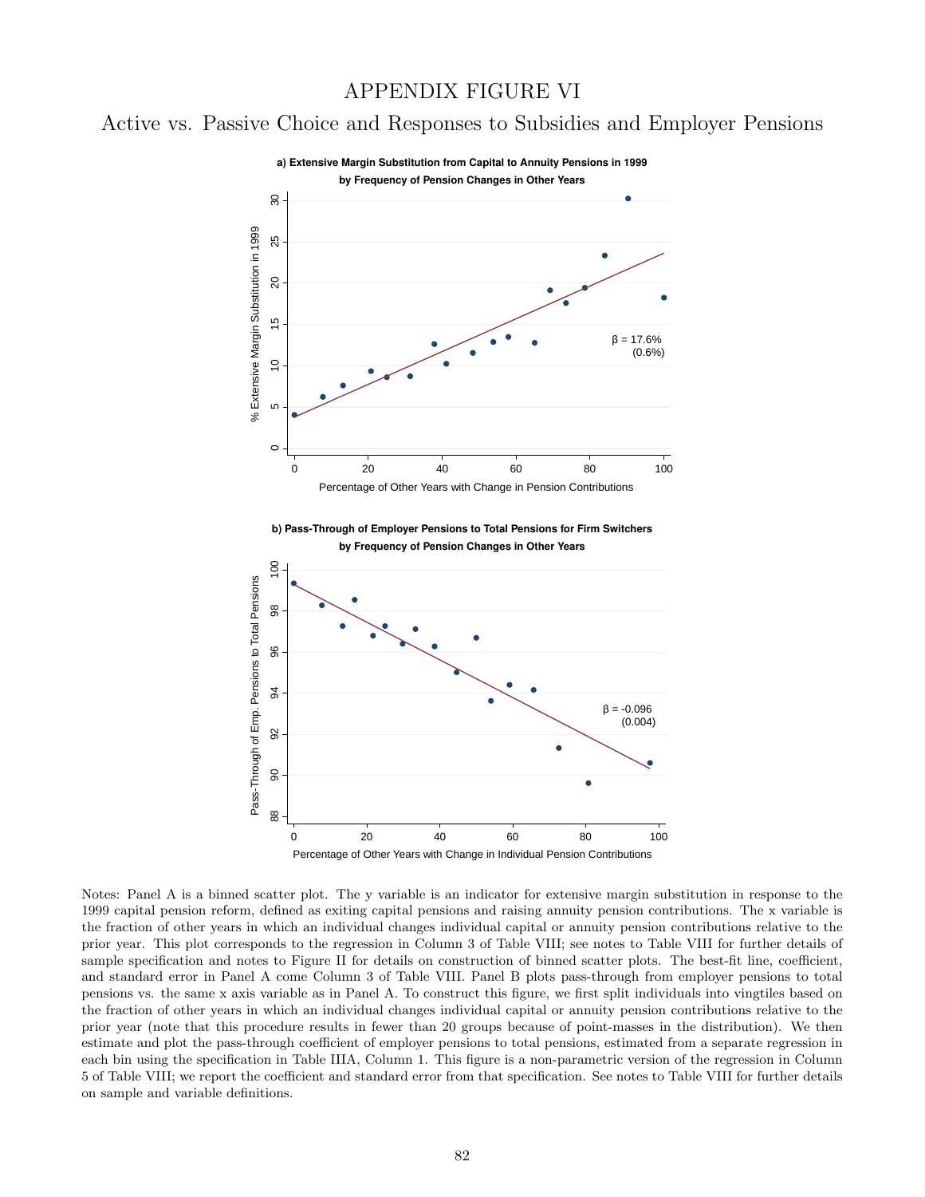# APPENDIX FIGURE VI

## Active vs. Passive Choice and Responses to Subsidies and Employer Pensions

**a) Extensive Margin Substitution from Capital to Annuity Pensions in 1999 by Frequency of Pension Changes in Other Years**

**b) Pass-Through of Employer Pensions to Total Pensions for Firm Switchers by Frequency of Pension Changes in Other Years**

Notes: Panel A is a binned scatter plot. The y variable is an indicator for extensive margin substitution in response to the 1999 capital pension reform, defined as exiting capital pensions and raising annuity pension contributions. The x variable is the fraction of other years in which an individual changes individual capital or annuity pension contributions relative to the prior year. This plot corresponds to the regression in Column 3 of Table VIII; see notes to Table VIII for further details of sample specification and notes to Figure II for details on construction of binned scatter plots. The best-fit line, coefficient, and standard error in Panel A come Column 3 of Table VIII. Panel B plots pass-through from employer pensions to total pensions vs. the same x axis variable as in Panel A. To construct this figure, we first split individuals into vingtiles based on the fraction of other years in which an individual changes individual capital or annuity pension contributions relative to the prior year (note that this procedure results in fewer than 20 groups because of point-masses in the distribution). We then estimate and plot the pass-through coefficient of employer pensions to total pensions, estimated from a separate regression in each bin using the specification in Table IIIA, Column 1. This figure is a non-parametric version of the regression in Column 5 of Table VIII; we report the coefficient and standard error from that specification. See notes to Table VIII for further details on sample and variable definitions.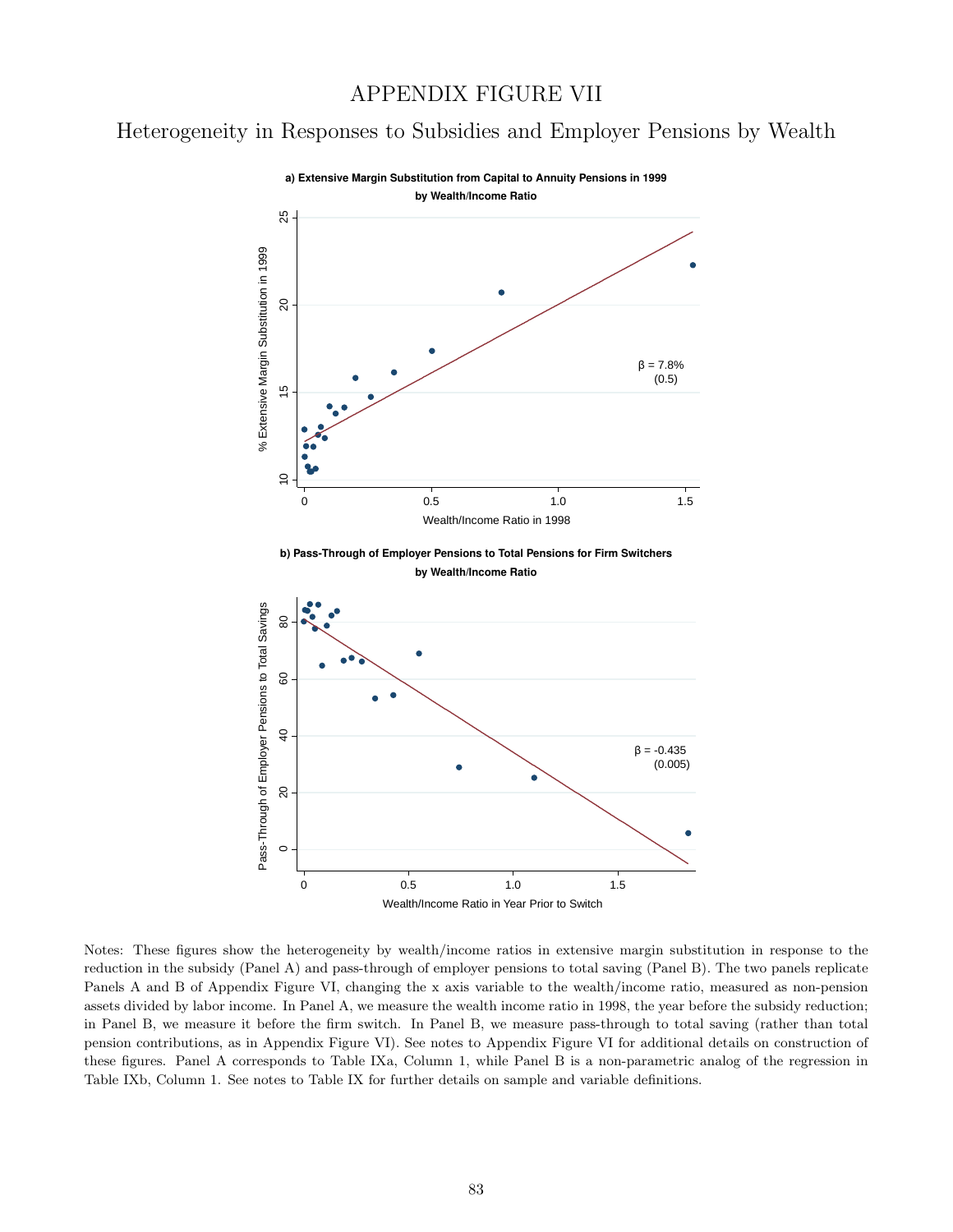# APPENDIX FIGURE VII

## Heterogeneity in Responses to Subsidies and Employer Pensions by Wealth

**a) Extensive Margin Substitution from Capital to Annuity Pensions in 1999**
**by Wealth/Income Ratio**

% Extensive Margin Substitution in 1999

25
20
15
10

0
0.5
1.0
1.5

Wealth/Income Ratio in 1998

β = 7.8%
(0.5)

**b) Pass-Through of Employer Pensions to Total Pensions for Firm Switchers**
**by Wealth/Income Ratio**

Pass-Through of Employer Pensions to Total Savings

80
60
40
20
0

0
0.5
1.0
1.5

Wealth/Income Ratio in Year Prior to Switch

β = -0.435
(0.005)

Notes: These figures show the heterogeneity by wealth/income ratios in extensive margin substitution in response to the reduction in the subsidy (Panel A) and pass-through of employer pensions to total saving (Panel B). The two panels replicate Panels A and B of Appendix Figure VI, changing the x axis variable to the wealth/income ratio, measured as non-pension assets divided by labor income. In Panel A, we measure the wealth income ratio in 1998, the year before the subsidy reduction; in Panel B, we measure it before the firm switch. In Panel B, we measure pass-through to total saving (rather than total pension contributions, as in Appendix Figure VI). See notes to Appendix Figure VI for additional details on construction of these figures. Panel A corresponds to Table IXa, Column 1, while Panel B is a non-parametric analog of the regression in Table IXb, Column 1. See notes to Table IX for further details on sample and variable definitions.